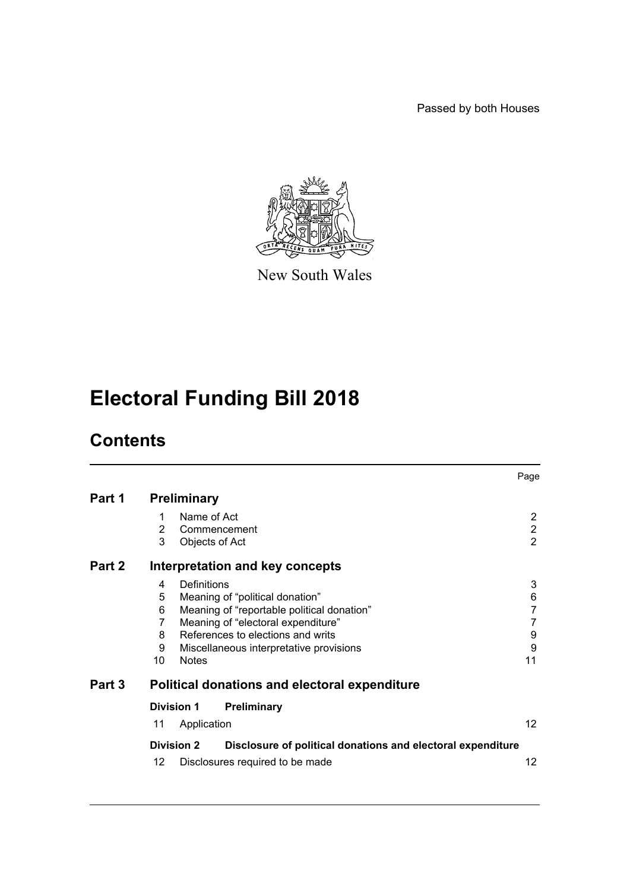Passed by both Houses

New South Wales

# Electoral Funding Bill 2018

## Contents

| | | | Page |
|---|---|---|---|
| **Part 1** | **Preliminary** | | |
| | 1 | Name of Act | 2 |
| | 2 | Commencement | 2 |
| | 3 | Objects of Act | 2 |
| **Part 2** | **Interpretation and key concepts** | | |
| | 4 | Definitions | 3 |
| | 5 | Meaning of "political donation" | 6 |
| | 6 | Meaning of "reportable political donation" | 7 |
| | 7 | Meaning of "electoral expenditure" | 7 |
| | 8 | References to elections and writs | 9 |
| | 9 | Miscellaneous interpretative provisions | 9 |
| | 10 | Notes | 11 |
| **Part 3** | **Political donations and electoral expenditure** | | |
| | **Division 1** | **Preliminary** | |
| | 11 | Application | 12 |
| | **Division 2** | **Disclosure of political donations and electoral expenditure** | |
| | 12 | Disclosures required to be made | 12 |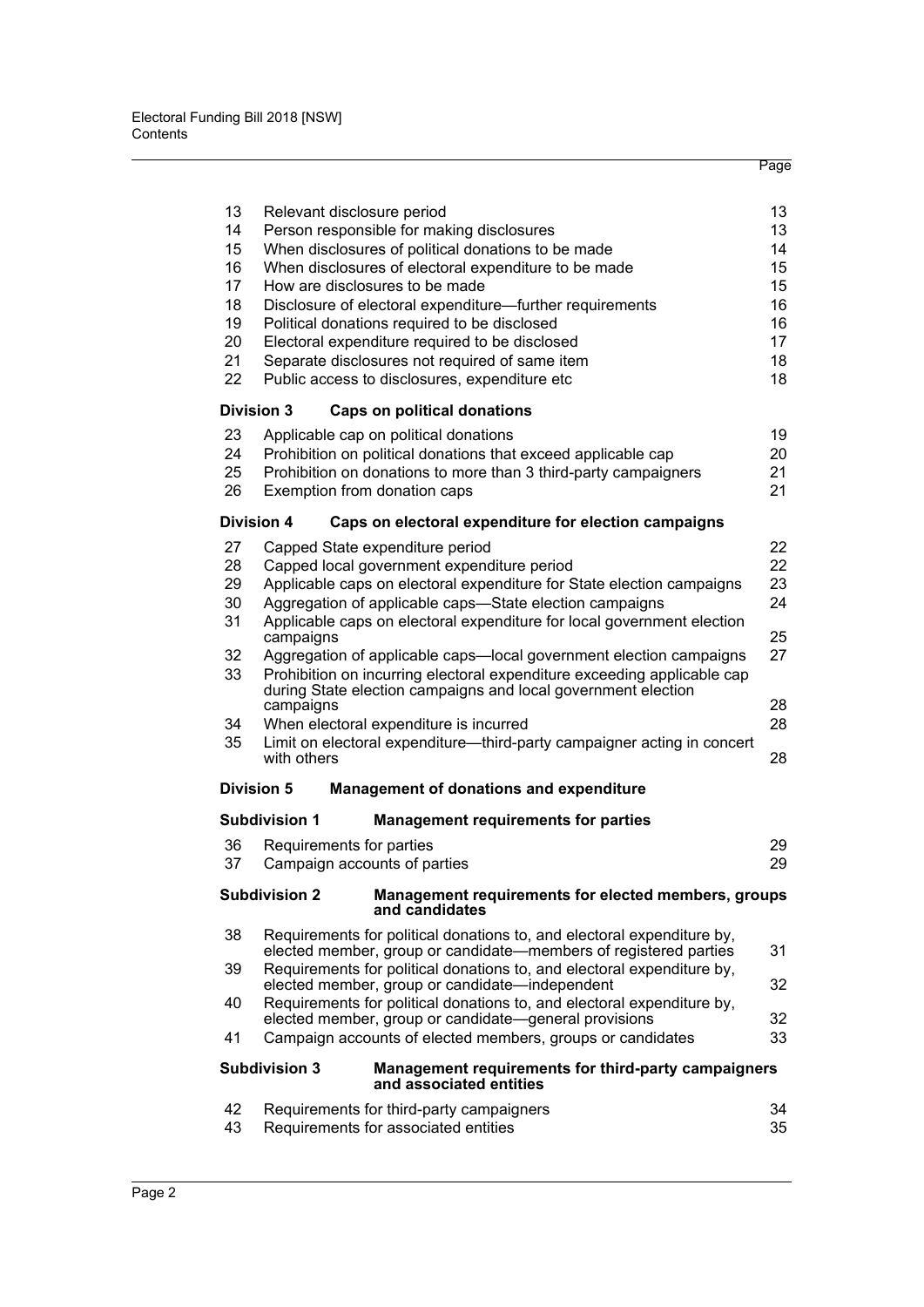| | | Page |
|---|---|---|
| 13 | Relevant disclosure period | 13 |
| 14 | Person responsible for making disclosures | 13 |
| 15 | When disclosures of political donations to be made | 14 |
| 16 | When disclosures of electoral expenditure to be made | 15 |
| 17 | How are disclosures to be made | 15 |
| 18 | Disclosure of electoral expenditure—further requirements | 16 |
| 19 | Political donations required to be disclosed | 16 |
| 20 | Electoral expenditure required to be disclosed | 17 |
| 21 | Separate disclosures not required of same item | 18 |
| 22 | Public access to disclosures, expenditure etc | 18 |
| **Division 3** | **Caps on political donations** | |
| 23 | Applicable cap on political donations | 19 |
| 24 | Prohibition on political donations that exceed applicable cap | 20 |
| 25 | Prohibition on donations to more than 3 third-party campaigners | 21 |
| 26 | Exemption from donation caps | 21 |
| **Division 4** | **Caps on electoral expenditure for election campaigns** | |
| 27 | Capped State expenditure period | 22 |
| 28 | Capped local government expenditure period | 22 |
| 29 | Applicable caps on electoral expenditure for State election campaigns | 23 |
| 30 | Aggregation of applicable caps—State election campaigns | 24 |
| 31 | Applicable caps on electoral expenditure for local government election campaigns | 25 |
| 32 | Aggregation of applicable caps—local government election campaigns | 27 |
| 33 | Prohibition on incurring electoral expenditure exceeding applicable cap during State election campaigns and local government election campaigns | 28 |
| 34 | When electoral expenditure is incurred | 28 |
| 35 | Limit on electoral expenditure—third-party campaigner acting in concert with others | 28 |
| **Division 5** | **Management of donations and expenditure** | |
| **Subdivision 1** | **Management requirements for parties** | |
| 36 | Requirements for parties | 29 |
| 37 | Campaign accounts of parties | 29 |
| **Subdivision 2** | **Management requirements for elected members, groups and candidates** | |
| 38 | Requirements for political donations to, and electoral expenditure by, elected member, group or candidate—members of registered parties | 31 |
| 39 | Requirements for political donations to, and electoral expenditure by, elected member, group or candidate—independent | 32 |
| 40 | Requirements for political donations to, and electoral expenditure by, elected member, group or candidate—general provisions | 32 |
| 41 | Campaign accounts of elected members, groups or candidates | 33 |
| **Subdivision 3** | **Management requirements for third-party campaigners and associated entities** | |
| 42 | Requirements for third-party campaigners | 34 |
| 43 | Requirements for associated entities | 35 |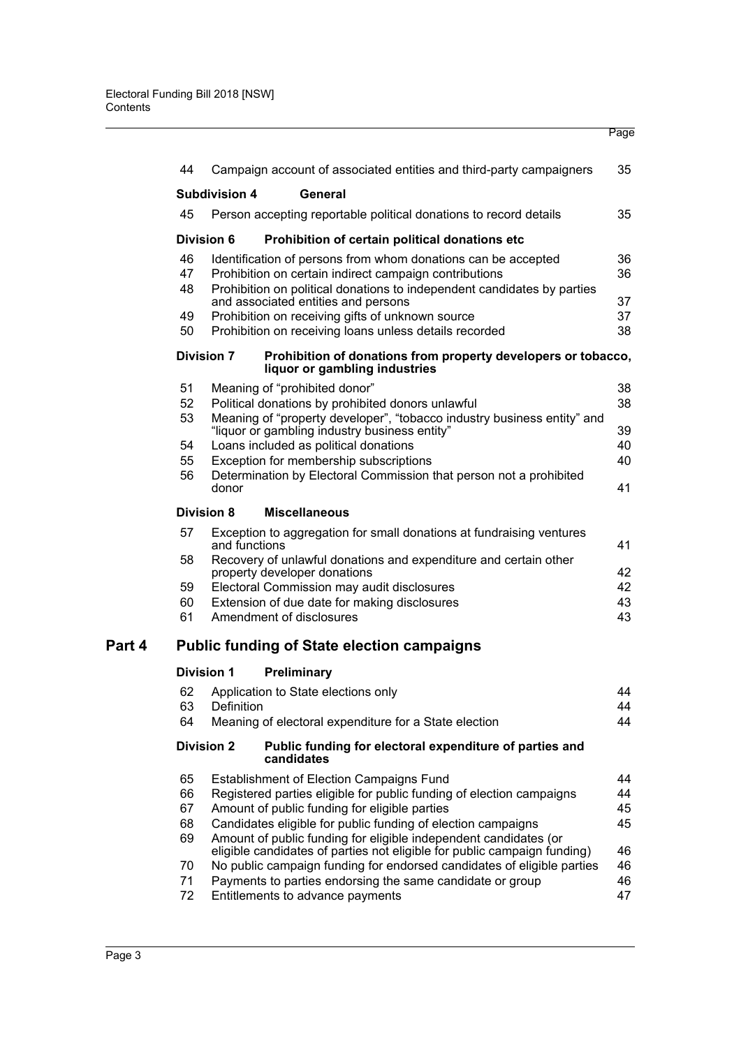| | | Page |
|---|---|---|
| 44 | Campaign account of associated entities and third-party campaigners | 35 |
| **Subdivision 4** | **General** | |
| 45 | Person accepting reportable political donations to record details | 35 |
| **Division 6** | **Prohibition of certain political donations etc** | |
| 46 | Identification of persons from whom donations can be accepted | 36 |
| 47 | Prohibition on certain indirect campaign contributions | 36 |
| 48 | Prohibition on political donations to independent candidates by parties and associated entities and persons | 37 |
| 49 | Prohibition on receiving gifts of unknown source | 37 |
| 50 | Prohibition on receiving loans unless details recorded | 38 |
| **Division 7** | **Prohibition of donations from property developers or tobacco, liquor or gambling industries** | |
| 51 | Meaning of "prohibited donor" | 38 |
| 52 | Political donations by prohibited donors unlawful | 38 |
| 53 | Meaning of "property developer", "tobacco industry business entity" and "liquor or gambling industry business entity" | 39 |
| 54 | Loans included as political donations | 40 |
| 55 | Exception for membership subscriptions | 40 |
| 56 | Determination by Electoral Commission that person not a prohibited donor | 41 |
| **Division 8** | **Miscellaneous** | |
| 57 | Exception to aggregation for small donations at fundraising ventures and functions | 41 |
| 58 | Recovery of unlawful donations and expenditure and certain other property developer donations | 42 |
| 59 | Electoral Commission may audit disclosures | 42 |
| 60 | Extension of due date for making disclosures | 43 |
| 61 | Amendment of disclosures | 43 |

## Part 4 Public funding of State election campaigns

| | | |
|---|---|---|
| **Division 1** | **Preliminary** | |
| 62 | Application to State elections only | 44 |
| 63 | Definition | 44 |
| 64 | Meaning of electoral expenditure for a State election | 44 |
| **Division 2** | **Public funding for electoral expenditure of parties and candidates** | |
| 65 | Establishment of Election Campaigns Fund | 44 |
| 66 | Registered parties eligible for public funding of election campaigns | 44 |
| 67 | Amount of public funding for eligible parties | 45 |
| 68 | Candidates eligible for public funding of election campaigns | 45 |
| 69 | Amount of public funding for eligible independent candidates (or eligible candidates of parties not eligible for public campaign funding) | 46 |
| 70 | No public campaign funding for endorsed candidates of eligible parties | 46 |
| 71 | Payments to parties endorsing the same candidate or group | 46 |
| 72 | Entitlements to advance payments | 47 |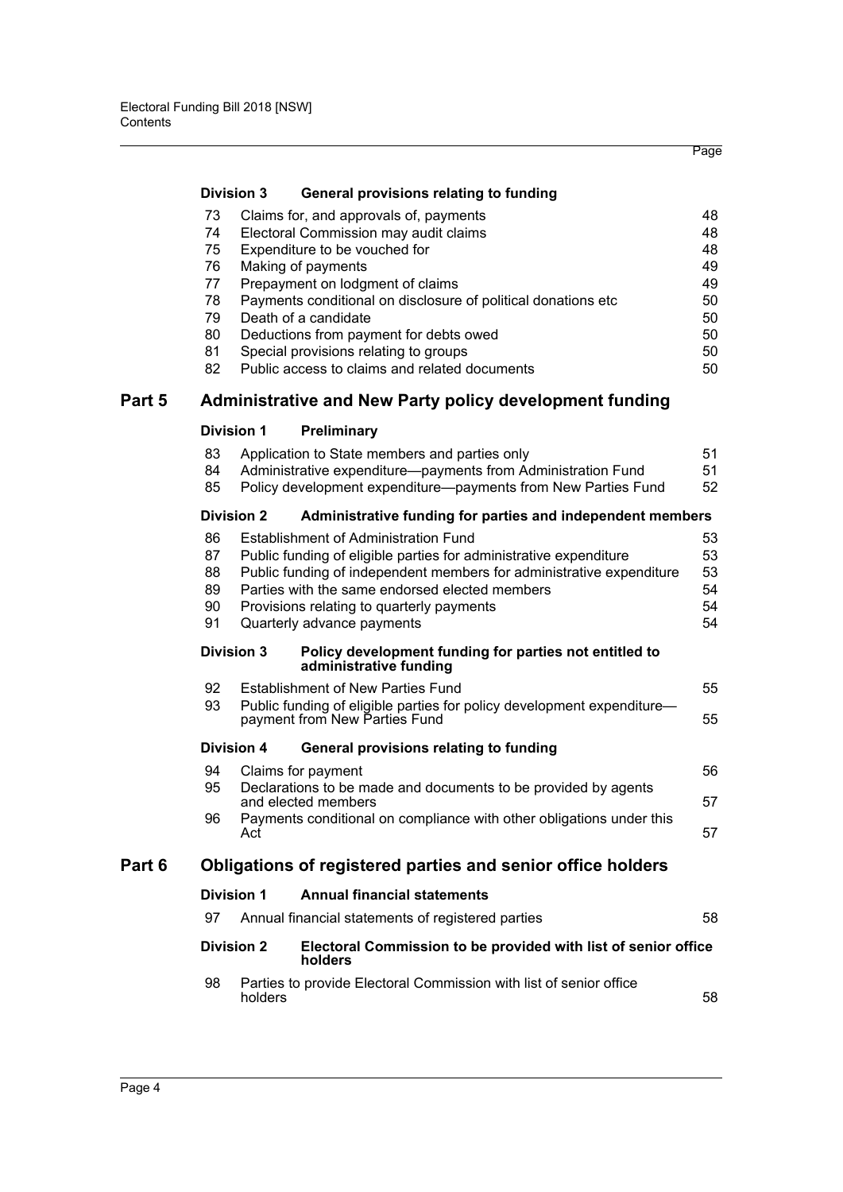| | | Page |
|---|---|---|
| **Division 3** | **General provisions relating to funding** | |
| 73 | Claims for, and approvals of, payments | 48 |
| 74 | Electoral Commission may audit claims | 48 |
| 75 | Expenditure to be vouched for | 48 |
| 76 | Making of payments | 49 |
| 77 | Prepayment on lodgment of claims | 49 |
| 78 | Payments conditional on disclosure of political donations etc | 50 |
| 79 | Death of a candidate | 50 |
| 80 | Deductions from payment for debts owed | 50 |
| 81 | Special provisions relating to groups | 50 |
| 82 | Public access to claims and related documents | 50 |

## Part 5 Administrative and New Party policy development funding

| | | |
|---|---|---|
| **Division 1** | **Preliminary** | |
| 83 | Application to State members and parties only | 51 |
| 84 | Administrative expenditure—payments from Administration Fund | 51 |
| 85 | Policy development expenditure—payments from New Parties Fund | 52 |
| **Division 2** | **Administrative funding for parties and independent members** | |
| 86 | Establishment of Administration Fund | 53 |
| 87 | Public funding of eligible parties for administrative expenditure | 53 |
| 88 | Public funding of independent members for administrative expenditure | 53 |
| 89 | Parties with the same endorsed elected members | 54 |
| 90 | Provisions relating to quarterly payments | 54 |
| 91 | Quarterly advance payments | 54 |
| **Division 3** | **Policy development funding for parties not entitled to administrative funding** | |
| 92 | Establishment of New Parties Fund | 55 |
| 93 | Public funding of eligible parties for policy development expenditure—payment from New Parties Fund | 55 |
| **Division 4** | **General provisions relating to funding** | |
| 94 | Claims for payment | 56 |
| 95 | Declarations to be made and documents to be provided by agents and elected members | 57 |
| 96 | Payments conditional on compliance with other obligations under this Act | 57 |

## Part 6 Obligations of registered parties and senior office holders

| | | |
|---|---|---|
| **Division 1** | **Annual financial statements** | |
| 97 | Annual financial statements of registered parties | 58 |
| **Division 2** | **Electoral Commission to be provided with list of senior office holders** | |
| 98 | Parties to provide Electoral Commission with list of senior office holders | 58 |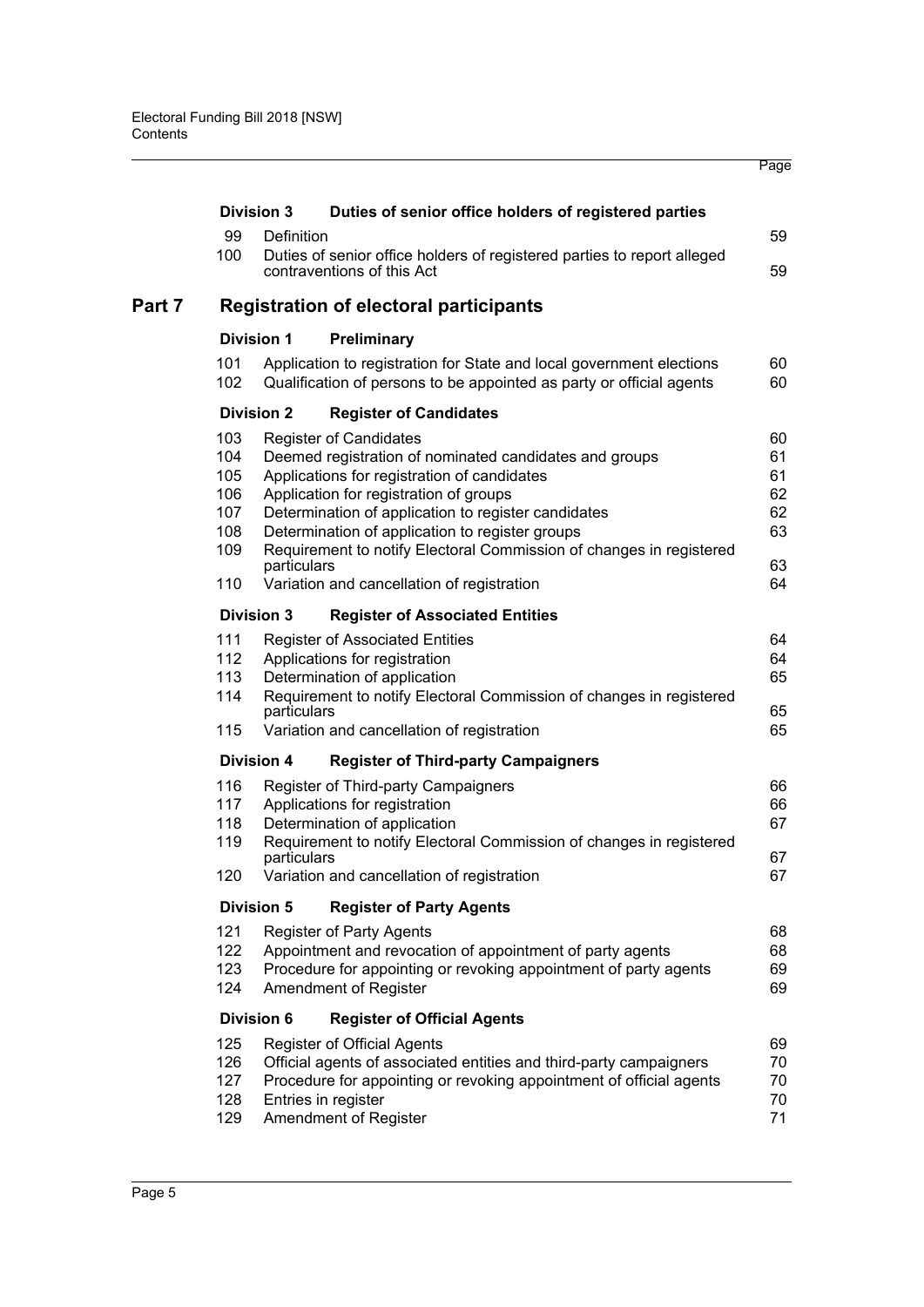| | | Page |
|---|---|---|
| **Division 3** | **Duties of senior office holders of registered parties** | |
| 99 | Definition | 59 |
| 100 | Duties of senior office holders of registered parties to report alleged contraventions of this Act | 59 |

## Part 7 Registration of electoral participants

| | | |
|---|---|---|
| **Division 1** | **Preliminary** | |
| 101 | Application to registration for State and local government elections | 60 |
| 102 | Qualification of persons to be appointed as party or official agents | 60 |
| **Division 2** | **Register of Candidates** | |
| 103 | Register of Candidates | 60 |
| 104 | Deemed registration of nominated candidates and groups | 61 |
| 105 | Applications for registration of candidates | 61 |
| 106 | Application for registration of groups | 62 |
| 107 | Determination of application to register candidates | 62 |
| 108 | Determination of application to register groups | 63 |
| 109 | Requirement to notify Electoral Commission of changes in registered particulars | 63 |
| 110 | Variation and cancellation of registration | 64 |
| **Division 3** | **Register of Associated Entities** | |
| 111 | Register of Associated Entities | 64 |
| 112 | Applications for registration | 64 |
| 113 | Determination of application | 65 |
| 114 | Requirement to notify Electoral Commission of changes in registered particulars | 65 |
| 115 | Variation and cancellation of registration | 65 |
| **Division 4** | **Register of Third-party Campaigners** | |
| 116 | Register of Third-party Campaigners | 66 |
| 117 | Applications for registration | 66 |
| 118 | Determination of application | 67 |
| 119 | Requirement to notify Electoral Commission of changes in registered particulars | 67 |
| 120 | Variation and cancellation of registration | 67 |
| **Division 5** | **Register of Party Agents** | |
| 121 | Register of Party Agents | 68 |
| 122 | Appointment and revocation of appointment of party agents | 68 |
| 123 | Procedure for appointing or revoking appointment of party agents | 69 |
| 124 | Amendment of Register | 69 |
| **Division 6** | **Register of Official Agents** | |
| 125 | Register of Official Agents | 69 |
| 126 | Official agents of associated entities and third-party campaigners | 70 |
| 127 | Procedure for appointing or revoking appointment of official agents | 70 |
| 128 | Entries in register | 70 |
| 129 | Amendment of Register | 71 |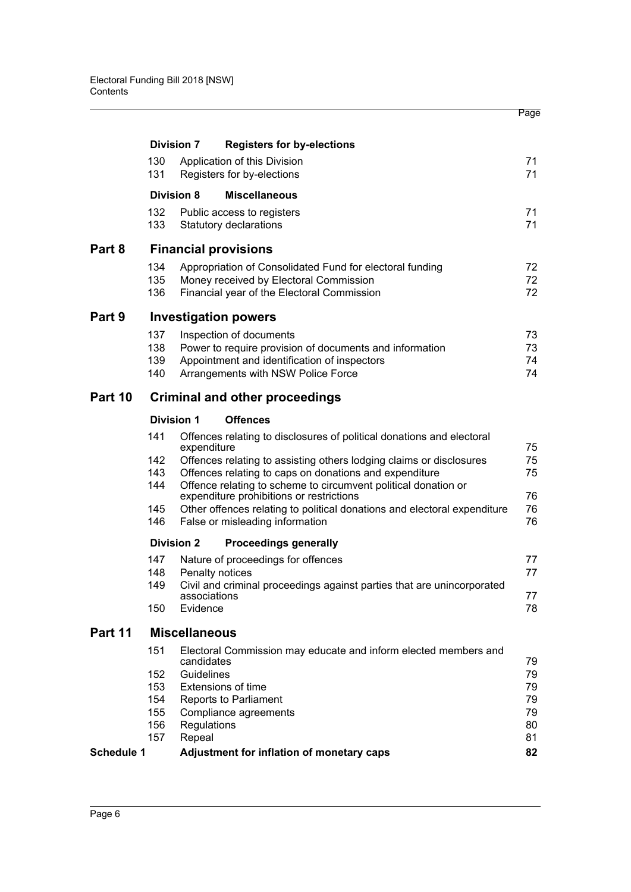| | | | Page |
|---|---|---|---|
| | **Division 7** | **Registers for by-elections** | |
| | 130 | Application of this Division | 71 |
| | 131 | Registers for by-elections | 71 |
| | **Division 8** | **Miscellaneous** | |
| | 132 | Public access to registers | 71 |
| | 133 | Statutory declarations | 71 |
| **Part 8** | | **Financial provisions** | |
| | 134 | Appropriation of Consolidated Fund for electoral funding | 72 |
| | 135 | Money received by Electoral Commission | 72 |
| | 136 | Financial year of the Electoral Commission | 72 |
| **Part 9** | | **Investigation powers** | |
| | 137 | Inspection of documents | 73 |
| | 138 | Power to require provision of documents and information | 73 |
| | 139 | Appointment and identification of inspectors | 74 |
| | 140 | Arrangements with NSW Police Force | 74 |
| **Part 10** | | **Criminal and other proceedings** | |
| | **Division 1** | **Offences** | |
| | 141 | Offences relating to disclosures of political donations and electoral expenditure | 75 |
| | 142 | Offences relating to assisting others lodging claims or disclosures | 75 |
| | 143 | Offences relating to caps on donations and expenditure | 75 |
| | 144 | Offence relating to scheme to circumvent political donation or expenditure prohibitions or restrictions | 76 |
| | 145 | Other offences relating to political donations and electoral expenditure | 76 |
| | 146 | False or misleading information | 76 |
| | **Division 2** | **Proceedings generally** | |
| | 147 | Nature of proceedings for offences | 77 |
| | 148 | Penalty notices | 77 |
| | 149 | Civil and criminal proceedings against parties that are unincorporated associations | 77 |
| | 150 | Evidence | 78 |
| **Part 11** | | **Miscellaneous** | |
| | 151 | Electoral Commission may educate and inform elected members and candidates | 79 |
| | 152 | Guidelines | 79 |
| | 153 | Extensions of time | 79 |
| | 154 | Reports to Parliament | 79 |
| | 155 | Compliance agreements | 79 |
| | 156 | Regulations | 80 |
| | 157 | Repeal | 81 |
| **Schedule 1** | | **Adjustment for inflation of monetary caps** | **82** |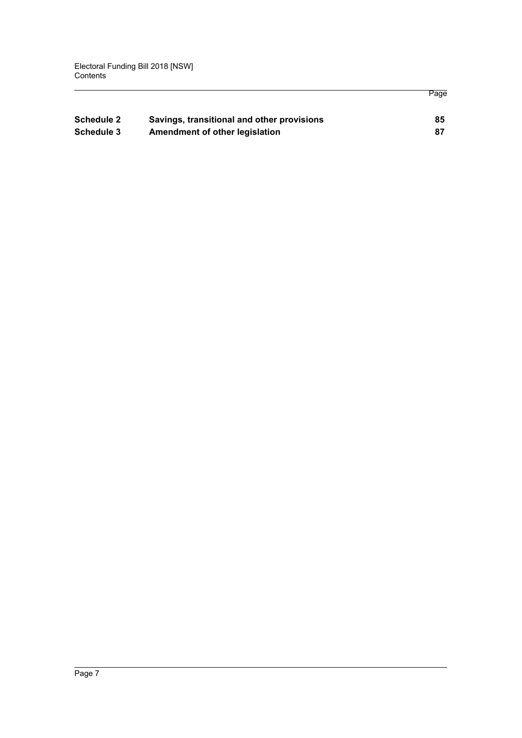| | | Page |
|---|---|---|
| **Schedule 2** | **Savings, transitional and other provisions** | **85** |
| **Schedule 3** | **Amendment of other legislation** | **87** |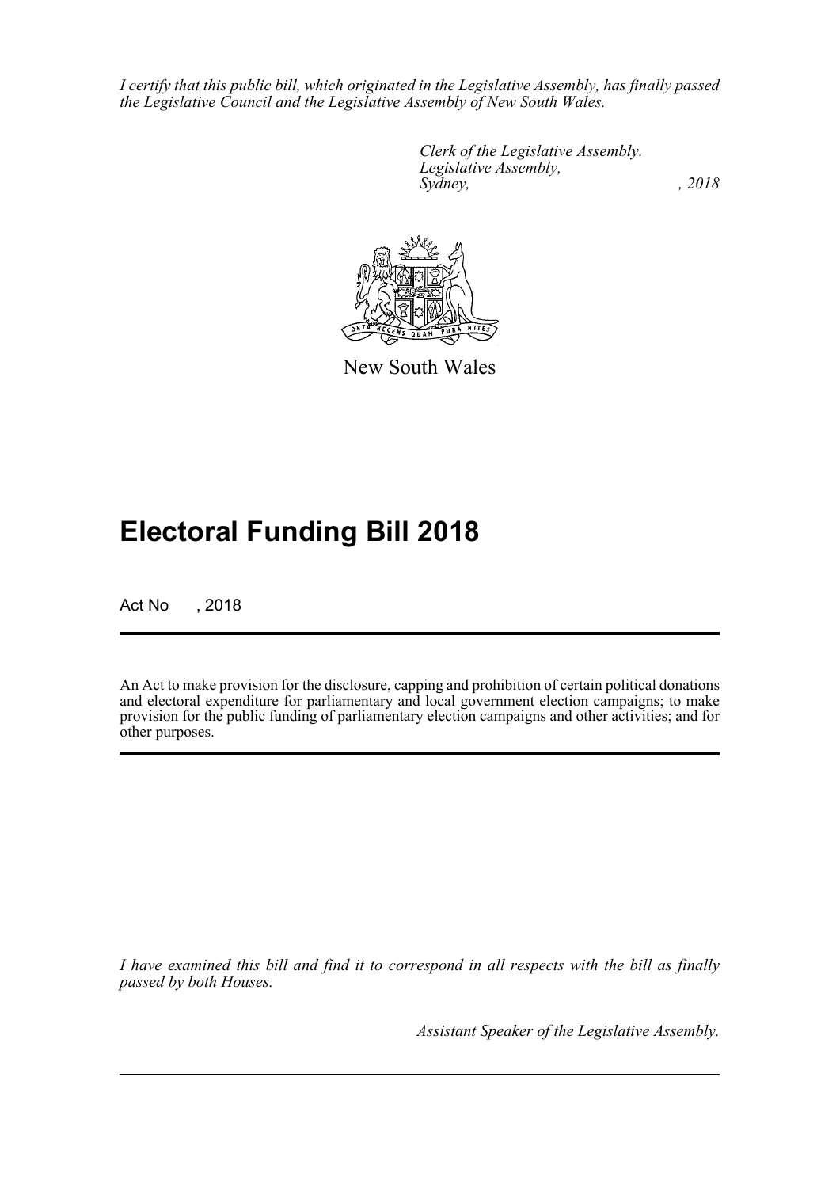*I certify that this public bill, which originated in the Legislative Assembly, has finally passed the Legislative Council and the Legislative Assembly of New South Wales.*

*Clerk of the Legislative Assembly.*
*Legislative Assembly,*
*Sydney, , 2018*

New South Wales

# Electoral Funding Bill 2018

Act No , 2018

An Act to make provision for the disclosure, capping and prohibition of certain political donations and electoral expenditure for parliamentary and local government election campaigns; to make provision for the public funding of parliamentary election campaigns and other activities; and for other purposes.

*I have examined this bill and find it to correspond in all respects with the bill as finally passed by both Houses.*

*Assistant Speaker of the Legislative Assembly.*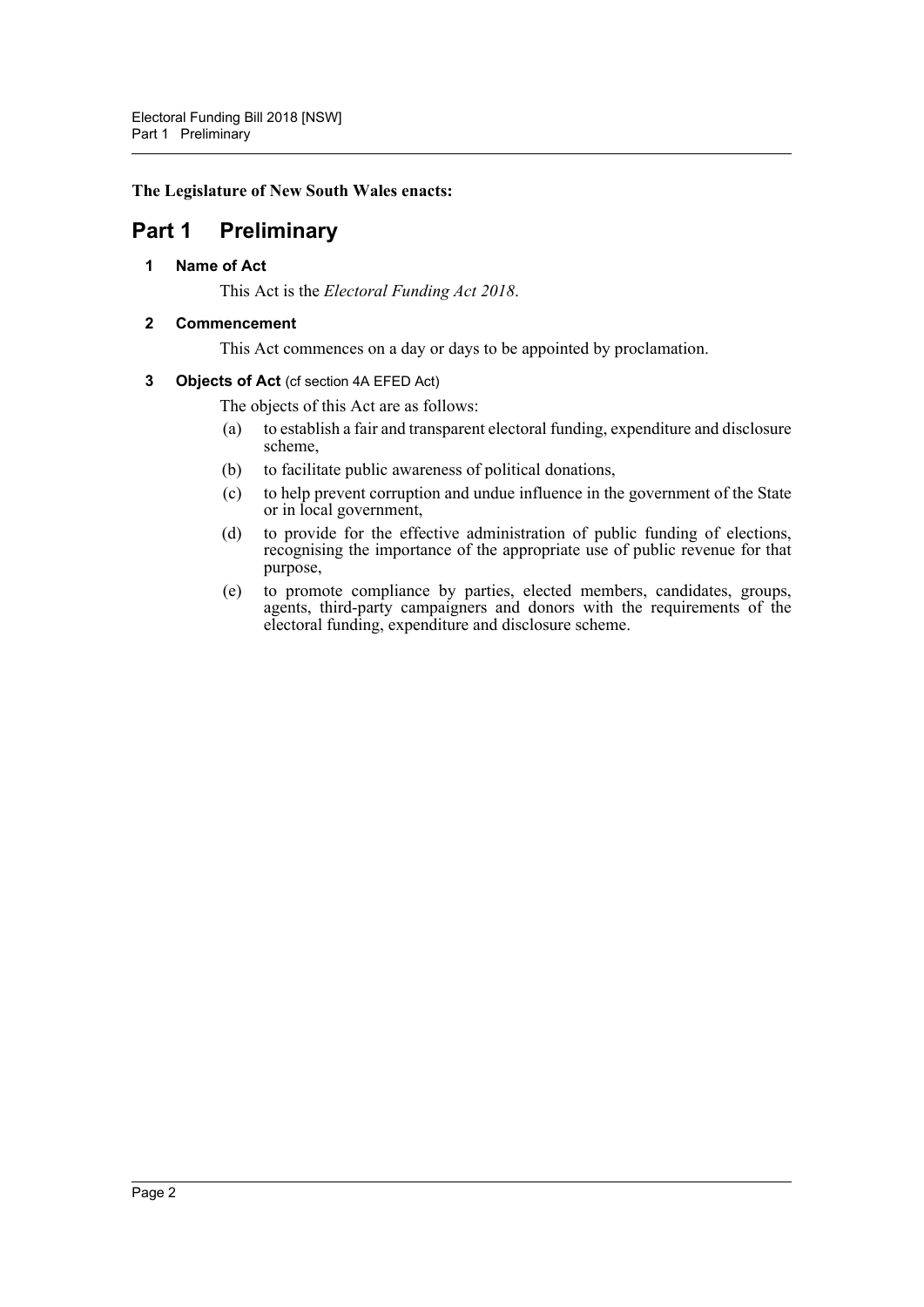**The Legislature of New South Wales enacts:**

# Part 1 Preliminary

### 1 Name of Act

This Act is the *Electoral Funding Act 2018*.

### 2 Commencement

This Act commences on a day or days to be appointed by proclamation.

### 3 Objects of Act (cf section 4A EFED Act)

The objects of this Act are as follows:

(a) to establish a fair and transparent electoral funding, expenditure and disclosure scheme,

(b) to facilitate public awareness of political donations,

(c) to help prevent corruption and undue influence in the government of the State or in local government,

(d) to provide for the effective administration of public funding of elections, recognising the importance of the appropriate use of public revenue for that purpose,

(e) to promote compliance by parties, elected members, candidates, groups, agents, third-party campaigners and donors with the requirements of the electoral funding, expenditure and disclosure scheme.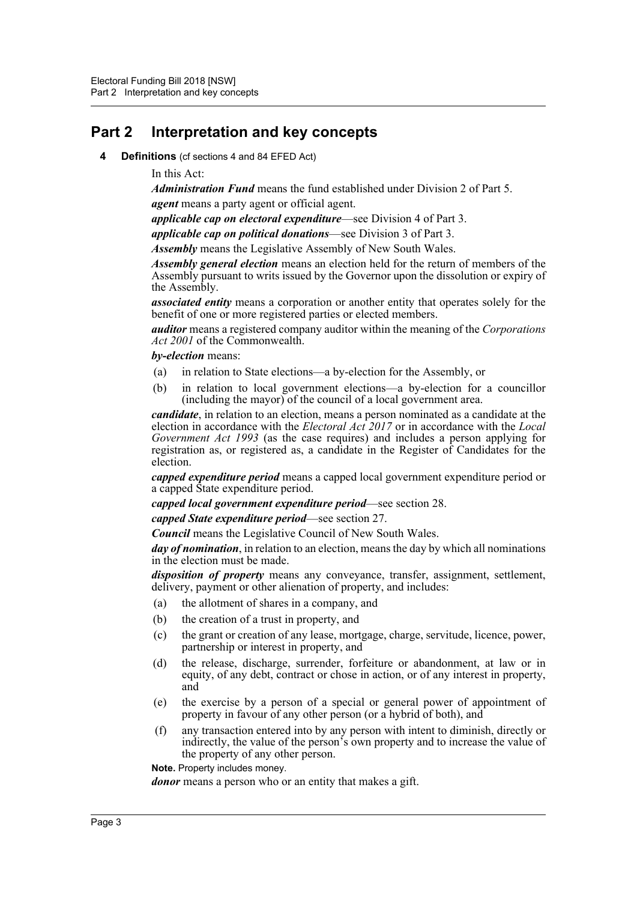## Part 2 Interpretation and key concepts

**4 Definitions** (cf sections 4 and 84 EFED Act)

In this Act:

***Administration Fund*** means the fund established under Division 2 of Part 5.

***agent*** means a party agent or official agent.

***applicable cap on electoral expenditure***—see Division 4 of Part 3.

***applicable cap on political donations***—see Division 3 of Part 3.

***Assembly*** means the Legislative Assembly of New South Wales.

***Assembly general election*** means an election held for the return of members of the Assembly pursuant to writs issued by the Governor upon the dissolution or expiry of the Assembly.

***associated entity*** means a corporation or another entity that operates solely for the benefit of one or more registered parties or elected members.

***auditor*** means a registered company auditor within the meaning of the *Corporations Act 2001* of the Commonwealth.

***by-election*** means:

- (a) in relation to State elections—a by-election for the Assembly, or
- (b) in relation to local government elections—a by-election for a councillor (including the mayor) of the council of a local government area.

***candidate***, in relation to an election, means a person nominated as a candidate at the election in accordance with the *Electoral Act 2017* or in accordance with the *Local Government Act 1993* (as the case requires) and includes a person applying for registration as, or registered as, a candidate in the Register of Candidates for the election.

***capped expenditure period*** means a capped local government expenditure period or a capped State expenditure period.

***capped local government expenditure period***—see section 28.

***capped State expenditure period***—see section 27.

***Council*** means the Legislative Council of New South Wales.

***day of nomination***, in relation to an election, means the day by which all nominations in the election must be made.

***disposition of property*** means any conveyance, transfer, assignment, settlement, delivery, payment or other alienation of property, and includes:

- (a) the allotment of shares in a company, and
- (b) the creation of a trust in property, and
- (c) the grant or creation of any lease, mortgage, charge, servitude, licence, power, partnership or interest in property, and
- (d) the release, discharge, surrender, forfeiture or abandonment, at law or in equity, of any debt, contract or chose in action, or of any interest in property, and
- (e) the exercise by a person of a special or general power of appointment of property in favour of any other person (or a hybrid of both), and
- (f) any transaction entered into by any person with intent to diminish, directly or indirectly, the value of the person's own property and to increase the value of the property of any other person.

**Note.** Property includes money.

***donor*** means a person who or an entity that makes a gift.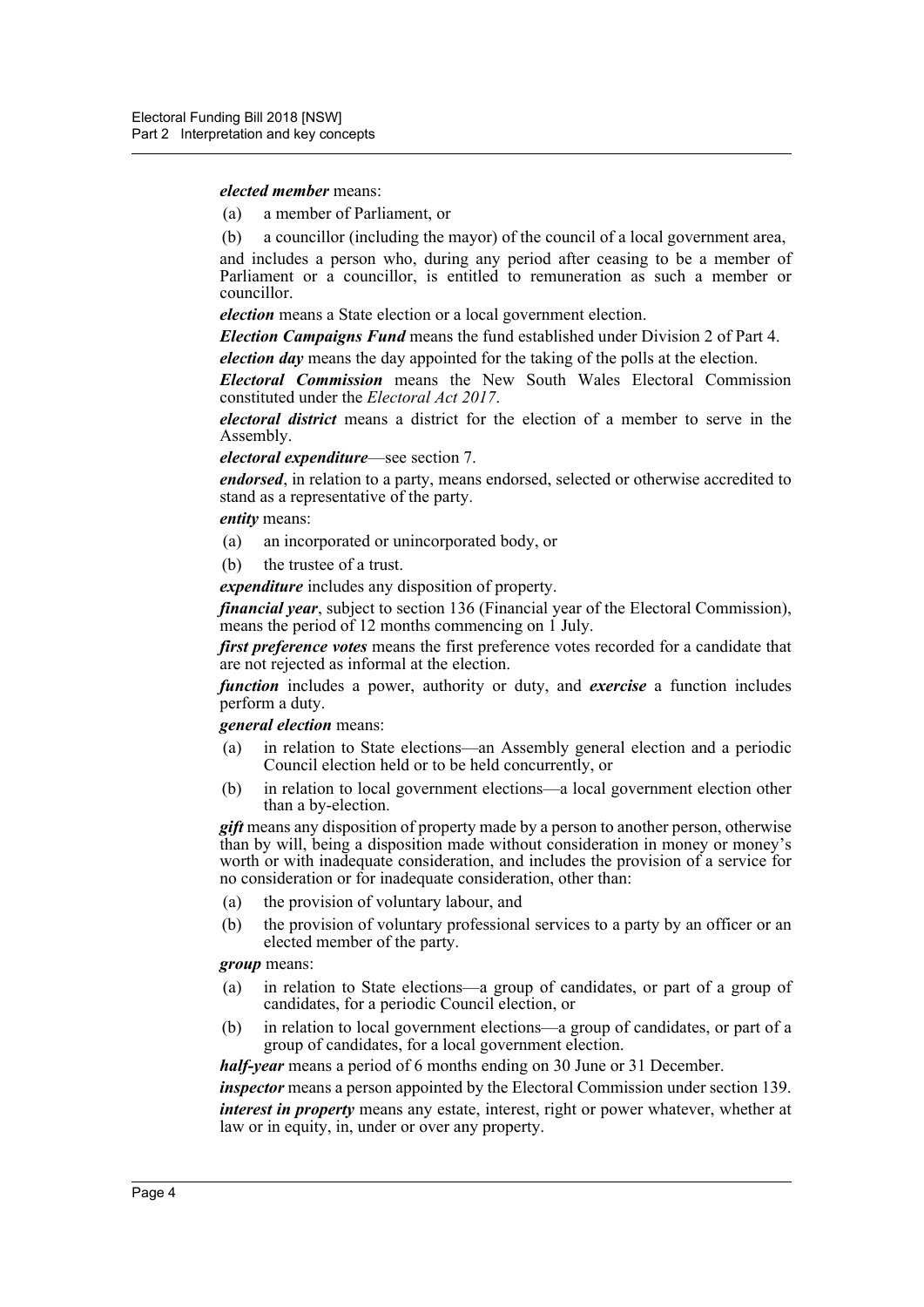***elected member*** means:

(a) a member of Parliament, or

(b) a councillor (including the mayor) of the council of a local government area,

and includes a person who, during any period after ceasing to be a member of Parliament or a councillor, is entitled to remuneration as such a member or councillor.

***election*** means a State election or a local government election.

***Election Campaigns Fund*** means the fund established under Division 2 of Part 4.

***election day*** means the day appointed for the taking of the polls at the election.

***Electoral Commission*** means the New South Wales Electoral Commission constituted under the *Electoral Act 2017*.

***electoral district*** means a district for the election of a member to serve in the Assembly.

***electoral expenditure***—see section 7.

***endorsed***, in relation to a party, means endorsed, selected or otherwise accredited to stand as a representative of the party.

***entity*** means:

(a) an incorporated or unincorporated body, or

(b) the trustee of a trust.

***expenditure*** includes any disposition of property.

***financial year***, subject to section 136 (Financial year of the Electoral Commission), means the period of 12 months commencing on 1 July.

***first preference votes*** means the first preference votes recorded for a candidate that are not rejected as informal at the election.

***function*** includes a power, authority or duty, and ***exercise*** a function includes perform a duty.

***general election*** means:

(a) in relation to State elections—an Assembly general election and a periodic Council election held or to be held concurrently, or

(b) in relation to local government elections—a local government election other than a by-election.

***gift*** means any disposition of property made by a person to another person, otherwise than by will, being a disposition made without consideration in money or money's worth or with inadequate consideration, and includes the provision of a service for no consideration or for inadequate consideration, other than:

(a) the provision of voluntary labour, and

(b) the provision of voluntary professional services to a party by an officer or an elected member of the party.

***group*** means:

(a) in relation to State elections—a group of candidates, or part of a group of candidates, for a periodic Council election, or

(b) in relation to local government elections—a group of candidates, or part of a group of candidates, for a local government election.

***half-year*** means a period of 6 months ending on 30 June or 31 December.

***inspector*** means a person appointed by the Electoral Commission under section 139.

***interest in property*** means any estate, interest, right or power whatever, whether at law or in equity, in, under or over any property.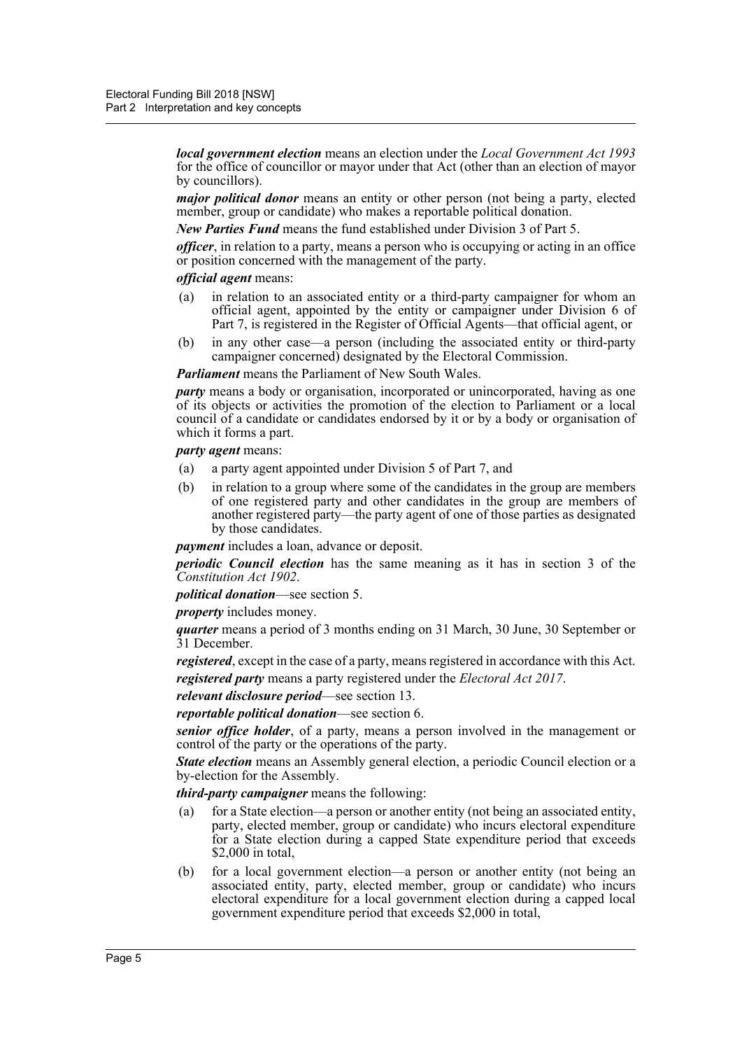***local government election*** means an election under the *Local Government Act 1993* for the office of councillor or mayor under that Act (other than an election of mayor by councillors).

***major political donor*** means an entity or other person (not being a party, elected member, group or candidate) who makes a reportable political donation.

***New Parties Fund*** means the fund established under Division 3 of Part 5.

***officer***, in relation to a party, means a person who is occupying or acting in an office or position concerned with the management of the party.

***official agent*** means:

(a) in relation to an associated entity or a third-party campaigner for whom an official agent, appointed by the entity or campaigner under Division 6 of Part 7, is registered in the Register of Official Agents—that official agent, or

(b) in any other case—a person (including the associated entity or third-party campaigner concerned) designated by the Electoral Commission.

***Parliament*** means the Parliament of New South Wales.

***party*** means a body or organisation, incorporated or unincorporated, having as one of its objects or activities the promotion of the election to Parliament or a local council of a candidate or candidates endorsed by it or by a body or organisation of which it forms a part.

***party agent*** means:

(a) a party agent appointed under Division 5 of Part 7, and

(b) in relation to a group where some of the candidates in the group are members of one registered party and other candidates in the group are members of another registered party—the party agent of one of those parties as designated by those candidates.

***payment*** includes a loan, advance or deposit.

***periodic Council election*** has the same meaning as it has in section 3 of the *Constitution Act 1902*.

***political donation***—see section 5.

***property*** includes money.

***quarter*** means a period of 3 months ending on 31 March, 30 June, 30 September or 31 December.

***registered***, except in the case of a party, means registered in accordance with this Act.

***registered party*** means a party registered under the *Electoral Act 2017*.

***relevant disclosure period***—see section 13.

***reportable political donation***—see section 6.

***senior office holder***, of a party, means a person involved in the management or control of the party or the operations of the party.

***State election*** means an Assembly general election, a periodic Council election or a by-election for the Assembly.

***third-party campaigner*** means the following:

(a) for a State election—a person or another entity (not being an associated entity, party, elected member, group or candidate) who incurs electoral expenditure for a State election during a capped State expenditure period that exceeds $2,000 in total,

(b) for a local government election—a person or another entity (not being an associated entity, party, elected member, group or candidate) who incurs electoral expenditure for a local government election during a capped local government expenditure period that exceeds $2,000 in total,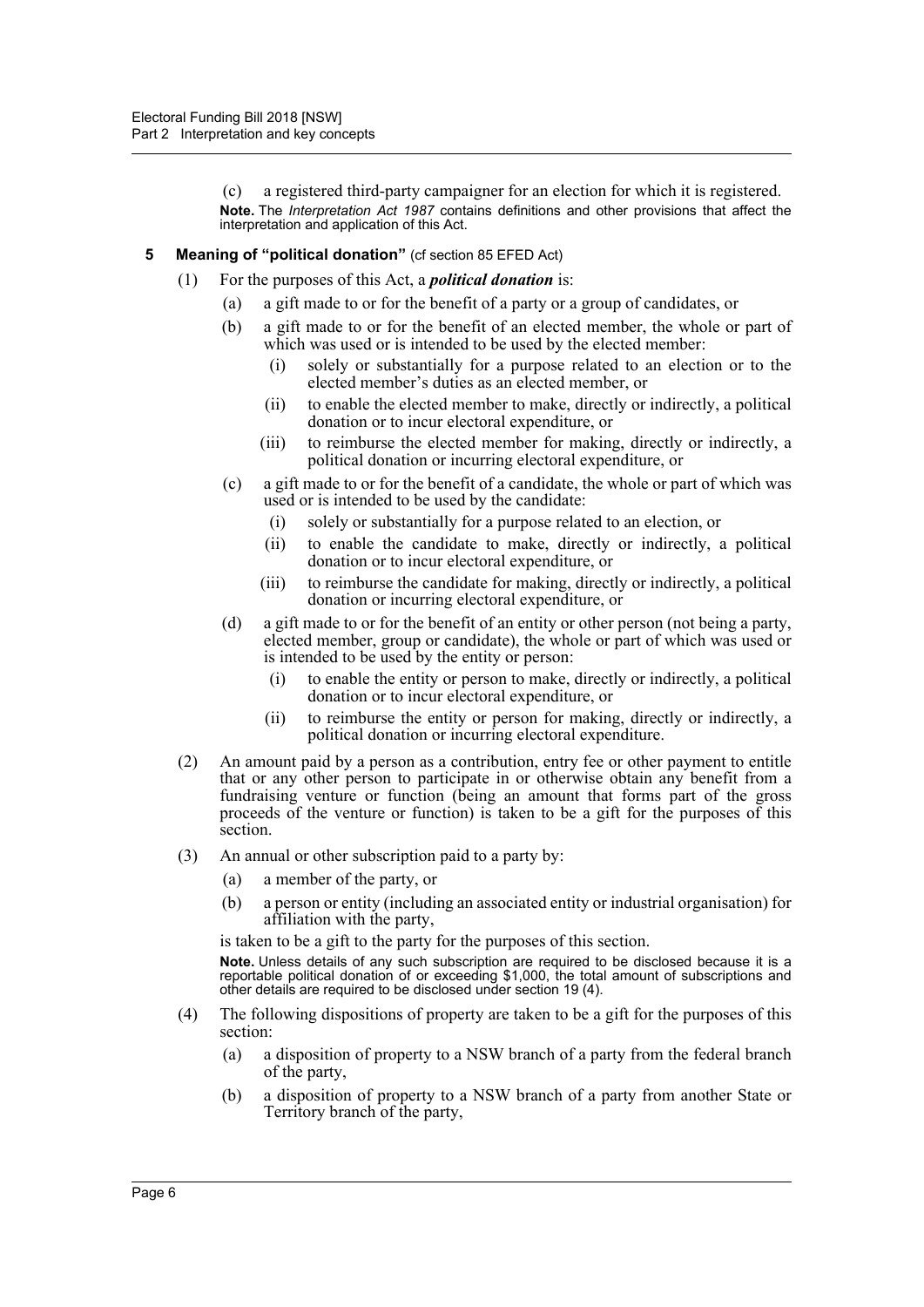(c) a registered third-party campaigner for an election for which it is registered.

**Note.** The *Interpretation Act 1987* contains definitions and other provisions that affect the interpretation and application of this Act.

### 5 Meaning of "political donation" (cf section 85 EFED Act)

(1) For the purposes of this Act, a ***political donation*** is:

- (a) a gift made to or for the benefit of a party or a group of candidates, or
- (b) a gift made to or for the benefit of an elected member, the whole or part of which was used or is intended to be used by the elected member:
  - (i) solely or substantially for a purpose related to an election or to the elected member's duties as an elected member, or
  - (ii) to enable the elected member to make, directly or indirectly, a political donation or to incur electoral expenditure, or
  - (iii) to reimburse the elected member for making, directly or indirectly, a political donation or incurring electoral expenditure, or
- (c) a gift made to or for the benefit of a candidate, the whole or part of which was used or is intended to be used by the candidate:
  - (i) solely or substantially for a purpose related to an election, or
  - (ii) to enable the candidate to make, directly or indirectly, a political donation or to incur electoral expenditure, or
  - (iii) to reimburse the candidate for making, directly or indirectly, a political donation or incurring electoral expenditure, or
- (d) a gift made to or for the benefit of an entity or other person (not being a party, elected member, group or candidate), the whole or part of which was used or is intended to be used by the entity or person:
  - (i) to enable the entity or person to make, directly or indirectly, a political donation or to incur electoral expenditure, or
  - (ii) to reimburse the entity or person for making, directly or indirectly, a political donation or incurring electoral expenditure.

(2) An amount paid by a person as a contribution, entry fee or other payment to entitle that or any other person to participate in or otherwise obtain any benefit from a fundraising venture or function (being an amount that forms part of the gross proceeds of the venture or function) is taken to be a gift for the purposes of this section.

(3) An annual or other subscription paid to a party by:

- (a) a member of the party, or
- (b) a person or entity (including an associated entity or industrial organisation) for affiliation with the party,

is taken to be a gift to the party for the purposes of this section.

**Note.** Unless details of any such subscription are required to be disclosed because it is a reportable political donation of or exceeding $1,000, the total amount of subscriptions and other details are required to be disclosed under section 19 (4).

(4) The following dispositions of property are taken to be a gift for the purposes of this section:

- (a) a disposition of property to a NSW branch of a party from the federal branch of the party,
- (b) a disposition of property to a NSW branch of a party from another State or Territory branch of the party,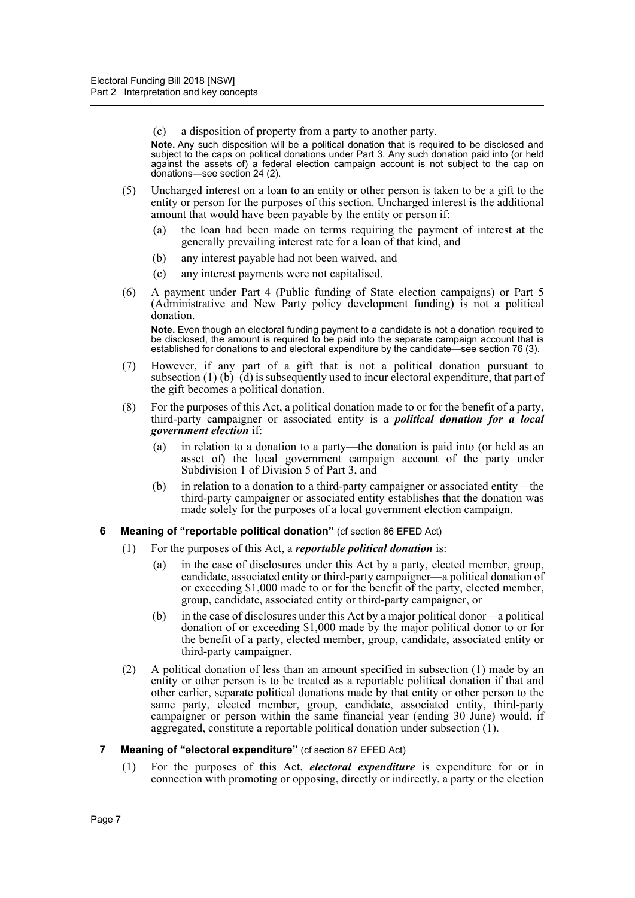(c) a disposition of property from a party to another party.

**Note.** Any such disposition will be a political donation that is required to be disclosed and subject to the caps on political donations under Part 3. Any such donation paid into (or held against the assets of) a federal election campaign account is not subject to the cap on donations—see section 24 (2).

(5) Uncharged interest on a loan to an entity or other person is taken to be a gift to the entity or person for the purposes of this section. Uncharged interest is the additional amount that would have been payable by the entity or person if:

(a) the loan had been made on terms requiring the payment of interest at the generally prevailing interest rate for a loan of that kind, and

(b) any interest payable had not been waived, and

(c) any interest payments were not capitalised.

(6) A payment under Part 4 (Public funding of State election campaigns) or Part 5 (Administrative and New Party policy development funding) is not a political donation.

**Note.** Even though an electoral funding payment to a candidate is not a donation required to be disclosed, the amount is required to be paid into the separate campaign account that is established for donations to and electoral expenditure by the candidate—see section 76 (3).

(7) However, if any part of a gift that is not a political donation pursuant to subsection (1) (b)–(d) is subsequently used to incur electoral expenditure, that part of the gift becomes a political donation.

(8) For the purposes of this Act, a political donation made to or for the benefit of a party, third-party campaigner or associated entity is a ***political donation for a local government election*** if:

(a) in relation to a donation to a party—the donation is paid into (or held as an asset of) the local government campaign account of the party under Subdivision 1 of Division 5 of Part 3, and

(b) in relation to a donation to a third-party campaigner or associated entity—the third-party campaigner or associated entity establishes that the donation was made solely for the purposes of a local government election campaign.

### 6 Meaning of "reportable political donation" (cf section 86 EFED Act)

(1) For the purposes of this Act, a ***reportable political donation*** is:

(a) in the case of disclosures under this Act by a party, elected member, group, candidate, associated entity or third-party campaigner—a political donation of or exceeding $1,000 made to or for the benefit of the party, elected member, group, candidate, associated entity or third-party campaigner, or

(b) in the case of disclosures under this Act by a major political donor—a political donation of or exceeding $1,000 made by the major political donor to or for the benefit of a party, elected member, group, candidate, associated entity or third-party campaigner.

(2) A political donation of less than an amount specified in subsection (1) made by an entity or other person is to be treated as a reportable political donation if that and other earlier, separate political donations made by that entity or other person to the same party, elected member, group, candidate, associated entity, third-party campaigner or person within the same financial year (ending 30 June) would, if aggregated, constitute a reportable political donation under subsection (1).

### 7 Meaning of "electoral expenditure" (cf section 87 EFED Act)

(1) For the purposes of this Act, ***electoral expenditure*** is expenditure for or in connection with promoting or opposing, directly or indirectly, a party or the election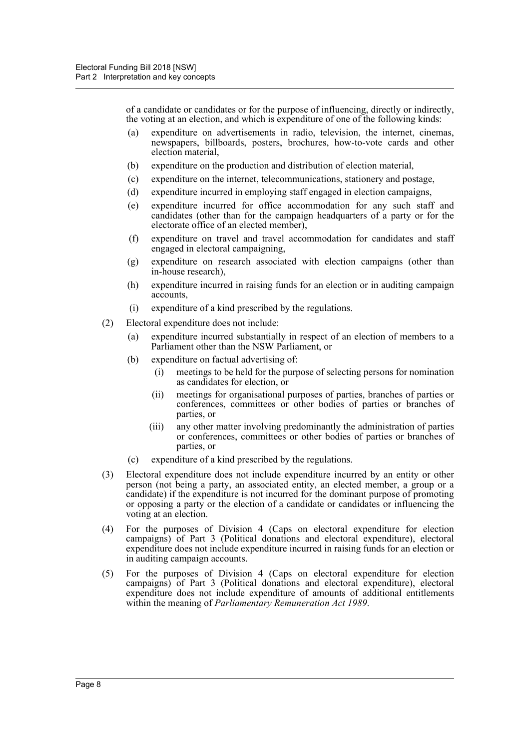of a candidate or candidates or for the purpose of influencing, directly or indirectly, the voting at an election, and which is expenditure of one of the following kinds:

(a) expenditure on advertisements in radio, television, the internet, cinemas, newspapers, billboards, posters, brochures, how-to-vote cards and other election material,

(b) expenditure on the production and distribution of election material,

(c) expenditure on the internet, telecommunications, stationery and postage,

(d) expenditure incurred in employing staff engaged in election campaigns,

(e) expenditure incurred for office accommodation for any such staff and candidates (other than for the campaign headquarters of a party or for the electorate office of an elected member),

(f) expenditure on travel and travel accommodation for candidates and staff engaged in electoral campaigning,

(g) expenditure on research associated with election campaigns (other than in-house research),

(h) expenditure incurred in raising funds for an election or in auditing campaign accounts,

(i) expenditure of a kind prescribed by the regulations.

(2) Electoral expenditure does not include:

(a) expenditure incurred substantially in respect of an election of members to a Parliament other than the NSW Parliament, or

(b) expenditure on factual advertising of:

(i) meetings to be held for the purpose of selecting persons for nomination as candidates for election, or

(ii) meetings for organisational purposes of parties, branches of parties or conferences, committees or other bodies of parties or branches of parties, or

(iii) any other matter involving predominantly the administration of parties or conferences, committees or other bodies of parties or branches of parties, or

(c) expenditure of a kind prescribed by the regulations.

(3) Electoral expenditure does not include expenditure incurred by an entity or other person (not being a party, an associated entity, an elected member, a group or a candidate) if the expenditure is not incurred for the dominant purpose of promoting or opposing a party or the election of a candidate or candidates or influencing the voting at an election.

(4) For the purposes of Division 4 (Caps on electoral expenditure for election campaigns) of Part 3 (Political donations and electoral expenditure), electoral expenditure does not include expenditure incurred in raising funds for an election or in auditing campaign accounts.

(5) For the purposes of Division 4 (Caps on electoral expenditure for election campaigns) of Part 3 (Political donations and electoral expenditure), electoral expenditure does not include expenditure of amounts of additional entitlements within the meaning of *Parliamentary Remuneration Act 1989*.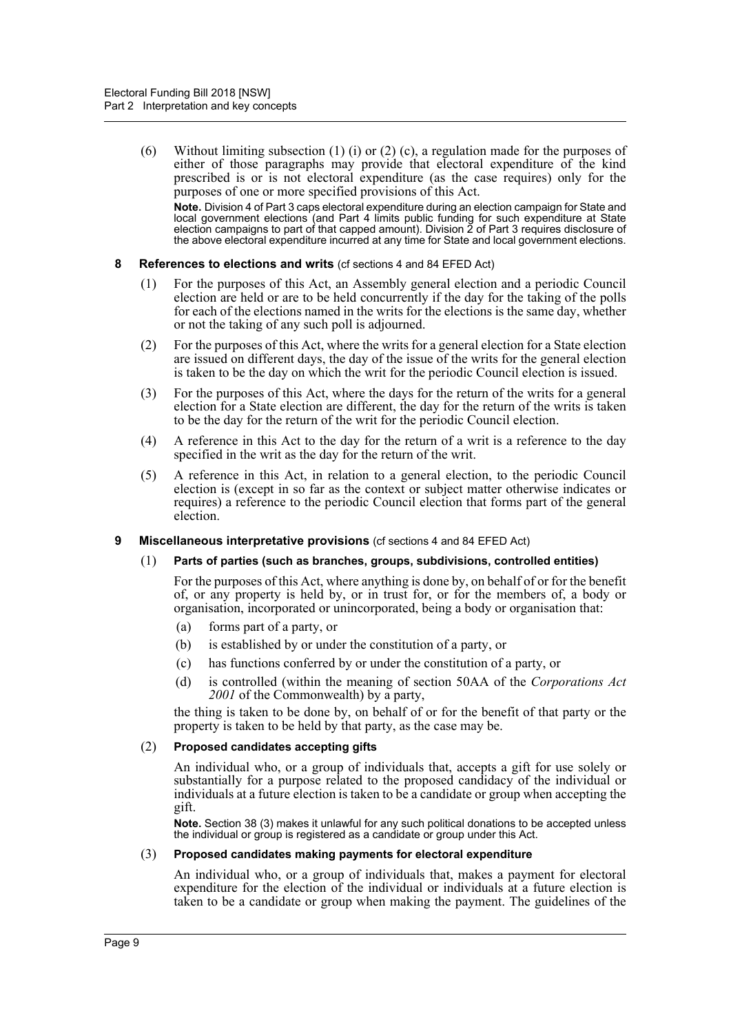(6) Without limiting subsection (1) (i) or (2) (c), a regulation made for the purposes of either of those paragraphs may provide that electoral expenditure of the kind prescribed is or is not electoral expenditure (as the case requires) only for the purposes of one or more specified provisions of this Act.

**Note.** Division 4 of Part 3 caps electoral expenditure during an election campaign for State and local government elections (and Part 4 limits public funding for such expenditure at State election campaigns to part of that capped amount). Division 2 of Part 3 requires disclosure of the above electoral expenditure incurred at any time for State and local government elections.

### 8 References to elections and writs (cf sections 4 and 84 EFED Act)

(1) For the purposes of this Act, an Assembly general election and a periodic Council election are held or are to be held concurrently if the day for the taking of the polls for each of the elections named in the writs for the elections is the same day, whether or not the taking of any such poll is adjourned.

(2) For the purposes of this Act, where the writs for a general election for a State election are issued on different days, the day of the issue of the writs for the general election is taken to be the day on which the writ for the periodic Council election is issued.

(3) For the purposes of this Act, where the days for the return of the writs for a general election for a State election are different, the day for the return of the writs is taken to be the day for the return of the writ for the periodic Council election.

(4) A reference in this Act to the day for the return of a writ is a reference to the day specified in the writ as the day for the return of the writ.

(5) A reference in this Act, in relation to a general election, to the periodic Council election is (except in so far as the context or subject matter otherwise indicates or requires) a reference to the periodic Council election that forms part of the general election.

### 9 Miscellaneous interpretative provisions (cf sections 4 and 84 EFED Act)

(1) **Parts of parties (such as branches, groups, subdivisions, controlled entities)**

For the purposes of this Act, where anything is done by, on behalf of or for the benefit of, or any property is held by, or in trust for, or for the members of, a body or organisation, incorporated or unincorporated, being a body or organisation that:

(a) forms part of a party, or

(b) is established by or under the constitution of a party, or

(c) has functions conferred by or under the constitution of a party, or

(d) is controlled (within the meaning of section 50AA of the *Corporations Act 2001* of the Commonwealth) by a party,

the thing is taken to be done by, on behalf of or for the benefit of that party or the property is taken to be held by that party, as the case may be.

(2) **Proposed candidates accepting gifts**

An individual who, or a group of individuals that, accepts a gift for use solely or substantially for a purpose related to the proposed candidacy of the individual or individuals at a future election is taken to be a candidate or group when accepting the gift.

**Note.** Section 38 (3) makes it unlawful for any such political donations to be accepted unless the individual or group is registered as a candidate or group under this Act.

(3) **Proposed candidates making payments for electoral expenditure**

An individual who, or a group of individuals that, makes a payment for electoral expenditure for the election of the individual or individuals at a future election is taken to be a candidate or group when making the payment. The guidelines of the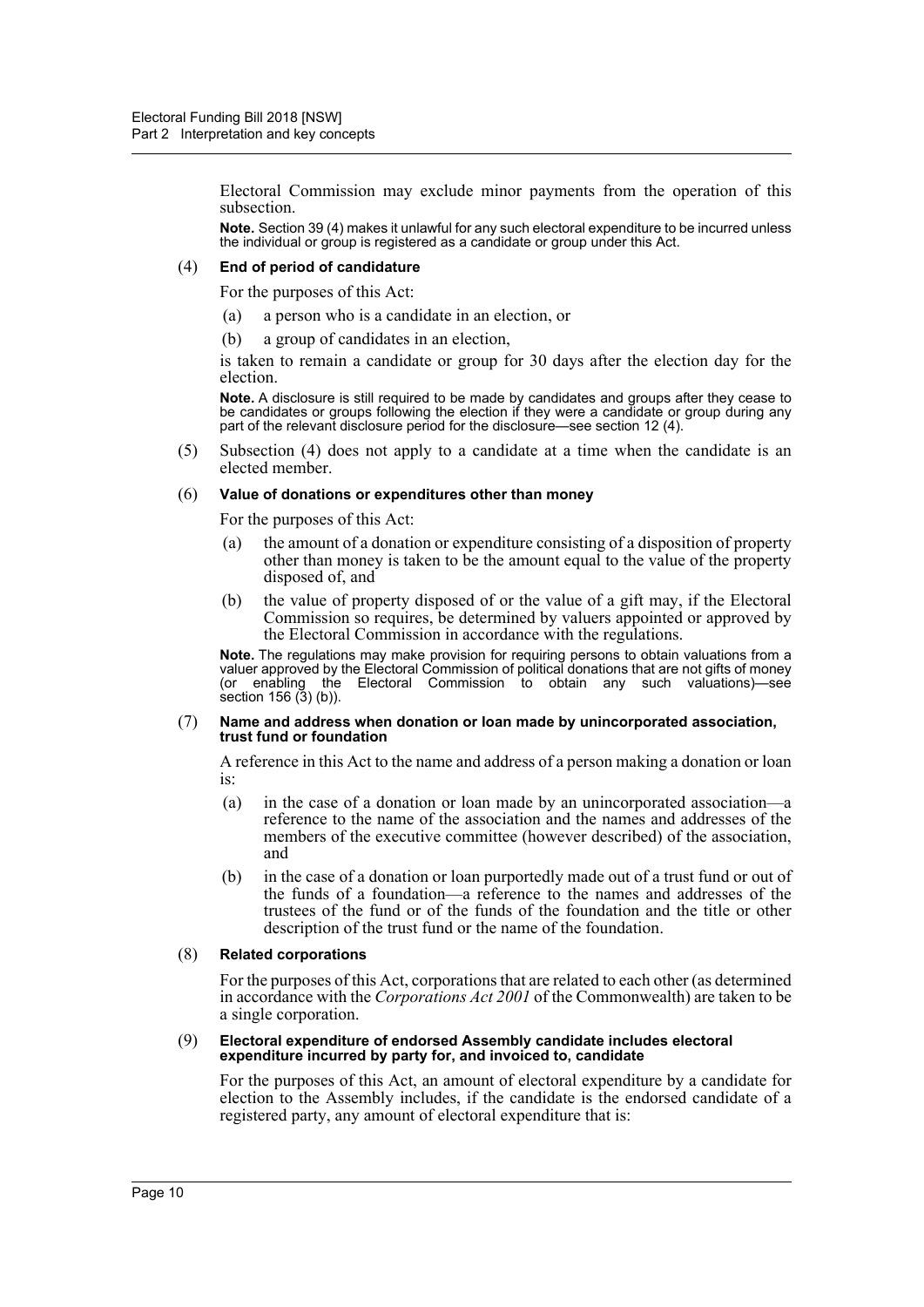Electoral Commission may exclude minor payments from the operation of this subsection.

**Note.** Section 39 (4) makes it unlawful for any such electoral expenditure to be incurred unless the individual or group is registered as a candidate or group under this Act.

(4) **End of period of candidature**

For the purposes of this Act:

(a) a person who is a candidate in an election, or

(b) a group of candidates in an election,

is taken to remain a candidate or group for 30 days after the election day for the election.

**Note.** A disclosure is still required to be made by candidates and groups after they cease to be candidates or groups following the election if they were a candidate or group during any part of the relevant disclosure period for the disclosure—see section 12 (4).

(5) Subsection (4) does not apply to a candidate at a time when the candidate is an elected member.

(6) **Value of donations or expenditures other than money**

For the purposes of this Act:

(a) the amount of a donation or expenditure consisting of a disposition of property other than money is taken to be the amount equal to the value of the property disposed of, and

(b) the value of property disposed of or the value of a gift may, if the Electoral Commission so requires, be determined by valuers appointed or approved by the Electoral Commission in accordance with the regulations.

**Note.** The regulations may make provision for requiring persons to obtain valuations from a valuer approved by the Electoral Commission of political donations that are not gifts of money (or enabling the Electoral Commission to obtain any such valuations)—see section 156 (3) (b)).

(7) **Name and address when donation or loan made by unincorporated association, trust fund or foundation**

A reference in this Act to the name and address of a person making a donation or loan is:

(a) in the case of a donation or loan made by an unincorporated association—a reference to the name of the association and the names and addresses of the members of the executive committee (however described) of the association, and

(b) in the case of a donation or loan purportedly made out of a trust fund or out of the funds of a foundation—a reference to the names and addresses of the trustees of the fund or of the funds of the foundation and the title or other description of the trust fund or the name of the foundation.

(8) **Related corporations**

For the purposes of this Act, corporations that are related to each other (as determined in accordance with the *Corporations Act 2001* of the Commonwealth) are taken to be a single corporation.

(9) **Electoral expenditure of endorsed Assembly candidate includes electoral expenditure incurred by party for, and invoiced to, candidate**

For the purposes of this Act, an amount of electoral expenditure by a candidate for election to the Assembly includes, if the candidate is the endorsed candidate of a registered party, any amount of electoral expenditure that is: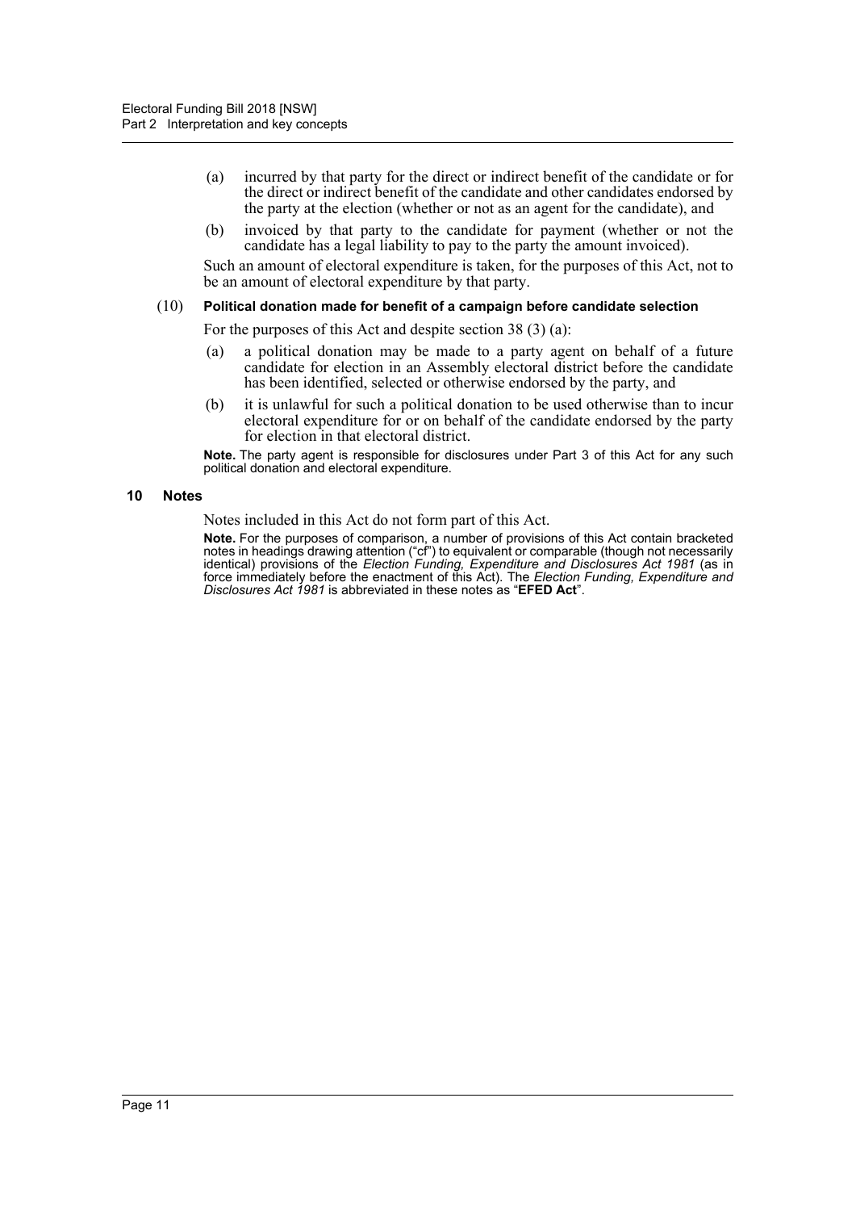(a) incurred by that party for the direct or indirect benefit of the candidate or for the direct or indirect benefit of the candidate and other candidates endorsed by the party at the election (whether or not as an agent for the candidate), and

(b) invoiced by that party to the candidate for payment (whether or not the candidate has a legal liability to pay to the party the amount invoiced).

Such an amount of electoral expenditure is taken, for the purposes of this Act, not to be an amount of electoral expenditure by that party.

(10) **Political donation made for benefit of a campaign before candidate selection**

For the purposes of this Act and despite section 38 (3) (a):

(a) a political donation may be made to a party agent on behalf of a future candidate for election in an Assembly electoral district before the candidate has been identified, selected or otherwise endorsed by the party, and

(b) it is unlawful for such a political donation to be used otherwise than to incur electoral expenditure for or on behalf of the candidate endorsed by the party for election in that electoral district.

**Note.** The party agent is responsible for disclosures under Part 3 of this Act for any such political donation and electoral expenditure.

### 10 Notes

Notes included in this Act do not form part of this Act.

**Note.** For the purposes of comparison, a number of provisions of this Act contain bracketed notes in headings drawing attention ("cf") to equivalent or comparable (though not necessarily identical) provisions of the *Election Funding, Expenditure and Disclosures Act 1981* (as in force immediately before the enactment of this Act). The *Election Funding, Expenditure and Disclosures Act 1981* is abbreviated in these notes as "**EFED Act**".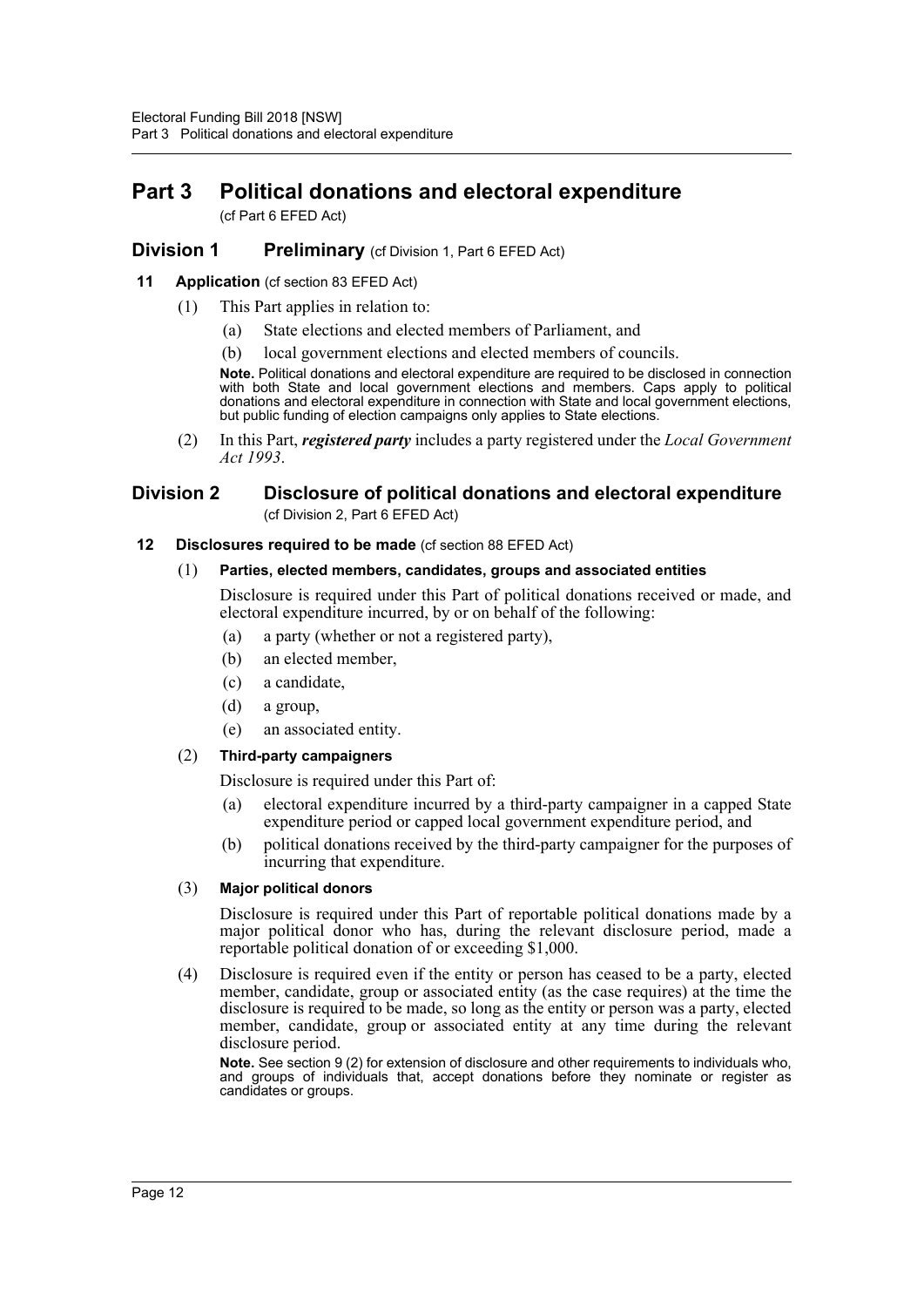# Part 3 Political donations and electoral expenditure

(cf Part 6 EFED Act)

## Division 1 Preliminary (cf Division 1, Part 6 EFED Act)

### 11 Application (cf section 83 EFED Act)

(1) This Part applies in relation to:

(a) State elections and elected members of Parliament, and

(b) local government elections and elected members of councils.

**Note.** Political donations and electoral expenditure are required to be disclosed in connection with both State and local government elections and members. Caps apply to political donations and electoral expenditure in connection with State and local government elections, but public funding of election campaigns only applies to State elections.

(2) In this Part, ***registered party*** includes a party registered under the *Local Government Act 1993*.

## Division 2 Disclosure of political donations and electoral expenditure

(cf Division 2, Part 6 EFED Act)

### 12 Disclosures required to be made (cf section 88 EFED Act)

(1) **Parties, elected members, candidates, groups and associated entities**

Disclosure is required under this Part of political donations received or made, and electoral expenditure incurred, by or on behalf of the following:

(a) a party (whether or not a registered party),

(b) an elected member,

(c) a candidate,

(d) a group,

(e) an associated entity.

(2) **Third-party campaigners**

Disclosure is required under this Part of:

(a) electoral expenditure incurred by a third-party campaigner in a capped State expenditure period or capped local government expenditure period, and

(b) political donations received by the third-party campaigner for the purposes of incurring that expenditure.

(3) **Major political donors**

Disclosure is required under this Part of reportable political donations made by a major political donor who has, during the relevant disclosure period, made a reportable political donation of or exceeding $1,000.

(4) Disclosure is required even if the entity or person has ceased to be a party, elected member, candidate, group or associated entity (as the case requires) at the time the disclosure is required to be made, so long as the entity or person was a party, elected member, candidate, group or associated entity at any time during the relevant disclosure period.

**Note.** See section 9 (2) for extension of disclosure and other requirements to individuals who, and groups of individuals that, accept donations before they nominate or register as candidates or groups.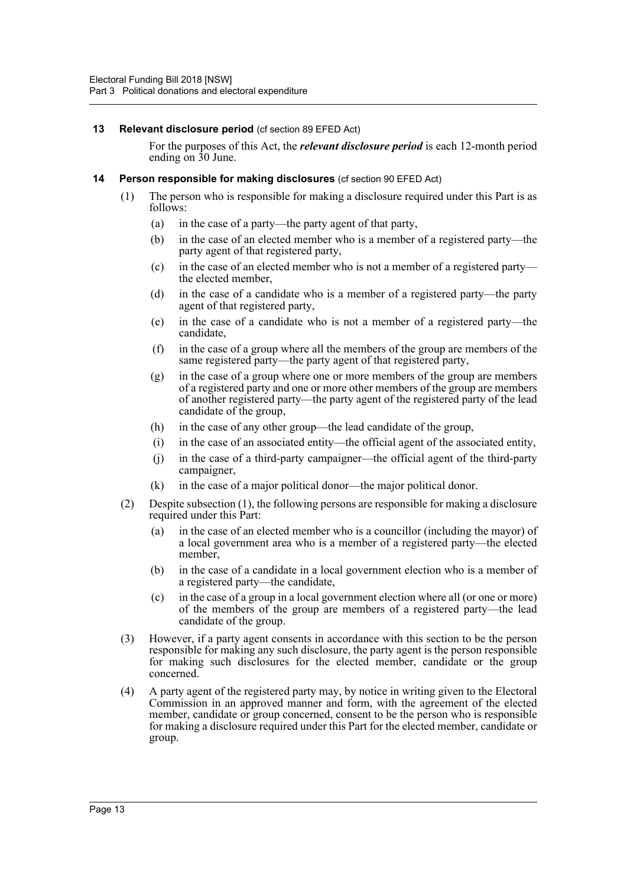**13 Relevant disclosure period** (cf section 89 EFED Act)

For the purposes of this Act, the ***relevant disclosure period*** is each 12-month period ending on 30 June.

**14 Person responsible for making disclosures** (cf section 90 EFED Act)

(1) The person who is responsible for making a disclosure required under this Part is as follows:

(a) in the case of a party—the party agent of that party,

(b) in the case of an elected member who is a member of a registered party—the party agent of that registered party,

(c) in the case of an elected member who is not a member of a registered party—the elected member,

(d) in the case of a candidate who is a member of a registered party—the party agent of that registered party,

(e) in the case of a candidate who is not a member of a registered party—the candidate,

(f) in the case of a group where all the members of the group are members of the same registered party—the party agent of that registered party,

(g) in the case of a group where one or more members of the group are members of a registered party and one or more other members of the group are members of another registered party—the party agent of the registered party of the lead candidate of the group,

(h) in the case of any other group—the lead candidate of the group,

(i) in the case of an associated entity—the official agent of the associated entity,

(j) in the case of a third-party campaigner—the official agent of the third-party campaigner,

(k) in the case of a major political donor—the major political donor.

(2) Despite subsection (1), the following persons are responsible for making a disclosure required under this Part:

(a) in the case of an elected member who is a councillor (including the mayor) of a local government area who is a member of a registered party—the elected member,

(b) in the case of a candidate in a local government election who is a member of a registered party—the candidate,

(c) in the case of a group in a local government election where all (or one or more) of the members of the group are members of a registered party—the lead candidate of the group.

(3) However, if a party agent consents in accordance with this section to be the person responsible for making any such disclosure, the party agent is the person responsible for making such disclosures for the elected member, candidate or the group concerned.

(4) A party agent of the registered party may, by notice in writing given to the Electoral Commission in an approved manner and form, with the agreement of the elected member, candidate or group concerned, consent to be the person who is responsible for making a disclosure required under this Part for the elected member, candidate or group.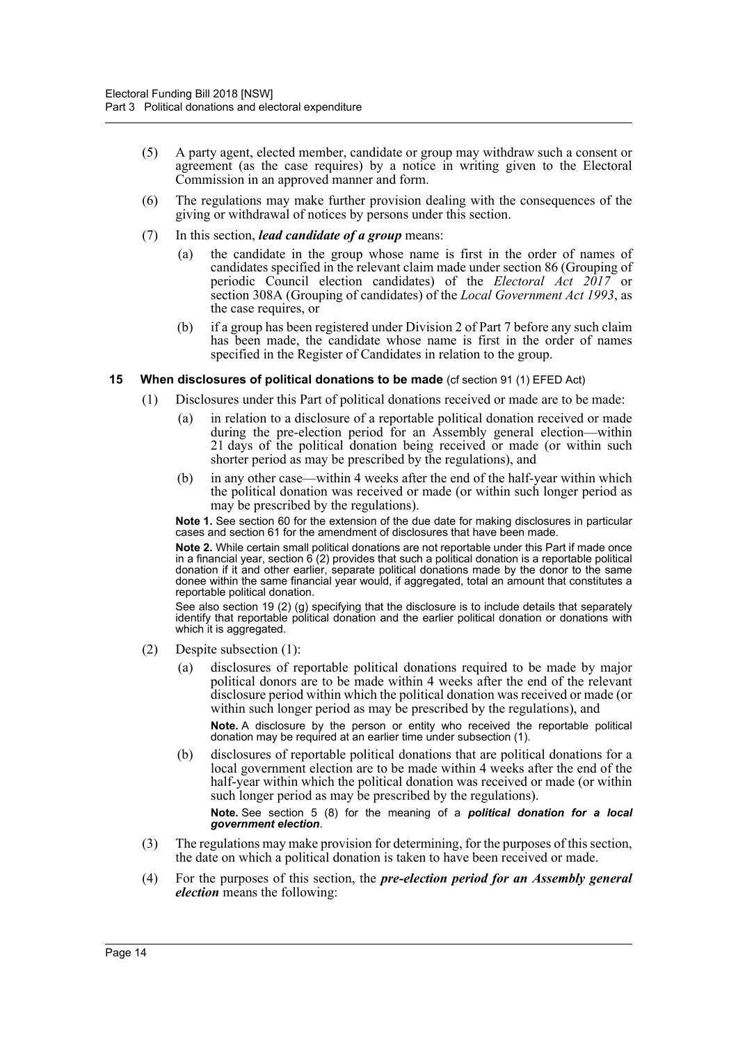(5) A party agent, elected member, candidate or group may withdraw such a consent or agreement (as the case requires) by a notice in writing given to the Electoral Commission in an approved manner and form.

(6) The regulations may make further provision dealing with the consequences of the giving or withdrawal of notices by persons under this section.

(7) In this section, ***lead candidate of a group*** means:

(a) the candidate in the group whose name is first in the order of names of candidates specified in the relevant claim made under section 86 (Grouping of periodic Council election candidates) of the *Electoral Act 2017* or section 308A (Grouping of candidates) of the *Local Government Act 1993*, as the case requires, or

(b) if a group has been registered under Division 2 of Part 7 before any such claim has been made, the candidate whose name is first in the order of names specified in the Register of Candidates in relation to the group.

### 15 When disclosures of political donations to be made (cf section 91 (1) EFED Act)

(1) Disclosures under this Part of political donations received or made are to be made:

(a) in relation to a disclosure of a reportable political donation received or made during the pre-election period for an Assembly general election—within 21 days of the political donation being received or made (or within such shorter period as may be prescribed by the regulations), and

(b) in any other case—within 4 weeks after the end of the half-year within which the political donation was received or made (or within such longer period as may be prescribed by the regulations).

**Note 1.** See section 60 for the extension of the due date for making disclosures in particular cases and section 61 for the amendment of disclosures that have been made.

**Note 2.** While certain small political donations are not reportable under this Part if made once in a financial year, section 6 (2) provides that such a political donation is a reportable political donation if it and other earlier, separate political donations made by the donor to the same donee within the same financial year would, if aggregated, total an amount that constitutes a reportable political donation.

See also section 19 (2) (g) specifying that the disclosure is to include details that separately identify that reportable political donation and the earlier political donation or donations with which it is aggregated.

(2) Despite subsection (1):

(a) disclosures of reportable political donations required to be made by major political donors are to be made within 4 weeks after the end of the relevant disclosure period within which the political donation was received or made (or within such longer period as may be prescribed by the regulations), and

**Note.** A disclosure by the person or entity who received the reportable political donation may be required at an earlier time under subsection (1).

(b) disclosures of reportable political donations that are political donations for a local government election are to be made within 4 weeks after the end of the half-year within which the political donation was received or made (or within such longer period as may be prescribed by the regulations).

**Note.** See section 5 (8) for the meaning of a ***political donation for a local government election***.

(3) The regulations may make provision for determining, for the purposes of this section, the date on which a political donation is taken to have been received or made.

(4) For the purposes of this section, the ***pre-election period for an Assembly general election*** means the following: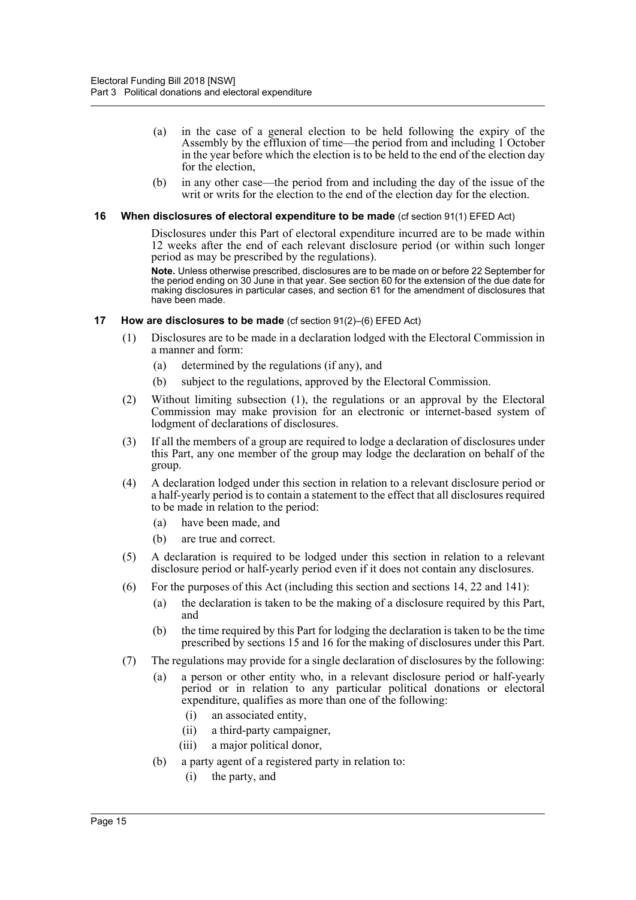(a) in the case of a general election to be held following the expiry of the Assembly by the effluxion of time—the period from and including 1 October in the year before which the election is to be held to the end of the election day for the election,

(b) in any other case—the period from and including the day of the issue of the writ or writs for the election to the end of the election day for the election.

### 16 When disclosures of electoral expenditure to be made (cf section 91(1) EFED Act)

Disclosures under this Part of electoral expenditure incurred are to be made within 12 weeks after the end of each relevant disclosure period (or within such longer period as may be prescribed by the regulations).

**Note.** Unless otherwise prescribed, disclosures are to be made on or before 22 September for the period ending on 30 June in that year. See section 60 for the extension of the due date for making disclosures in particular cases, and section 61 for the amendment of disclosures that have been made.

### 17 How are disclosures to be made (cf section 91(2)–(6) EFED Act)

(1) Disclosures are to be made in a declaration lodged with the Electoral Commission in a manner and form:

- (a) determined by the regulations (if any), and
- (b) subject to the regulations, approved by the Electoral Commission.

(2) Without limiting subsection (1), the regulations or an approval by the Electoral Commission may make provision for an electronic or internet-based system of lodgment of declarations of disclosures.

(3) If all the members of a group are required to lodge a declaration of disclosures under this Part, any one member of the group may lodge the declaration on behalf of the group.

(4) A declaration lodged under this section in relation to a relevant disclosure period or a half-yearly period is to contain a statement to the effect that all disclosures required to be made in relation to the period:

- (a) have been made, and
- (b) are true and correct.

(5) A declaration is required to be lodged under this section in relation to a relevant disclosure period or half-yearly period even if it does not contain any disclosures.

(6) For the purposes of this Act (including this section and sections 14, 22 and 141):

- (a) the declaration is taken to be the making of a disclosure required by this Part, and
- (b) the time required by this Part for lodging the declaration is taken to be the time prescribed by sections 15 and 16 for the making of disclosures under this Part.

(7) The regulations may provide for a single declaration of disclosures by the following:

- (a) a person or other entity who, in a relevant disclosure period or half-yearly period or in relation to any particular political donations or electoral expenditure, qualifies as more than one of the following:
  - (i) an associated entity,
  - (ii) a third-party campaigner,
  - (iii) a major political donor,
- (b) a party agent of a registered party in relation to:
  - (i) the party, and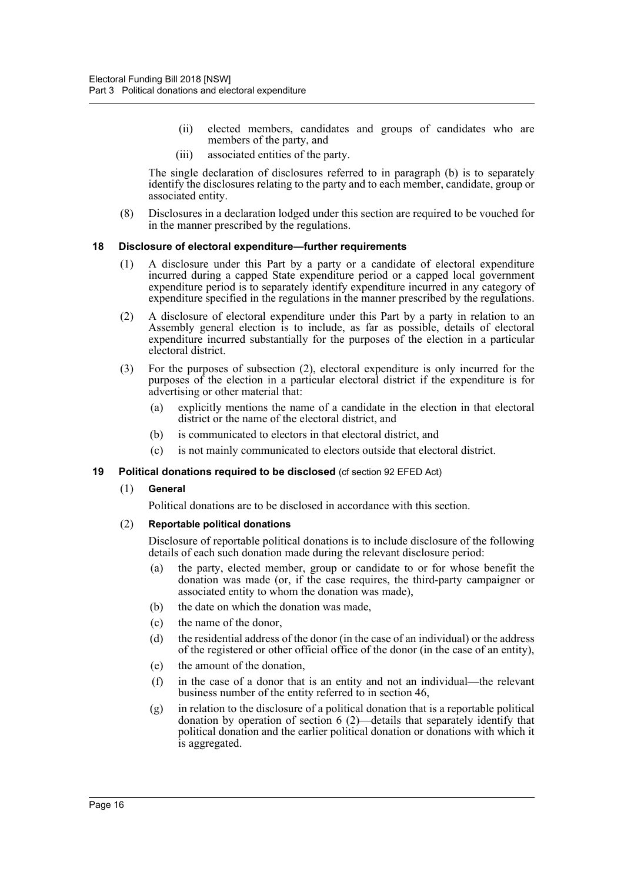(ii) elected members, candidates and groups of candidates who are members of the party, and

(iii) associated entities of the party.

The single declaration of disclosures referred to in paragraph (b) is to separately identify the disclosures relating to the party and to each member, candidate, group or associated entity.

(8) Disclosures in a declaration lodged under this section are required to be vouched for in the manner prescribed by the regulations.

### 18 Disclosure of electoral expenditure—further requirements

(1) A disclosure under this Part by a party or a candidate of electoral expenditure incurred during a capped State expenditure period or a capped local government expenditure period is to separately identify expenditure incurred in any category of expenditure specified in the regulations in the manner prescribed by the regulations.

(2) A disclosure of electoral expenditure under this Part by a party in relation to an Assembly general election is to include, as far as possible, details of electoral expenditure incurred substantially for the purposes of the election in a particular electoral district.

(3) For the purposes of subsection (2), electoral expenditure is only incurred for the purposes of the election in a particular electoral district if the expenditure is for advertising or other material that:

(a) explicitly mentions the name of a candidate in the election in that electoral district or the name of the electoral district, and

(b) is communicated to electors in that electoral district, and

(c) is not mainly communicated to electors outside that electoral district.

### 19 Political donations required to be disclosed (cf section 92 EFED Act)

(1) **General**

Political donations are to be disclosed in accordance with this section.

(2) **Reportable political donations**

Disclosure of reportable political donations is to include disclosure of the following details of each such donation made during the relevant disclosure period:

(a) the party, elected member, group or candidate to or for whose benefit the donation was made (or, if the case requires, the third-party campaigner or associated entity to whom the donation was made),

(b) the date on which the donation was made,

(c) the name of the donor,

(d) the residential address of the donor (in the case of an individual) or the address of the registered or other official office of the donor (in the case of an entity),

(e) the amount of the donation,

(f) in the case of a donor that is an entity and not an individual—the relevant business number of the entity referred to in section 46,

(g) in relation to the disclosure of a political donation that is a reportable political donation by operation of section 6 (2)—details that separately identify that political donation and the earlier political donation or donations with which it is aggregated.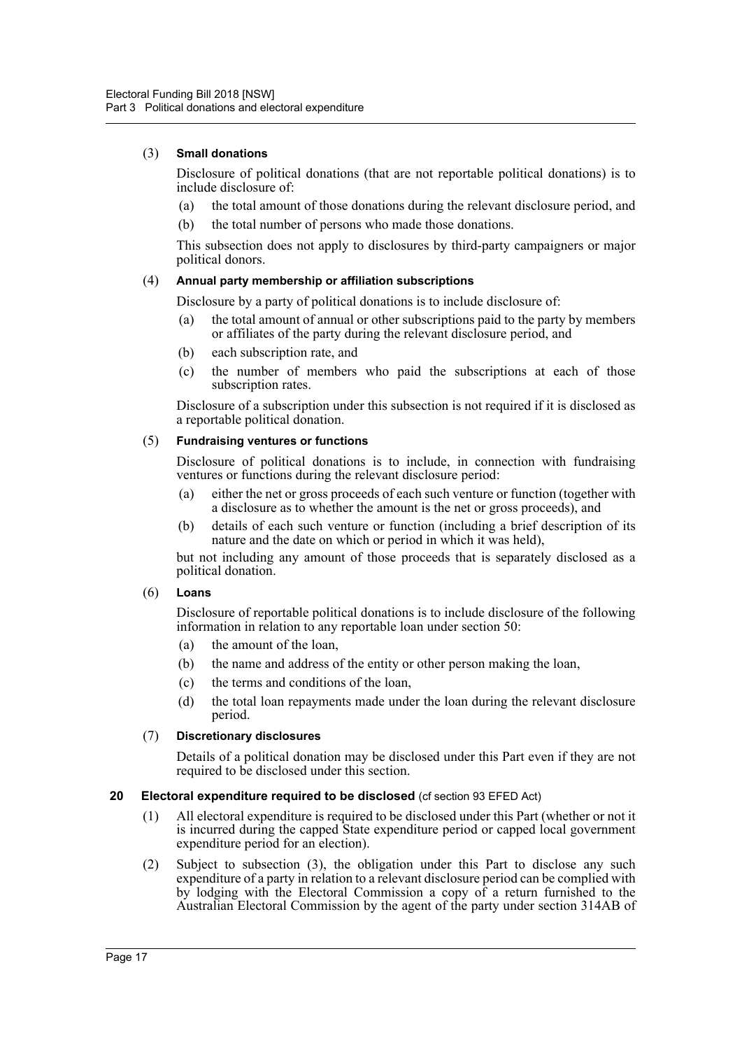(3) **Small donations**

Disclosure of political donations (that are not reportable political donations) is to include disclosure of:

- (a) the total amount of those donations during the relevant disclosure period, and
- (b) the total number of persons who made those donations.

This subsection does not apply to disclosures by third-party campaigners or major political donors.

(4) **Annual party membership or affiliation subscriptions**

Disclosure by a party of political donations is to include disclosure of:

- (a) the total amount of annual or other subscriptions paid to the party by members or affiliates of the party during the relevant disclosure period, and
- (b) each subscription rate, and
- (c) the number of members who paid the subscriptions at each of those subscription rates.

Disclosure of a subscription under this subsection is not required if it is disclosed as a reportable political donation.

(5) **Fundraising ventures or functions**

Disclosure of political donations is to include, in connection with fundraising ventures or functions during the relevant disclosure period:

- (a) either the net or gross proceeds of each such venture or function (together with a disclosure as to whether the amount is the net or gross proceeds), and
- (b) details of each such venture or function (including a brief description of its nature and the date on which or period in which it was held),

but not including any amount of those proceeds that is separately disclosed as a political donation.

(6) **Loans**

Disclosure of reportable political donations is to include disclosure of the following information in relation to any reportable loan under section 50:

- (a) the amount of the loan,
- (b) the name and address of the entity or other person making the loan,
- (c) the terms and conditions of the loan,
- (d) the total loan repayments made under the loan during the relevant disclosure period.

(7) **Discretionary disclosures**

Details of a political donation may be disclosed under this Part even if they are not required to be disclosed under this section.

### 20 Electoral expenditure required to be disclosed (cf section 93 EFED Act)

(1) All electoral expenditure is required to be disclosed under this Part (whether or not it is incurred during the capped State expenditure period or capped local government expenditure period for an election).

(2) Subject to subsection (3), the obligation under this Part to disclose any such expenditure of a party in relation to a relevant disclosure period can be complied with by lodging with the Electoral Commission a copy of a return furnished to the Australian Electoral Commission by the agent of the party under section 314AB of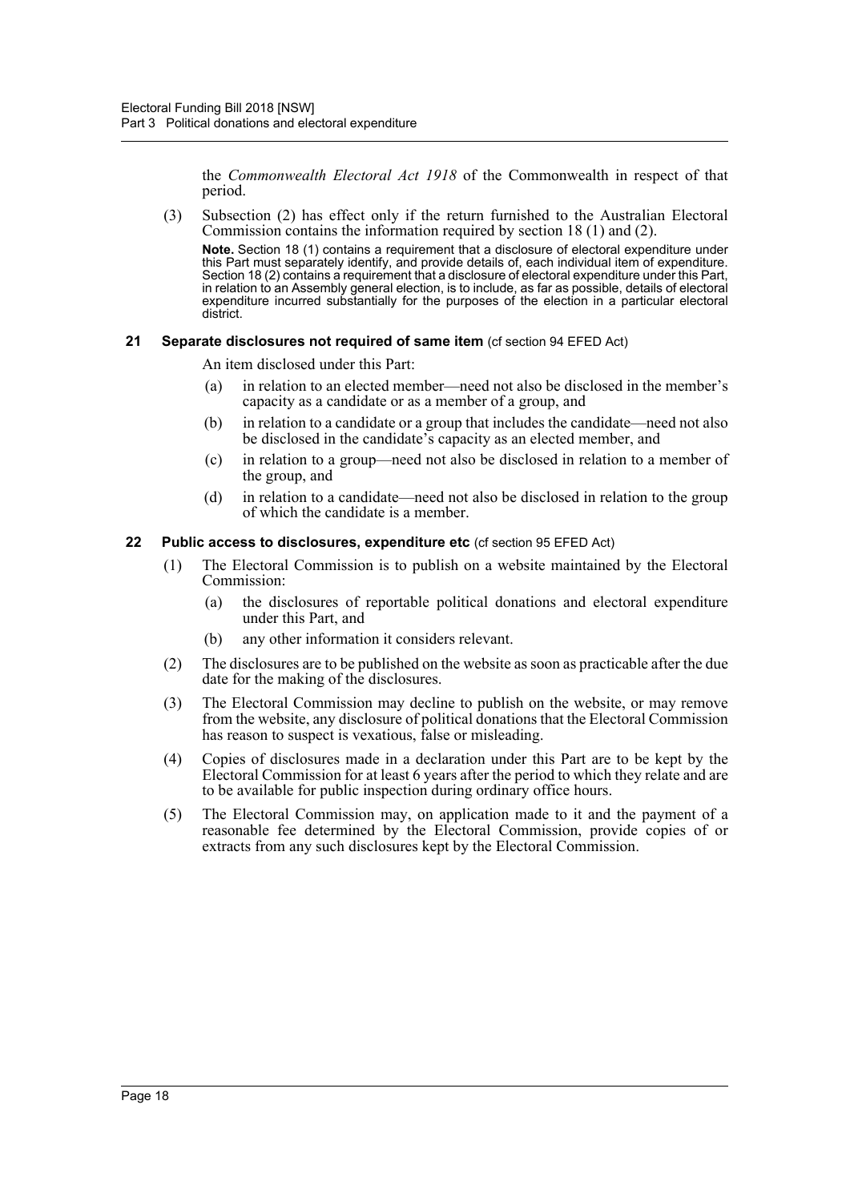the *Commonwealth Electoral Act 1918* of the Commonwealth in respect of that period.

(3) Subsection (2) has effect only if the return furnished to the Australian Electoral Commission contains the information required by section 18 (1) and (2).

**Note.** Section 18 (1) contains a requirement that a disclosure of electoral expenditure under this Part must separately identify, and provide details of, each individual item of expenditure. Section 18 (2) contains a requirement that a disclosure of electoral expenditure under this Part, in relation to an Assembly general election, is to include, as far as possible, details of electoral expenditure incurred substantially for the purposes of the election in a particular electoral district.

### 21 Separate disclosures not required of same item (cf section 94 EFED Act)

An item disclosed under this Part:

(a) in relation to an elected member—need not also be disclosed in the member's capacity as a candidate or as a member of a group, and

(b) in relation to a candidate or a group that includes the candidate—need not also be disclosed in the candidate's capacity as an elected member, and

(c) in relation to a group—need not also be disclosed in relation to a member of the group, and

(d) in relation to a candidate—need not also be disclosed in relation to the group of which the candidate is a member.

### 22 Public access to disclosures, expenditure etc (cf section 95 EFED Act)

(1) The Electoral Commission is to publish on a website maintained by the Electoral Commission:

(a) the disclosures of reportable political donations and electoral expenditure under this Part, and

(b) any other information it considers relevant.

(2) The disclosures are to be published on the website as soon as practicable after the due date for the making of the disclosures.

(3) The Electoral Commission may decline to publish on the website, or may remove from the website, any disclosure of political donations that the Electoral Commission has reason to suspect is vexatious, false or misleading.

(4) Copies of disclosures made in a declaration under this Part are to be kept by the Electoral Commission for at least 6 years after the period to which they relate and are to be available for public inspection during ordinary office hours.

(5) The Electoral Commission may, on application made to it and the payment of a reasonable fee determined by the Electoral Commission, provide copies of or extracts from any such disclosures kept by the Electoral Commission.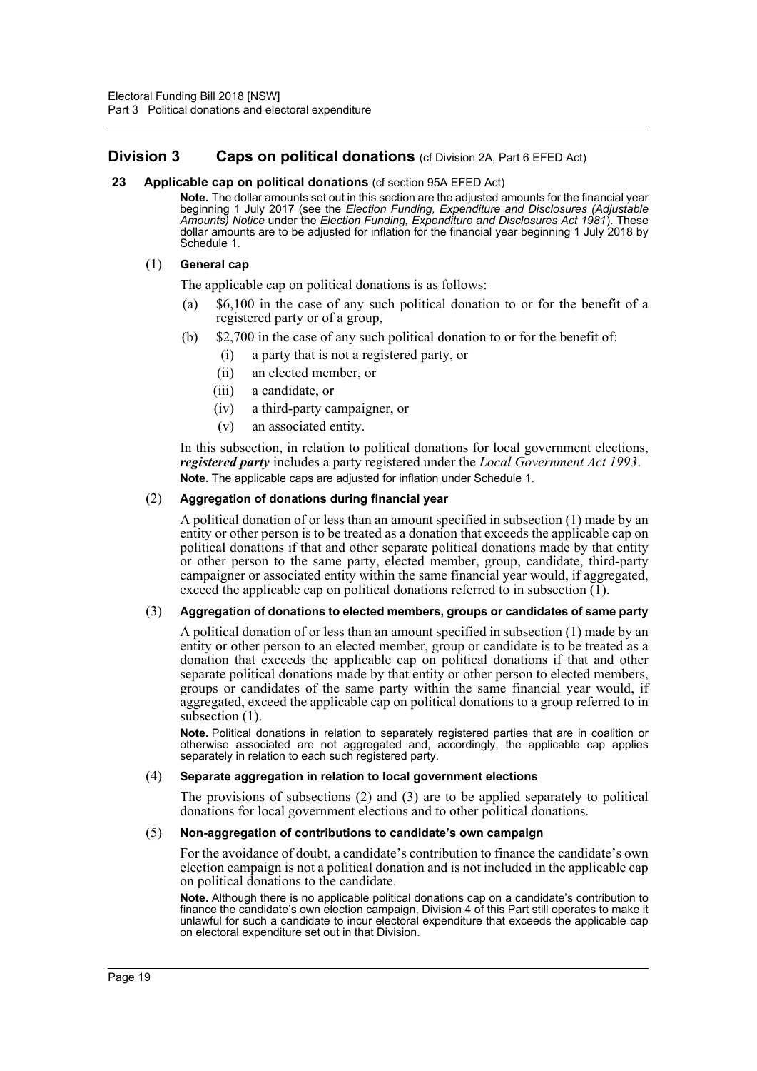## Division 3 Caps on political donations (cf Division 2A, Part 6 EFED Act)

### 23 Applicable cap on political donations (cf section 95A EFED Act)

**Note.** The dollar amounts set out in this section are the adjusted amounts for the financial year beginning 1 July 2017 (see the *Election Funding, Expenditure and Disclosures (Adjustable Amounts) Notice* under the *Election Funding, Expenditure and Disclosures Act 1981*). These dollar amounts are to be adjusted for inflation for the financial year beginning 1 July 2018 by Schedule 1.

(1) **General cap**

The applicable cap on political donations is as follows:

- (a) $6,100 in the case of any such political donation to or for the benefit of a registered party or of a group,
- (b) $2,700 in the case of any such political donation to or for the benefit of:
  - (i) a party that is not a registered party, or
  - (ii) an elected member, or
  - (iii) a candidate, or
  - (iv) a third-party campaigner, or
  - (v) an associated entity.

In this subsection, in relation to political donations for local government elections, ***registered party*** includes a party registered under the *Local Government Act 1993*.

**Note.** The applicable caps are adjusted for inflation under Schedule 1.

(2) **Aggregation of donations during financial year**

A political donation of or less than an amount specified in subsection (1) made by an entity or other person is to be treated as a donation that exceeds the applicable cap on political donations if that and other separate political donations made by that entity or other person to the same party, elected member, group, candidate, third-party campaigner or associated entity within the same financial year would, if aggregated, exceed the applicable cap on political donations referred to in subsection (1).

(3) **Aggregation of donations to elected members, groups or candidates of same party**

A political donation of or less than an amount specified in subsection (1) made by an entity or other person to an elected member, group or candidate is to be treated as a donation that exceeds the applicable cap on political donations if that and other separate political donations made by that entity or other person to elected members, groups or candidates of the same party within the same financial year would, if aggregated, exceed the applicable cap on political donations to a group referred to in subsection (1).

**Note.** Political donations in relation to separately registered parties that are in coalition or otherwise associated are not aggregated and, accordingly, the applicable cap applies separately in relation to each such registered party.

(4) **Separate aggregation in relation to local government elections**

The provisions of subsections (2) and (3) are to be applied separately to political donations for local government elections and to other political donations.

(5) **Non-aggregation of contributions to candidate's own campaign**

For the avoidance of doubt, a candidate's contribution to finance the candidate's own election campaign is not a political donation and is not included in the applicable cap on political donations to the candidate.

**Note.** Although there is no applicable political donations cap on a candidate's contribution to finance the candidate's own election campaign, Division 4 of this Part still operates to make it unlawful for such a candidate to incur electoral expenditure that exceeds the applicable cap on electoral expenditure set out in that Division.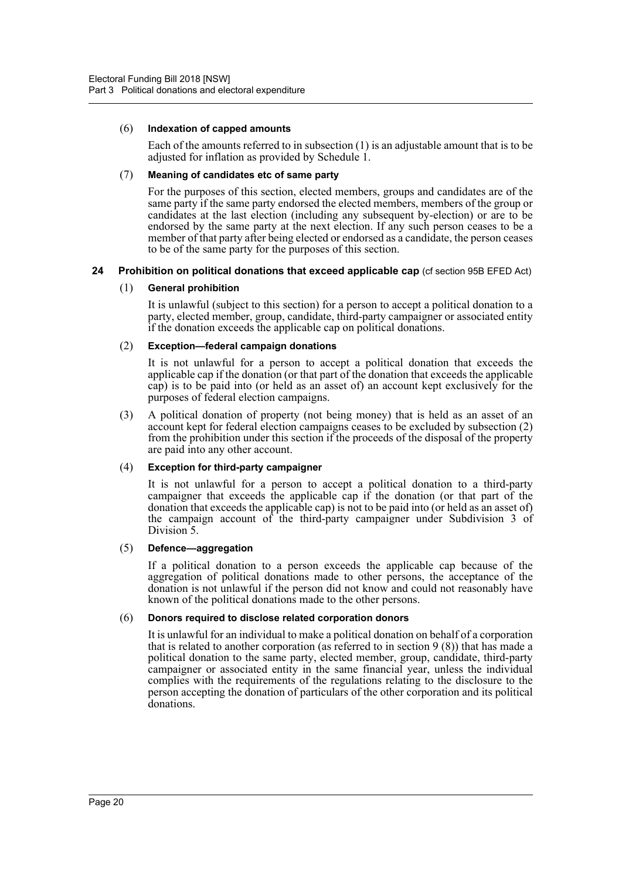(6) **Indexation of capped amounts**

Each of the amounts referred to in subsection (1) is an adjustable amount that is to be adjusted for inflation as provided by Schedule 1.

(7) **Meaning of candidates etc of same party**

For the purposes of this section, elected members, groups and candidates are of the same party if the same party endorsed the elected members, members of the group or candidates at the last election (including any subsequent by-election) or are to be endorsed by the same party at the next election. If any such person ceases to be a member of that party after being elected or endorsed as a candidate, the person ceases to be of the same party for the purposes of this section.

### 24 Prohibition on political donations that exceed applicable cap (cf section 95B EFED Act)

(1) **General prohibition**

It is unlawful (subject to this section) for a person to accept a political donation to a party, elected member, group, candidate, third-party campaigner or associated entity if the donation exceeds the applicable cap on political donations.

(2) **Exception—federal campaign donations**

It is not unlawful for a person to accept a political donation that exceeds the applicable cap if the donation (or that part of the donation that exceeds the applicable cap) is to be paid into (or held as an asset of) an account kept exclusively for the purposes of federal election campaigns.

(3) A political donation of property (not being money) that is held as an asset of an account kept for federal election campaigns ceases to be excluded by subsection (2) from the prohibition under this section if the proceeds of the disposal of the property are paid into any other account.

(4) **Exception for third-party campaigner**

It is not unlawful for a person to accept a political donation to a third-party campaigner that exceeds the applicable cap if the donation (or that part of the donation that exceeds the applicable cap) is not to be paid into (or held as an asset of) the campaign account of the third-party campaigner under Subdivision 3 of Division 5.

(5) **Defence—aggregation**

If a political donation to a person exceeds the applicable cap because of the aggregation of political donations made to other persons, the acceptance of the donation is not unlawful if the person did not know and could not reasonably have known of the political donations made to the other persons.

(6) **Donors required to disclose related corporation donors**

It is unlawful for an individual to make a political donation on behalf of a corporation that is related to another corporation (as referred to in section 9 (8)) that has made a political donation to the same party, elected member, group, candidate, third-party campaigner or associated entity in the same financial year, unless the individual complies with the requirements of the regulations relating to the disclosure to the person accepting the donation of particulars of the other corporation and its political donations.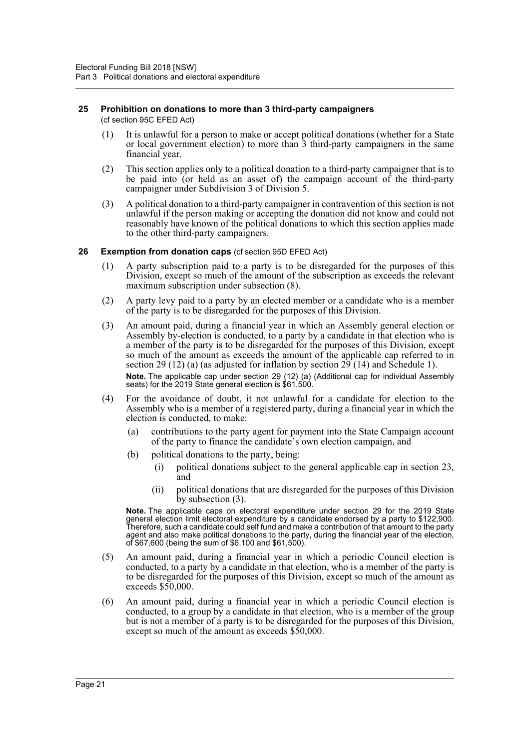## 25 Prohibition on donations to more than 3 third-party campaigners

(cf section 95C EFED Act)

(1) It is unlawful for a person to make or accept political donations (whether for a State or local government election) to more than 3 third-party campaigners in the same financial year.

(2) This section applies only to a political donation to a third-party campaigner that is to be paid into (or held as an asset of) the campaign account of the third-party campaigner under Subdivision 3 of Division 5.

(3) A political donation to a third-party campaigner in contravention of this section is not unlawful if the person making or accepting the donation did not know and could not reasonably have known of the political donations to which this section applies made to the other third-party campaigners.

## 26 Exemption from donation caps (cf section 95D EFED Act)

(1) A party subscription paid to a party is to be disregarded for the purposes of this Division, except so much of the amount of the subscription as exceeds the relevant maximum subscription under subsection (8).

(2) A party levy paid to a party by an elected member or a candidate who is a member of the party is to be disregarded for the purposes of this Division.

(3) An amount paid, during a financial year in which an Assembly general election or Assembly by-election is conducted, to a party by a candidate in that election who is a member of the party is to be disregarded for the purposes of this Division, except so much of the amount as exceeds the amount of the applicable cap referred to in section 29 (12) (a) (as adjusted for inflation by section 29 (14) and Schedule 1).

**Note.** The applicable cap under section 29 (12) (a) (Additional cap for individual Assembly seats) for the 2019 State general election is $61,500.

(4) For the avoidance of doubt, it not unlawful for a candidate for election to the Assembly who is a member of a registered party, during a financial year in which the election is conducted, to make:

(a) contributions to the party agent for payment into the State Campaign account of the party to finance the candidate's own election campaign, and

(b) political donations to the party, being:

(i) political donations subject to the general applicable cap in section 23, and

(ii) political donations that are disregarded for the purposes of this Division by subsection (3).

**Note.** The applicable caps on electoral expenditure under section 29 for the 2019 State general election limit electoral expenditure by a candidate endorsed by a party to $122,900. Therefore, such a candidate could self fund and make a contribution of that amount to the party agent and also make political donations to the party, during the financial year of the election, of $67,600 (being the sum of $6,100 and $61,500).

(5) An amount paid, during a financial year in which a periodic Council election is conducted, to a party by a candidate in that election, who is a member of the party is to be disregarded for the purposes of this Division, except so much of the amount as exceeds $50,000.

(6) An amount paid, during a financial year in which a periodic Council election is conducted, to a group by a candidate in that election, who is a member of the group but is not a member of a party is to be disregarded for the purposes of this Division, except so much of the amount as exceeds $50,000.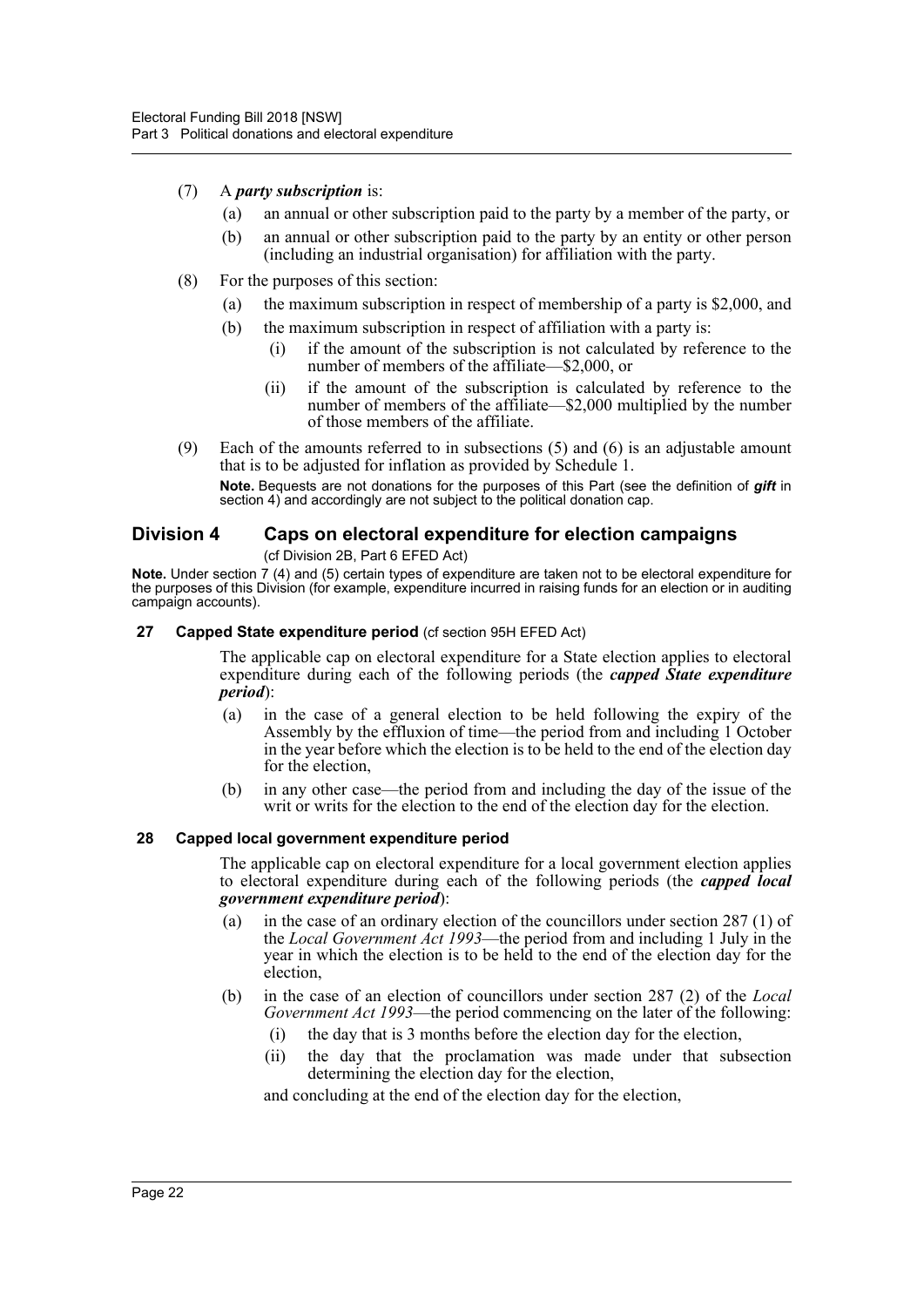(7) A ***party subscription*** is:

(a) an annual or other subscription paid to the party by a member of the party, or

(b) an annual or other subscription paid to the party by an entity or other person (including an industrial organisation) for affiliation with the party.

(8) For the purposes of this section:

(a) the maximum subscription in respect of membership of a party is $2,000, and

(b) the maximum subscription in respect of affiliation with a party is:

(i) if the amount of the subscription is not calculated by reference to the number of members of the affiliate—$2,000, or

(ii) if the amount of the subscription is calculated by reference to the number of members of the affiliate—$2,000 multiplied by the number of those members of the affiliate.

(9) Each of the amounts referred to in subsections (5) and (6) is an adjustable amount that is to be adjusted for inflation as provided by Schedule 1.

**Note.** Bequests are not donations for the purposes of this Part (see the definition of ***gift*** in section 4) and accordingly are not subject to the political donation cap.

## Division 4 Caps on electoral expenditure for election campaigns

(cf Division 2B, Part 6 EFED Act)

**Note.** Under section 7 (4) and (5) certain types of expenditure are taken not to be electoral expenditure for the purposes of this Division (for example, expenditure incurred in raising funds for an election or in auditing campaign accounts).

### 27 Capped State expenditure period (cf section 95H EFED Act)

The applicable cap on electoral expenditure for a State election applies to electoral expenditure during each of the following periods (the ***capped State expenditure period***):

(a) in the case of a general election to be held following the expiry of the Assembly by the effluxion of time—the period from and including 1 October in the year before which the election is to be held to the end of the election day for the election,

(b) in any other case—the period from and including the day of the issue of the writ or writs for the election to the end of the election day for the election.

### 28 Capped local government expenditure period

The applicable cap on electoral expenditure for a local government election applies to electoral expenditure during each of the following periods (the ***capped local government expenditure period***):

(a) in the case of an ordinary election of the councillors under section 287 (1) of the *Local Government Act 1993*—the period from and including 1 July in the year in which the election is to be held to the end of the election day for the election,

(b) in the case of an election of councillors under section 287 (2) of the *Local Government Act 1993*—the period commencing on the later of the following:

(i) the day that is 3 months before the election day for the election,

(ii) the day that the proclamation was made under that subsection determining the election day for the election,

and concluding at the end of the election day for the election,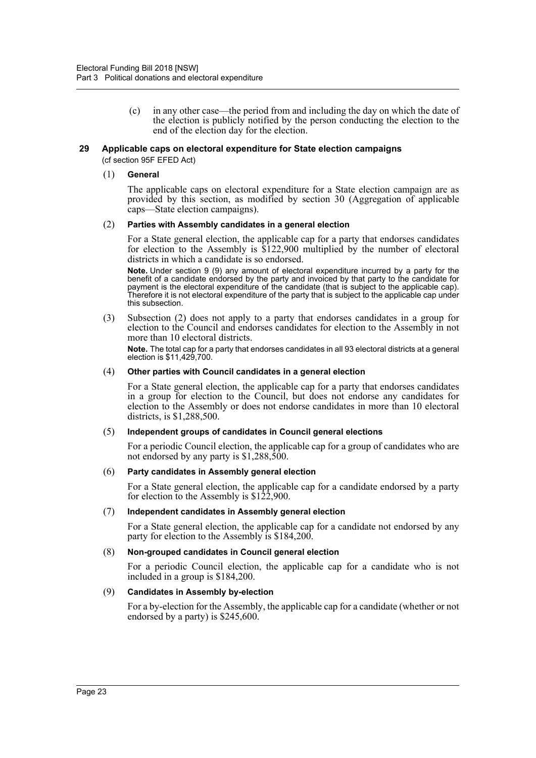(c) in any other case—the period from and including the day on which the date of the election is publicly notified by the person conducting the election to the end of the election day for the election.

### 29 Applicable caps on electoral expenditure for State election campaigns

(cf section 95F EFED Act)

(1) **General**

The applicable caps on electoral expenditure for a State election campaign are as provided by this section, as modified by section 30 (Aggregation of applicable caps—State election campaigns).

(2) **Parties with Assembly candidates in a general election**

For a State general election, the applicable cap for a party that endorses candidates for election to the Assembly is $122,900 multiplied by the number of electoral districts in which a candidate is so endorsed.

**Note.** Under section 9 (9) any amount of electoral expenditure incurred by a party for the benefit of a candidate endorsed by the party and invoiced by that party to the candidate for payment is the electoral expenditure of the candidate (that is subject to the applicable cap). Therefore it is not electoral expenditure of the party that is subject to the applicable cap under this subsection.

(3) Subsection (2) does not apply to a party that endorses candidates in a group for election to the Council and endorses candidates for election to the Assembly in not more than 10 electoral districts.

**Note.** The total cap for a party that endorses candidates in all 93 electoral districts at a general election is $11,429,700.

(4) **Other parties with Council candidates in a general election**

For a State general election, the applicable cap for a party that endorses candidates in a group for election to the Council, but does not endorse any candidates for election to the Assembly or does not endorse candidates in more than 10 electoral districts, is $1,288,500.

(5) **Independent groups of candidates in Council general elections**

For a periodic Council election, the applicable cap for a group of candidates who are not endorsed by any party is $1,288,500.

(6) **Party candidates in Assembly general election**

For a State general election, the applicable cap for a candidate endorsed by a party for election to the Assembly is $122,900.

(7) **Independent candidates in Assembly general election**

For a State general election, the applicable cap for a candidate not endorsed by any party for election to the Assembly is $184,200.

(8) **Non-grouped candidates in Council general election**

For a periodic Council election, the applicable cap for a candidate who is not included in a group is $184,200.

(9) **Candidates in Assembly by-election**

For a by-election for the Assembly, the applicable cap for a candidate (whether or not endorsed by a party) is $245,600.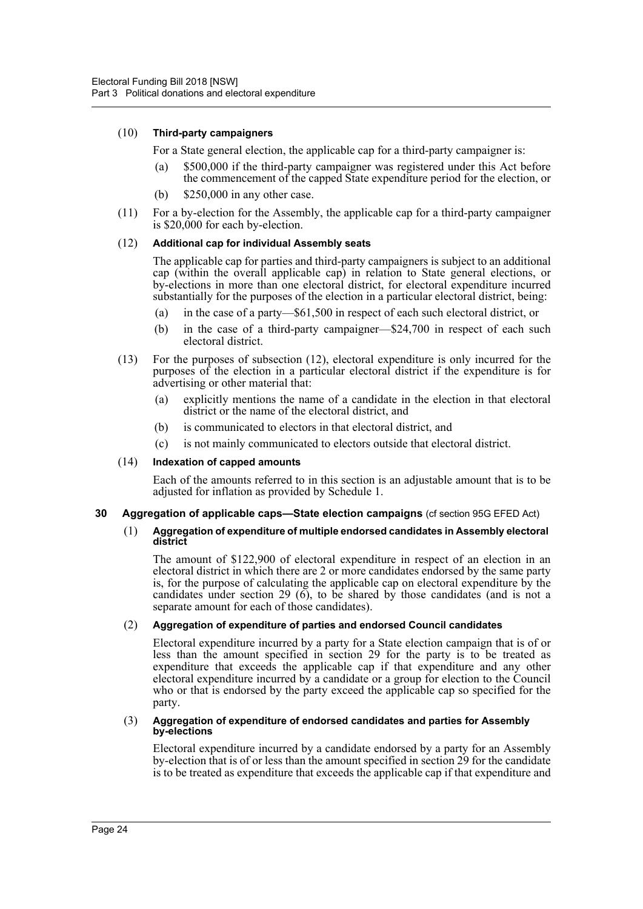(10) **Third-party campaigners**

For a State general election, the applicable cap for a third-party campaigner is:

- (a) $500,000 if the third-party campaigner was registered under this Act before the commencement of the capped State expenditure period for the election, or
- (b) $250,000 in any other case.

(11) For a by-election for the Assembly, the applicable cap for a third-party campaigner is $20,000 for each by-election.

(12) **Additional cap for individual Assembly seats**

The applicable cap for parties and third-party campaigners is subject to an additional cap (within the overall applicable cap) in relation to State general elections, or by-elections in more than one electoral district, for electoral expenditure incurred substantially for the purposes of the election in a particular electoral district, being:

- (a) in the case of a party—$61,500 in respect of each such electoral district, or
- (b) in the case of a third-party campaigner—$24,700 in respect of each such electoral district.

(13) For the purposes of subsection (12), electoral expenditure is only incurred for the purposes of the election in a particular electoral district if the expenditure is for advertising or other material that:

- (a) explicitly mentions the name of a candidate in the election in that electoral district or the name of the electoral district, and
- (b) is communicated to electors in that electoral district, and
- (c) is not mainly communicated to electors outside that electoral district.

(14) **Indexation of capped amounts**

Each of the amounts referred to in this section is an adjustable amount that is to be adjusted for inflation as provided by Schedule 1.

### 30 Aggregation of applicable caps—State election campaigns (cf section 95G EFED Act)

(1) **Aggregation of expenditure of multiple endorsed candidates in Assembly electoral district**

The amount of $122,900 of electoral expenditure in respect of an election in an electoral district in which there are 2 or more candidates endorsed by the same party is, for the purpose of calculating the applicable cap on electoral expenditure by the candidates under section 29 (6), to be shared by those candidates (and is not a separate amount for each of those candidates).

(2) **Aggregation of expenditure of parties and endorsed Council candidates**

Electoral expenditure incurred by a party for a State election campaign that is of or less than the amount specified in section 29 for the party is to be treated as expenditure that exceeds the applicable cap if that expenditure and any other electoral expenditure incurred by a candidate or a group for election to the Council who or that is endorsed by the party exceed the applicable cap so specified for the party.

(3) **Aggregation of expenditure of endorsed candidates and parties for Assembly by-elections**

Electoral expenditure incurred by a candidate endorsed by a party for an Assembly by-election that is of or less than the amount specified in section 29 for the candidate is to be treated as expenditure that exceeds the applicable cap if that expenditure and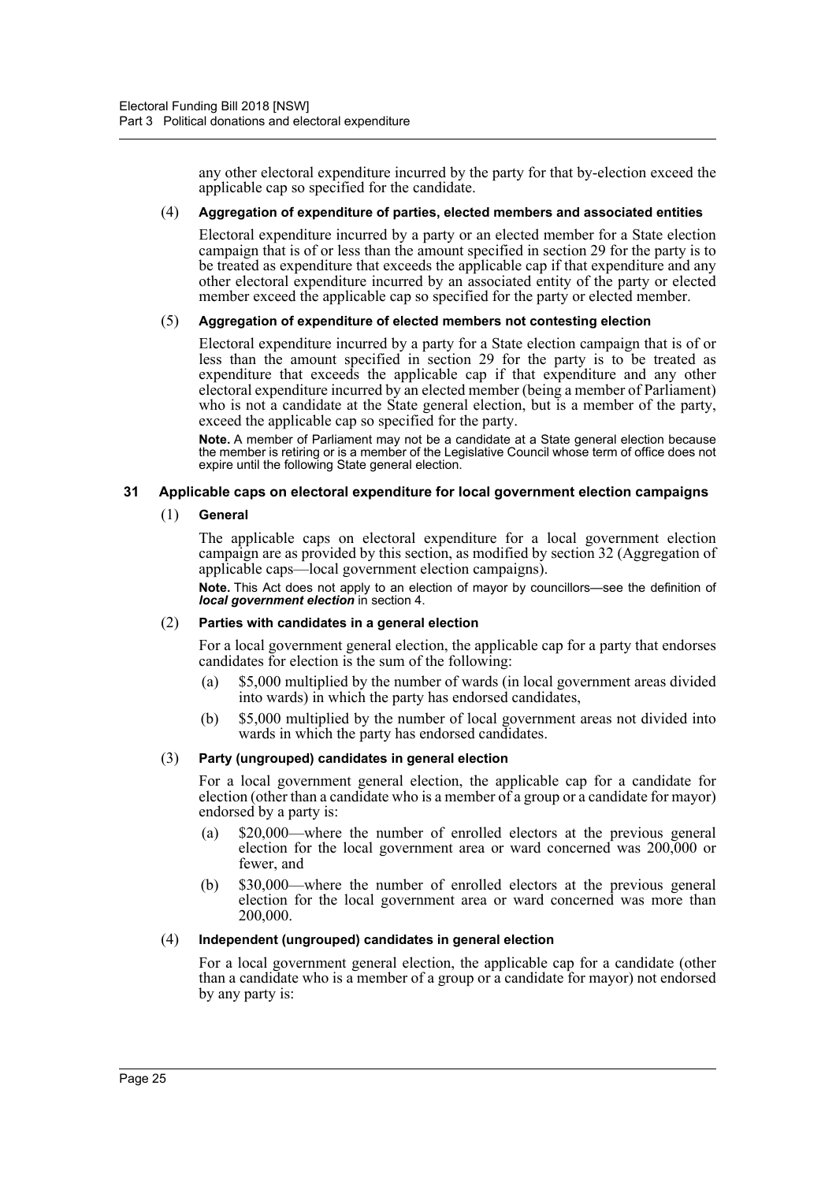any other electoral expenditure incurred by the party for that by-election exceed the applicable cap so specified for the candidate.

(4) **Aggregation of expenditure of parties, elected members and associated entities**

Electoral expenditure incurred by a party or an elected member for a State election campaign that is of or less than the amount specified in section 29 for the party is to be treated as expenditure that exceeds the applicable cap if that expenditure and any other electoral expenditure incurred by an associated entity of the party or elected member exceed the applicable cap so specified for the party or elected member.

(5) **Aggregation of expenditure of elected members not contesting election**

Electoral expenditure incurred by a party for a State election campaign that is of or less than the amount specified in section 29 for the party is to be treated as expenditure that exceeds the applicable cap if that expenditure and any other electoral expenditure incurred by an elected member (being a member of Parliament) who is not a candidate at the State general election, but is a member of the party, exceed the applicable cap so specified for the party.

**Note.** A member of Parliament may not be a candidate at a State general election because the member is retiring or is a member of the Legislative Council whose term of office does not expire until the following State general election.

### 31 Applicable caps on electoral expenditure for local government election campaigns

(1) **General**

The applicable caps on electoral expenditure for a local government election campaign are as provided by this section, as modified by section 32 (Aggregation of applicable caps—local government election campaigns).

**Note.** This Act does not apply to an election of mayor by councillors—see the definition of ***local government election*** in section 4.

(2) **Parties with candidates in a general election**

For a local government general election, the applicable cap for a party that endorses candidates for election is the sum of the following:

(a) $5,000 multiplied by the number of wards (in local government areas divided into wards) in which the party has endorsed candidates,

(b) $5,000 multiplied by the number of local government areas not divided into wards in which the party has endorsed candidates.

(3) **Party (ungrouped) candidates in general election**

For a local government general election, the applicable cap for a candidate for election (other than a candidate who is a member of a group or a candidate for mayor) endorsed by a party is:

(a) $20,000—where the number of enrolled electors at the previous general election for the local government area or ward concerned was 200,000 or fewer, and

(b) $30,000—where the number of enrolled electors at the previous general election for the local government area or ward concerned was more than 200,000.

(4) **Independent (ungrouped) candidates in general election**

For a local government general election, the applicable cap for a candidate (other than a candidate who is a member of a group or a candidate for mayor) not endorsed by any party is: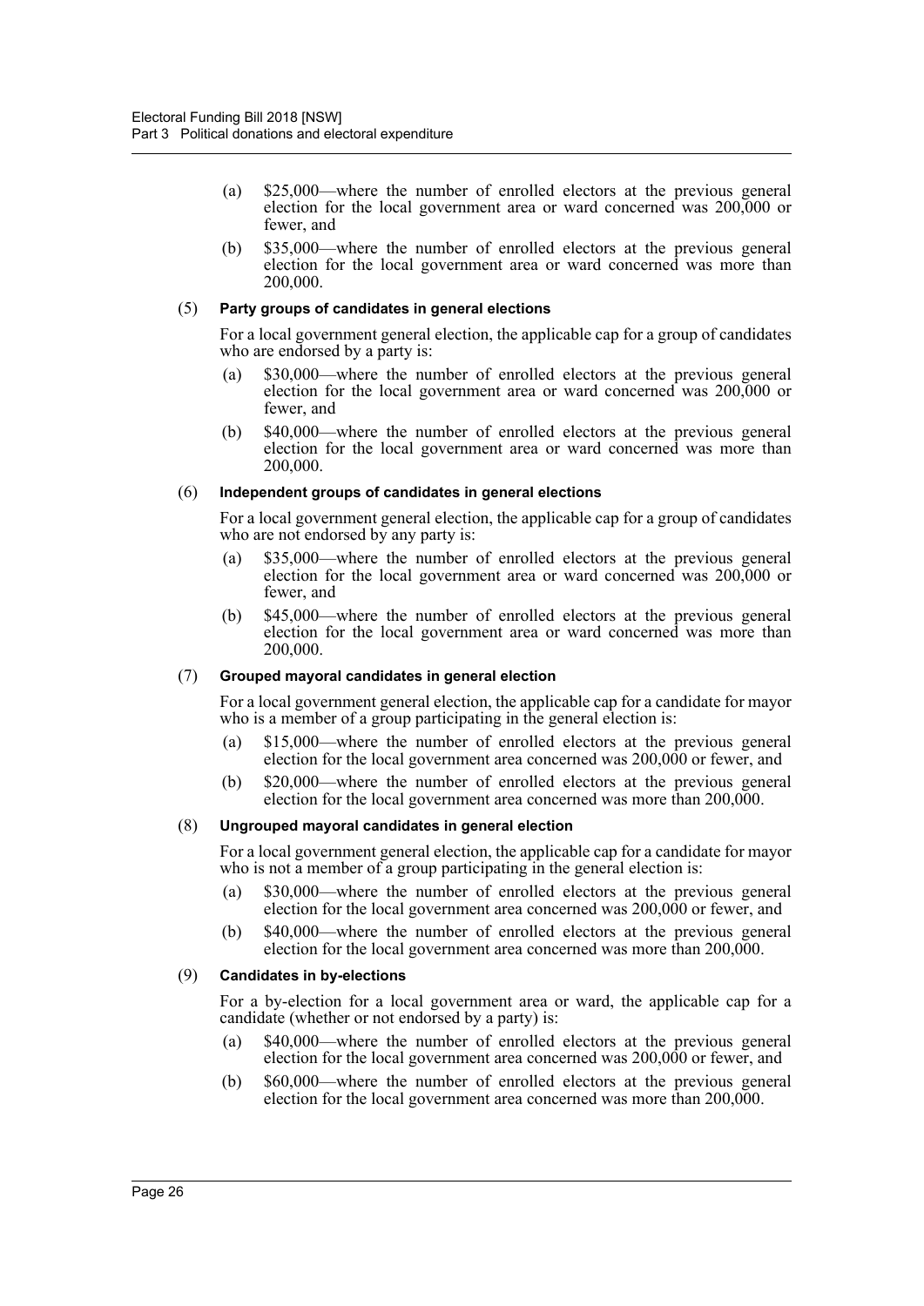(a) $25,000—where the number of enrolled electors at the previous general election for the local government area or ward concerned was 200,000 or fewer, and

(b) $35,000—where the number of enrolled electors at the previous general election for the local government area or ward concerned was more than 200,000.

(5) **Party groups of candidates in general elections**

For a local government general election, the applicable cap for a group of candidates who are endorsed by a party is:

(a) $30,000—where the number of enrolled electors at the previous general election for the local government area or ward concerned was 200,000 or fewer, and

(b) $40,000—where the number of enrolled electors at the previous general election for the local government area or ward concerned was more than 200,000.

(6) **Independent groups of candidates in general elections**

For a local government general election, the applicable cap for a group of candidates who are not endorsed by any party is:

(a) $35,000—where the number of enrolled electors at the previous general election for the local government area or ward concerned was 200,000 or fewer, and

(b) $45,000—where the number of enrolled electors at the previous general election for the local government area or ward concerned was more than 200,000.

(7) **Grouped mayoral candidates in general election**

For a local government general election, the applicable cap for a candidate for mayor who is a member of a group participating in the general election is:

(a) $15,000—where the number of enrolled electors at the previous general election for the local government area concerned was 200,000 or fewer, and

(b) $20,000—where the number of enrolled electors at the previous general election for the local government area concerned was more than 200,000.

(8) **Ungrouped mayoral candidates in general election**

For a local government general election, the applicable cap for a candidate for mayor who is not a member of a group participating in the general election is:

(a) $30,000—where the number of enrolled electors at the previous general election for the local government area concerned was 200,000 or fewer, and

(b) $40,000—where the number of enrolled electors at the previous general election for the local government area concerned was more than 200,000.

(9) **Candidates in by-elections**

For a by-election for a local government area or ward, the applicable cap for a candidate (whether or not endorsed by a party) is:

(a) $40,000—where the number of enrolled electors at the previous general election for the local government area concerned was 200,000 or fewer, and

(b) $60,000—where the number of enrolled electors at the previous general election for the local government area concerned was more than 200,000.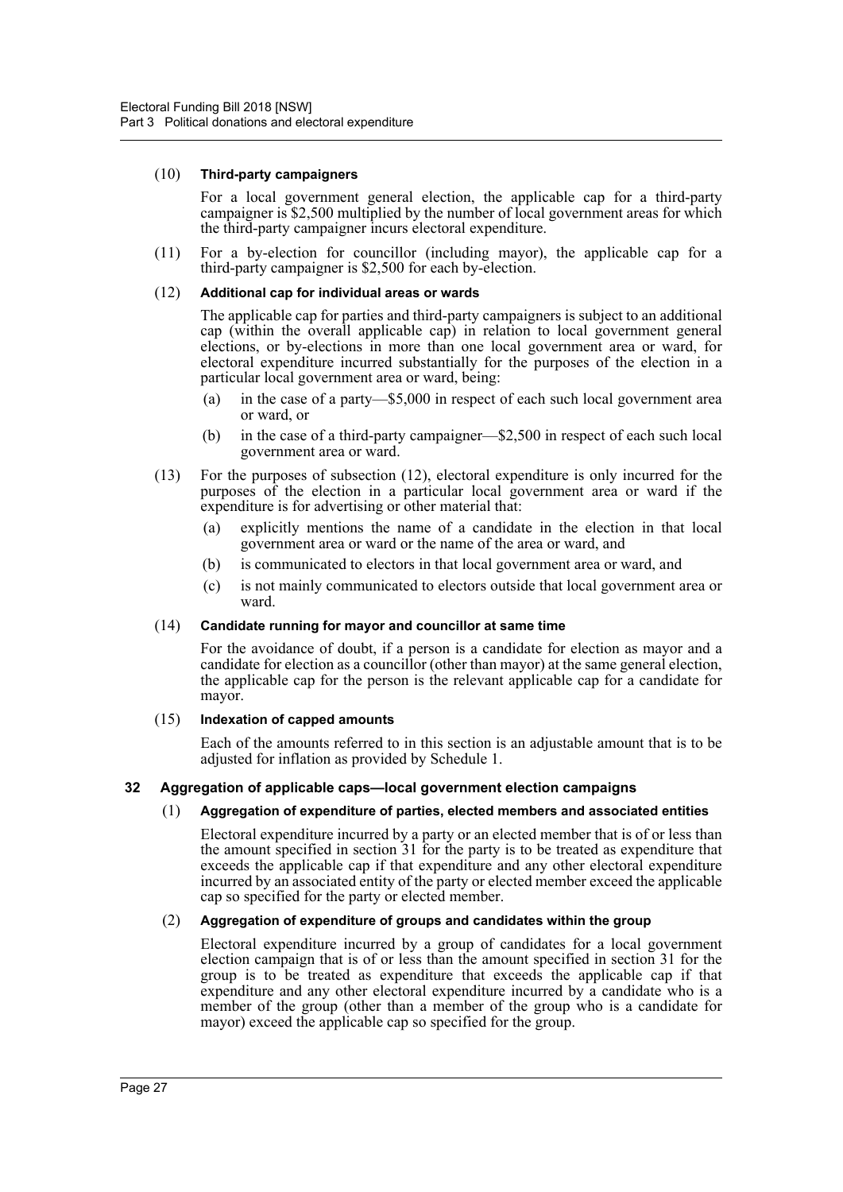(10) **Third-party campaigners**

For a local government general election, the applicable cap for a third-party campaigner is $2,500 multiplied by the number of local government areas for which the third-party campaigner incurs electoral expenditure.

(11) For a by-election for councillor (including mayor), the applicable cap for a third-party campaigner is $2,500 for each by-election.

(12) **Additional cap for individual areas or wards**

The applicable cap for parties and third-party campaigners is subject to an additional cap (within the overall applicable cap) in relation to local government general elections, or by-elections in more than one local government area or ward, for electoral expenditure incurred substantially for the purposes of the election in a particular local government area or ward, being:

- (a) in the case of a party—$5,000 in respect of each such local government area or ward, or
- (b) in the case of a third-party campaigner—$2,500 in respect of each such local government area or ward.

(13) For the purposes of subsection (12), electoral expenditure is only incurred for the purposes of the election in a particular local government area or ward if the expenditure is for advertising or other material that:

- (a) explicitly mentions the name of a candidate in the election in that local government area or ward or the name of the area or ward, and
- (b) is communicated to electors in that local government area or ward, and
- (c) is not mainly communicated to electors outside that local government area or ward.

(14) **Candidate running for mayor and councillor at same time**

For the avoidance of doubt, if a person is a candidate for election as mayor and a candidate for election as a councillor (other than mayor) at the same general election, the applicable cap for the person is the relevant applicable cap for a candidate for mayor.

(15) **Indexation of capped amounts**

Each of the amounts referred to in this section is an adjustable amount that is to be adjusted for inflation as provided by Schedule 1.

### 32 Aggregation of applicable caps—local government election campaigns

(1) **Aggregation of expenditure of parties, elected members and associated entities**

Electoral expenditure incurred by a party or an elected member that is of or less than the amount specified in section 31 for the party is to be treated as expenditure that exceeds the applicable cap if that expenditure and any other electoral expenditure incurred by an associated entity of the party or elected member exceed the applicable cap so specified for the party or elected member.

(2) **Aggregation of expenditure of groups and candidates within the group**

Electoral expenditure incurred by a group of candidates for a local government election campaign that is of or less than the amount specified in section 31 for the group is to be treated as expenditure that exceeds the applicable cap if that expenditure and any other electoral expenditure incurred by a candidate who is a member of the group (other than a member of the group who is a candidate for mayor) exceed the applicable cap so specified for the group.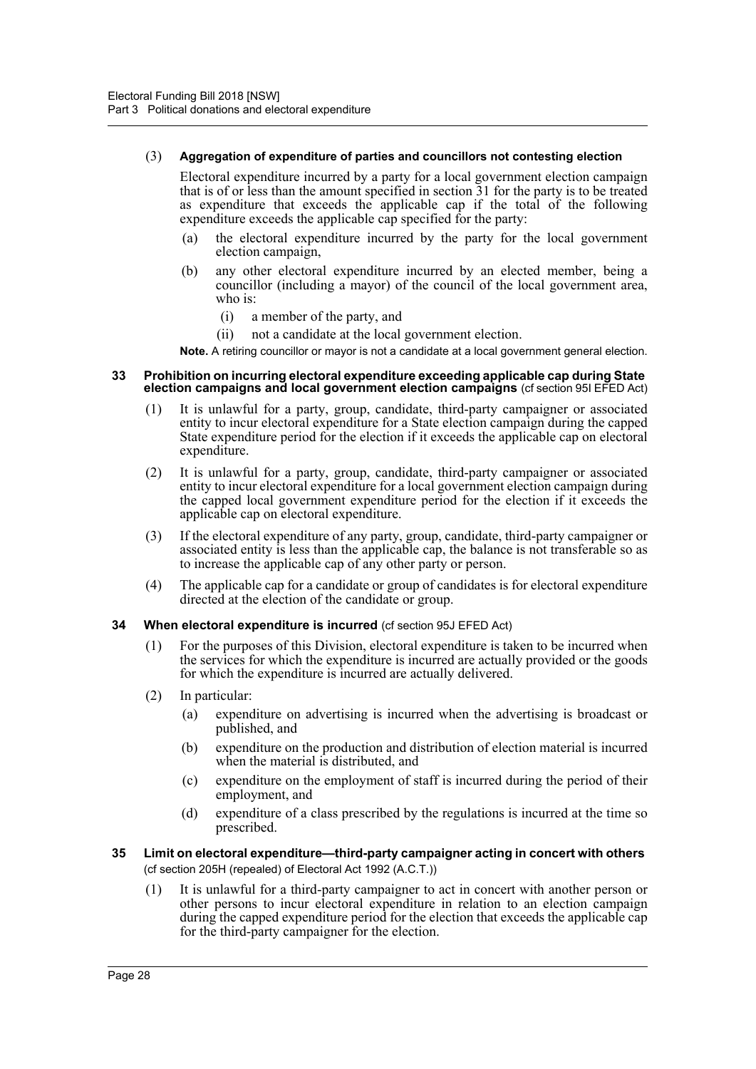(3) **Aggregation of expenditure of parties and councillors not contesting election**

Electoral expenditure incurred by a party for a local government election campaign that is of or less than the amount specified in section 31 for the party is to be treated as expenditure that exceeds the applicable cap if the total of the following expenditure exceeds the applicable cap specified for the party:

- (a) the electoral expenditure incurred by the party for the local government election campaign,
- (b) any other electoral expenditure incurred by an elected member, being a councillor (including a mayor) of the council of the local government area, who is:
  - (i) a member of the party, and
  - (ii) not a candidate at the local government election.

**Note.** A retiring councillor or mayor is not a candidate at a local government general election.

### 33 Prohibition on incurring electoral expenditure exceeding applicable cap during State election campaigns and local government election campaigns (cf section 95I EFED Act)

(1) It is unlawful for a party, group, candidate, third-party campaigner or associated entity to incur electoral expenditure for a State election campaign during the capped State expenditure period for the election if it exceeds the applicable cap on electoral expenditure.

(2) It is unlawful for a party, group, candidate, third-party campaigner or associated entity to incur electoral expenditure for a local government election campaign during the capped local government expenditure period for the election if it exceeds the applicable cap on electoral expenditure.

(3) If the electoral expenditure of any party, group, candidate, third-party campaigner or associated entity is less than the applicable cap, the balance is not transferable so as to increase the applicable cap of any other party or person.

(4) The applicable cap for a candidate or group of candidates is for electoral expenditure directed at the election of the candidate or group.

### 34 When electoral expenditure is incurred (cf section 95J EFED Act)

(1) For the purposes of this Division, electoral expenditure is taken to be incurred when the services for which the expenditure is incurred are actually provided or the goods for which the expenditure is incurred are actually delivered.

(2) In particular:

- (a) expenditure on advertising is incurred when the advertising is broadcast or published, and
- (b) expenditure on the production and distribution of election material is incurred when the material is distributed, and
- (c) expenditure on the employment of staff is incurred during the period of their employment, and
- (d) expenditure of a class prescribed by the regulations is incurred at the time so prescribed.

### 35 Limit on electoral expenditure—third-party campaigner acting in concert with others (cf section 205H (repealed) of Electoral Act 1992 (A.C.T.))

(1) It is unlawful for a third-party campaigner to act in concert with another person or other persons to incur electoral expenditure in relation to an election campaign during the capped expenditure period for the election that exceeds the applicable cap for the third-party campaigner for the election.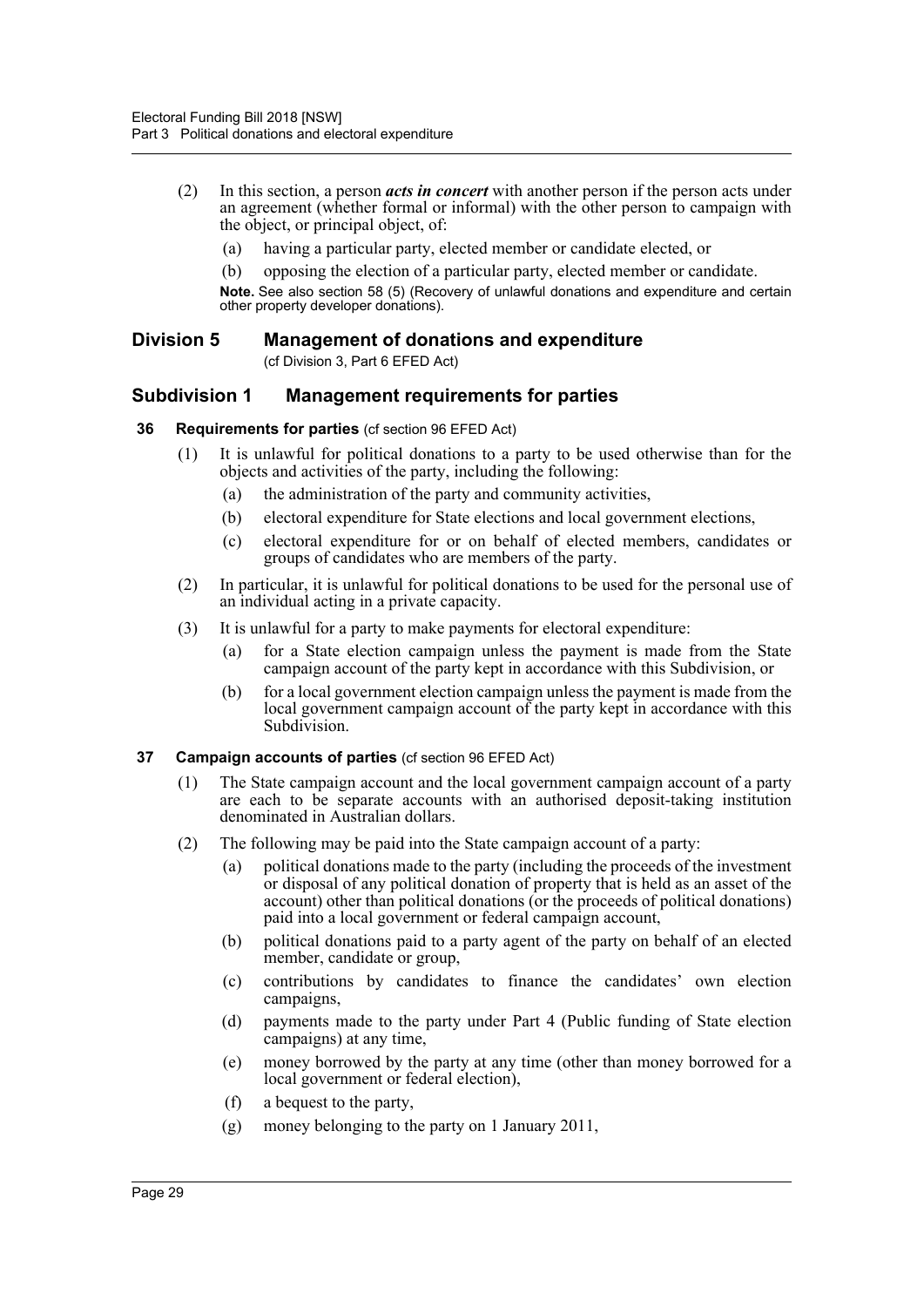(2) In this section, a person ***acts in concert*** with another person if the person acts under an agreement (whether formal or informal) with the other person to campaign with the object, or principal object, of:

(a) having a particular party, elected member or candidate elected, or

(b) opposing the election of a particular party, elected member or candidate.

**Note.** See also section 58 (5) (Recovery of unlawful donations and expenditure and certain other property developer donations).

## Division 5 Management of donations and expenditure

(cf Division 3, Part 6 EFED Act)

## Subdivision 1 Management requirements for parties

### 36 Requirements for parties (cf section 96 EFED Act)

(1) It is unlawful for political donations to a party to be used otherwise than for the objects and activities of the party, including the following:

(a) the administration of the party and community activities,

(b) electoral expenditure for State elections and local government elections,

(c) electoral expenditure for or on behalf of elected members, candidates or groups of candidates who are members of the party.

(2) In particular, it is unlawful for political donations to be used for the personal use of an individual acting in a private capacity.

(3) It is unlawful for a party to make payments for electoral expenditure:

(a) for a State election campaign unless the payment is made from the State campaign account of the party kept in accordance with this Subdivision, or

(b) for a local government election campaign unless the payment is made from the local government campaign account of the party kept in accordance with this Subdivision.

### 37 Campaign accounts of parties (cf section 96 EFED Act)

(1) The State campaign account and the local government campaign account of a party are each to be separate accounts with an authorised deposit-taking institution denominated in Australian dollars.

(2) The following may be paid into the State campaign account of a party:

(a) political donations made to the party (including the proceeds of the investment or disposal of any political donation of property that is held as an asset of the account) other than political donations (or the proceeds of political donations) paid into a local government or federal campaign account,

(b) political donations paid to a party agent of the party on behalf of an elected member, candidate or group,

(c) contributions by candidates to finance the candidates' own election campaigns,

(d) payments made to the party under Part 4 (Public funding of State election campaigns) at any time,

(e) money borrowed by the party at any time (other than money borrowed for a local government or federal election),

(f) a bequest to the party,

(g) money belonging to the party on 1 January 2011,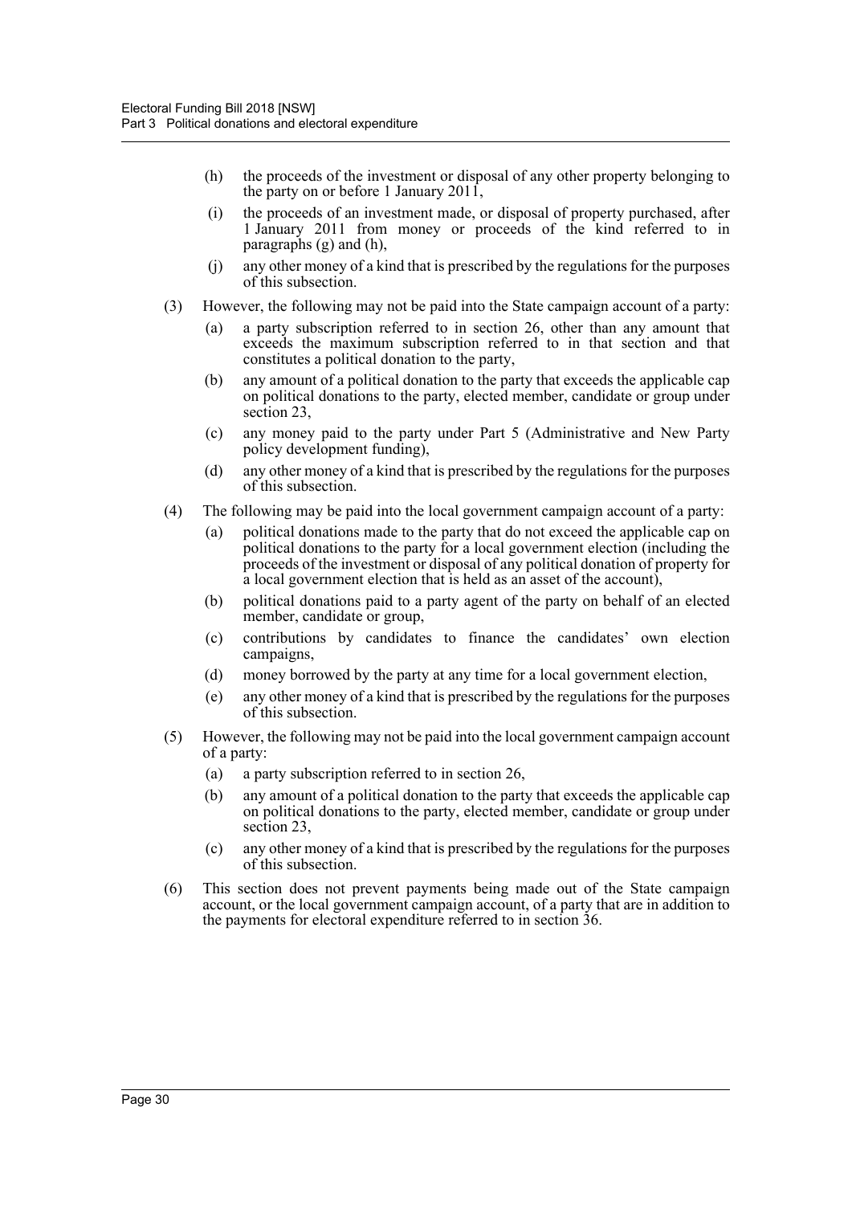(h) the proceeds of the investment or disposal of any other property belonging to the party on or before 1 January 2011,

(i) the proceeds of an investment made, or disposal of property purchased, after 1 January 2011 from money or proceeds of the kind referred to in paragraphs (g) and (h),

(j) any other money of a kind that is prescribed by the regulations for the purposes of this subsection.

(3) However, the following may not be paid into the State campaign account of a party:

(a) a party subscription referred to in section 26, other than any amount that exceeds the maximum subscription referred to in that section and that constitutes a political donation to the party,

(b) any amount of a political donation to the party that exceeds the applicable cap on political donations to the party, elected member, candidate or group under section 23,

(c) any money paid to the party under Part 5 (Administrative and New Party policy development funding),

(d) any other money of a kind that is prescribed by the regulations for the purposes of this subsection.

(4) The following may be paid into the local government campaign account of a party:

(a) political donations made to the party that do not exceed the applicable cap on political donations to the party for a local government election (including the proceeds of the investment or disposal of any political donation of property for a local government election that is held as an asset of the account),

(b) political donations paid to a party agent of the party on behalf of an elected member, candidate or group,

(c) contributions by candidates to finance the candidates' own election campaigns,

(d) money borrowed by the party at any time for a local government election,

(e) any other money of a kind that is prescribed by the regulations for the purposes of this subsection.

(5) However, the following may not be paid into the local government campaign account of a party:

(a) a party subscription referred to in section 26,

(b) any amount of a political donation to the party that exceeds the applicable cap on political donations to the party, elected member, candidate or group under section 23,

(c) any other money of a kind that is prescribed by the regulations for the purposes of this subsection.

(6) This section does not prevent payments being made out of the State campaign account, or the local government campaign account, of a party that are in addition to the payments for electoral expenditure referred to in section 36.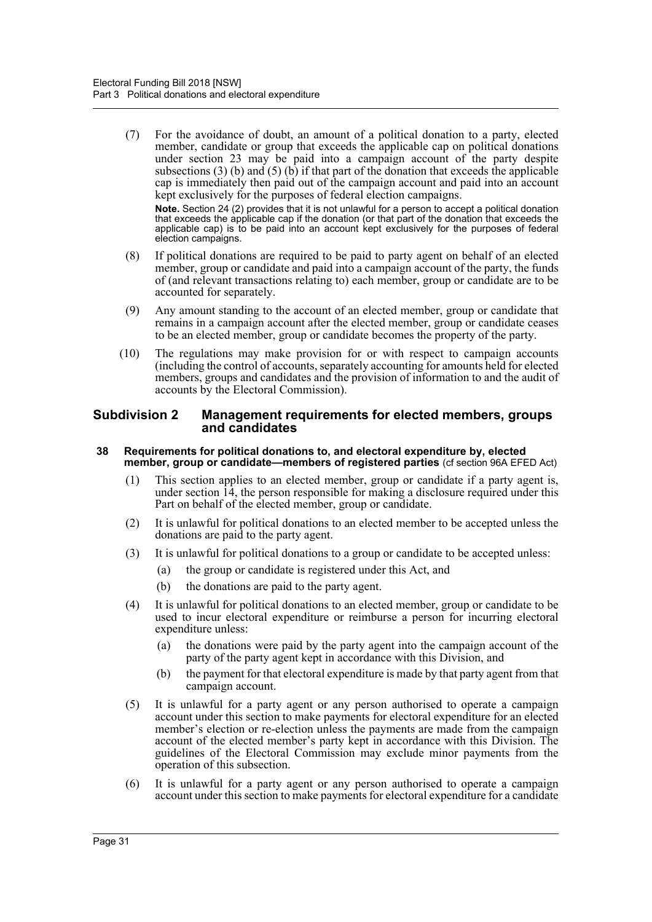(7) For the avoidance of doubt, an amount of a political donation to a party, elected member, candidate or group that exceeds the applicable cap on political donations under section 23 may be paid into a campaign account of the party despite subsections (3) (b) and (5) (b) if that part of the donation that exceeds the applicable cap is immediately then paid out of the campaign account and paid into an account kept exclusively for the purposes of federal election campaigns.

**Note.** Section 24 (2) provides that it is not unlawful for a person to accept a political donation that exceeds the applicable cap if the donation (or that part of the donation that exceeds the applicable cap) is to be paid into an account kept exclusively for the purposes of federal election campaigns.

(8) If political donations are required to be paid to party agent on behalf of an elected member, group or candidate and paid into a campaign account of the party, the funds of (and relevant transactions relating to) each member, group or candidate are to be accounted for separately.

(9) Any amount standing to the account of an elected member, group or candidate that remains in a campaign account after the elected member, group or candidate ceases to be an elected member, group or candidate becomes the property of the party.

(10) The regulations may make provision for or with respect to campaign accounts (including the control of accounts, separately accounting for amounts held for elected members, groups and candidates and the provision of information to and the audit of accounts by the Electoral Commission).

## Subdivision 2 Management requirements for elected members, groups and candidates

### 38 Requirements for political donations to, and electoral expenditure by, elected member, group or candidate—members of registered parties (cf section 96A EFED Act)

(1) This section applies to an elected member, group or candidate if a party agent is, under section 14, the person responsible for making a disclosure required under this Part on behalf of the elected member, group or candidate.

(2) It is unlawful for political donations to an elected member to be accepted unless the donations are paid to the party agent.

(3) It is unlawful for political donations to a group or candidate to be accepted unless:

- (a) the group or candidate is registered under this Act, and
- (b) the donations are paid to the party agent.

(4) It is unlawful for political donations to an elected member, group or candidate to be used to incur electoral expenditure or reimburse a person for incurring electoral expenditure unless:

- (a) the donations were paid by the party agent into the campaign account of the party of the party agent kept in accordance with this Division, and
- (b) the payment for that electoral expenditure is made by that party agent from that campaign account.

(5) It is unlawful for a party agent or any person authorised to operate a campaign account under this section to make payments for electoral expenditure for an elected member's election or re-election unless the payments are made from the campaign account of the elected member's party kept in accordance with this Division. The guidelines of the Electoral Commission may exclude minor payments from the operation of this subsection.

(6) It is unlawful for a party agent or any person authorised to operate a campaign account under this section to make payments for electoral expenditure for a candidate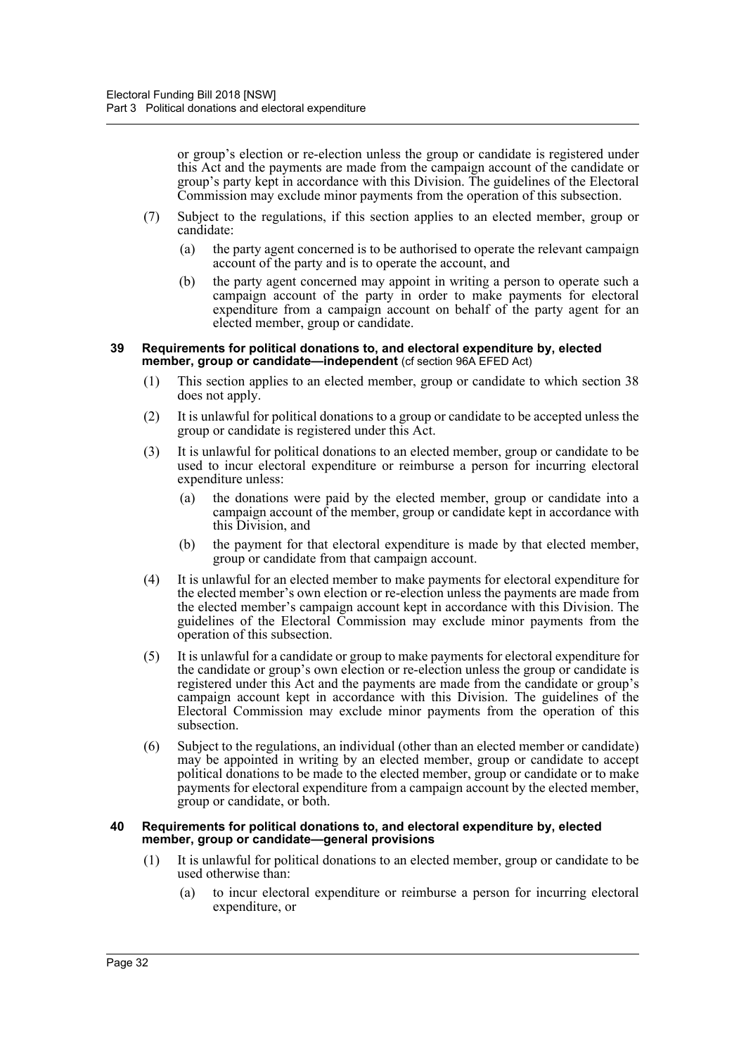or group's election or re-election unless the group or candidate is registered under this Act and the payments are made from the campaign account of the candidate or group's party kept in accordance with this Division. The guidelines of the Electoral Commission may exclude minor payments from the operation of this subsection.

(7) Subject to the regulations, if this section applies to an elected member, group or candidate:

(a) the party agent concerned is to be authorised to operate the relevant campaign account of the party and is to operate the account, and

(b) the party agent concerned may appoint in writing a person to operate such a campaign account of the party in order to make payments for electoral expenditure from a campaign account on behalf of the party agent for an elected member, group or candidate.

**39 Requirements for political donations to, and electoral expenditure by, elected member, group or candidate—independent** (cf section 96A EFED Act)

(1) This section applies to an elected member, group or candidate to which section 38 does not apply.

(2) It is unlawful for political donations to a group or candidate to be accepted unless the group or candidate is registered under this Act.

(3) It is unlawful for political donations to an elected member, group or candidate to be used to incur electoral expenditure or reimburse a person for incurring electoral expenditure unless:

(a) the donations were paid by the elected member, group or candidate into a campaign account of the member, group or candidate kept in accordance with this Division, and

(b) the payment for that electoral expenditure is made by that elected member, group or candidate from that campaign account.

(4) It is unlawful for an elected member to make payments for electoral expenditure for the elected member's own election or re-election unless the payments are made from the elected member's campaign account kept in accordance with this Division. The guidelines of the Electoral Commission may exclude minor payments from the operation of this subsection.

(5) It is unlawful for a candidate or group to make payments for electoral expenditure for the candidate or group's own election or re-election unless the group or candidate is registered under this Act and the payments are made from the candidate or group's campaign account kept in accordance with this Division. The guidelines of the Electoral Commission may exclude minor payments from the operation of this subsection.

(6) Subject to the regulations, an individual (other than an elected member or candidate) may be appointed in writing by an elected member, group or candidate to accept political donations to be made to the elected member, group or candidate or to make payments for electoral expenditure from a campaign account by the elected member, group or candidate, or both.

**40 Requirements for political donations to, and electoral expenditure by, elected member, group or candidate—general provisions**

(1) It is unlawful for political donations to an elected member, group or candidate to be used otherwise than:

(a) to incur electoral expenditure or reimburse a person for incurring electoral expenditure, or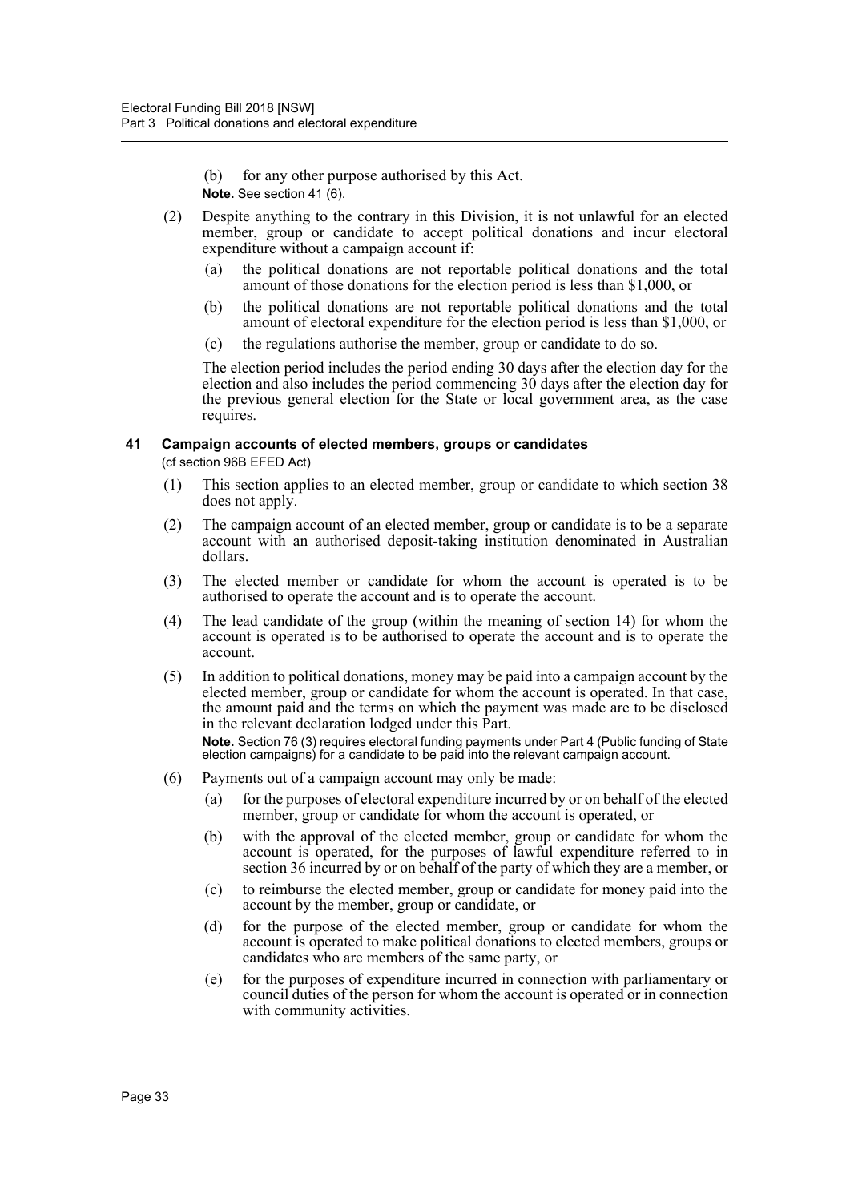(b) for any other purpose authorised by this Act.

**Note.** See section 41 (6).

(2) Despite anything to the contrary in this Division, it is not unlawful for an elected member, group or candidate to accept political donations and incur electoral expenditure without a campaign account if:

(a) the political donations are not reportable political donations and the total amount of those donations for the election period is less than $1,000, or

(b) the political donations are not reportable political donations and the total amount of electoral expenditure for the election period is less than $1,000, or

(c) the regulations authorise the member, group or candidate to do so.

The election period includes the period ending 30 days after the election day for the election and also includes the period commencing 30 days after the election day for the previous general election for the State or local government area, as the case requires.

### 41 Campaign accounts of elected members, groups or candidates

(cf section 96B EFED Act)

(1) This section applies to an elected member, group or candidate to which section 38 does not apply.

(2) The campaign account of an elected member, group or candidate is to be a separate account with an authorised deposit-taking institution denominated in Australian dollars.

(3) The elected member or candidate for whom the account is operated is to be authorised to operate the account and is to operate the account.

(4) The lead candidate of the group (within the meaning of section 14) for whom the account is operated is to be authorised to operate the account and is to operate the account.

(5) In addition to political donations, money may be paid into a campaign account by the elected member, group or candidate for whom the account is operated. In that case, the amount paid and the terms on which the payment was made are to be disclosed in the relevant declaration lodged under this Part.

**Note.** Section 76 (3) requires electoral funding payments under Part 4 (Public funding of State election campaigns) for a candidate to be paid into the relevant campaign account.

(6) Payments out of a campaign account may only be made:

(a) for the purposes of electoral expenditure incurred by or on behalf of the elected member, group or candidate for whom the account is operated, or

(b) with the approval of the elected member, group or candidate for whom the account is operated, for the purposes of lawful expenditure referred to in section 36 incurred by or on behalf of the party of which they are a member, or

(c) to reimburse the elected member, group or candidate for money paid into the account by the member, group or candidate, or

(d) for the purpose of the elected member, group or candidate for whom the account is operated to make political donations to elected members, groups or candidates who are members of the same party, or

(e) for the purposes of expenditure incurred in connection with parliamentary or council duties of the person for whom the account is operated or in connection with community activities.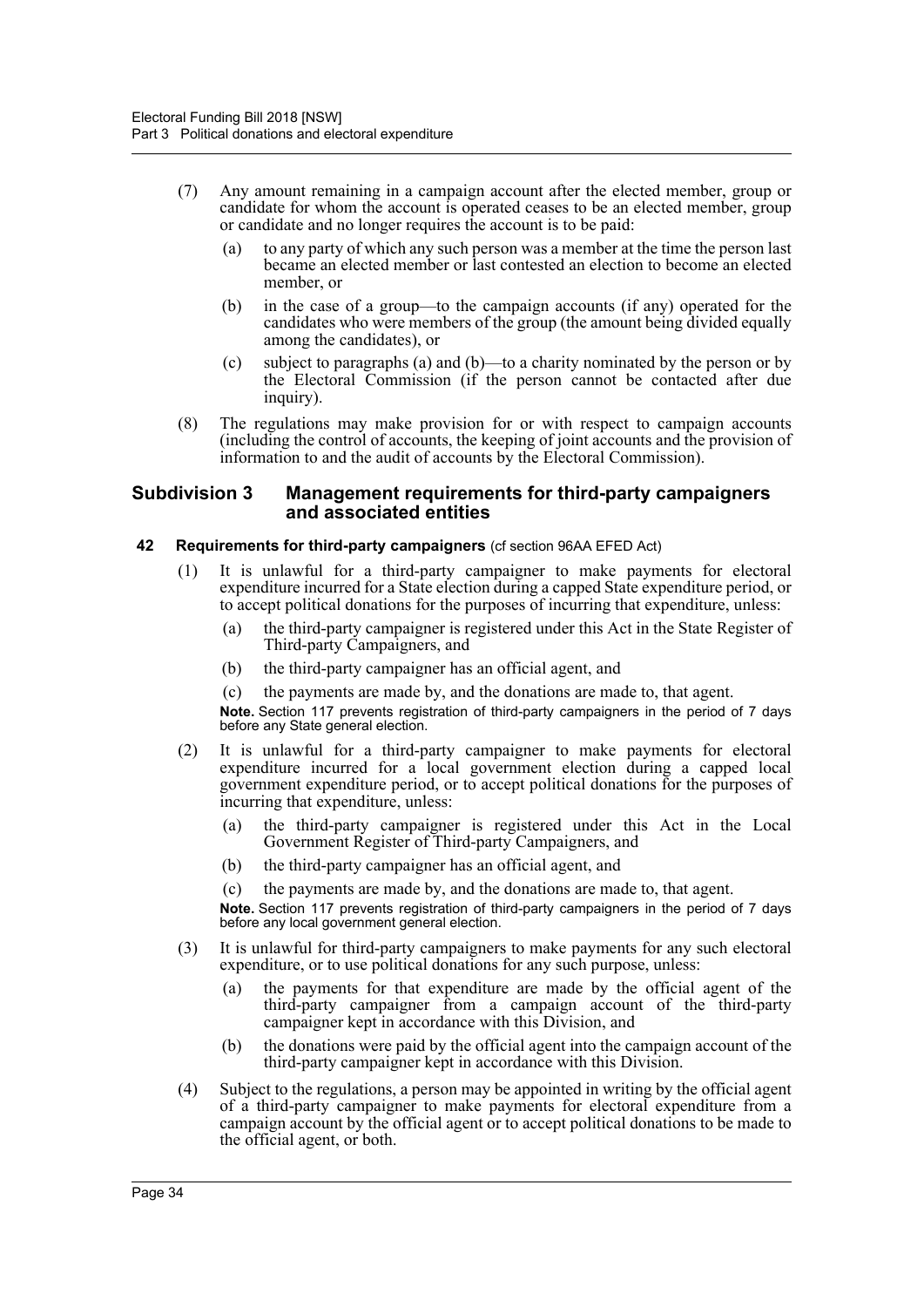(7) Any amount remaining in a campaign account after the elected member, group or candidate for whom the account is operated ceases to be an elected member, group or candidate and no longer requires the account is to be paid:

- (a) to any party of which any such person was a member at the time the person last became an elected member or last contested an election to become an elected member, or
- (b) in the case of a group—to the campaign accounts (if any) operated for the candidates who were members of the group (the amount being divided equally among the candidates), or
- (c) subject to paragraphs (a) and (b)—to a charity nominated by the person or by the Electoral Commission (if the person cannot be contacted after due inquiry).

(8) The regulations may make provision for or with respect to campaign accounts (including the control of accounts, the keeping of joint accounts and the provision of information to and the audit of accounts by the Electoral Commission).

## Subdivision 3 Management requirements for third-party campaigners and associated entities

### 42 Requirements for third-party campaigners (cf section 96AA EFED Act)

(1) It is unlawful for a third-party campaigner to make payments for electoral expenditure incurred for a State election during a capped State expenditure period, or to accept political donations for the purposes of incurring that expenditure, unless:

- (a) the third-party campaigner is registered under this Act in the State Register of Third-party Campaigners, and
- (b) the third-party campaigner has an official agent, and
- (c) the payments are made by, and the donations are made to, that agent.

**Note.** Section 117 prevents registration of third-party campaigners in the period of 7 days before any State general election.

(2) It is unlawful for a third-party campaigner to make payments for electoral expenditure incurred for a local government election during a capped local government expenditure period, or to accept political donations for the purposes of incurring that expenditure, unless:

- (a) the third-party campaigner is registered under this Act in the Local Government Register of Third-party Campaigners, and
- (b) the third-party campaigner has an official agent, and
- (c) the payments are made by, and the donations are made to, that agent.

**Note.** Section 117 prevents registration of third-party campaigners in the period of 7 days before any local government general election.

(3) It is unlawful for third-party campaigners to make payments for any such electoral expenditure, or to use political donations for any such purpose, unless:

- (a) the payments for that expenditure are made by the official agent of the third-party campaigner from a campaign account of the third-party campaigner kept in accordance with this Division, and
- (b) the donations were paid by the official agent into the campaign account of the third-party campaigner kept in accordance with this Division.

(4) Subject to the regulations, a person may be appointed in writing by the official agent of a third-party campaigner to make payments for electoral expenditure from a campaign account by the official agent or to accept political donations to be made to the official agent, or both.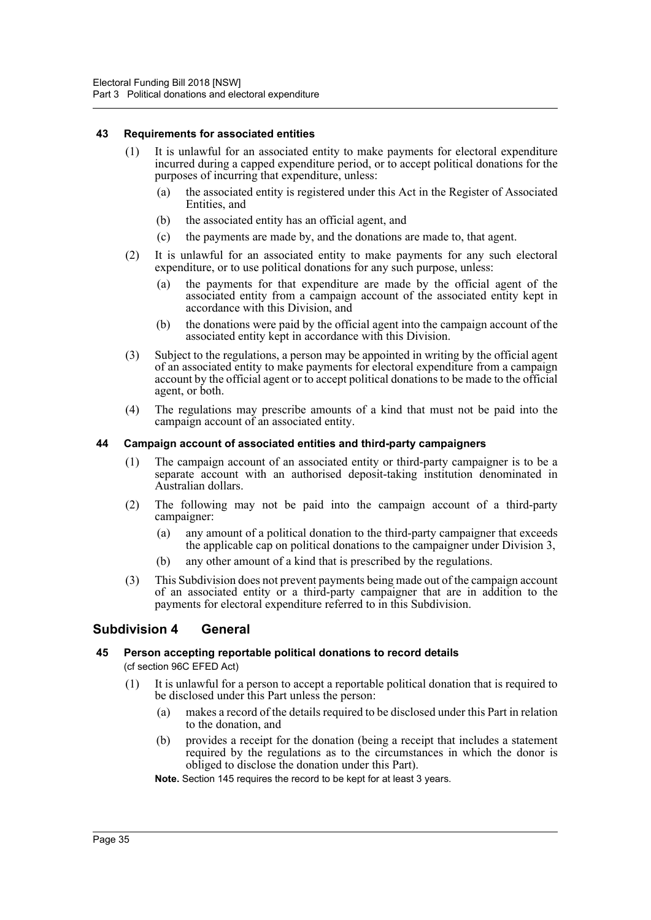#### 43 Requirements for associated entities

(1) It is unlawful for an associated entity to make payments for electoral expenditure incurred during a capped expenditure period, or to accept political donations for the purposes of incurring that expenditure, unless:

(a) the associated entity is registered under this Act in the Register of Associated Entities, and

(b) the associated entity has an official agent, and

(c) the payments are made by, and the donations are made to, that agent.

(2) It is unlawful for an associated entity to make payments for any such electoral expenditure, or to use political donations for any such purpose, unless:

(a) the payments for that expenditure are made by the official agent of the associated entity from a campaign account of the associated entity kept in accordance with this Division, and

(b) the donations were paid by the official agent into the campaign account of the associated entity kept in accordance with this Division.

(3) Subject to the regulations, a person may be appointed in writing by the official agent of an associated entity to make payments for electoral expenditure from a campaign account by the official agent or to accept political donations to be made to the official agent, or both.

(4) The regulations may prescribe amounts of a kind that must not be paid into the campaign account of an associated entity.

#### 44 Campaign account of associated entities and third-party campaigners

(1) The campaign account of an associated entity or third-party campaigner is to be a separate account with an authorised deposit-taking institution denominated in Australian dollars.

(2) The following may not be paid into the campaign account of a third-party campaigner:

(a) any amount of a political donation to the third-party campaigner that exceeds the applicable cap on political donations to the campaigner under Division 3,

(b) any other amount of a kind that is prescribed by the regulations.

(3) This Subdivision does not prevent payments being made out of the campaign account of an associated entity or a third-party campaigner that are in addition to the payments for electoral expenditure referred to in this Subdivision.

### Subdivision 4 General

#### 45 Person accepting reportable political donations to record details

(cf section 96C EFED Act)

(1) It is unlawful for a person to accept a reportable political donation that is required to be disclosed under this Part unless the person:

(a) makes a record of the details required to be disclosed under this Part in relation to the donation, and

(b) provides a receipt for the donation (being a receipt that includes a statement required by the regulations as to the circumstances in which the donor is obliged to disclose the donation under this Part).

**Note.** Section 145 requires the record to be kept for at least 3 years.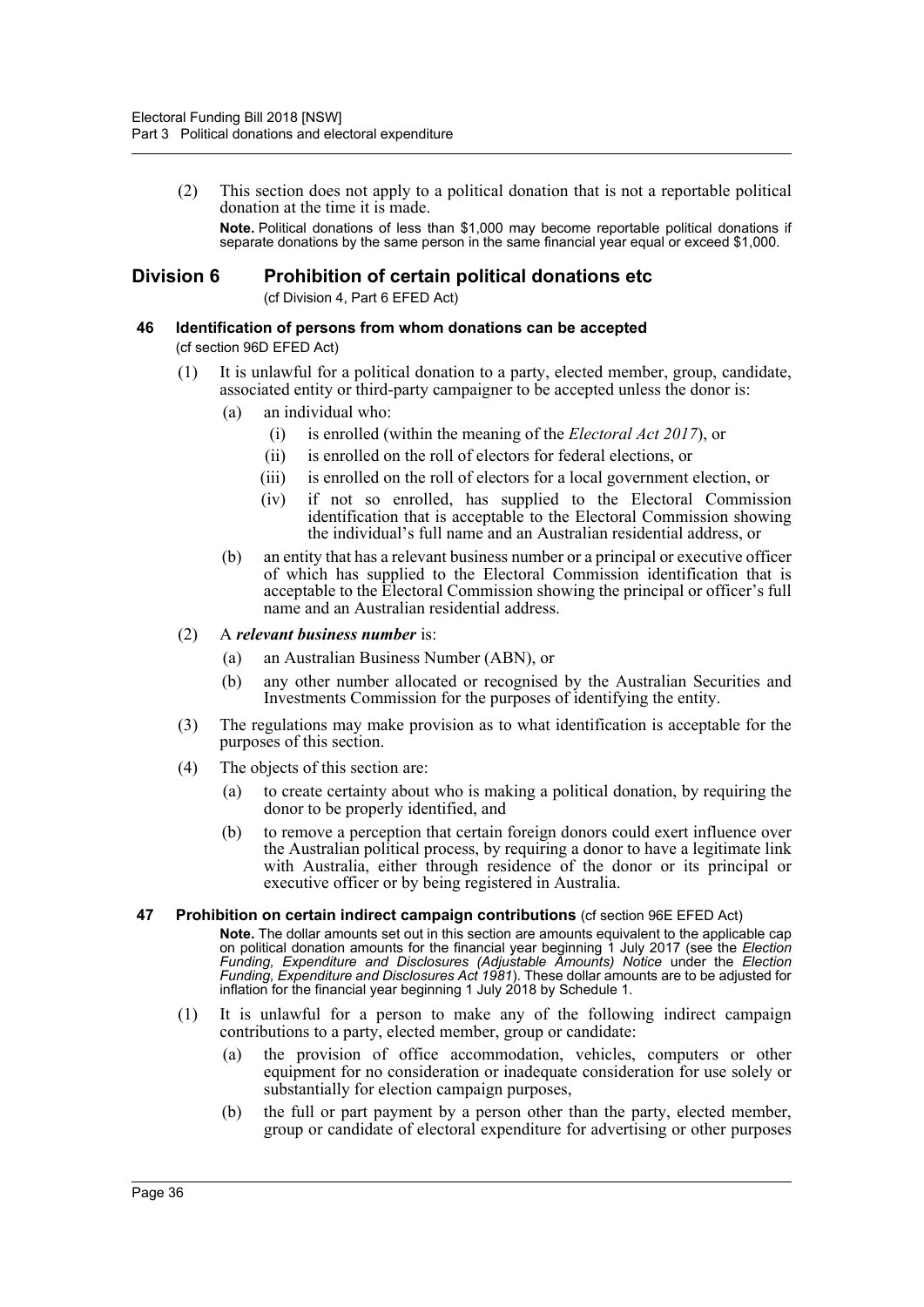(2) This section does not apply to a political donation that is not a reportable political donation at the time it is made.

**Note.** Political donations of less than $1,000 may become reportable political donations if separate donations by the same person in the same financial year equal or exceed $1,000.

## Division 6 Prohibition of certain political donations etc

(cf Division 4, Part 6 EFED Act)

### 46 Identification of persons from whom donations can be accepted

(cf section 96D EFED Act)

(1) It is unlawful for a political donation to a party, elected member, group, candidate, associated entity or third-party campaigner to be accepted unless the donor is:

- (a) an individual who:
  - (i) is enrolled (within the meaning of the *Electoral Act 2017*), or
  - (ii) is enrolled on the roll of electors for federal elections, or
  - (iii) is enrolled on the roll of electors for a local government election, or
  - (iv) if not so enrolled, has supplied to the Electoral Commission identification that is acceptable to the Electoral Commission showing the individual's full name and an Australian residential address, or
- (b) an entity that has a relevant business number or a principal or executive officer of which has supplied to the Electoral Commission identification that is acceptable to the Electoral Commission showing the principal or officer's full name and an Australian residential address.

(2) A ***relevant business number*** is:

- (a) an Australian Business Number (ABN), or
- (b) any other number allocated or recognised by the Australian Securities and Investments Commission for the purposes of identifying the entity.

(3) The regulations may make provision as to what identification is acceptable for the purposes of this section.

(4) The objects of this section are:

- (a) to create certainty about who is making a political donation, by requiring the donor to be properly identified, and
- (b) to remove a perception that certain foreign donors could exert influence over the Australian political process, by requiring a donor to have a legitimate link with Australia, either through residence of the donor or its principal or executive officer or by being registered in Australia.

### 47 Prohibition on certain indirect campaign contributions (cf section 96E EFED Act)

**Note.** The dollar amounts set out in this section are amounts equivalent to the applicable cap on political donation amounts for the financial year beginning 1 July 2017 (see the *Election Funding, Expenditure and Disclosures (Adjustable Amounts) Notice* under the *Election Funding, Expenditure and Disclosures Act 1981*). These dollar amounts are to be adjusted for inflation for the financial year beginning 1 July 2018 by Schedule 1.

(1) It is unlawful for a person to make any of the following indirect campaign contributions to a party, elected member, group or candidate:

- (a) the provision of office accommodation, vehicles, computers or other equipment for no consideration or inadequate consideration for use solely or substantially for election campaign purposes,
- (b) the full or part payment by a person other than the party, elected member, group or candidate of electoral expenditure for advertising or other purposes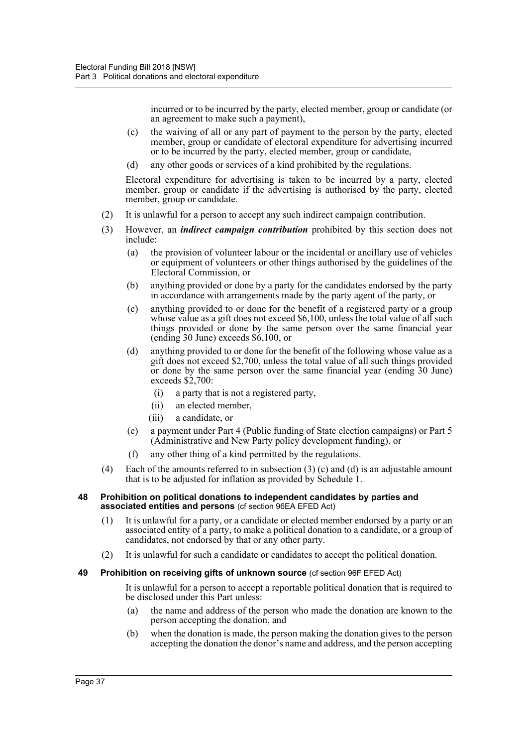incurred or to be incurred by the party, elected member, group or candidate (or an agreement to make such a payment),

(c) the waiving of all or any part of payment to the person by the party, elected member, group or candidate of electoral expenditure for advertising incurred or to be incurred by the party, elected member, group or candidate,

(d) any other goods or services of a kind prohibited by the regulations.

Electoral expenditure for advertising is taken to be incurred by a party, elected member, group or candidate if the advertising is authorised by the party, elected member, group or candidate.

(2) It is unlawful for a person to accept any such indirect campaign contribution.

(3) However, an ***indirect campaign contribution*** prohibited by this section does not include:

(a) the provision of volunteer labour or the incidental or ancillary use of vehicles or equipment of volunteers or other things authorised by the guidelines of the Electoral Commission, or

(b) anything provided or done by a party for the candidates endorsed by the party in accordance with arrangements made by the party agent of the party, or

(c) anything provided to or done for the benefit of a registered party or a group whose value as a gift does not exceed $6,100, unless the total value of all such things provided or done by the same person over the same financial year (ending 30 June) exceeds $6,100, or

(d) anything provided to or done for the benefit of the following whose value as a gift does not exceed $2,700, unless the total value of all such things provided or done by the same person over the same financial year (ending 30 June) exceeds $2,700:

(i) a party that is not a registered party,

(ii) an elected member,

(iii) a candidate, or

(e) a payment under Part 4 (Public funding of State election campaigns) or Part 5 (Administrative and New Party policy development funding), or

(f) any other thing of a kind permitted by the regulations.

(4) Each of the amounts referred to in subsection (3) (c) and (d) is an adjustable amount that is to be adjusted for inflation as provided by Schedule 1.

### 48 Prohibition on political donations to independent candidates by parties and associated entities and persons (cf section 96EA EFED Act)

(1) It is unlawful for a party, or a candidate or elected member endorsed by a party or an associated entity of a party, to make a political donation to a candidate, or a group of candidates, not endorsed by that or any other party.

(2) It is unlawful for such a candidate or candidates to accept the political donation.

### 49 Prohibition on receiving gifts of unknown source (cf section 96F EFED Act)

It is unlawful for a person to accept a reportable political donation that is required to be disclosed under this Part unless:

(a) the name and address of the person who made the donation are known to the person accepting the donation, and

(b) when the donation is made, the person making the donation gives to the person accepting the donation the donor's name and address, and the person accepting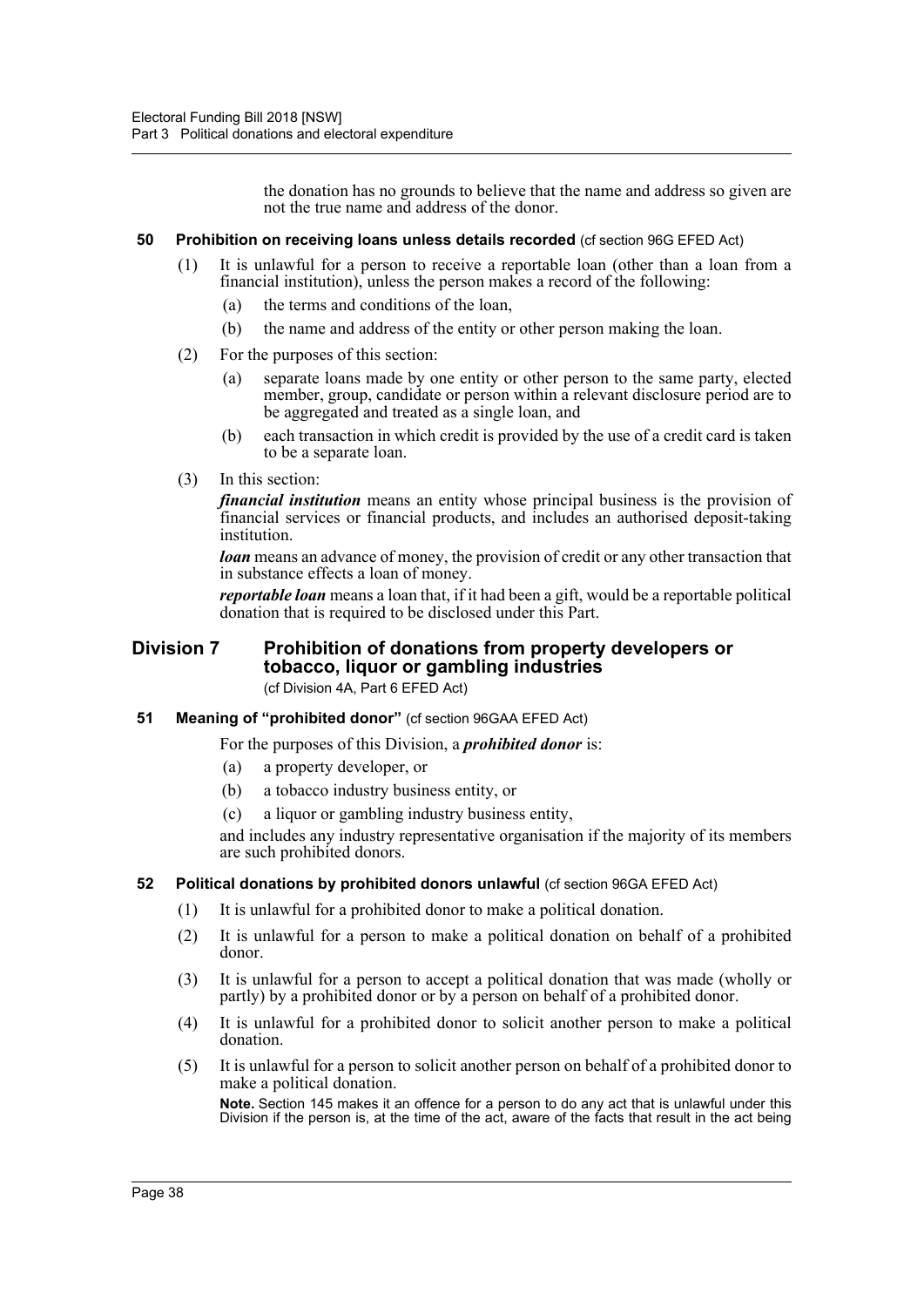the donation has no grounds to believe that the name and address so given are not the true name and address of the donor.

**50 Prohibition on receiving loans unless details recorded** (cf section 96G EFED Act)

(1) It is unlawful for a person to receive a reportable loan (other than a loan from a financial institution), unless the person makes a record of the following:

(a) the terms and conditions of the loan,

(b) the name and address of the entity or other person making the loan.

(2) For the purposes of this section:

(a) separate loans made by one entity or other person to the same party, elected member, group, candidate or person within a relevant disclosure period are to be aggregated and treated as a single loan, and

(b) each transaction in which credit is provided by the use of a credit card is taken to be a separate loan.

(3) In this section:

***financial institution*** means an entity whose principal business is the provision of financial services or financial products, and includes an authorised deposit-taking institution.

***loan*** means an advance of money, the provision of credit or any other transaction that in substance effects a loan of money.

***reportable loan*** means a loan that, if it had been a gift, would be a reportable political donation that is required to be disclosed under this Part.

## Division 7 Prohibition of donations from property developers or tobacco, liquor or gambling industries

(cf Division 4A, Part 6 EFED Act)

**51 Meaning of "prohibited donor"** (cf section 96GAA EFED Act)

For the purposes of this Division, a ***prohibited donor*** is:

(a) a property developer, or

(b) a tobacco industry business entity, or

(c) a liquor or gambling industry business entity,

and includes any industry representative organisation if the majority of its members are such prohibited donors.

**52 Political donations by prohibited donors unlawful** (cf section 96GA EFED Act)

(1) It is unlawful for a prohibited donor to make a political donation.

(2) It is unlawful for a person to make a political donation on behalf of a prohibited donor.

(3) It is unlawful for a person to accept a political donation that was made (wholly or partly) by a prohibited donor or by a person on behalf of a prohibited donor.

(4) It is unlawful for a prohibited donor to solicit another person to make a political donation.

(5) It is unlawful for a person to solicit another person on behalf of a prohibited donor to make a political donation.

**Note.** Section 145 makes it an offence for a person to do any act that is unlawful under this Division if the person is, at the time of the act, aware of the facts that result in the act being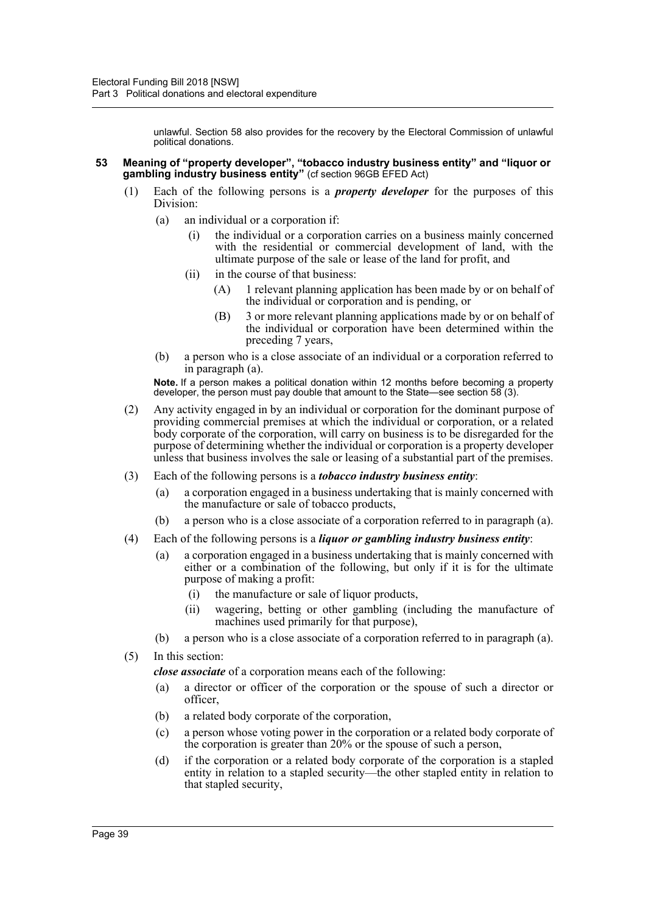unlawful. Section 58 also provides for the recovery by the Electoral Commission of unlawful political donations.

### 53 Meaning of "property developer", "tobacco industry business entity" and "liquor or gambling industry business entity" (cf section 96GB EFED Act)

(1) Each of the following persons is a ***property developer*** for the purposes of this Division:

- (a) an individual or a corporation if:
  - (i) the individual or a corporation carries on a business mainly concerned with the residential or commercial development of land, with the ultimate purpose of the sale or lease of the land for profit, and
  - (ii) in the course of that business:
    - (A) 1 relevant planning application has been made by or on behalf of the individual or corporation and is pending, or
    - (B) 3 or more relevant planning applications made by or on behalf of the individual or corporation have been determined within the preceding 7 years,
- (b) a person who is a close associate of an individual or a corporation referred to in paragraph (a).

**Note.** If a person makes a political donation within 12 months before becoming a property developer, the person must pay double that amount to the State—see section 58 (3).

(2) Any activity engaged in by an individual or corporation for the dominant purpose of providing commercial premises at which the individual or corporation, or a related body corporate of the corporation, will carry on business is to be disregarded for the purpose of determining whether the individual or corporation is a property developer unless that business involves the sale or leasing of a substantial part of the premises.

(3) Each of the following persons is a ***tobacco industry business entity***:

- (a) a corporation engaged in a business undertaking that is mainly concerned with the manufacture or sale of tobacco products,
- (b) a person who is a close associate of a corporation referred to in paragraph (a).

(4) Each of the following persons is a ***liquor or gambling industry business entity***:

- (a) a corporation engaged in a business undertaking that is mainly concerned with either or a combination of the following, but only if it is for the ultimate purpose of making a profit:
  - (i) the manufacture or sale of liquor products,
  - (ii) wagering, betting or other gambling (including the manufacture of machines used primarily for that purpose),
- (b) a person who is a close associate of a corporation referred to in paragraph (a).

(5) In this section:

***close associate*** of a corporation means each of the following:

- (a) a director or officer of the corporation or the spouse of such a director or officer,
- (b) a related body corporate of the corporation,
- (c) a person whose voting power in the corporation or a related body corporate of the corporation is greater than 20% or the spouse of such a person,
- (d) if the corporation or a related body corporate of the corporation is a stapled entity in relation to a stapled security—the other stapled entity in relation to that stapled security,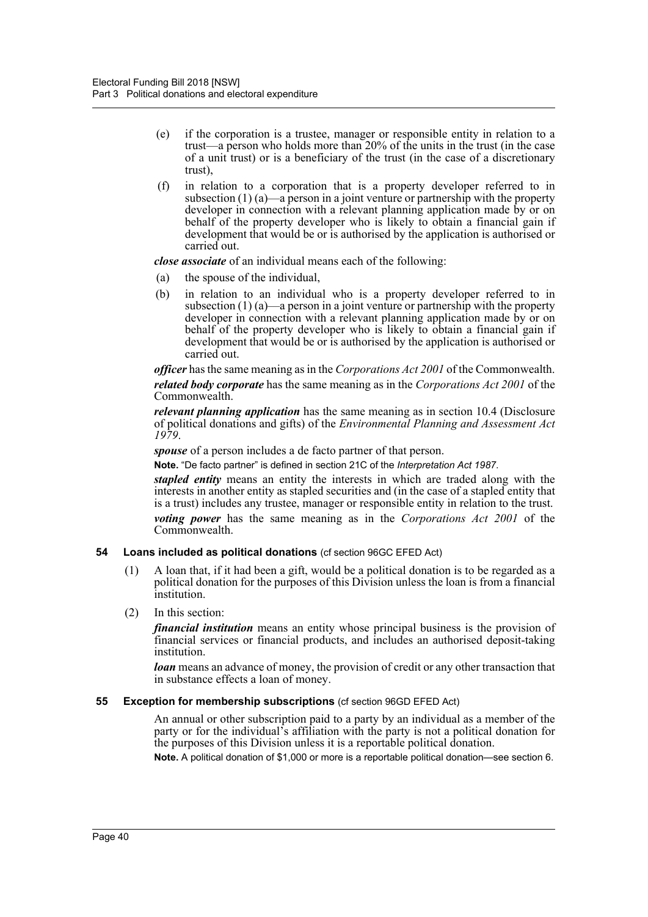(e) if the corporation is a trustee, manager or responsible entity in relation to a trust—a person who holds more than 20% of the units in the trust (in the case of a unit trust) or is a beneficiary of the trust (in the case of a discretionary trust),

(f) in relation to a corporation that is a property developer referred to in subsection (1) (a)—a person in a joint venture or partnership with the property developer in connection with a relevant planning application made by or on behalf of the property developer who is likely to obtain a financial gain if development that would be or is authorised by the application is authorised or carried out.

***close associate*** of an individual means each of the following:

(a) the spouse of the individual,

(b) in relation to an individual who is a property developer referred to in subsection (1) (a)—a person in a joint venture or partnership with the property developer in connection with a relevant planning application made by or on behalf of the property developer who is likely to obtain a financial gain if development that would be or is authorised by the application is authorised or carried out.

***officer*** has the same meaning as in the *Corporations Act 2001* of the Commonwealth.

***related body corporate*** has the same meaning as in the *Corporations Act 2001* of the Commonwealth.

***relevant planning application*** has the same meaning as in section 10.4 (Disclosure of political donations and gifts) of the *Environmental Planning and Assessment Act 1979*.

***spouse*** of a person includes a de facto partner of that person.

**Note.** "De facto partner" is defined in section 21C of the *Interpretation Act 1987*.

***stapled entity*** means an entity the interests in which are traded along with the interests in another entity as stapled securities and (in the case of a stapled entity that is a trust) includes any trustee, manager or responsible entity in relation to the trust.

***voting power*** has the same meaning as in the *Corporations Act 2001* of the Commonwealth.

### 54 Loans included as political donations (cf section 96GC EFED Act)

(1) A loan that, if it had been a gift, would be a political donation is to be regarded as a political donation for the purposes of this Division unless the loan is from a financial institution.

(2) In this section:

***financial institution*** means an entity whose principal business is the provision of financial services or financial products, and includes an authorised deposit-taking institution.

***loan*** means an advance of money, the provision of credit or any other transaction that in substance effects a loan of money.

### 55 Exception for membership subscriptions (cf section 96GD EFED Act)

An annual or other subscription paid to a party by an individual as a member of the party or for the individual's affiliation with the party is not a political donation for the purposes of this Division unless it is a reportable political donation.

**Note.** A political donation of $1,000 or more is a reportable political donation—see section 6.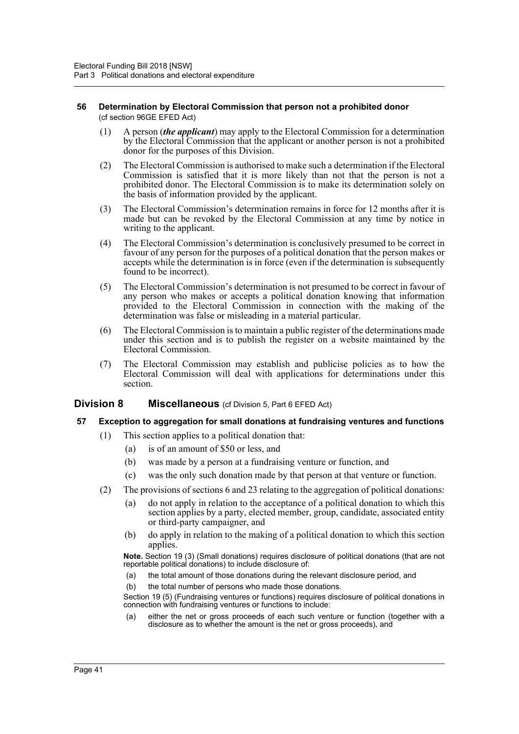#### 56 Determination by Electoral Commission that person not a prohibited donor

(cf section 96GE EFED Act)

(1) A person (***the applicant***) may apply to the Electoral Commission for a determination by the Electoral Commission that the applicant or another person is not a prohibited donor for the purposes of this Division.

(2) The Electoral Commission is authorised to make such a determination if the Electoral Commission is satisfied that it is more likely than not that the person is not a prohibited donor. The Electoral Commission is to make its determination solely on the basis of information provided by the applicant.

(3) The Electoral Commission's determination remains in force for 12 months after it is made but can be revoked by the Electoral Commission at any time by notice in writing to the applicant.

(4) The Electoral Commission's determination is conclusively presumed to be correct in favour of any person for the purposes of a political donation that the person makes or accepts while the determination is in force (even if the determination is subsequently found to be incorrect).

(5) The Electoral Commission's determination is not presumed to be correct in favour of any person who makes or accepts a political donation knowing that information provided to the Electoral Commission in connection with the making of the determination was false or misleading in a material particular.

(6) The Electoral Commission is to maintain a public register of the determinations made under this section and is to publish the register on a website maintained by the Electoral Commission.

(7) The Electoral Commission may establish and publicise policies as to how the Electoral Commission will deal with applications for determinations under this section.

### Division 8 Miscellaneous (cf Division 5, Part 6 EFED Act)

#### 57 Exception to aggregation for small donations at fundraising ventures and functions

(1) This section applies to a political donation that:

(a) is of an amount of $50 or less, and

(b) was made by a person at a fundraising venture or function, and

(c) was the only such donation made by that person at that venture or function.

(2) The provisions of sections 6 and 23 relating to the aggregation of political donations:

(a) do not apply in relation to the acceptance of a political donation to which this section applies by a party, elected member, group, candidate, associated entity or third-party campaigner, and

(b) do apply in relation to the making of a political donation to which this section applies.

**Note.** Section 19 (3) (Small donations) requires disclosure of political donations (that are not reportable political donations) to include disclosure of:

(a) the total amount of those donations during the relevant disclosure period, and

(b) the total number of persons who made those donations.

Section 19 (5) (Fundraising ventures or functions) requires disclosure of political donations in connection with fundraising ventures or functions to include:

(a) either the net or gross proceeds of each such venture or function (together with a disclosure as to whether the amount is the net or gross proceeds), and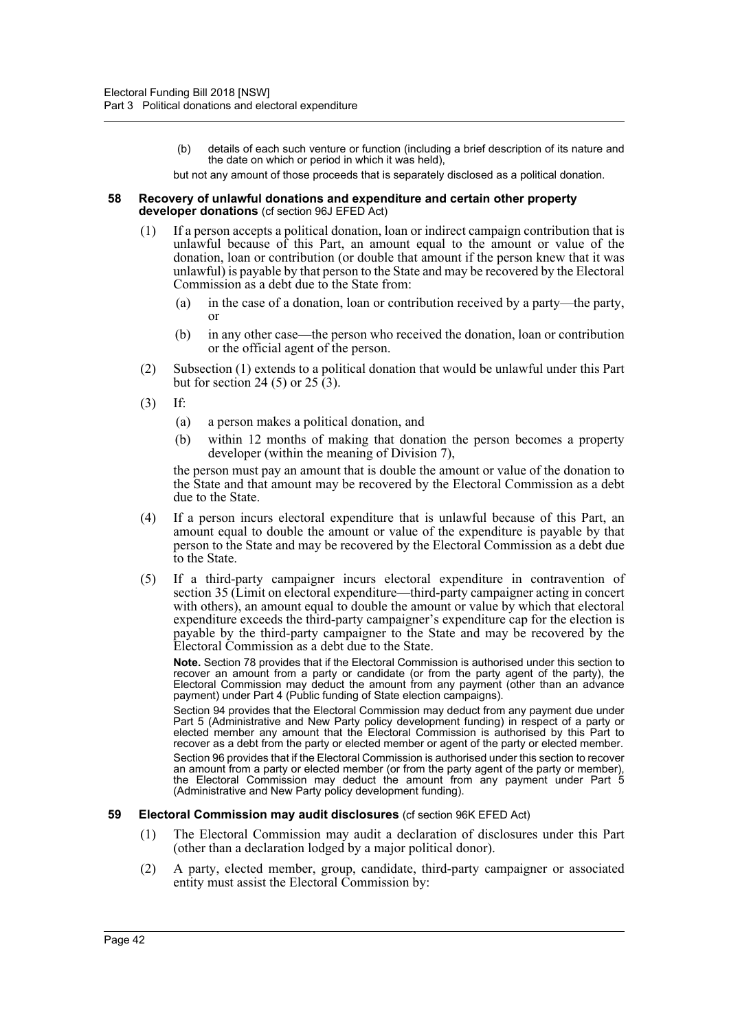(b) details of each such venture or function (including a brief description of its nature and the date on which or period in which it was held),

but not any amount of those proceeds that is separately disclosed as a political donation.

#### 58 Recovery of unlawful donations and expenditure and certain other property developer donations (cf section 96J EFED Act)

(1) If a person accepts a political donation, loan or indirect campaign contribution that is unlawful because of this Part, an amount equal to the amount or value of the donation, loan or contribution (or double that amount if the person knew that it was unlawful) is payable by that person to the State and may be recovered by the Electoral Commission as a debt due to the State from:

(a) in the case of a donation, loan or contribution received by a party—the party, or

(b) in any other case—the person who received the donation, loan or contribution or the official agent of the person.

(2) Subsection (1) extends to a political donation that would be unlawful under this Part but for section 24 (5) or 25 (3).

(3) If:

(a) a person makes a political donation, and

(b) within 12 months of making that donation the person becomes a property developer (within the meaning of Division 7),

the person must pay an amount that is double the amount or value of the donation to the State and that amount may be recovered by the Electoral Commission as a debt due to the State.

(4) If a person incurs electoral expenditure that is unlawful because of this Part, an amount equal to double the amount or value of the expenditure is payable by that person to the State and may be recovered by the Electoral Commission as a debt due to the State.

(5) If a third-party campaigner incurs electoral expenditure in contravention of section 35 (Limit on electoral expenditure—third-party campaigner acting in concert with others), an amount equal to double the amount or value by which that electoral expenditure exceeds the third-party campaigner's expenditure cap for the election is payable by the third-party campaigner to the State and may be recovered by the Electoral Commission as a debt due to the State.

**Note.** Section 78 provides that if the Electoral Commission is authorised under this section to recover an amount from a party or candidate (or from the party agent of the party), the Electoral Commission may deduct the amount from any payment (other than an advance payment) under Part 4 (Public funding of State election campaigns).

Section 94 provides that the Electoral Commission may deduct from any payment due under Part 5 (Administrative and New Party policy development funding) in respect of a party or elected member any amount that the Electoral Commission is authorised by this Part to recover as a debt from the party or elected member or agent of the party or elected member.

Section 96 provides that if the Electoral Commission is authorised under this section to recover an amount from a party or elected member (or from the party agent of the party or member), the Electoral Commission may deduct the amount from any payment under Part 5 (Administrative and New Party policy development funding).

#### 59 Electoral Commission may audit disclosures (cf section 96K EFED Act)

(1) The Electoral Commission may audit a declaration of disclosures under this Part (other than a declaration lodged by a major political donor).

(2) A party, elected member, group, candidate, third-party campaigner or associated entity must assist the Electoral Commission by: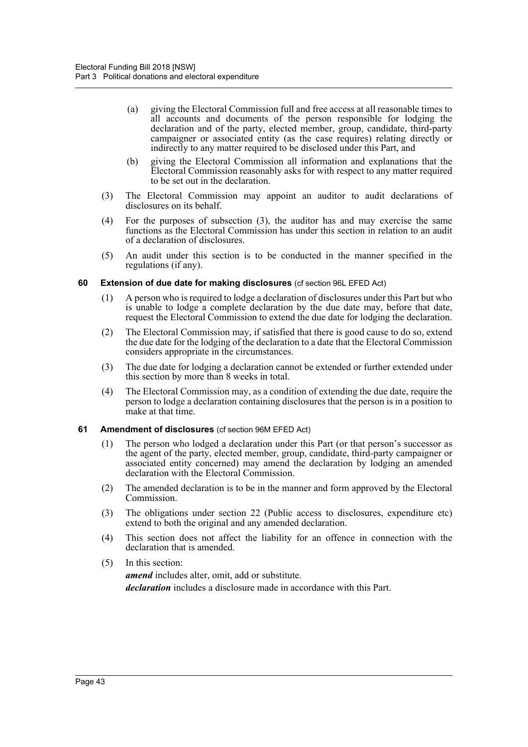(a) giving the Electoral Commission full and free access at all reasonable times to all accounts and documents of the person responsible for lodging the declaration and of the party, elected member, group, candidate, third-party campaigner or associated entity (as the case requires) relating directly or indirectly to any matter required to be disclosed under this Part, and

(b) giving the Electoral Commission all information and explanations that the Electoral Commission reasonably asks for with respect to any matter required to be set out in the declaration.

(3) The Electoral Commission may appoint an auditor to audit declarations of disclosures on its behalf.

(4) For the purposes of subsection (3), the auditor has and may exercise the same functions as the Electoral Commission has under this section in relation to an audit of a declaration of disclosures.

(5) An audit under this section is to be conducted in the manner specified in the regulations (if any).

**60 Extension of due date for making disclosures** (cf section 96L EFED Act)

(1) A person who is required to lodge a declaration of disclosures under this Part but who is unable to lodge a complete declaration by the due date may, before that date, request the Electoral Commission to extend the due date for lodging the declaration.

(2) The Electoral Commission may, if satisfied that there is good cause to do so, extend the due date for the lodging of the declaration to a date that the Electoral Commission considers appropriate in the circumstances.

(3) The due date for lodging a declaration cannot be extended or further extended under this section by more than 8 weeks in total.

(4) The Electoral Commission may, as a condition of extending the due date, require the person to lodge a declaration containing disclosures that the person is in a position to make at that time.

**61 Amendment of disclosures** (cf section 96M EFED Act)

(1) The person who lodged a declaration under this Part (or that person's successor as the agent of the party, elected member, group, candidate, third-party campaigner or associated entity concerned) may amend the declaration by lodging an amended declaration with the Electoral Commission.

(2) The amended declaration is to be in the manner and form approved by the Electoral Commission.

(3) The obligations under section 22 (Public access to disclosures, expenditure etc) extend to both the original and any amended declaration.

(4) This section does not affect the liability for an offence in connection with the declaration that is amended.

(5) In this section:

***amend*** includes alter, omit, add or substitute.

***declaration*** includes a disclosure made in accordance with this Part.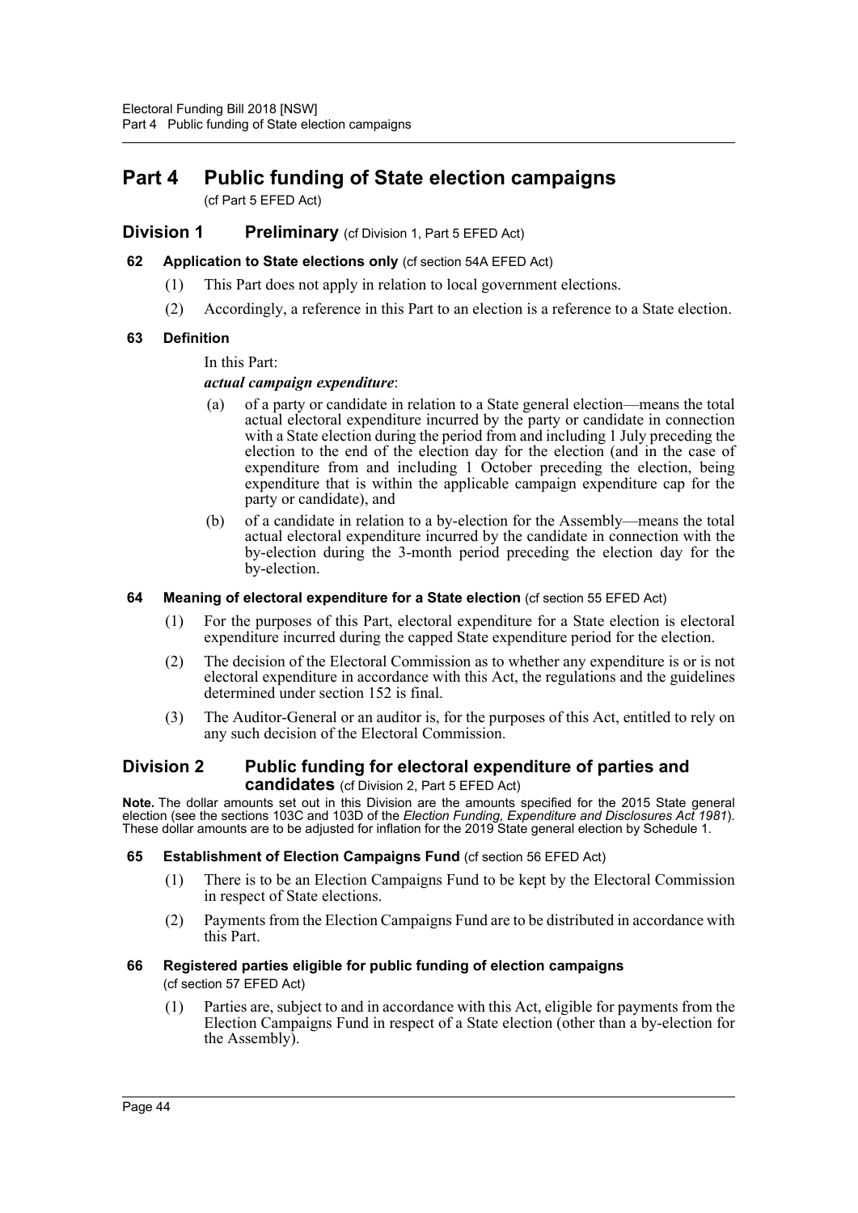# Part 4 Public funding of State election campaigns

(cf Part 5 EFED Act)

## Division 1 Preliminary (cf Division 1, Part 5 EFED Act)

### 62 Application to State elections only (cf section 54A EFED Act)

(1) This Part does not apply in relation to local government elections.

(2) Accordingly, a reference in this Part to an election is a reference to a State election.

### 63 Definition

In this Part:

***actual campaign expenditure***:

(a) of a party or candidate in relation to a State general election—means the total actual electoral expenditure incurred by the party or candidate in connection with a State election during the period from and including 1 July preceding the election to the end of the election day for the election (and in the case of expenditure from and including 1 October preceding the election, being expenditure that is within the applicable campaign expenditure cap for the party or candidate), and

(b) of a candidate in relation to a by-election for the Assembly—means the total actual electoral expenditure incurred by the candidate in connection with the by-election during the 3-month period preceding the election day for the by-election.

### 64 Meaning of electoral expenditure for a State election (cf section 55 EFED Act)

(1) For the purposes of this Part, electoral expenditure for a State election is electoral expenditure incurred during the capped State expenditure period for the election.

(2) The decision of the Electoral Commission as to whether any expenditure is or is not electoral expenditure in accordance with this Act, the regulations and the guidelines determined under section 152 is final.

(3) The Auditor-General or an auditor is, for the purposes of this Act, entitled to rely on any such decision of the Electoral Commission.

## Division 2 Public funding for electoral expenditure of parties and candidates (cf Division 2, Part 5 EFED Act)

**Note.** The dollar amounts set out in this Division are the amounts specified for the 2015 State general election (see the sections 103C and 103D of the *Election Funding, Expenditure and Disclosures Act 1981*). These dollar amounts are to be adjusted for inflation for the 2019 State general election by Schedule 1.

### 65 Establishment of Election Campaigns Fund (cf section 56 EFED Act)

(1) There is to be an Election Campaigns Fund to be kept by the Electoral Commission in respect of State elections.

(2) Payments from the Election Campaigns Fund are to be distributed in accordance with this Part.

### 66 Registered parties eligible for public funding of election campaigns (cf section 57 EFED Act)

(1) Parties are, subject to and in accordance with this Act, eligible for payments from the Election Campaigns Fund in respect of a State election (other than a by-election for the Assembly).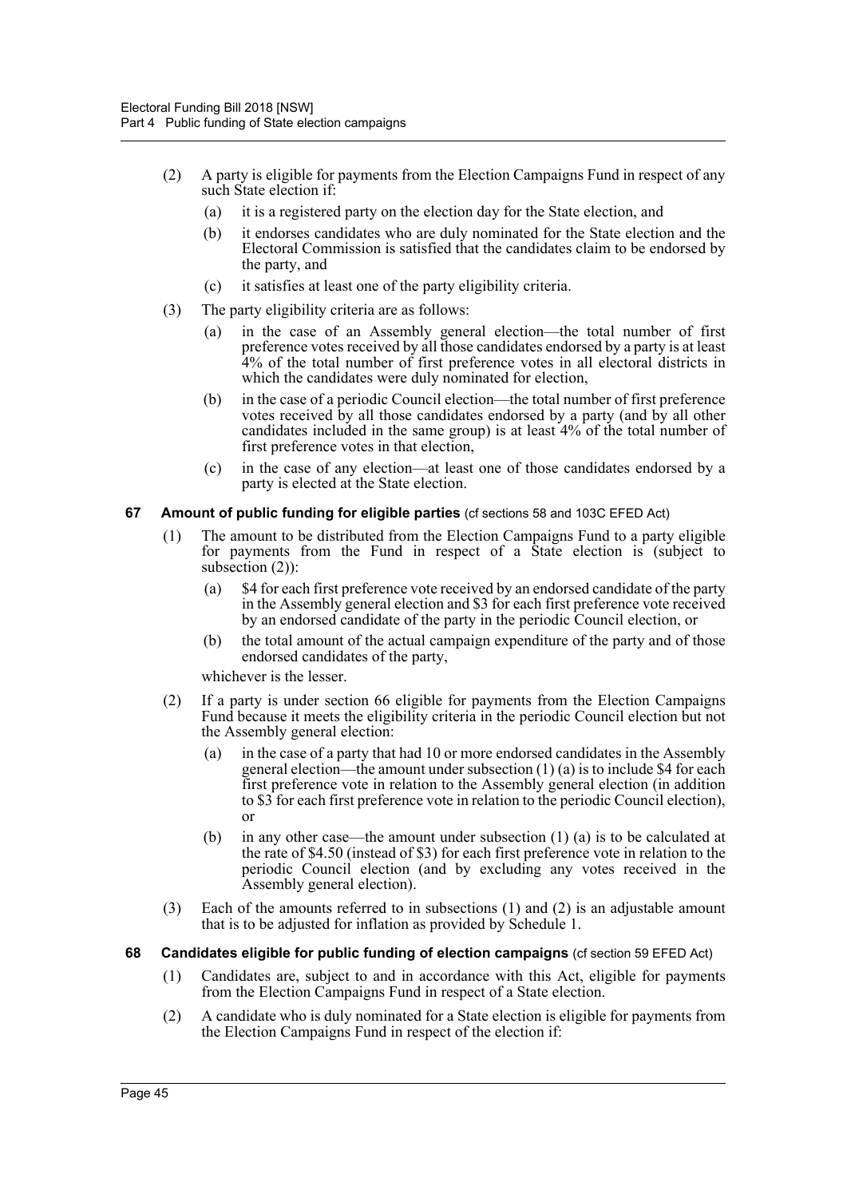(2) A party is eligible for payments from the Election Campaigns Fund in respect of any such State election if:

(a) it is a registered party on the election day for the State election, and

(b) it endorses candidates who are duly nominated for the State election and the Electoral Commission is satisfied that the candidates claim to be endorsed by the party, and

(c) it satisfies at least one of the party eligibility criteria.

(3) The party eligibility criteria are as follows:

(a) in the case of an Assembly general election—the total number of first preference votes received by all those candidates endorsed by a party is at least 4% of the total number of first preference votes in all electoral districts in which the candidates were duly nominated for election,

(b) in the case of a periodic Council election—the total number of first preference votes received by all those candidates endorsed by a party (and by all other candidates included in the same group) is at least 4% of the total number of first preference votes in that election,

(c) in the case of any election—at least one of those candidates endorsed by a party is elected at the State election.

### 67 Amount of public funding for eligible parties (cf sections 58 and 103C EFED Act)

(1) The amount to be distributed from the Election Campaigns Fund to a party eligible for payments from the Fund in respect of a State election is (subject to subsection (2)):

(a) $4 for each first preference vote received by an endorsed candidate of the party in the Assembly general election and $3 for each first preference vote received by an endorsed candidate of the party in the periodic Council election, or

(b) the total amount of the actual campaign expenditure of the party and of those endorsed candidates of the party,

whichever is the lesser.

(2) If a party is under section 66 eligible for payments from the Election Campaigns Fund because it meets the eligibility criteria in the periodic Council election but not the Assembly general election:

(a) in the case of a party that had 10 or more endorsed candidates in the Assembly general election—the amount under subsection (1) (a) is to include $4 for each first preference vote in relation to the Assembly general election (in addition to $3 for each first preference vote in relation to the periodic Council election), or

(b) in any other case—the amount under subsection (1) (a) is to be calculated at the rate of $4.50 (instead of $3) for each first preference vote in relation to the periodic Council election (and by excluding any votes received in the Assembly general election).

(3) Each of the amounts referred to in subsections (1) and (2) is an adjustable amount that is to be adjusted for inflation as provided by Schedule 1.

### 68 Candidates eligible for public funding of election campaigns (cf section 59 EFED Act)

(1) Candidates are, subject to and in accordance with this Act, eligible for payments from the Election Campaigns Fund in respect of a State election.

(2) A candidate who is duly nominated for a State election is eligible for payments from the Election Campaigns Fund in respect of the election if: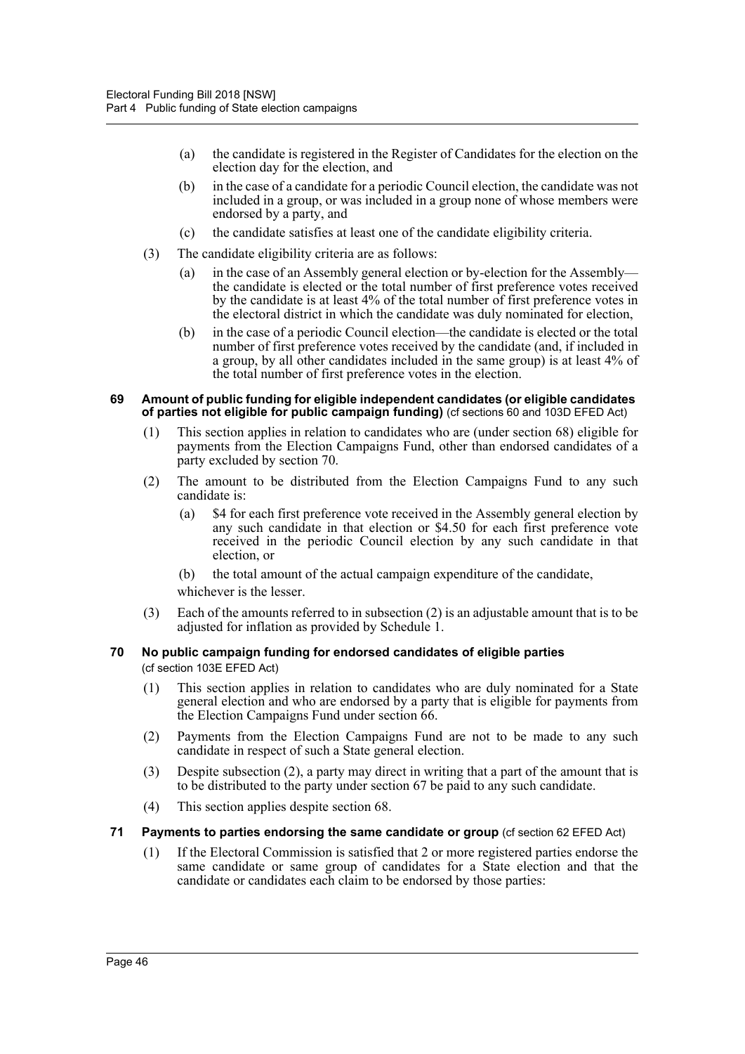(a) the candidate is registered in the Register of Candidates for the election on the election day for the election, and

(b) in the case of a candidate for a periodic Council election, the candidate was not included in a group, or was included in a group none of whose members were endorsed by a party, and

(c) the candidate satisfies at least one of the candidate eligibility criteria.

(3) The candidate eligibility criteria are as follows:

(a) in the case of an Assembly general election or by-election for the Assembly—the candidate is elected or the total number of first preference votes received by the candidate is at least 4% of the total number of first preference votes in the electoral district in which the candidate was duly nominated for election,

(b) in the case of a periodic Council election—the candidate is elected or the total number of first preference votes received by the candidate (and, if included in a group, by all other candidates included in the same group) is at least 4% of the total number of first preference votes in the election.

#### 69 Amount of public funding for eligible independent candidates (or eligible candidates of parties not eligible for public campaign funding) (cf sections 60 and 103D EFED Act)

(1) This section applies in relation to candidates who are (under section 68) eligible for payments from the Election Campaigns Fund, other than endorsed candidates of a party excluded by section 70.

(2) The amount to be distributed from the Election Campaigns Fund to any such candidate is:

(a) $4 for each first preference vote received in the Assembly general election by any such candidate in that election or $4.50 for each first preference vote received in the periodic Council election by any such candidate in that election, or

(b) the total amount of the actual campaign expenditure of the candidate,

whichever is the lesser.

(3) Each of the amounts referred to in subsection (2) is an adjustable amount that is to be adjusted for inflation as provided by Schedule 1.

#### 70 No public campaign funding for endorsed candidates of eligible parties (cf section 103E EFED Act)

(1) This section applies in relation to candidates who are duly nominated for a State general election and who are endorsed by a party that is eligible for payments from the Election Campaigns Fund under section 66.

(2) Payments from the Election Campaigns Fund are not to be made to any such candidate in respect of such a State general election.

(3) Despite subsection (2), a party may direct in writing that a part of the amount that is to be distributed to the party under section 67 be paid to any such candidate.

(4) This section applies despite section 68.

#### 71 Payments to parties endorsing the same candidate or group (cf section 62 EFED Act)

(1) If the Electoral Commission is satisfied that 2 or more registered parties endorse the same candidate or same group of candidates for a State election and that the candidate or candidates each claim to be endorsed by those parties: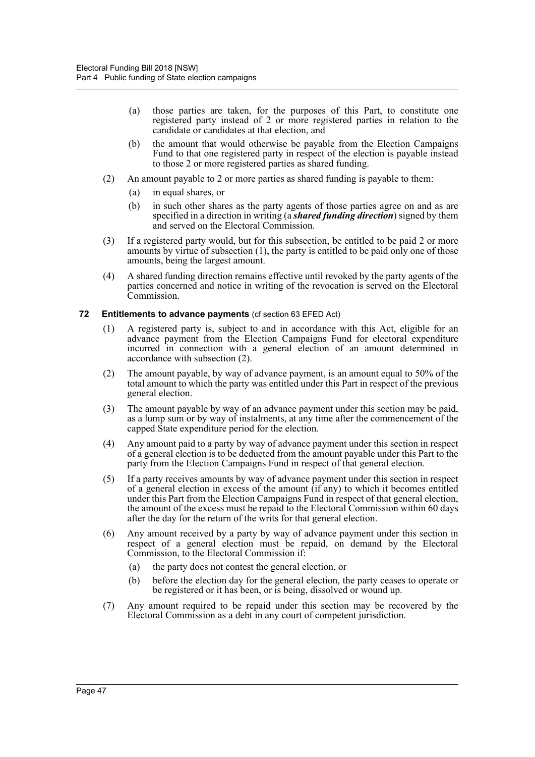(a) those parties are taken, for the purposes of this Part, to constitute one registered party instead of 2 or more registered parties in relation to the candidate or candidates at that election, and

(b) the amount that would otherwise be payable from the Election Campaigns Fund to that one registered party in respect of the election is payable instead to those 2 or more registered parties as shared funding.

(2) An amount payable to 2 or more parties as shared funding is payable to them:

(a) in equal shares, or

(b) in such other shares as the party agents of those parties agree on and as are specified in a direction in writing (a ***shared funding direction***) signed by them and served on the Electoral Commission.

(3) If a registered party would, but for this subsection, be entitled to be paid 2 or more amounts by virtue of subsection (1), the party is entitled to be paid only one of those amounts, being the largest amount.

(4) A shared funding direction remains effective until revoked by the party agents of the parties concerned and notice in writing of the revocation is served on the Electoral Commission.

### 72 Entitlements to advance payments (cf section 63 EFED Act)

(1) A registered party is, subject to and in accordance with this Act, eligible for an advance payment from the Election Campaigns Fund for electoral expenditure incurred in connection with a general election of an amount determined in accordance with subsection (2).

(2) The amount payable, by way of advance payment, is an amount equal to 50% of the total amount to which the party was entitled under this Part in respect of the previous general election.

(3) The amount payable by way of an advance payment under this section may be paid, as a lump sum or by way of instalments, at any time after the commencement of the capped State expenditure period for the election.

(4) Any amount paid to a party by way of advance payment under this section in respect of a general election is to be deducted from the amount payable under this Part to the party from the Election Campaigns Fund in respect of that general election.

(5) If a party receives amounts by way of advance payment under this section in respect of a general election in excess of the amount (if any) to which it becomes entitled under this Part from the Election Campaigns Fund in respect of that general election, the amount of the excess must be repaid to the Electoral Commission within 60 days after the day for the return of the writs for that general election.

(6) Any amount received by a party by way of advance payment under this section in respect of a general election must be repaid, on demand by the Electoral Commission, to the Electoral Commission if:

(a) the party does not contest the general election, or

(b) before the election day for the general election, the party ceases to operate or be registered or it has been, or is being, dissolved or wound up.

(7) Any amount required to be repaid under this section may be recovered by the Electoral Commission as a debt in any court of competent jurisdiction.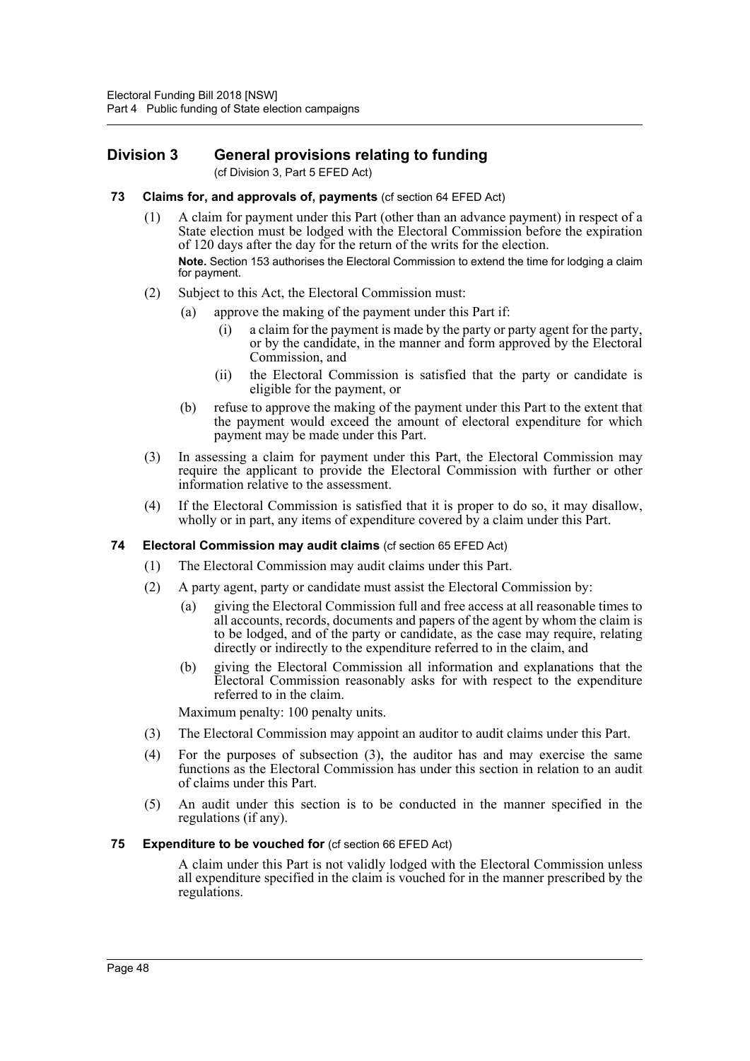## Division 3 General provisions relating to funding

(cf Division 3, Part 5 EFED Act)

### 73 Claims for, and approvals of, payments (cf section 64 EFED Act)

(1) A claim for payment under this Part (other than an advance payment) in respect of a State election must be lodged with the Electoral Commission before the expiration of 120 days after the day for the return of the writs for the election.

**Note.** Section 153 authorises the Electoral Commission to extend the time for lodging a claim for payment.

(2) Subject to this Act, the Electoral Commission must:

- (a) approve the making of the payment under this Part if:
  - (i) a claim for the payment is made by the party or party agent for the party, or by the candidate, in the manner and form approved by the Electoral Commission, and
  - (ii) the Electoral Commission is satisfied that the party or candidate is eligible for the payment, or
- (b) refuse to approve the making of the payment under this Part to the extent that the payment would exceed the amount of electoral expenditure for which payment may be made under this Part.

(3) In assessing a claim for payment under this Part, the Electoral Commission may require the applicant to provide the Electoral Commission with further or other information relative to the assessment.

(4) If the Electoral Commission is satisfied that it is proper to do so, it may disallow, wholly or in part, any items of expenditure covered by a claim under this Part.

### 74 Electoral Commission may audit claims (cf section 65 EFED Act)

(1) The Electoral Commission may audit claims under this Part.

(2) A party agent, party or candidate must assist the Electoral Commission by:

- (a) giving the Electoral Commission full and free access at all reasonable times to all accounts, records, documents and papers of the agent by whom the claim is to be lodged, and of the party or candidate, as the case may require, relating directly or indirectly to the expenditure referred to in the claim, and
- (b) giving the Electoral Commission all information and explanations that the Electoral Commission reasonably asks for with respect to the expenditure referred to in the claim.

Maximum penalty: 100 penalty units.

(3) The Electoral Commission may appoint an auditor to audit claims under this Part.

(4) For the purposes of subsection (3), the auditor has and may exercise the same functions as the Electoral Commission has under this section in relation to an audit of claims under this Part.

(5) An audit under this section is to be conducted in the manner specified in the regulations (if any).

### 75 Expenditure to be vouched for (cf section 66 EFED Act)

A claim under this Part is not validly lodged with the Electoral Commission unless all expenditure specified in the claim is vouched for in the manner prescribed by the regulations.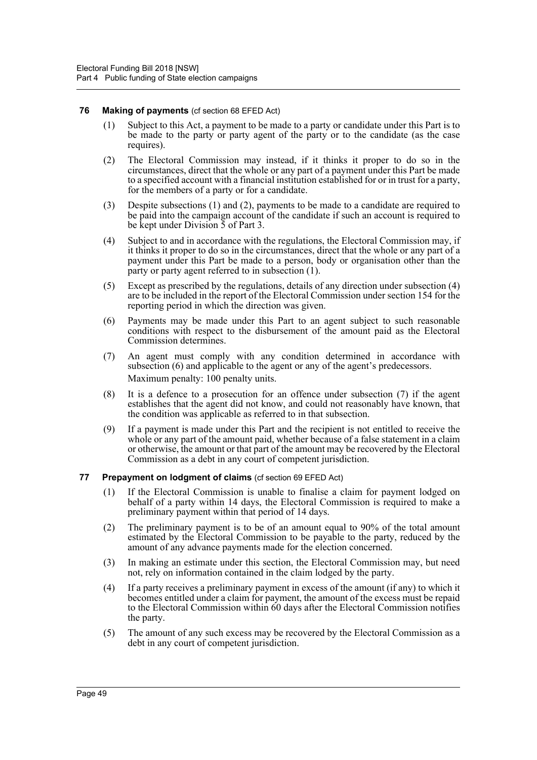### 76 Making of payments (cf section 68 EFED Act)

(1) Subject to this Act, a payment to be made to a party or candidate under this Part is to be made to the party or party agent of the party or to the candidate (as the case requires).

(2) The Electoral Commission may instead, if it thinks it proper to do so in the circumstances, direct that the whole or any part of a payment under this Part be made to a specified account with a financial institution established for or in trust for a party, for the members of a party or for a candidate.

(3) Despite subsections (1) and (2), payments to be made to a candidate are required to be paid into the campaign account of the candidate if such an account is required to be kept under Division 5 of Part 3.

(4) Subject to and in accordance with the regulations, the Electoral Commission may, if it thinks it proper to do so in the circumstances, direct that the whole or any part of a payment under this Part be made to a person, body or organisation other than the party or party agent referred to in subsection (1).

(5) Except as prescribed by the regulations, details of any direction under subsection (4) are to be included in the report of the Electoral Commission under section 154 for the reporting period in which the direction was given.

(6) Payments may be made under this Part to an agent subject to such reasonable conditions with respect to the disbursement of the amount paid as the Electoral Commission determines.

(7) An agent must comply with any condition determined in accordance with subsection (6) and applicable to the agent or any of the agent's predecessors.

Maximum penalty: 100 penalty units.

(8) It is a defence to a prosecution for an offence under subsection (7) if the agent establishes that the agent did not know, and could not reasonably have known, that the condition was applicable as referred to in that subsection.

(9) If a payment is made under this Part and the recipient is not entitled to receive the whole or any part of the amount paid, whether because of a false statement in a claim or otherwise, the amount or that part of the amount may be recovered by the Electoral Commission as a debt in any court of competent jurisdiction.

### 77 Prepayment on lodgment of claims (cf section 69 EFED Act)

(1) If the Electoral Commission is unable to finalise a claim for payment lodged on behalf of a party within 14 days, the Electoral Commission is required to make a preliminary payment within that period of 14 days.

(2) The preliminary payment is to be of an amount equal to 90% of the total amount estimated by the Electoral Commission to be payable to the party, reduced by the amount of any advance payments made for the election concerned.

(3) In making an estimate under this section, the Electoral Commission may, but need not, rely on information contained in the claim lodged by the party.

(4) If a party receives a preliminary payment in excess of the amount (if any) to which it becomes entitled under a claim for payment, the amount of the excess must be repaid to the Electoral Commission within 60 days after the Electoral Commission notifies the party.

(5) The amount of any such excess may be recovered by the Electoral Commission as a debt in any court of competent jurisdiction.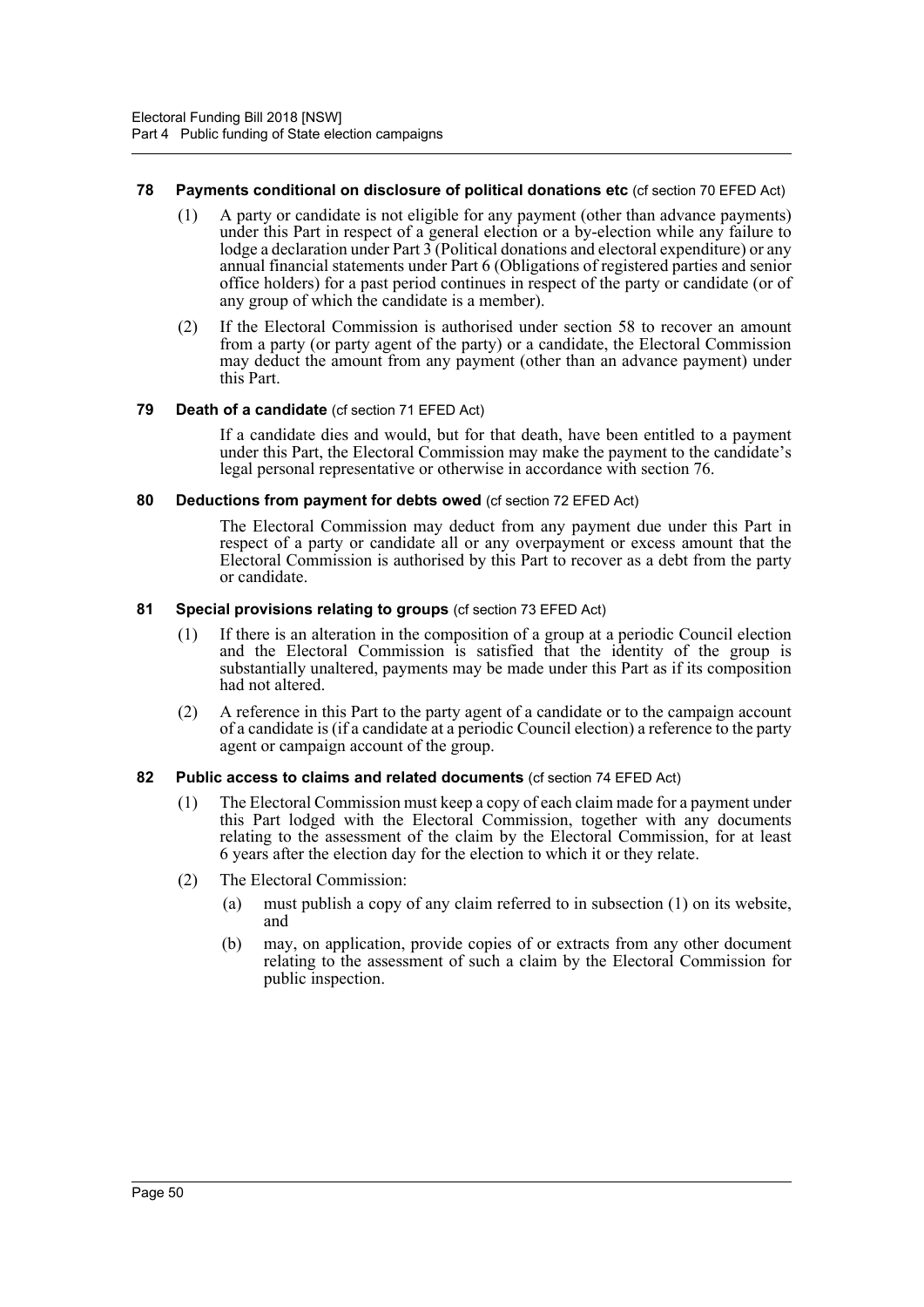### 78 Payments conditional on disclosure of political donations etc (cf section 70 EFED Act)

(1) A party or candidate is not eligible for any payment (other than advance payments) under this Part in respect of a general election or a by-election while any failure to lodge a declaration under Part 3 (Political donations and electoral expenditure) or any annual financial statements under Part 6 (Obligations of registered parties and senior office holders) for a past period continues in respect of the party or candidate (or of any group of which the candidate is a member).

(2) If the Electoral Commission is authorised under section 58 to recover an amount from a party (or party agent of the party) or a candidate, the Electoral Commission may deduct the amount from any payment (other than an advance payment) under this Part.

### 79 Death of a candidate (cf section 71 EFED Act)

If a candidate dies and would, but for that death, have been entitled to a payment under this Part, the Electoral Commission may make the payment to the candidate's legal personal representative or otherwise in accordance with section 76.

### 80 Deductions from payment for debts owed (cf section 72 EFED Act)

The Electoral Commission may deduct from any payment due under this Part in respect of a party or candidate all or any overpayment or excess amount that the Electoral Commission is authorised by this Part to recover as a debt from the party or candidate.

### 81 Special provisions relating to groups (cf section 73 EFED Act)

(1) If there is an alteration in the composition of a group at a periodic Council election and the Electoral Commission is satisfied that the identity of the group is substantially unaltered, payments may be made under this Part as if its composition had not altered.

(2) A reference in this Part to the party agent of a candidate or to the campaign account of a candidate is (if a candidate at a periodic Council election) a reference to the party agent or campaign account of the group.

### 82 Public access to claims and related documents (cf section 74 EFED Act)

(1) The Electoral Commission must keep a copy of each claim made for a payment under this Part lodged with the Electoral Commission, together with any documents relating to the assessment of the claim by the Electoral Commission, for at least 6 years after the election day for the election to which it or they relate.

(2) The Electoral Commission:

(a) must publish a copy of any claim referred to in subsection (1) on its website, and

(b) may, on application, provide copies of or extracts from any other document relating to the assessment of such a claim by the Electoral Commission for public inspection.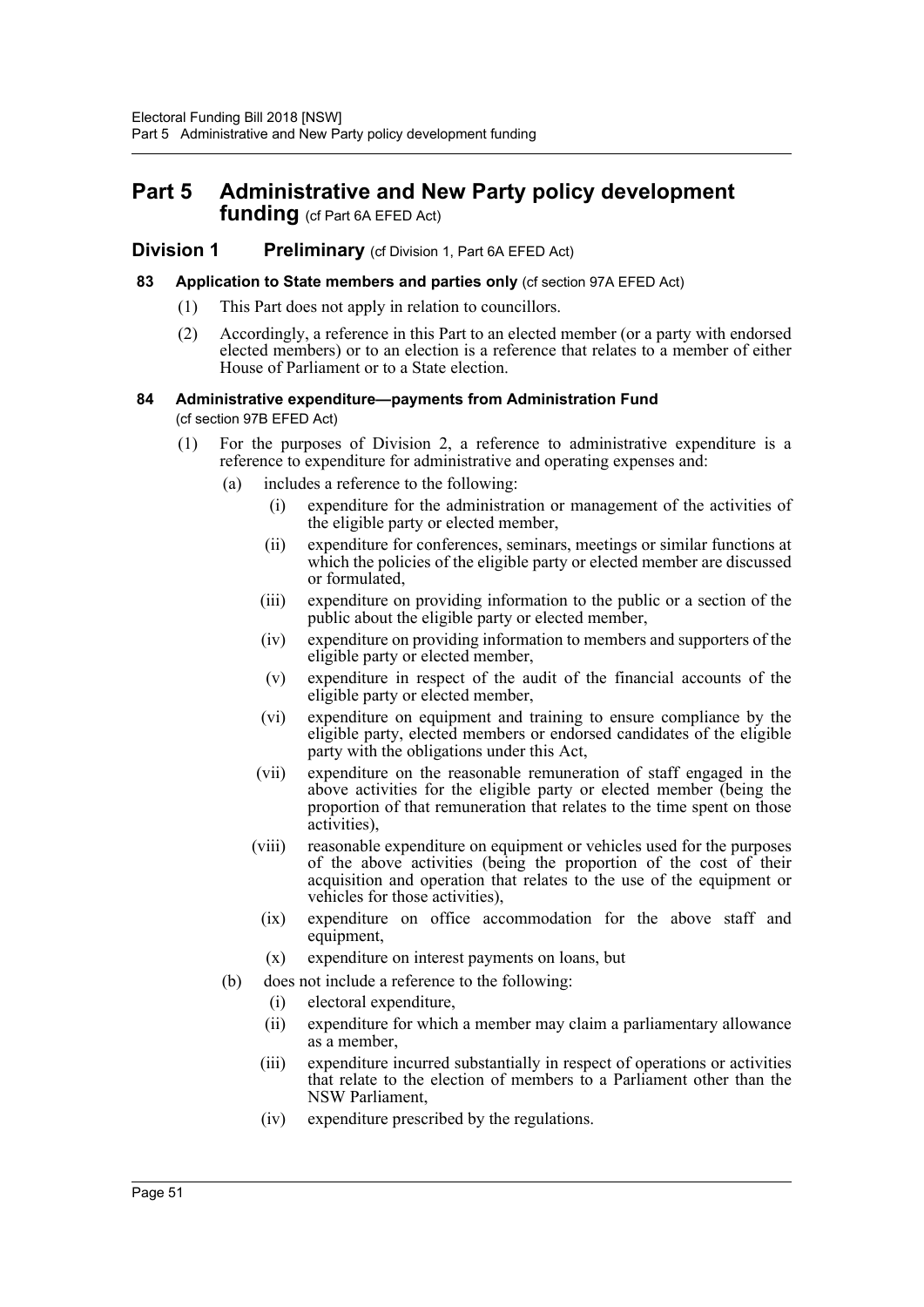# Part 5 Administrative and New Party policy development funding (cf Part 6A EFED Act)

## Division 1 Preliminary (cf Division 1, Part 6A EFED Act)

### 83 Application to State members and parties only (cf section 97A EFED Act)

(1) This Part does not apply in relation to councillors.

(2) Accordingly, a reference in this Part to an elected member (or a party with endorsed elected members) or to an election is a reference that relates to a member of either House of Parliament or to a State election.

### 84 Administrative expenditure—payments from Administration Fund (cf section 97B EFED Act)

(1) For the purposes of Division 2, a reference to administrative expenditure is a reference to expenditure for administrative and operating expenses and:

- (a) includes a reference to the following:
  - (i) expenditure for the administration or management of the activities of the eligible party or elected member,
  - (ii) expenditure for conferences, seminars, meetings or similar functions at which the policies of the eligible party or elected member are discussed or formulated,
  - (iii) expenditure on providing information to the public or a section of the public about the eligible party or elected member,
  - (iv) expenditure on providing information to members and supporters of the eligible party or elected member,
  - (v) expenditure in respect of the audit of the financial accounts of the eligible party or elected member,
  - (vi) expenditure on equipment and training to ensure compliance by the eligible party, elected members or endorsed candidates of the eligible party with the obligations under this Act,
  - (vii) expenditure on the reasonable remuneration of staff engaged in the above activities for the eligible party or elected member (being the proportion of that remuneration that relates to the time spent on those activities),
  - (viii) reasonable expenditure on equipment or vehicles used for the purposes of the above activities (being the proportion of the cost of their acquisition and operation that relates to the use of the equipment or vehicles for those activities),
  - (ix) expenditure on office accommodation for the above staff and equipment,
  - (x) expenditure on interest payments on loans, but
- (b) does not include a reference to the following:
  - (i) electoral expenditure,
  - (ii) expenditure for which a member may claim a parliamentary allowance as a member,
  - (iii) expenditure incurred substantially in respect of operations or activities that relate to the election of members to a Parliament other than the NSW Parliament,
  - (iv) expenditure prescribed by the regulations.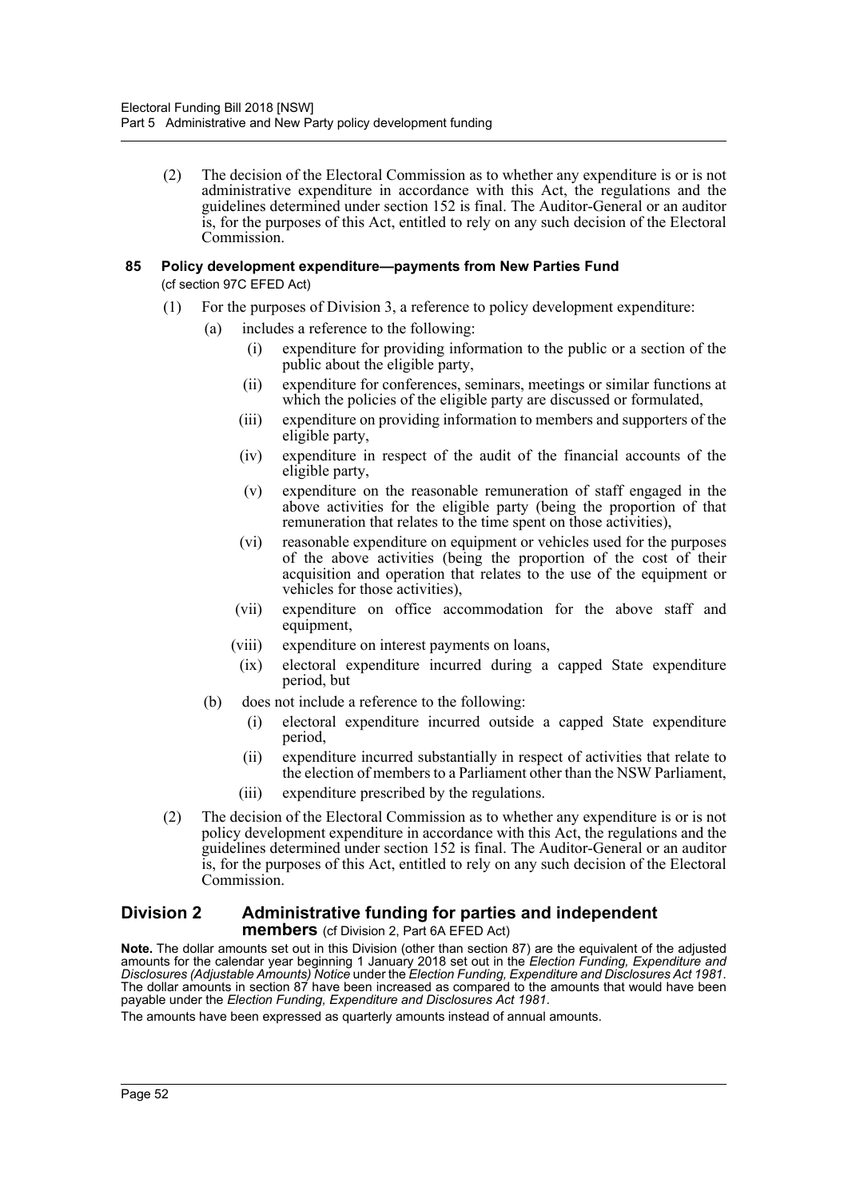(2) The decision of the Electoral Commission as to whether any expenditure is or is not administrative expenditure in accordance with this Act, the regulations and the guidelines determined under section 152 is final. The Auditor-General or an auditor is, for the purposes of this Act, entitled to rely on any such decision of the Electoral Commission.

### 85 Policy development expenditure—payments from New Parties Fund

(cf section 97C EFED Act)

(1) For the purposes of Division 3, a reference to policy development expenditure:

- (a) includes a reference to the following:
  - (i) expenditure for providing information to the public or a section of the public about the eligible party,
  - (ii) expenditure for conferences, seminars, meetings or similar functions at which the policies of the eligible party are discussed or formulated,
  - (iii) expenditure on providing information to members and supporters of the eligible party,
  - (iv) expenditure in respect of the audit of the financial accounts of the eligible party,
  - (v) expenditure on the reasonable remuneration of staff engaged in the above activities for the eligible party (being the proportion of that remuneration that relates to the time spent on those activities),
  - (vi) reasonable expenditure on equipment or vehicles used for the purposes of the above activities (being the proportion of the cost of their acquisition and operation that relates to the use of the equipment or vehicles for those activities),
  - (vii) expenditure on office accommodation for the above staff and equipment,
  - (viii) expenditure on interest payments on loans,
  - (ix) electoral expenditure incurred during a capped State expenditure period, but
- (b) does not include a reference to the following:
  - (i) electoral expenditure incurred outside a capped State expenditure period,
  - (ii) expenditure incurred substantially in respect of activities that relate to the election of members to a Parliament other than the NSW Parliament,
  - (iii) expenditure prescribed by the regulations.

(2) The decision of the Electoral Commission as to whether any expenditure is or is not policy development expenditure in accordance with this Act, the regulations and the guidelines determined under section 152 is final. The Auditor-General or an auditor is, for the purposes of this Act, entitled to rely on any such decision of the Electoral Commission.

## Division 2 Administrative funding for parties and independent members (cf Division 2, Part 6A EFED Act)

**Note.** The dollar amounts set out in this Division (other than section 87) are the equivalent of the adjusted amounts for the calendar year beginning 1 January 2018 set out in the *Election Funding, Expenditure and Disclosures (Adjustable Amounts) Notice* under the *Election Funding, Expenditure and Disclosures Act 1981*. The dollar amounts in section 87 have been increased as compared to the amounts that would have been payable under the *Election Funding, Expenditure and Disclosures Act 1981*.

The amounts have been expressed as quarterly amounts instead of annual amounts.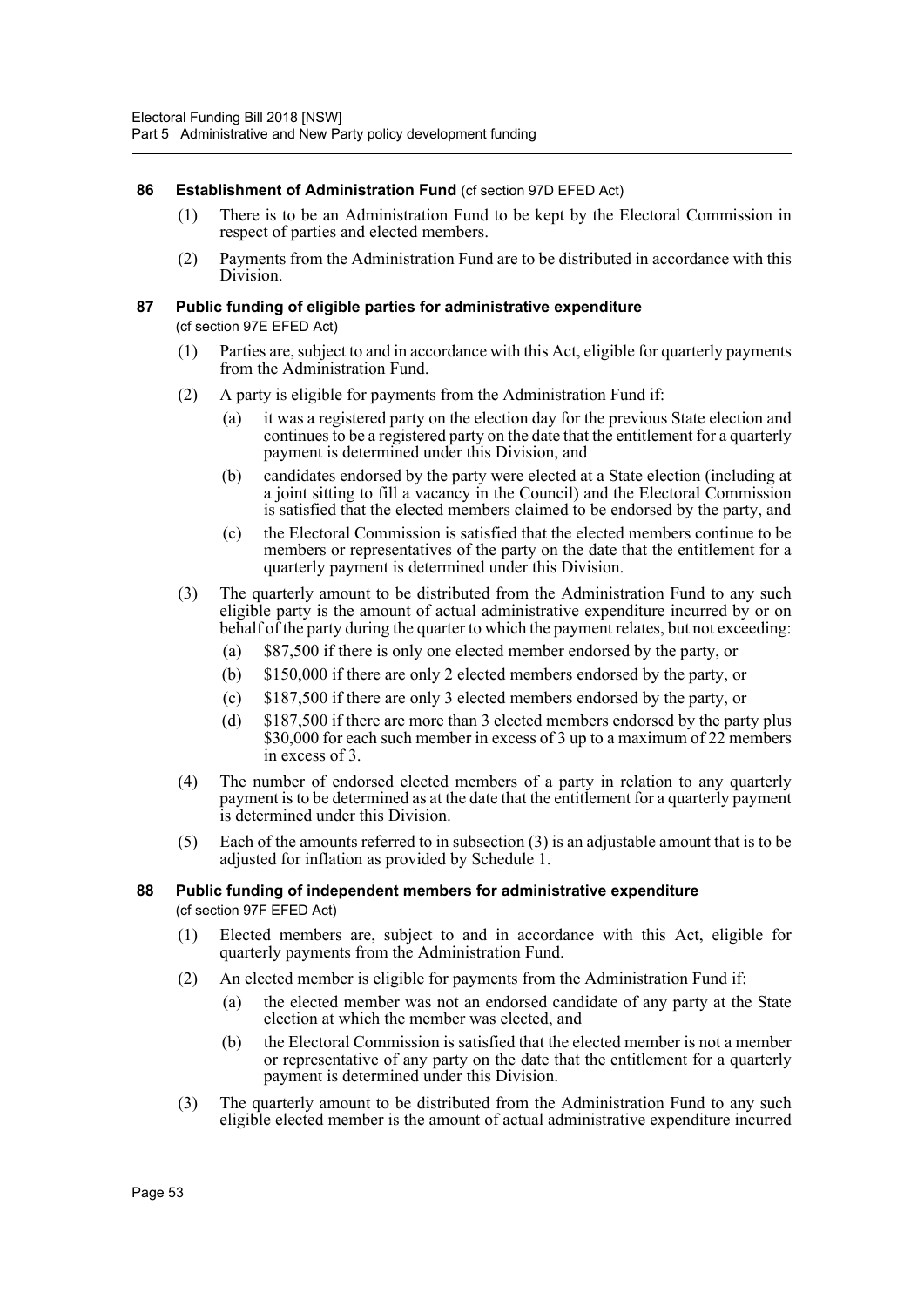### 86 Establishment of Administration Fund (cf section 97D EFED Act)

(1) There is to be an Administration Fund to be kept by the Electoral Commission in respect of parties and elected members.

(2) Payments from the Administration Fund are to be distributed in accordance with this Division.

### 87 Public funding of eligible parties for administrative expenditure (cf section 97E EFED Act)

(1) Parties are, subject to and in accordance with this Act, eligible for quarterly payments from the Administration Fund.

(2) A party is eligible for payments from the Administration Fund if:

- (a) it was a registered party on the election day for the previous State election and continues to be a registered party on the date that the entitlement for a quarterly payment is determined under this Division, and
- (b) candidates endorsed by the party were elected at a State election (including at a joint sitting to fill a vacancy in the Council) and the Electoral Commission is satisfied that the elected members claimed to be endorsed by the party, and
- (c) the Electoral Commission is satisfied that the elected members continue to be members or representatives of the party on the date that the entitlement for a quarterly payment is determined under this Division.

(3) The quarterly amount to be distributed from the Administration Fund to any such eligible party is the amount of actual administrative expenditure incurred by or on behalf of the party during the quarter to which the payment relates, but not exceeding:

- (a) $87,500 if there is only one elected member endorsed by the party, or
- (b) $150,000 if there are only 2 elected members endorsed by the party, or
- (c) $187,500 if there are only 3 elected members endorsed by the party, or
- (d) $187,500 if there are more than 3 elected members endorsed by the party plus $30,000 for each such member in excess of 3 up to a maximum of 22 members in excess of 3.

(4) The number of endorsed elected members of a party in relation to any quarterly payment is to be determined as at the date that the entitlement for a quarterly payment is determined under this Division.

(5) Each of the amounts referred to in subsection (3) is an adjustable amount that is to be adjusted for inflation as provided by Schedule 1.

### 88 Public funding of independent members for administrative expenditure (cf section 97F EFED Act)

(1) Elected members are, subject to and in accordance with this Act, eligible for quarterly payments from the Administration Fund.

(2) An elected member is eligible for payments from the Administration Fund if:

- (a) the elected member was not an endorsed candidate of any party at the State election at which the member was elected, and
- (b) the Electoral Commission is satisfied that the elected member is not a member or representative of any party on the date that the entitlement for a quarterly payment is determined under this Division.

(3) The quarterly amount to be distributed from the Administration Fund to any such eligible elected member is the amount of actual administrative expenditure incurred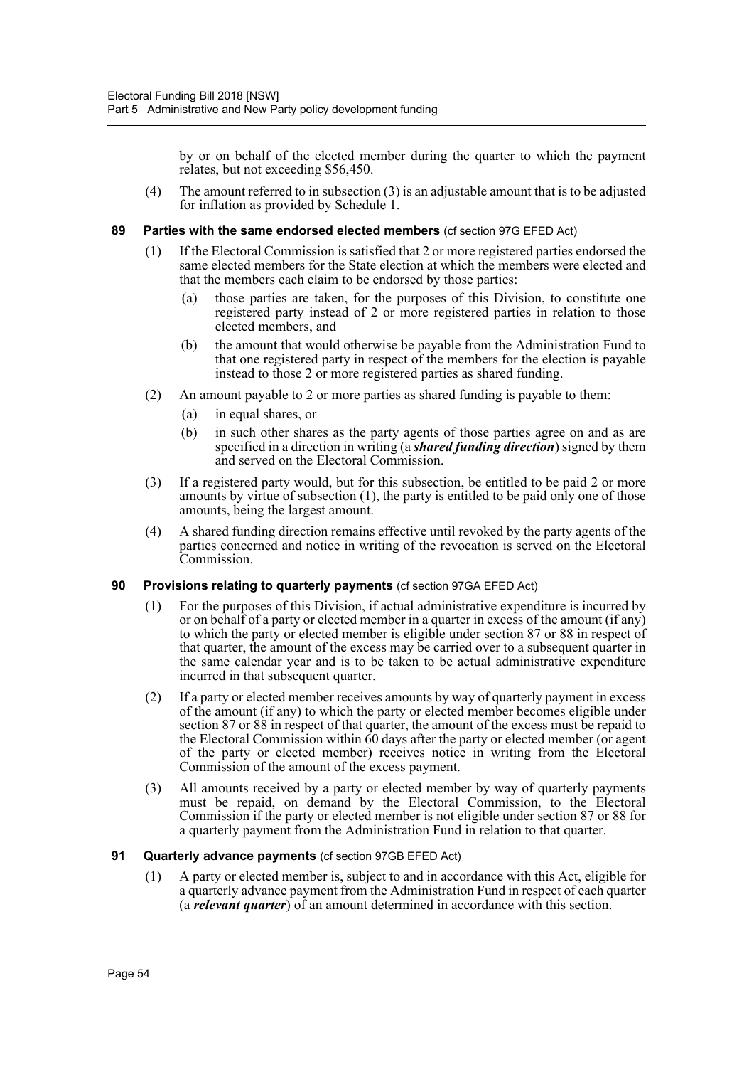by or on behalf of the elected member during the quarter to which the payment relates, but not exceeding $56,450.

(4) The amount referred to in subsection (3) is an adjustable amount that is to be adjusted for inflation as provided by Schedule 1.

### 89 Parties with the same endorsed elected members (cf section 97G EFED Act)

(1) If the Electoral Commission is satisfied that 2 or more registered parties endorsed the same elected members for the State election at which the members were elected and that the members each claim to be endorsed by those parties:

(a) those parties are taken, for the purposes of this Division, to constitute one registered party instead of 2 or more registered parties in relation to those elected members, and

(b) the amount that would otherwise be payable from the Administration Fund to that one registered party in respect of the members for the election is payable instead to those 2 or more registered parties as shared funding.

(2) An amount payable to 2 or more parties as shared funding is payable to them:

(a) in equal shares, or

(b) in such other shares as the party agents of those parties agree on and as are specified in a direction in writing (a ***shared funding direction***) signed by them and served on the Electoral Commission.

(3) If a registered party would, but for this subsection, be entitled to be paid 2 or more amounts by virtue of subsection (1), the party is entitled to be paid only one of those amounts, being the largest amount.

(4) A shared funding direction remains effective until revoked by the party agents of the parties concerned and notice in writing of the revocation is served on the Electoral Commission.

### 90 Provisions relating to quarterly payments (cf section 97GA EFED Act)

(1) For the purposes of this Division, if actual administrative expenditure is incurred by or on behalf of a party or elected member in a quarter in excess of the amount (if any) to which the party or elected member is eligible under section 87 or 88 in respect of that quarter, the amount of the excess may be carried over to a subsequent quarter in the same calendar year and is to be taken to be actual administrative expenditure incurred in that subsequent quarter.

(2) If a party or elected member receives amounts by way of quarterly payment in excess of the amount (if any) to which the party or elected member becomes eligible under section 87 or 88 in respect of that quarter, the amount of the excess must be repaid to the Electoral Commission within 60 days after the party or elected member (or agent of the party or elected member) receives notice in writing from the Electoral Commission of the amount of the excess payment.

(3) All amounts received by a party or elected member by way of quarterly payments must be repaid, on demand by the Electoral Commission, to the Electoral Commission if the party or elected member is not eligible under section 87 or 88 for a quarterly payment from the Administration Fund in relation to that quarter.

### 91 Quarterly advance payments (cf section 97GB EFED Act)

(1) A party or elected member is, subject to and in accordance with this Act, eligible for a quarterly advance payment from the Administration Fund in respect of each quarter (a ***relevant quarter***) of an amount determined in accordance with this section.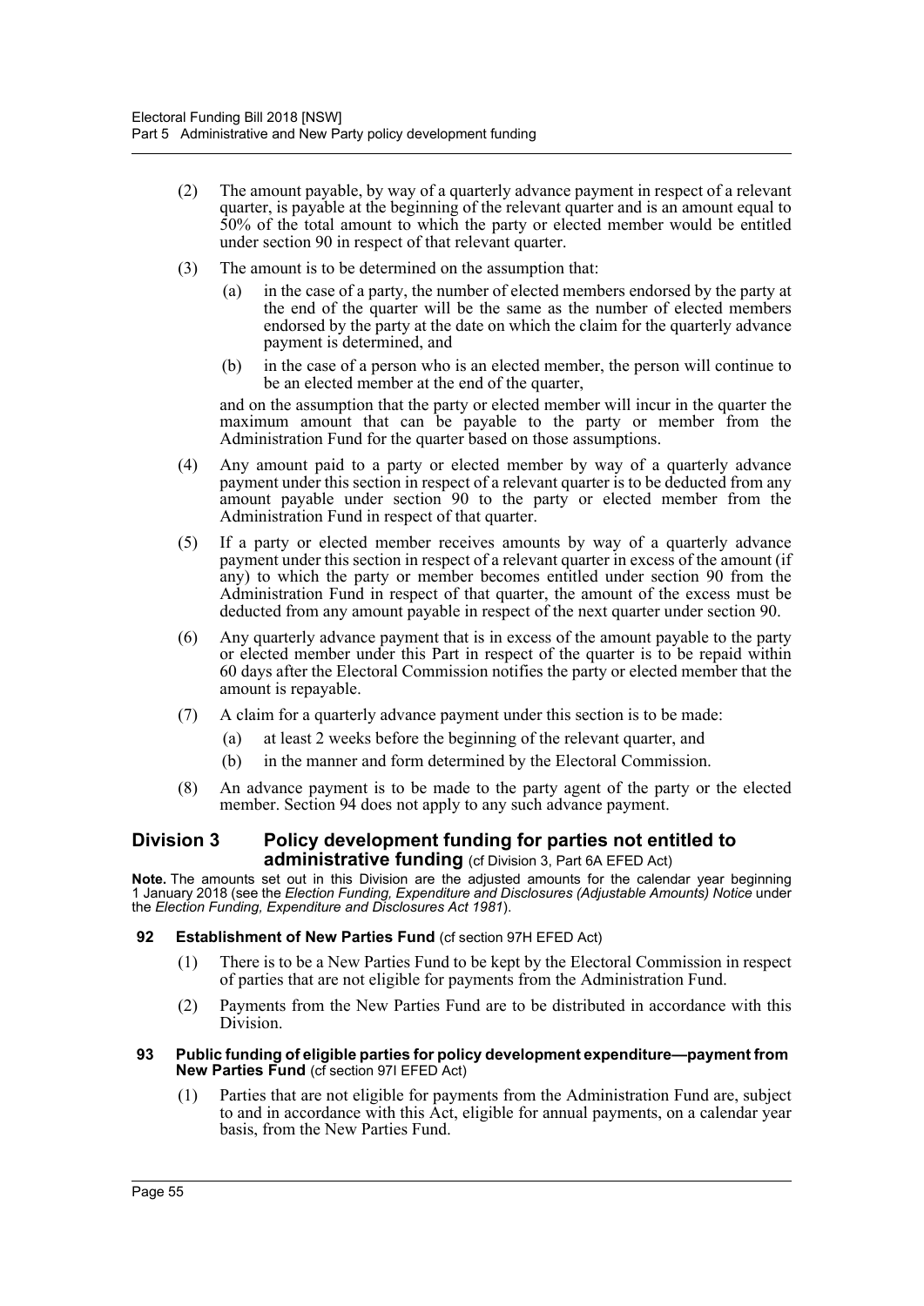(2) The amount payable, by way of a quarterly advance payment in respect of a relevant quarter, is payable at the beginning of the relevant quarter and is an amount equal to 50% of the total amount to which the party or elected member would be entitled under section 90 in respect of that relevant quarter.

(3) The amount is to be determined on the assumption that:

- (a) in the case of a party, the number of elected members endorsed by the party at the end of the quarter will be the same as the number of elected members endorsed by the party at the date on which the claim for the quarterly advance payment is determined, and
- (b) in the case of a person who is an elected member, the person will continue to be an elected member at the end of the quarter,

and on the assumption that the party or elected member will incur in the quarter the maximum amount that can be payable to the party or member from the Administration Fund for the quarter based on those assumptions.

(4) Any amount paid to a party or elected member by way of a quarterly advance payment under this section in respect of a relevant quarter is to be deducted from any amount payable under section 90 to the party or elected member from the Administration Fund in respect of that quarter.

(5) If a party or elected member receives amounts by way of a quarterly advance payment under this section in respect of a relevant quarter in excess of the amount (if any) to which the party or member becomes entitled under section 90 from the Administration Fund in respect of that quarter, the amount of the excess must be deducted from any amount payable in respect of the next quarter under section 90.

(6) Any quarterly advance payment that is in excess of the amount payable to the party or elected member under this Part in respect of the quarter is to be repaid within 60 days after the Electoral Commission notifies the party or elected member that the amount is repayable.

(7) A claim for a quarterly advance payment under this section is to be made:

- (a) at least 2 weeks before the beginning of the relevant quarter, and
- (b) in the manner and form determined by the Electoral Commission.

(8) An advance payment is to be made to the party agent of the party or the elected member. Section 94 does not apply to any such advance payment.

## Division 3 Policy development funding for parties not entitled to administrative funding (cf Division 3, Part 6A EFED Act)

**Note.** The amounts set out in this Division are the adjusted amounts for the calendar year beginning 1 January 2018 (see the *Election Funding, Expenditure and Disclosures (Adjustable Amounts) Notice* under the *Election Funding, Expenditure and Disclosures Act 1981*).

### 92 Establishment of New Parties Fund (cf section 97H EFED Act)

(1) There is to be a New Parties Fund to be kept by the Electoral Commission in respect of parties that are not eligible for payments from the Administration Fund.

(2) Payments from the New Parties Fund are to be distributed in accordance with this Division.

### 93 Public funding of eligible parties for policy development expenditure—payment from New Parties Fund (cf section 97I EFED Act)

(1) Parties that are not eligible for payments from the Administration Fund are, subject to and in accordance with this Act, eligible for annual payments, on a calendar year basis, from the New Parties Fund.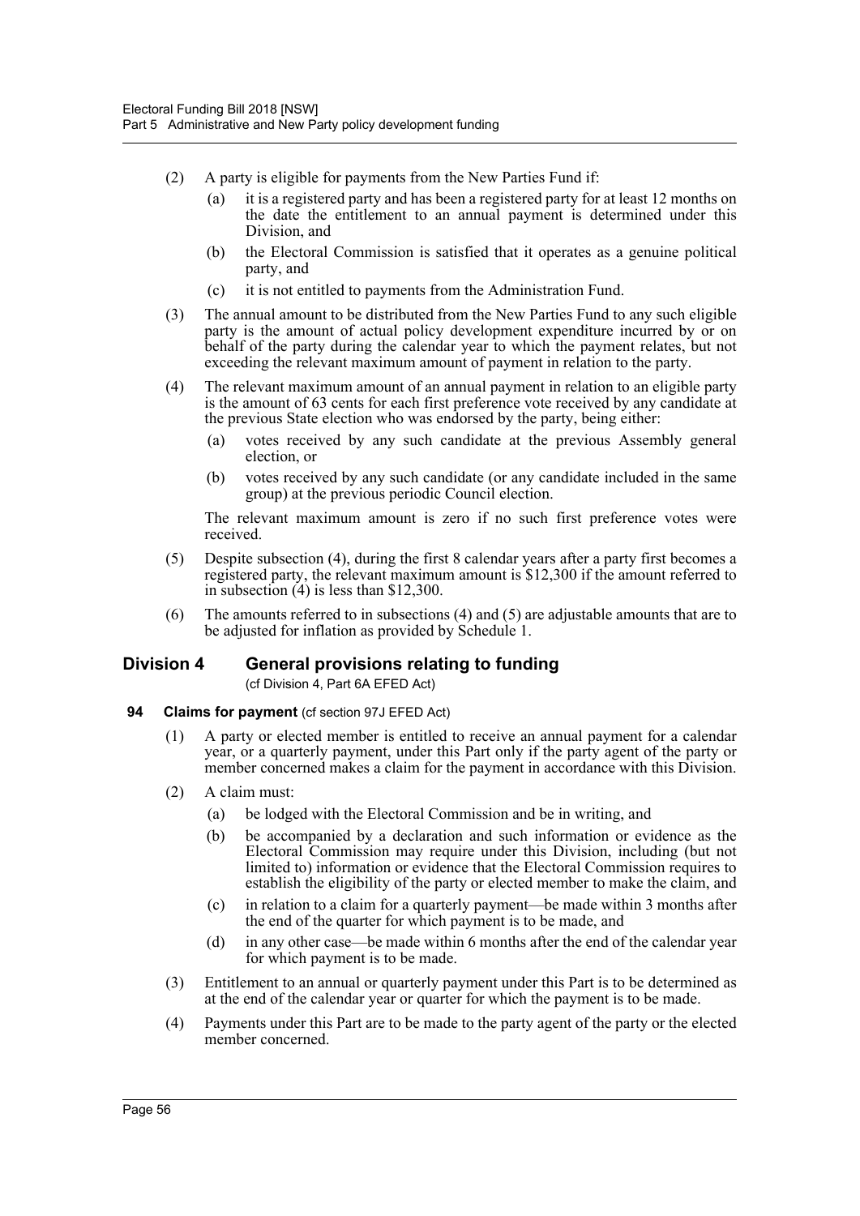(2) A party is eligible for payments from the New Parties Fund if:

(a) it is a registered party and has been a registered party for at least 12 months on the date the entitlement to an annual payment is determined under this Division, and

(b) the Electoral Commission is satisfied that it operates as a genuine political party, and

(c) it is not entitled to payments from the Administration Fund.

(3) The annual amount to be distributed from the New Parties Fund to any such eligible party is the amount of actual policy development expenditure incurred by or on behalf of the party during the calendar year to which the payment relates, but not exceeding the relevant maximum amount of payment in relation to the party.

(4) The relevant maximum amount of an annual payment in relation to an eligible party is the amount of 63 cents for each first preference vote received by any candidate at the previous State election who was endorsed by the party, being either:

(a) votes received by any such candidate at the previous Assembly general election, or

(b) votes received by any such candidate (or any candidate included in the same group) at the previous periodic Council election.

The relevant maximum amount is zero if no such first preference votes were received.

(5) Despite subsection (4), during the first 8 calendar years after a party first becomes a registered party, the relevant maximum amount is $12,300 if the amount referred to in subsection (4) is less than $12,300.

(6) The amounts referred to in subsections (4) and (5) are adjustable amounts that are to be adjusted for inflation as provided by Schedule 1.

## Division 4 General provisions relating to funding

(cf Division 4, Part 6A EFED Act)

### 94 Claims for payment (cf section 97J EFED Act)

(1) A party or elected member is entitled to receive an annual payment for a calendar year, or a quarterly payment, under this Part only if the party agent of the party or member concerned makes a claim for the payment in accordance with this Division.

(2) A claim must:

(a) be lodged with the Electoral Commission and be in writing, and

(b) be accompanied by a declaration and such information or evidence as the Electoral Commission may require under this Division, including (but not limited to) information or evidence that the Electoral Commission requires to establish the eligibility of the party or elected member to make the claim, and

(c) in relation to a claim for a quarterly payment—be made within 3 months after the end of the quarter for which payment is to be made, and

(d) in any other case—be made within 6 months after the end of the calendar year for which payment is to be made.

(3) Entitlement to an annual or quarterly payment under this Part is to be determined as at the end of the calendar year or quarter for which the payment is to be made.

(4) Payments under this Part are to be made to the party agent of the party or the elected member concerned.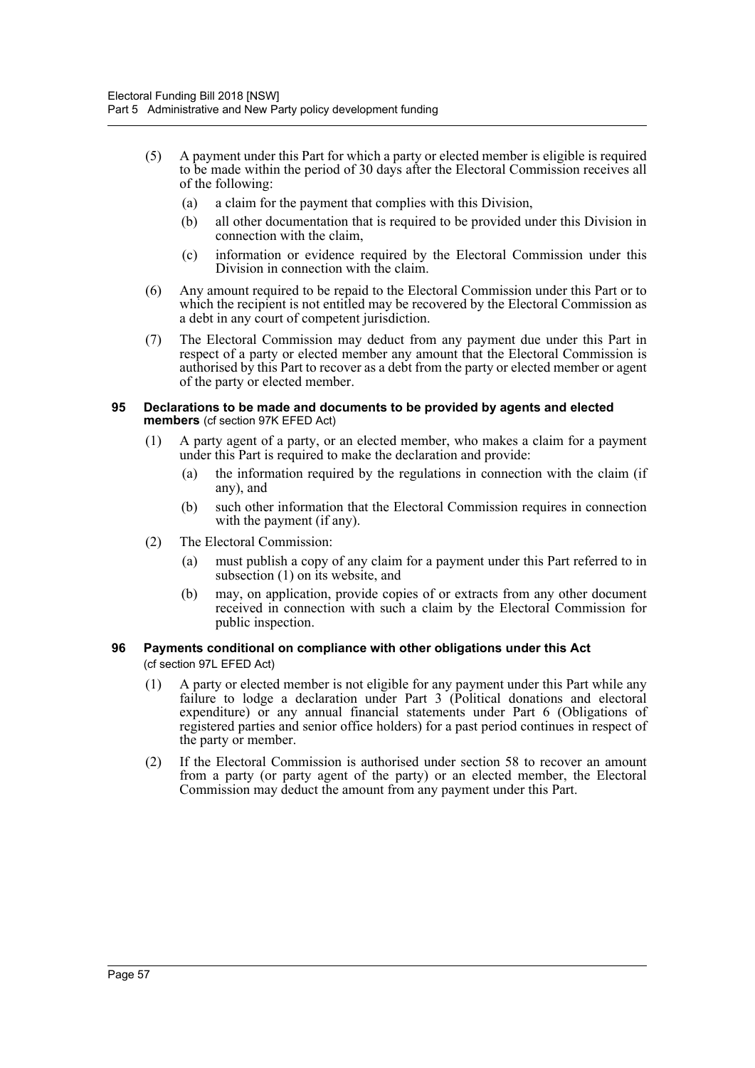(5) A payment under this Part for which a party or elected member is eligible is required to be made within the period of 30 days after the Electoral Commission receives all of the following:

(a) a claim for the payment that complies with this Division,

(b) all other documentation that is required to be provided under this Division in connection with the claim,

(c) information or evidence required by the Electoral Commission under this Division in connection with the claim.

(6) Any amount required to be repaid to the Electoral Commission under this Part or to which the recipient is not entitled may be recovered by the Electoral Commission as a debt in any court of competent jurisdiction.

(7) The Electoral Commission may deduct from any payment due under this Part in respect of a party or elected member any amount that the Electoral Commission is authorised by this Part to recover as a debt from the party or elected member or agent of the party or elected member.

### 95 Declarations to be made and documents to be provided by agents and elected members (cf section 97K EFED Act)

(1) A party agent of a party, or an elected member, who makes a claim for a payment under this Part is required to make the declaration and provide:

(a) the information required by the regulations in connection with the claim (if any), and

(b) such other information that the Electoral Commission requires in connection with the payment (if any).

(2) The Electoral Commission:

(a) must publish a copy of any claim for a payment under this Part referred to in subsection (1) on its website, and

(b) may, on application, provide copies of or extracts from any other document received in connection with such a claim by the Electoral Commission for public inspection.

### 96 Payments conditional on compliance with other obligations under this Act (cf section 97L EFED Act)

(1) A party or elected member is not eligible for any payment under this Part while any failure to lodge a declaration under Part 3 (Political donations and electoral expenditure) or any annual financial statements under Part 6 (Obligations of registered parties and senior office holders) for a past period continues in respect of the party or member.

(2) If the Electoral Commission is authorised under section 58 to recover an amount from a party (or party agent of the party) or an elected member, the Electoral Commission may deduct the amount from any payment under this Part.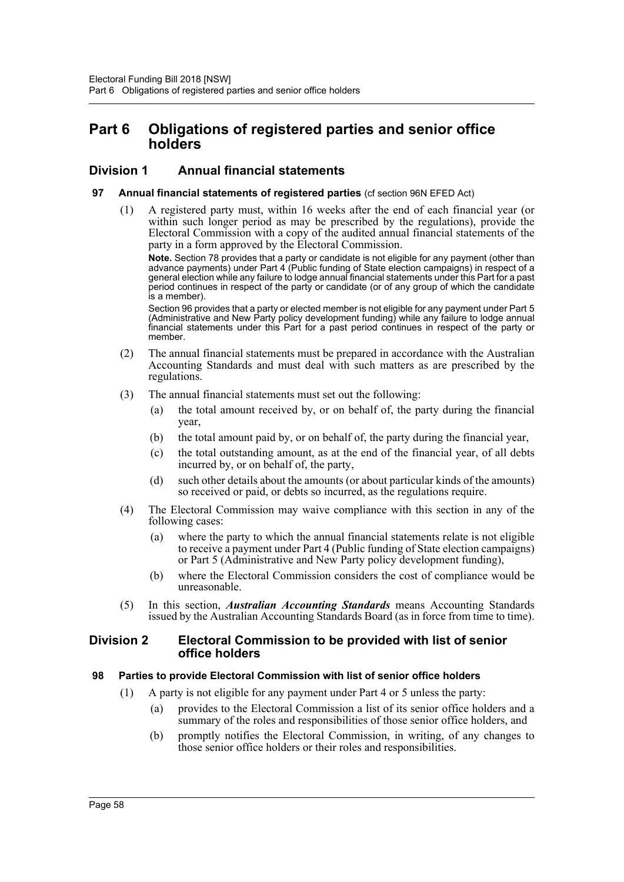# Part 6 Obligations of registered parties and senior office holders

## Division 1 Annual financial statements

### 97 Annual financial statements of registered parties (cf section 96N EFED Act)

(1) A registered party must, within 16 weeks after the end of each financial year (or within such longer period as may be prescribed by the regulations), provide the Electoral Commission with a copy of the audited annual financial statements of the party in a form approved by the Electoral Commission.

**Note.** Section 78 provides that a party or candidate is not eligible for any payment (other than advance payments) under Part 4 (Public funding of State election campaigns) in respect of a general election while any failure to lodge annual financial statements under this Part for a past period continues in respect of the party or candidate (or of any group of which the candidate is a member).

Section 96 provides that a party or elected member is not eligible for any payment under Part 5 (Administrative and New Party policy development funding) while any failure to lodge annual financial statements under this Part for a past period continues in respect of the party or member.

(2) The annual financial statements must be prepared in accordance with the Australian Accounting Standards and must deal with such matters as are prescribed by the regulations.

(3) The annual financial statements must set out the following:

- (a) the total amount received by, or on behalf of, the party during the financial year,
- (b) the total amount paid by, or on behalf of, the party during the financial year,
- (c) the total outstanding amount, as at the end of the financial year, of all debts incurred by, or on behalf of, the party,
- (d) such other details about the amounts (or about particular kinds of the amounts) so received or paid, or debts so incurred, as the regulations require.

(4) The Electoral Commission may waive compliance with this section in any of the following cases:

- (a) where the party to which the annual financial statements relate is not eligible to receive a payment under Part 4 (Public funding of State election campaigns) or Part 5 (Administrative and New Party policy development funding),
- (b) where the Electoral Commission considers the cost of compliance would be unreasonable.

(5) In this section, ***Australian Accounting Standards*** means Accounting Standards issued by the Australian Accounting Standards Board (as in force from time to time).

## Division 2 Electoral Commission to be provided with list of senior office holders

### 98 Parties to provide Electoral Commission with list of senior office holders

(1) A party is not eligible for any payment under Part 4 or 5 unless the party:

- (a) provides to the Electoral Commission a list of its senior office holders and a summary of the roles and responsibilities of those senior office holders, and
- (b) promptly notifies the Electoral Commission, in writing, of any changes to those senior office holders or their roles and responsibilities.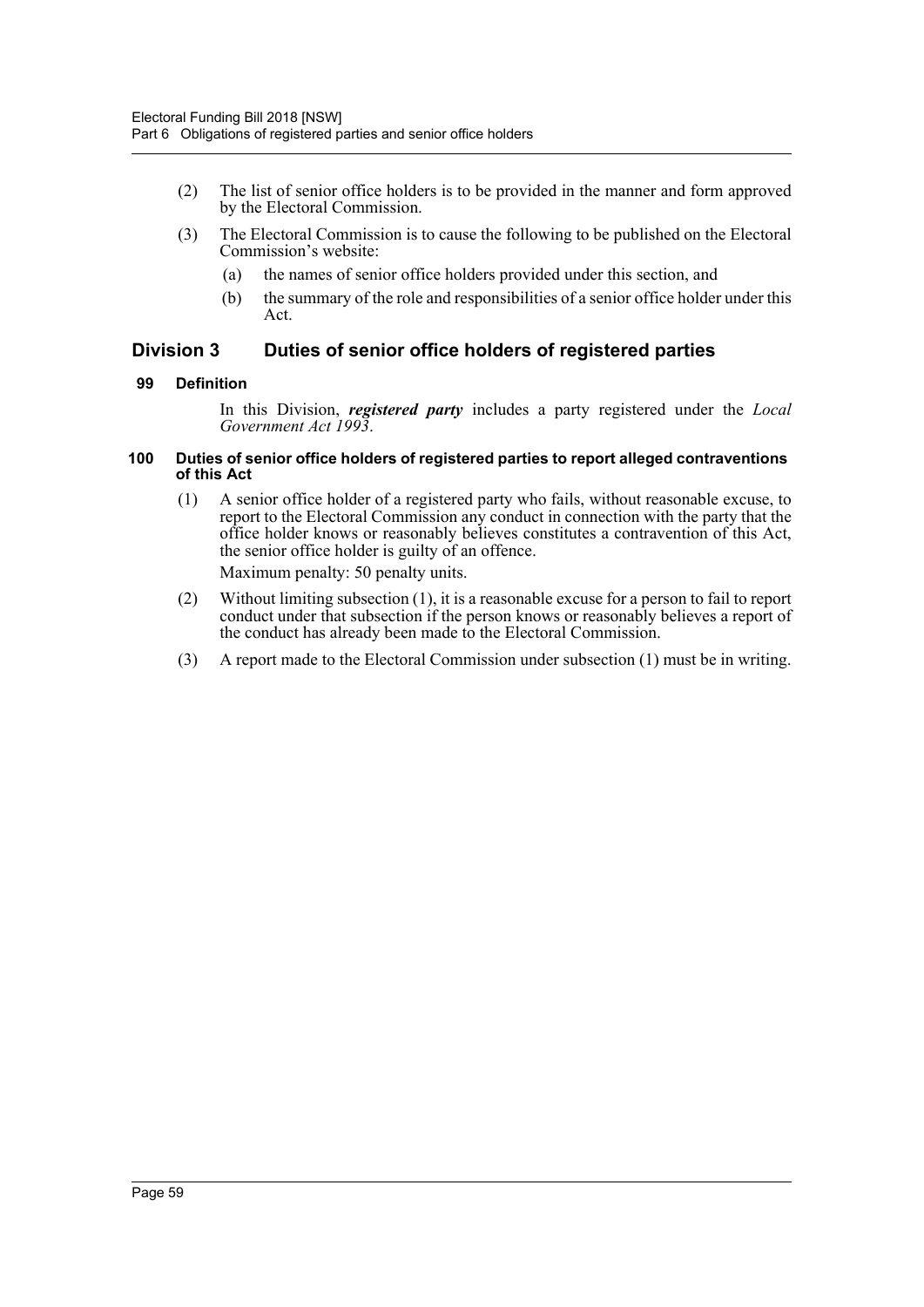(2) The list of senior office holders is to be provided in the manner and form approved by the Electoral Commission.

(3) The Electoral Commission is to cause the following to be published on the Electoral Commission's website:

(a) the names of senior office holders provided under this section, and

(b) the summary of the role and responsibilities of a senior office holder under this Act.

## Division 3 Duties of senior office holders of registered parties

### 99 Definition

In this Division, ***registered party*** includes a party registered under the *Local Government Act 1993*.

### 100 Duties of senior office holders of registered parties to report alleged contraventions of this Act

(1) A senior office holder of a registered party who fails, without reasonable excuse, to report to the Electoral Commission any conduct in connection with the party that the office holder knows or reasonably believes constitutes a contravention of this Act, the senior office holder is guilty of an offence.

Maximum penalty: 50 penalty units.

(2) Without limiting subsection (1), it is a reasonable excuse for a person to fail to report conduct under that subsection if the person knows or reasonably believes a report of the conduct has already been made to the Electoral Commission.

(3) A report made to the Electoral Commission under subsection (1) must be in writing.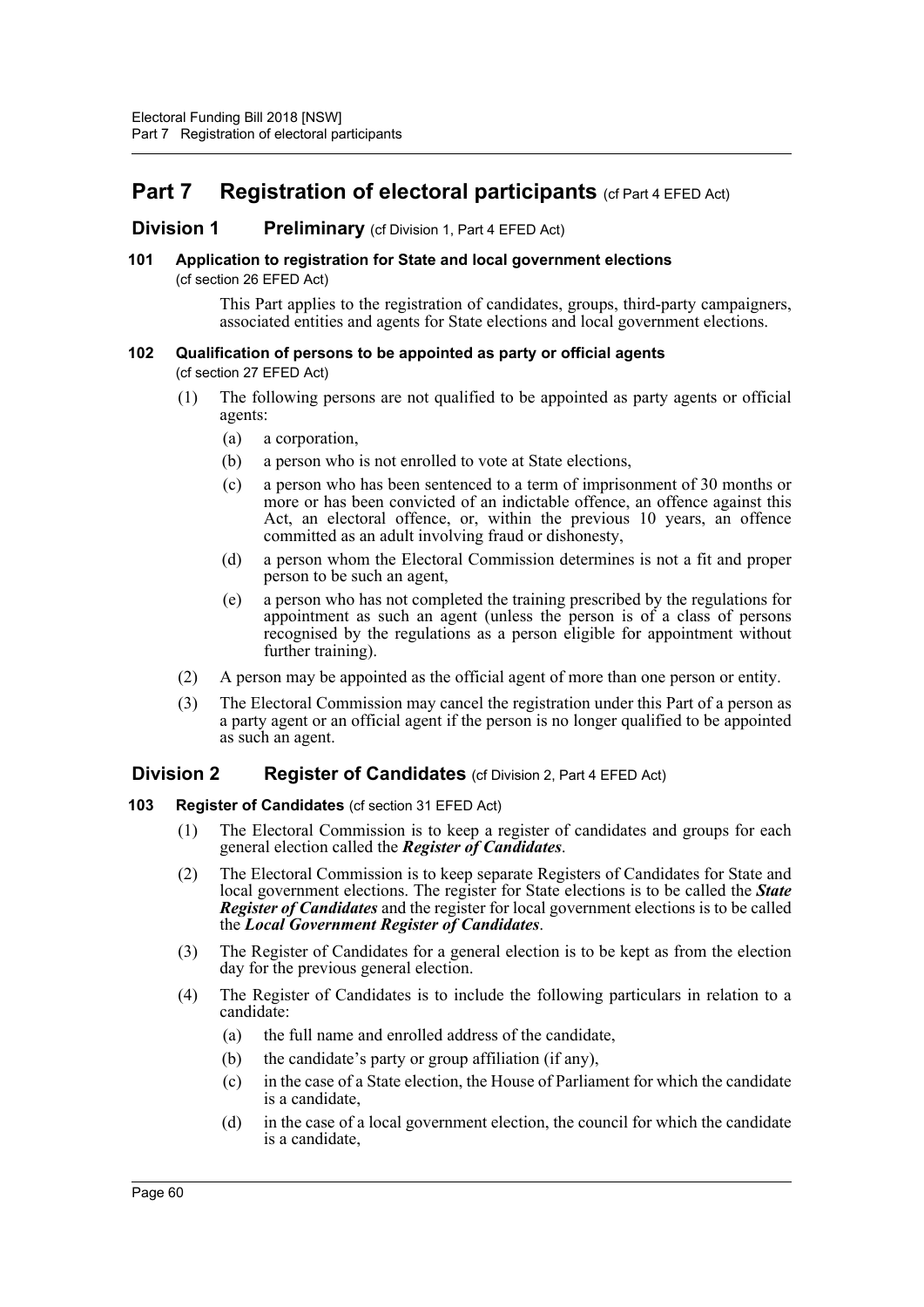# Part 7 Registration of electoral participants (cf Part 4 EFED Act)

## Division 1 Preliminary (cf Division 1, Part 4 EFED Act)

### 101 Application to registration for State and local government elections

(cf section 26 EFED Act)

This Part applies to the registration of candidates, groups, third-party campaigners, associated entities and agents for State elections and local government elections.

### 102 Qualification of persons to be appointed as party or official agents

(cf section 27 EFED Act)

(1) The following persons are not qualified to be appointed as party agents or official agents:

(a) a corporation,

(b) a person who is not enrolled to vote at State elections,

(c) a person who has been sentenced to a term of imprisonment of 30 months or more or has been convicted of an indictable offence, an offence against this Act, an electoral offence, or, within the previous 10 years, an offence committed as an adult involving fraud or dishonesty,

(d) a person whom the Electoral Commission determines is not a fit and proper person to be such an agent,

(e) a person who has not completed the training prescribed by the regulations for appointment as such an agent (unless the person is of a class of persons recognised by the regulations as a person eligible for appointment without further training).

(2) A person may be appointed as the official agent of more than one person or entity.

(3) The Electoral Commission may cancel the registration under this Part of a person as a party agent or an official agent if the person is no longer qualified to be appointed as such an agent.

## Division 2 Register of Candidates (cf Division 2, Part 4 EFED Act)

### 103 Register of Candidates (cf section 31 EFED Act)

(1) The Electoral Commission is to keep a register of candidates and groups for each general election called the ***Register of Candidates***.

(2) The Electoral Commission is to keep separate Registers of Candidates for State and local government elections. The register for State elections is to be called the ***State Register of Candidates*** and the register for local government elections is to be called the ***Local Government Register of Candidates***.

(3) The Register of Candidates for a general election is to be kept as from the election day for the previous general election.

(4) The Register of Candidates is to include the following particulars in relation to a candidate:

(a) the full name and enrolled address of the candidate,

(b) the candidate's party or group affiliation (if any),

(c) in the case of a State election, the House of Parliament for which the candidate is a candidate,

(d) in the case of a local government election, the council for which the candidate is a candidate,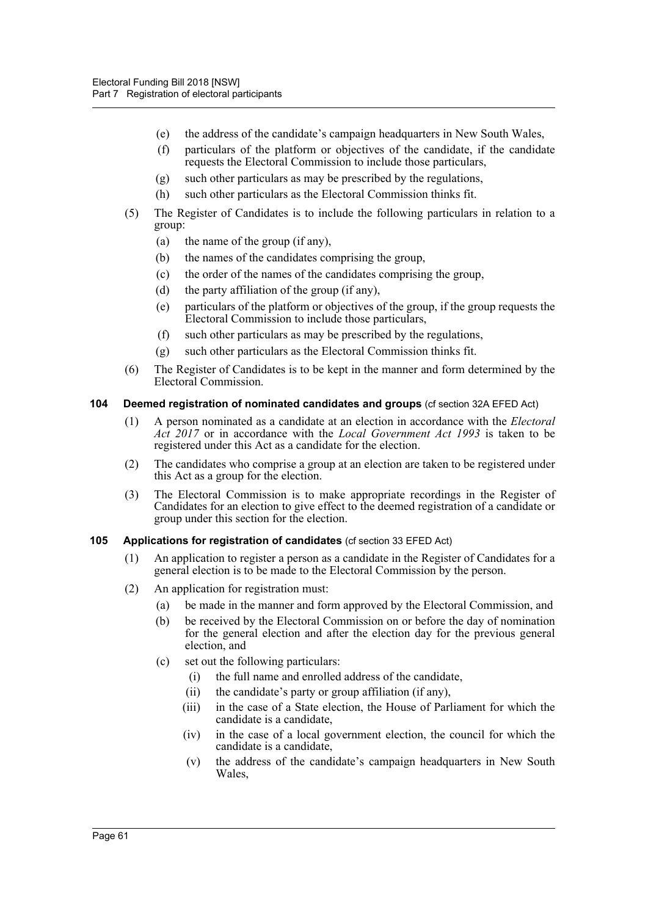- (e) the address of the candidate's campaign headquarters in New South Wales,
- (f) particulars of the platform or objectives of the candidate, if the candidate requests the Electoral Commission to include those particulars,
- (g) such other particulars as may be prescribed by the regulations,
- (h) such other particulars as the Electoral Commission thinks fit.

(5) The Register of Candidates is to include the following particulars in relation to a group:

- (a) the name of the group (if any),
- (b) the names of the candidates comprising the group,
- (c) the order of the names of the candidates comprising the group,
- (d) the party affiliation of the group (if any),
- (e) particulars of the platform or objectives of the group, if the group requests the Electoral Commission to include those particulars,
- (f) such other particulars as may be prescribed by the regulations,
- (g) such other particulars as the Electoral Commission thinks fit.

(6) The Register of Candidates is to be kept in the manner and form determined by the Electoral Commission.

### 104 Deemed registration of nominated candidates and groups (cf section 32A EFED Act)

(1) A person nominated as a candidate at an election in accordance with the *Electoral Act 2017* or in accordance with the *Local Government Act 1993* is taken to be registered under this Act as a candidate for the election.

(2) The candidates who comprise a group at an election are taken to be registered under this Act as a group for the election.

(3) The Electoral Commission is to make appropriate recordings in the Register of Candidates for an election to give effect to the deemed registration of a candidate or group under this section for the election.

### 105 Applications for registration of candidates (cf section 33 EFED Act)

(1) An application to register a person as a candidate in the Register of Candidates for a general election is to be made to the Electoral Commission by the person.

(2) An application for registration must:

- (a) be made in the manner and form approved by the Electoral Commission, and
- (b) be received by the Electoral Commission on or before the day of nomination for the general election and after the election day for the previous general election, and
- (c) set out the following particulars:
  - (i) the full name and enrolled address of the candidate,
  - (ii) the candidate's party or group affiliation (if any),
  - (iii) in the case of a State election, the House of Parliament for which the candidate is a candidate,
  - (iv) in the case of a local government election, the council for which the candidate is a candidate,
  - (v) the address of the candidate's campaign headquarters in New South Wales,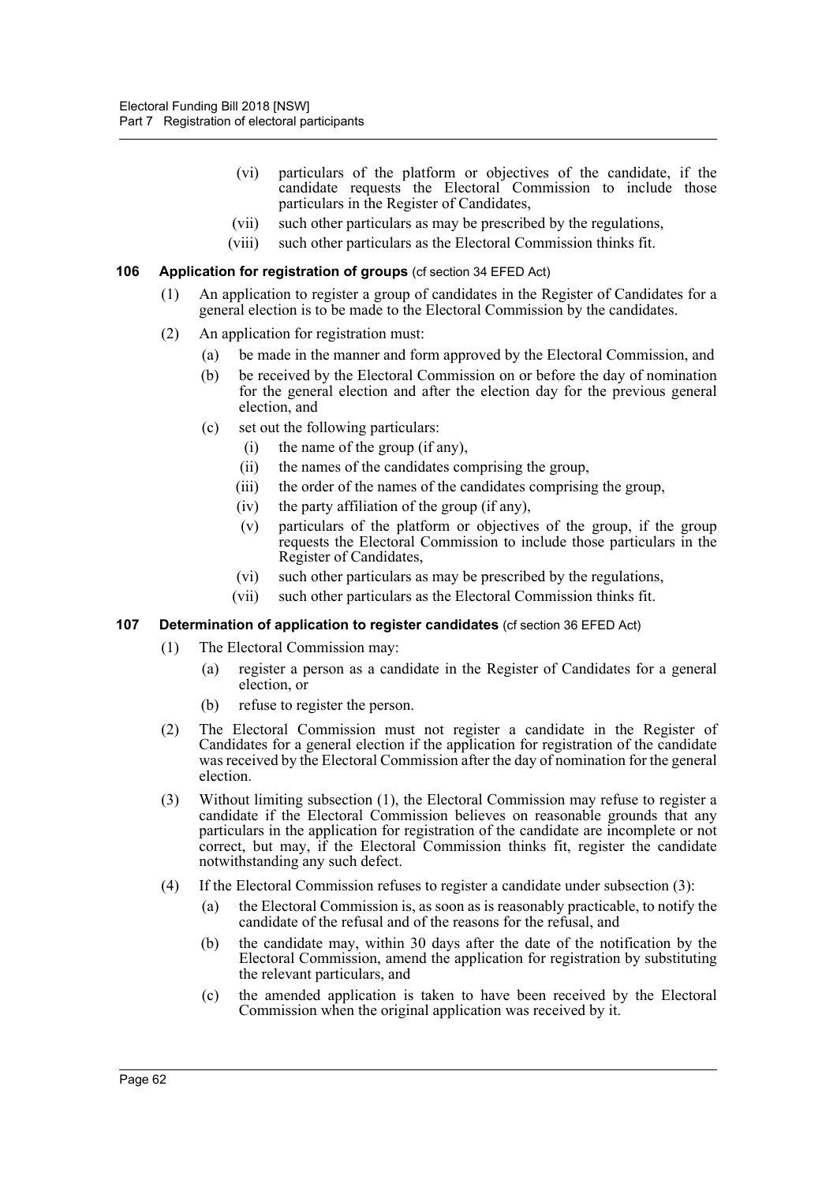(vi) particulars of the platform or objectives of the candidate, if the candidate requests the Electoral Commission to include those particulars in the Register of Candidates,

(vii) such other particulars as may be prescribed by the regulations,

(viii) such other particulars as the Electoral Commission thinks fit.

### 106 Application for registration of groups (cf section 34 EFED Act)

(1) An application to register a group of candidates in the Register of Candidates for a general election is to be made to the Electoral Commission by the candidates.

(2) An application for registration must:

(a) be made in the manner and form approved by the Electoral Commission, and

(b) be received by the Electoral Commission on or before the day of nomination for the general election and after the election day for the previous general election, and

(c) set out the following particulars:

(i) the name of the group (if any),

(ii) the names of the candidates comprising the group,

(iii) the order of the names of the candidates comprising the group,

(iv) the party affiliation of the group (if any),

(v) particulars of the platform or objectives of the group, if the group requests the Electoral Commission to include those particulars in the Register of Candidates,

(vi) such other particulars as may be prescribed by the regulations,

(vii) such other particulars as the Electoral Commission thinks fit.

### 107 Determination of application to register candidates (cf section 36 EFED Act)

(1) The Electoral Commission may:

(a) register a person as a candidate in the Register of Candidates for a general election, or

(b) refuse to register the person.

(2) The Electoral Commission must not register a candidate in the Register of Candidates for a general election if the application for registration of the candidate was received by the Electoral Commission after the day of nomination for the general election.

(3) Without limiting subsection (1), the Electoral Commission may refuse to register a candidate if the Electoral Commission believes on reasonable grounds that any particulars in the application for registration of the candidate are incomplete or not correct, but may, if the Electoral Commission thinks fit, register the candidate notwithstanding any such defect.

(4) If the Electoral Commission refuses to register a candidate under subsection (3):

(a) the Electoral Commission is, as soon as is reasonably practicable, to notify the candidate of the refusal and of the reasons for the refusal, and

(b) the candidate may, within 30 days after the date of the notification by the Electoral Commission, amend the application for registration by substituting the relevant particulars, and

(c) the amended application is taken to have been received by the Electoral Commission when the original application was received by it.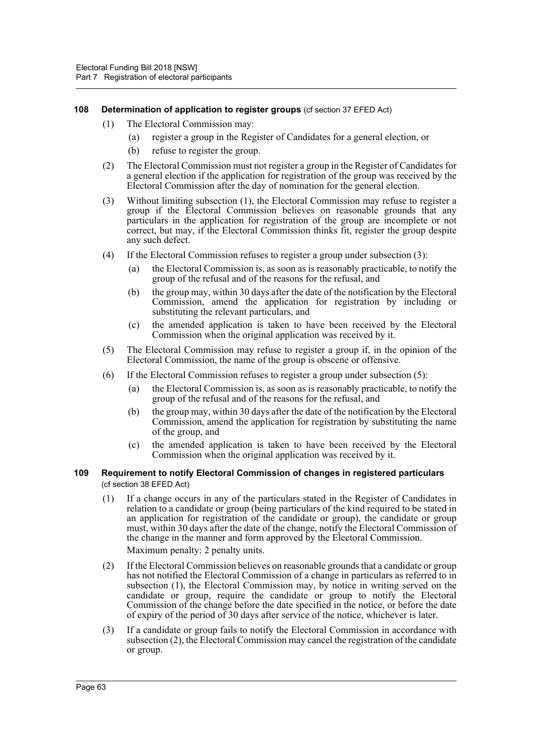#### 108 Determination of application to register groups (cf section 37 EFED Act)

(1) The Electoral Commission may:

(a) register a group in the Register of Candidates for a general election, or

(b) refuse to register the group.

(2) The Electoral Commission must not register a group in the Register of Candidates for a general election if the application for registration of the group was received by the Electoral Commission after the day of nomination for the general election.

(3) Without limiting subsection (1), the Electoral Commission may refuse to register a group if the Electoral Commission believes on reasonable grounds that any particulars in the application for registration of the group are incomplete or not correct, but may, if the Electoral Commission thinks fit, register the group despite any such defect.

(4) If the Electoral Commission refuses to register a group under subsection (3):

(a) the Electoral Commission is, as soon as is reasonably practicable, to notify the group of the refusal and of the reasons for the refusal, and

(b) the group may, within 30 days after the date of the notification by the Electoral Commission, amend the application for registration by including or substituting the relevant particulars, and

(c) the amended application is taken to have been received by the Electoral Commission when the original application was received by it.

(5) The Electoral Commission may refuse to register a group if, in the opinion of the Electoral Commission, the name of the group is obscene or offensive.

(6) If the Electoral Commission refuses to register a group under subsection (5):

(a) the Electoral Commission is, as soon as is reasonably practicable, to notify the group of the refusal and of the reasons for the refusal, and

(b) the group may, within 30 days after the date of the notification by the Electoral Commission, amend the application for registration by substituting the name of the group, and

(c) the amended application is taken to have been received by the Electoral Commission when the original application was received by it.

#### 109 Requirement to notify Electoral Commission of changes in registered particulars (cf section 38 EFED Act)

(1) If a change occurs in any of the particulars stated in the Register of Candidates in relation to a candidate or group (being particulars of the kind required to be stated in an application for registration of the candidate or group), the candidate or group must, within 30 days after the date of the change, notify the Electoral Commission of the change in the manner and form approved by the Electoral Commission.

Maximum penalty: 2 penalty units.

(2) If the Electoral Commission believes on reasonable grounds that a candidate or group has not notified the Electoral Commission of a change in particulars as referred to in subsection (1), the Electoral Commission may, by notice in writing served on the candidate or group, require the candidate or group to notify the Electoral Commission of the change before the date specified in the notice, or before the date of expiry of the period of 30 days after service of the notice, whichever is later.

(3) If a candidate or group fails to notify the Electoral Commission in accordance with subsection (2), the Electoral Commission may cancel the registration of the candidate or group.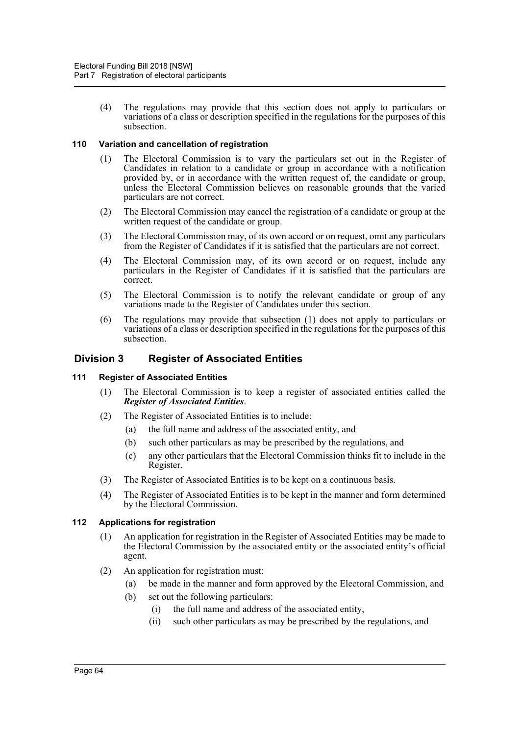(4) The regulations may provide that this section does not apply to particulars or variations of a class or description specified in the regulations for the purposes of this subsection.

### 110 Variation and cancellation of registration

(1) The Electoral Commission is to vary the particulars set out in the Register of Candidates in relation to a candidate or group in accordance with a notification provided by, or in accordance with the written request of, the candidate or group, unless the Electoral Commission believes on reasonable grounds that the varied particulars are not correct.

(2) The Electoral Commission may cancel the registration of a candidate or group at the written request of the candidate or group.

(3) The Electoral Commission may, of its own accord or on request, omit any particulars from the Register of Candidates if it is satisfied that the particulars are not correct.

(4) The Electoral Commission may, of its own accord or on request, include any particulars in the Register of Candidates if it is satisfied that the particulars are correct.

(5) The Electoral Commission is to notify the relevant candidate or group of any variations made to the Register of Candidates under this section.

(6) The regulations may provide that subsection (1) does not apply to particulars or variations of a class or description specified in the regulations for the purposes of this subsection.

## Division 3 Register of Associated Entities

### 111 Register of Associated Entities

(1) The Electoral Commission is to keep a register of associated entities called the ***Register of Associated Entities***.

(2) The Register of Associated Entities is to include:

(a) the full name and address of the associated entity, and

(b) such other particulars as may be prescribed by the regulations, and

(c) any other particulars that the Electoral Commission thinks fit to include in the Register.

(3) The Register of Associated Entities is to be kept on a continuous basis.

(4) The Register of Associated Entities is to be kept in the manner and form determined by the Electoral Commission.

### 112 Applications for registration

(1) An application for registration in the Register of Associated Entities may be made to the Electoral Commission by the associated entity or the associated entity's official agent.

(2) An application for registration must:

(a) be made in the manner and form approved by the Electoral Commission, and

(b) set out the following particulars:

(i) the full name and address of the associated entity,

(ii) such other particulars as may be prescribed by the regulations, and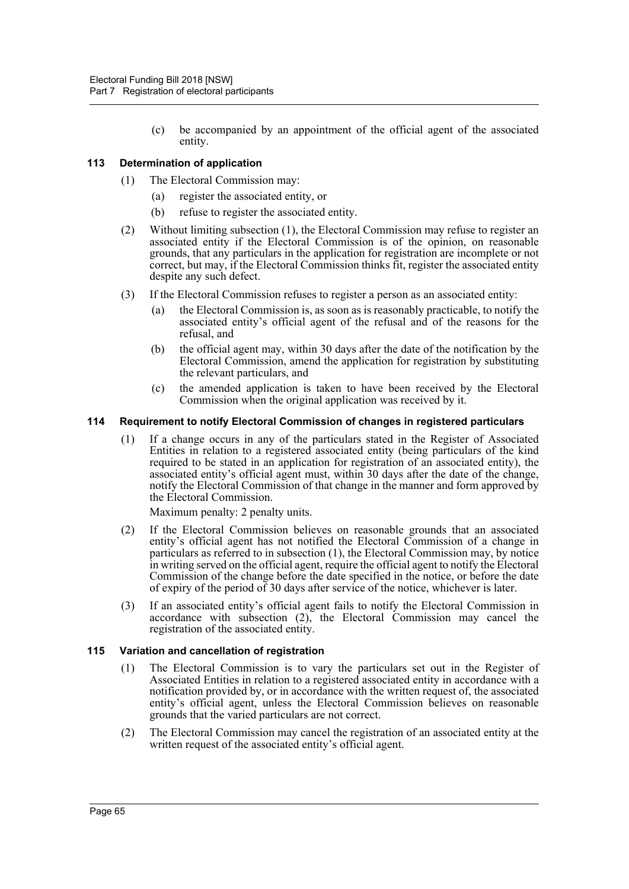(c) be accompanied by an appointment of the official agent of the associated entity.

### 113 Determination of application

(1) The Electoral Commission may:

(a) register the associated entity, or

(b) refuse to register the associated entity.

(2) Without limiting subsection (1), the Electoral Commission may refuse to register an associated entity if the Electoral Commission is of the opinion, on reasonable grounds, that any particulars in the application for registration are incomplete or not correct, but may, if the Electoral Commission thinks fit, register the associated entity despite any such defect.

(3) If the Electoral Commission refuses to register a person as an associated entity:

(a) the Electoral Commission is, as soon as is reasonably practicable, to notify the associated entity's official agent of the refusal and of the reasons for the refusal, and

(b) the official agent may, within 30 days after the date of the notification by the Electoral Commission, amend the application for registration by substituting the relevant particulars, and

(c) the amended application is taken to have been received by the Electoral Commission when the original application was received by it.

### 114 Requirement to notify Electoral Commission of changes in registered particulars

(1) If a change occurs in any of the particulars stated in the Register of Associated Entities in relation to a registered associated entity (being particulars of the kind required to be stated in an application for registration of an associated entity), the associated entity's official agent must, within 30 days after the date of the change, notify the Electoral Commission of that change in the manner and form approved by the Electoral Commission.

Maximum penalty: 2 penalty units.

(2) If the Electoral Commission believes on reasonable grounds that an associated entity's official agent has not notified the Electoral Commission of a change in particulars as referred to in subsection (1), the Electoral Commission may, by notice in writing served on the official agent, require the official agent to notify the Electoral Commission of the change before the date specified in the notice, or before the date of expiry of the period of 30 days after service of the notice, whichever is later.

(3) If an associated entity's official agent fails to notify the Electoral Commission in accordance with subsection (2), the Electoral Commission may cancel the registration of the associated entity.

### 115 Variation and cancellation of registration

(1) The Electoral Commission is to vary the particulars set out in the Register of Associated Entities in relation to a registered associated entity in accordance with a notification provided by, or in accordance with the written request of, the associated entity's official agent, unless the Electoral Commission believes on reasonable grounds that the varied particulars are not correct.

(2) The Electoral Commission may cancel the registration of an associated entity at the written request of the associated entity's official agent.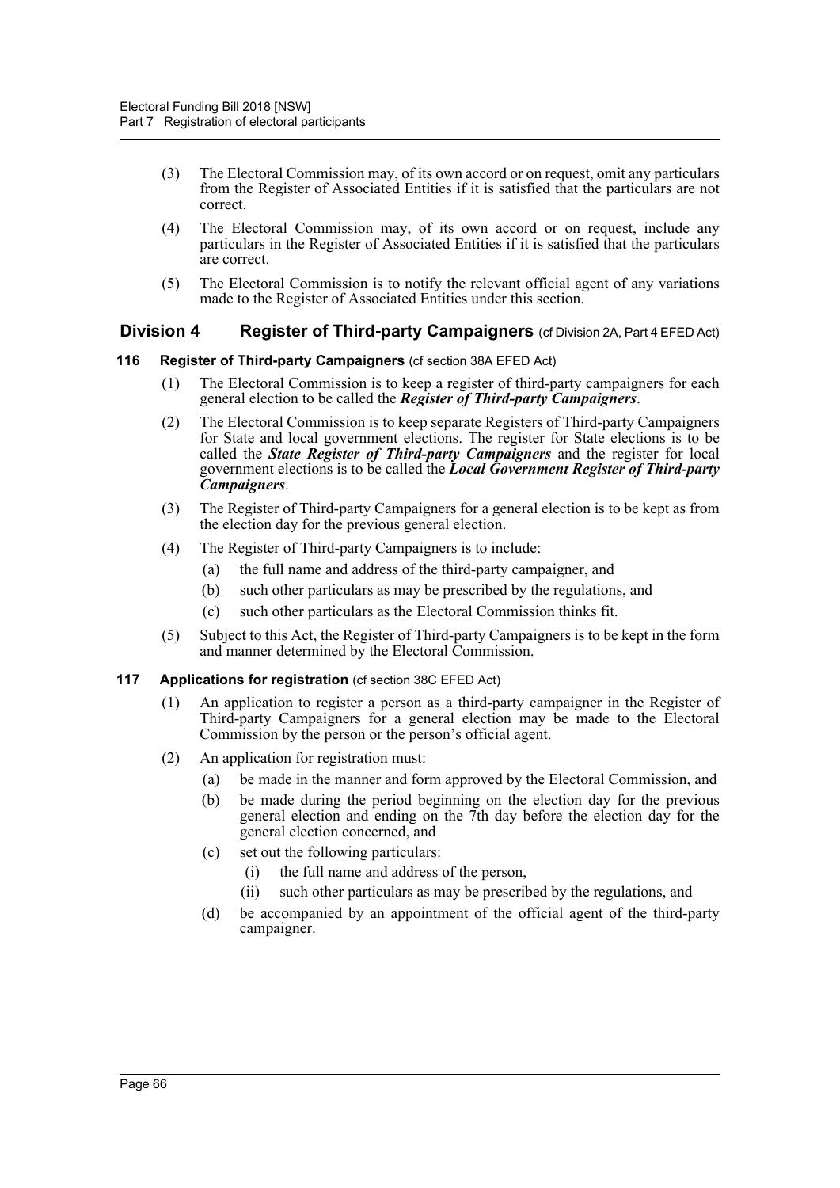(3) The Electoral Commission may, of its own accord or on request, omit any particulars from the Register of Associated Entities if it is satisfied that the particulars are not correct.

(4) The Electoral Commission may, of its own accord or on request, include any particulars in the Register of Associated Entities if it is satisfied that the particulars are correct.

(5) The Electoral Commission is to notify the relevant official agent of any variations made to the Register of Associated Entities under this section.

## Division 4 Register of Third-party Campaigners (cf Division 2A, Part 4 EFED Act)

### 116 Register of Third-party Campaigners (cf section 38A EFED Act)

(1) The Electoral Commission is to keep a register of third-party campaigners for each general election to be called the ***Register of Third-party Campaigners***.

(2) The Electoral Commission is to keep separate Registers of Third-party Campaigners for State and local government elections. The register for State elections is to be called the ***State Register of Third-party Campaigners*** and the register for local government elections is to be called the ***Local Government Register of Third-party Campaigners***.

(3) The Register of Third-party Campaigners for a general election is to be kept as from the election day for the previous general election.

(4) The Register of Third-party Campaigners is to include:

- (a) the full name and address of the third-party campaigner, and
- (b) such other particulars as may be prescribed by the regulations, and
- (c) such other particulars as the Electoral Commission thinks fit.

(5) Subject to this Act, the Register of Third-party Campaigners is to be kept in the form and manner determined by the Electoral Commission.

### 117 Applications for registration (cf section 38C EFED Act)

(1) An application to register a person as a third-party campaigner in the Register of Third-party Campaigners for a general election may be made to the Electoral Commission by the person or the person's official agent.

(2) An application for registration must:

- (a) be made in the manner and form approved by the Electoral Commission, and
- (b) be made during the period beginning on the election day for the previous general election and ending on the 7th day before the election day for the general election concerned, and
- (c) set out the following particulars:
  - (i) the full name and address of the person,
  - (ii) such other particulars as may be prescribed by the regulations, and
- (d) be accompanied by an appointment of the official agent of the third-party campaigner.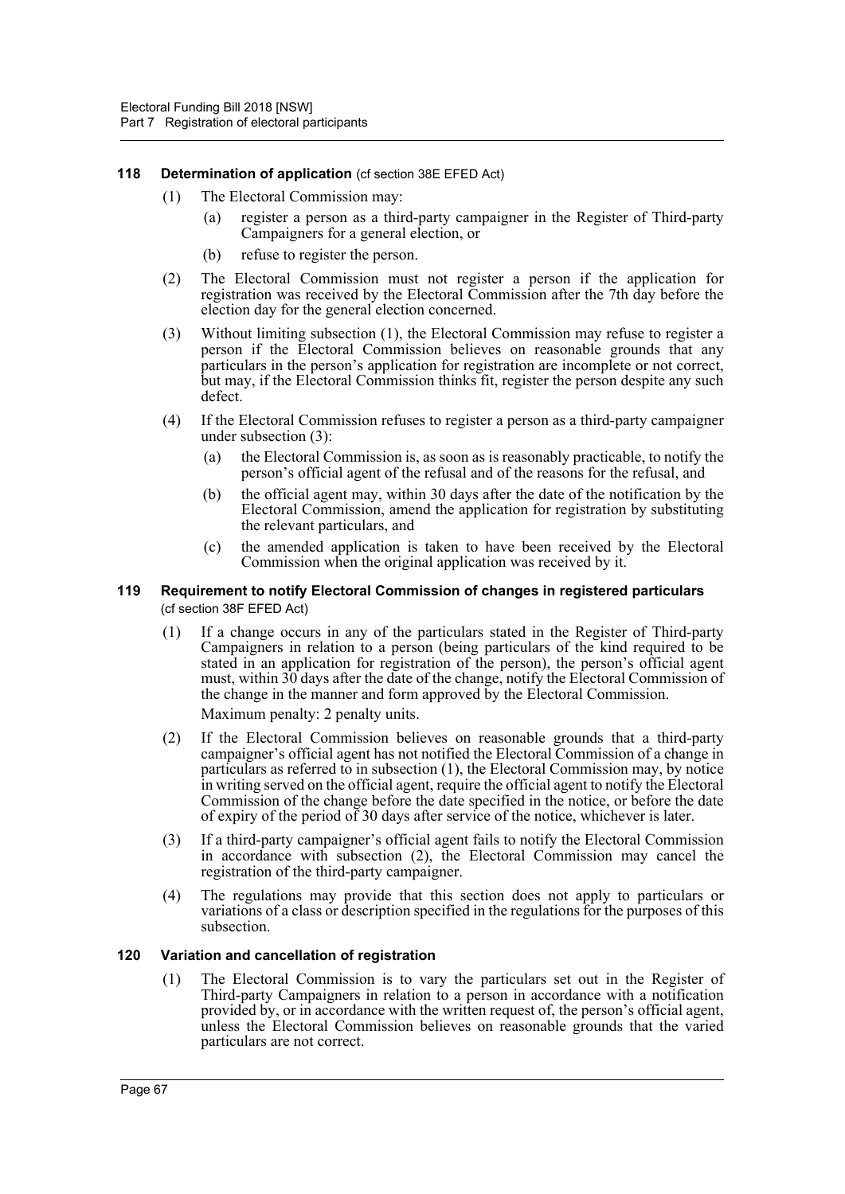### 118 Determination of application (cf section 38E EFED Act)

(1) The Electoral Commission may:

(a) register a person as a third-party campaigner in the Register of Third-party Campaigners for a general election, or

(b) refuse to register the person.

(2) The Electoral Commission must not register a person if the application for registration was received by the Electoral Commission after the 7th day before the election day for the general election concerned.

(3) Without limiting subsection (1), the Electoral Commission may refuse to register a person if the Electoral Commission believes on reasonable grounds that any particulars in the person's application for registration are incomplete or not correct, but may, if the Electoral Commission thinks fit, register the person despite any such defect.

(4) If the Electoral Commission refuses to register a person as a third-party campaigner under subsection (3):

(a) the Electoral Commission is, as soon as is reasonably practicable, to notify the person's official agent of the refusal and of the reasons for the refusal, and

(b) the official agent may, within 30 days after the date of the notification by the Electoral Commission, amend the application for registration by substituting the relevant particulars, and

(c) the amended application is taken to have been received by the Electoral Commission when the original application was received by it.

### 119 Requirement to notify Electoral Commission of changes in registered particulars (cf section 38F EFED Act)

(1) If a change occurs in any of the particulars stated in the Register of Third-party Campaigners in relation to a person (being particulars of the kind required to be stated in an application for registration of the person), the person's official agent must, within 30 days after the date of the change, notify the Electoral Commission of the change in the manner and form approved by the Electoral Commission.

Maximum penalty: 2 penalty units.

(2) If the Electoral Commission believes on reasonable grounds that a third-party campaigner's official agent has not notified the Electoral Commission of a change in particulars as referred to in subsection (1), the Electoral Commission may, by notice in writing served on the official agent, require the official agent to notify the Electoral Commission of the change before the date specified in the notice, or before the date of expiry of the period of 30 days after service of the notice, whichever is later.

(3) If a third-party campaigner's official agent fails to notify the Electoral Commission in accordance with subsection (2), the Electoral Commission may cancel the registration of the third-party campaigner.

(4) The regulations may provide that this section does not apply to particulars or variations of a class or description specified in the regulations for the purposes of this subsection.

### 120 Variation and cancellation of registration

(1) The Electoral Commission is to vary the particulars set out in the Register of Third-party Campaigners in relation to a person in accordance with a notification provided by, or in accordance with the written request of, the person's official agent, unless the Electoral Commission believes on reasonable grounds that the varied particulars are not correct.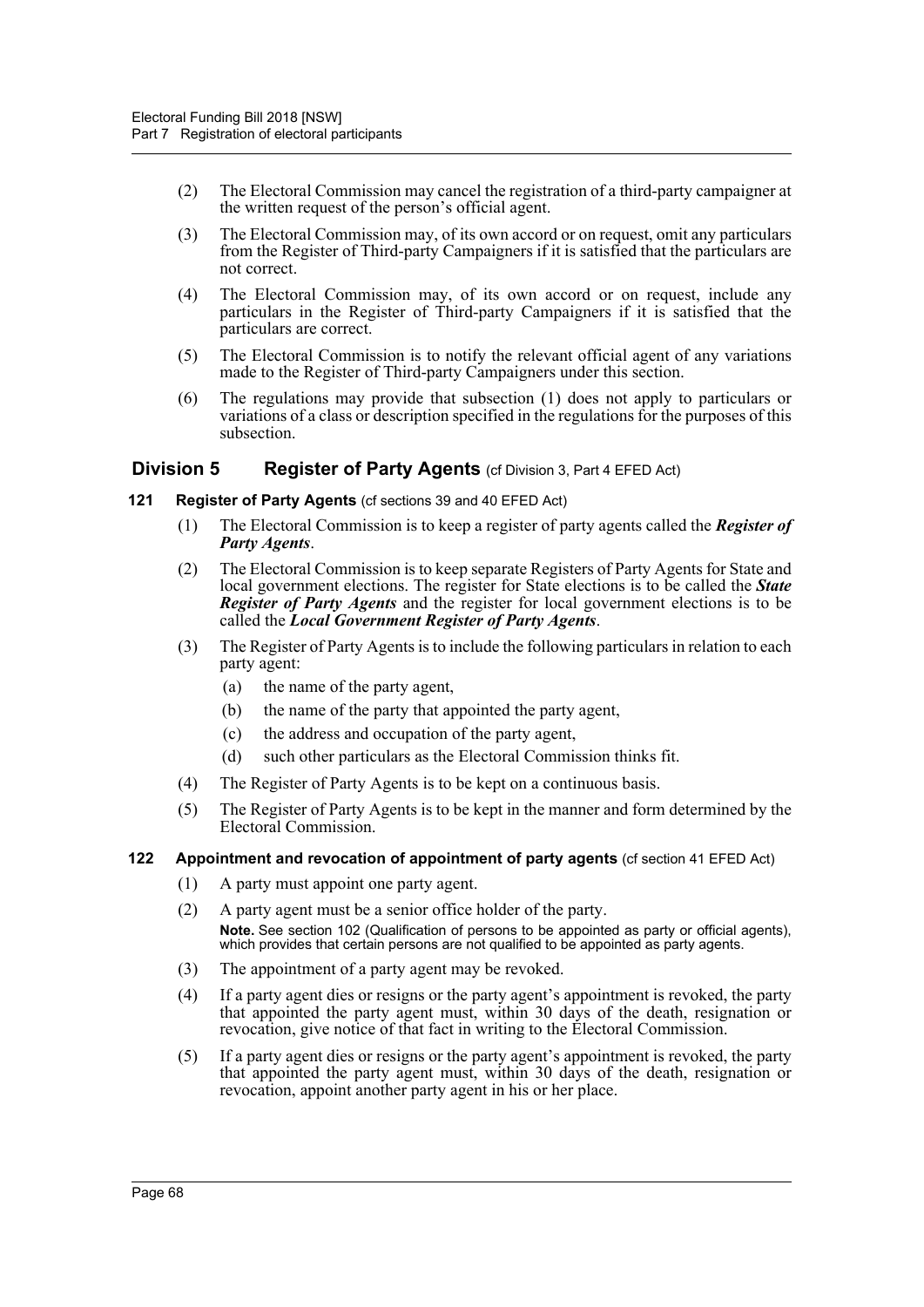(2) The Electoral Commission may cancel the registration of a third-party campaigner at the written request of the person's official agent.

(3) The Electoral Commission may, of its own accord or on request, omit any particulars from the Register of Third-party Campaigners if it is satisfied that the particulars are not correct.

(4) The Electoral Commission may, of its own accord or on request, include any particulars in the Register of Third-party Campaigners if it is satisfied that the particulars are correct.

(5) The Electoral Commission is to notify the relevant official agent of any variations made to the Register of Third-party Campaigners under this section.

(6) The regulations may provide that subsection (1) does not apply to particulars or variations of a class or description specified in the regulations for the purposes of this subsection.

## Division 5 Register of Party Agents (cf Division 3, Part 4 EFED Act)

### 121 Register of Party Agents (cf sections 39 and 40 EFED Act)

(1) The Electoral Commission is to keep a register of party agents called the ***Register of Party Agents***.

(2) The Electoral Commission is to keep separate Registers of Party Agents for State and local government elections. The register for State elections is to be called the ***State Register of Party Agents*** and the register for local government elections is to be called the ***Local Government Register of Party Agents***.

(3) The Register of Party Agents is to include the following particulars in relation to each party agent:

(a) the name of the party agent,

(b) the name of the party that appointed the party agent,

(c) the address and occupation of the party agent,

(d) such other particulars as the Electoral Commission thinks fit.

(4) The Register of Party Agents is to be kept on a continuous basis.

(5) The Register of Party Agents is to be kept in the manner and form determined by the Electoral Commission.

### 122 Appointment and revocation of appointment of party agents (cf section 41 EFED Act)

(1) A party must appoint one party agent.

(2) A party agent must be a senior office holder of the party.

**Note.** See section 102 (Qualification of persons to be appointed as party or official agents), which provides that certain persons are not qualified to be appointed as party agents.

(3) The appointment of a party agent may be revoked.

(4) If a party agent dies or resigns or the party agent's appointment is revoked, the party that appointed the party agent must, within 30 days of the death, resignation or revocation, give notice of that fact in writing to the Electoral Commission.

(5) If a party agent dies or resigns or the party agent's appointment is revoked, the party that appointed the party agent must, within 30 days of the death, resignation or revocation, appoint another party agent in his or her place.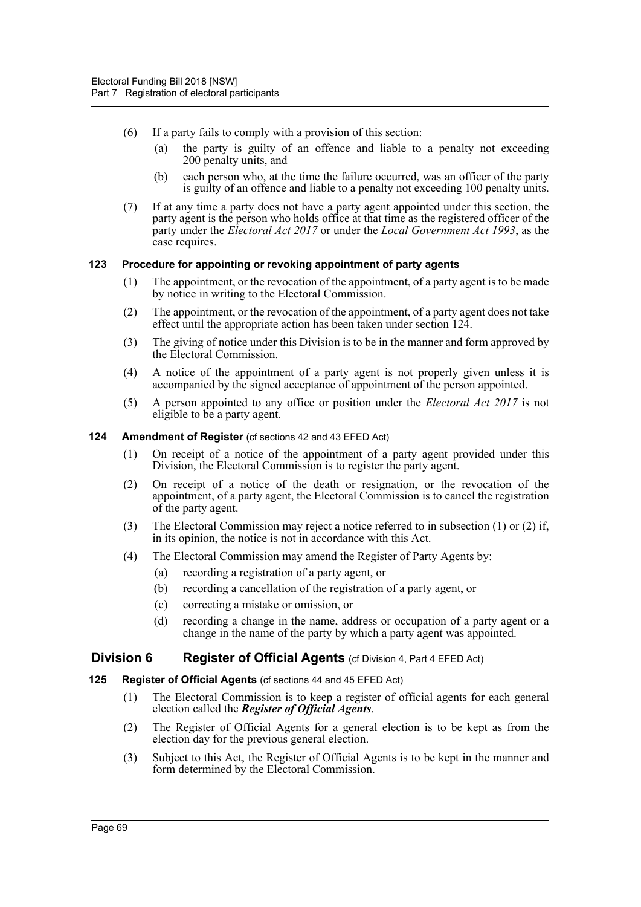(6) If a party fails to comply with a provision of this section:

(a) the party is guilty of an offence and liable to a penalty not exceeding 200 penalty units, and

(b) each person who, at the time the failure occurred, was an officer of the party is guilty of an offence and liable to a penalty not exceeding 100 penalty units.

(7) If at any time a party does not have a party agent appointed under this section, the party agent is the person who holds office at that time as the registered officer of the party under the *Electoral Act 2017* or under the *Local Government Act 1993*, as the case requires.

#### 123 Procedure for appointing or revoking appointment of party agents

(1) The appointment, or the revocation of the appointment, of a party agent is to be made by notice in writing to the Electoral Commission.

(2) The appointment, or the revocation of the appointment, of a party agent does not take effect until the appropriate action has been taken under section 124.

(3) The giving of notice under this Division is to be in the manner and form approved by the Electoral Commission.

(4) A notice of the appointment of a party agent is not properly given unless it is accompanied by the signed acceptance of appointment of the person appointed.

(5) A person appointed to any office or position under the *Electoral Act 2017* is not eligible to be a party agent.

#### 124 Amendment of Register (cf sections 42 and 43 EFED Act)

(1) On receipt of a notice of the appointment of a party agent provided under this Division, the Electoral Commission is to register the party agent.

(2) On receipt of a notice of the death or resignation, or the revocation of the appointment, of a party agent, the Electoral Commission is to cancel the registration of the party agent.

(3) The Electoral Commission may reject a notice referred to in subsection (1) or (2) if, in its opinion, the notice is not in accordance with this Act.

(4) The Electoral Commission may amend the Register of Party Agents by:

(a) recording a registration of a party agent, or

(b) recording a cancellation of the registration of a party agent, or

(c) correcting a mistake or omission, or

(d) recording a change in the name, address or occupation of a party agent or a change in the name of the party by which a party agent was appointed.

### Division 6 Register of Official Agents (cf Division 4, Part 4 EFED Act)

#### 125 Register of Official Agents (cf sections 44 and 45 EFED Act)

(1) The Electoral Commission is to keep a register of official agents for each general election called the ***Register of Official Agents***.

(2) The Register of Official Agents for a general election is to be kept as from the election day for the previous general election.

(3) Subject to this Act, the Register of Official Agents is to be kept in the manner and form determined by the Electoral Commission.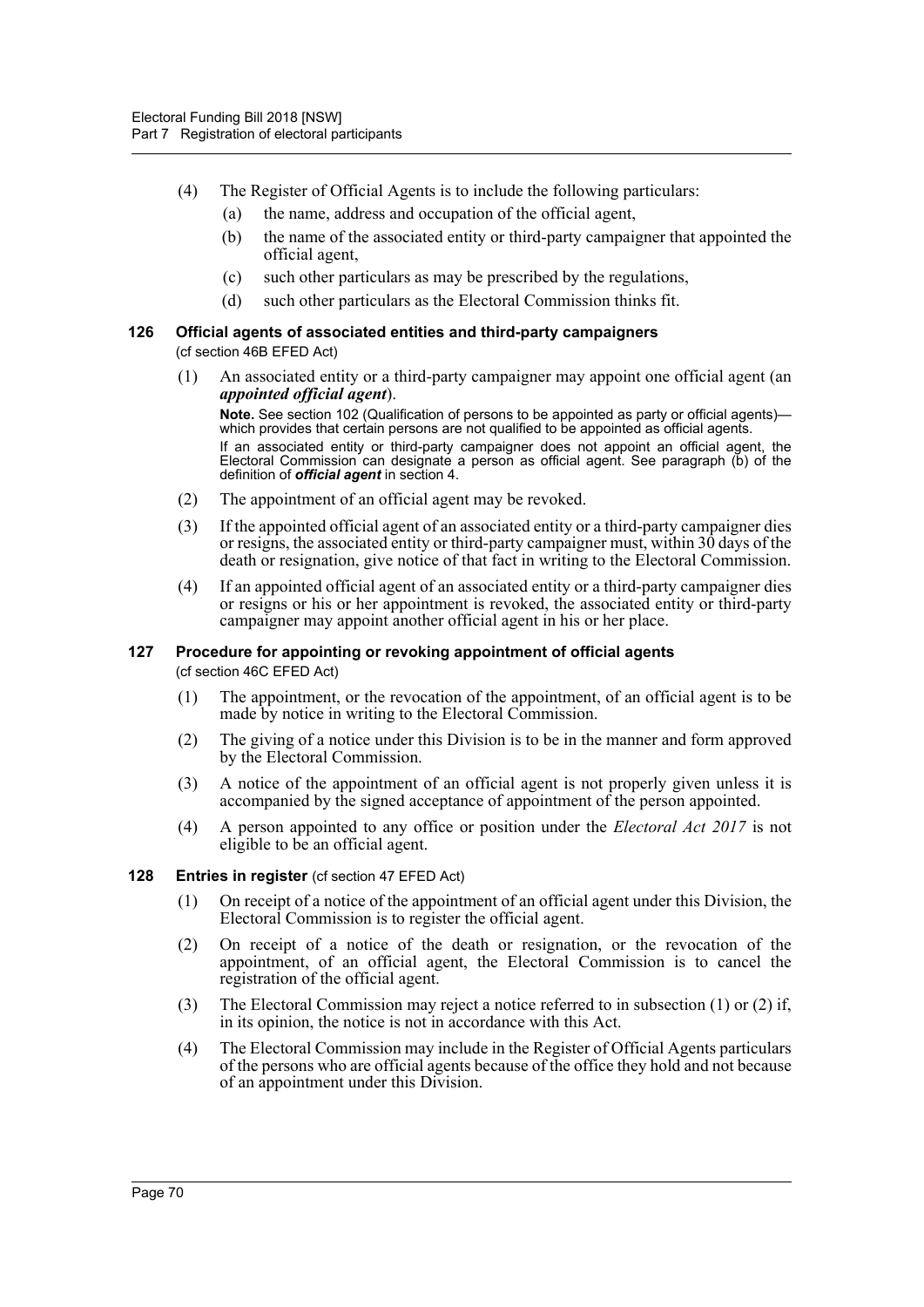(4) The Register of Official Agents is to include the following particulars:

(a) the name, address and occupation of the official agent,

(b) the name of the associated entity or third-party campaigner that appointed the official agent,

(c) such other particulars as may be prescribed by the regulations,

(d) such other particulars as the Electoral Commission thinks fit.

### 126 Official agents of associated entities and third-party campaigners

(cf section 46B EFED Act)

(1) An associated entity or a third-party campaigner may appoint one official agent (an ***appointed official agent***).

**Note.** See section 102 (Qualification of persons to be appointed as party or official agents)—which provides that certain persons are not qualified to be appointed as official agents.

If an associated entity or third-party campaigner does not appoint an official agent, the Electoral Commission can designate a person as official agent. See paragraph (b) of the definition of ***official agent*** in section 4.

(2) The appointment of an official agent may be revoked.

(3) If the appointed official agent of an associated entity or a third-party campaigner dies or resigns, the associated entity or third-party campaigner must, within 30 days of the death or resignation, give notice of that fact in writing to the Electoral Commission.

(4) If an appointed official agent of an associated entity or a third-party campaigner dies or resigns or his or her appointment is revoked, the associated entity or third-party campaigner may appoint another official agent in his or her place.

### 127 Procedure for appointing or revoking appointment of official agents

(cf section 46C EFED Act)

(1) The appointment, or the revocation of the appointment, of an official agent is to be made by notice in writing to the Electoral Commission.

(2) The giving of a notice under this Division is to be in the manner and form approved by the Electoral Commission.

(3) A notice of the appointment of an official agent is not properly given unless it is accompanied by the signed acceptance of appointment of the person appointed.

(4) A person appointed to any office or position under the *Electoral Act 2017* is not eligible to be an official agent.

### 128 Entries in register (cf section 47 EFED Act)

(1) On receipt of a notice of the appointment of an official agent under this Division, the Electoral Commission is to register the official agent.

(2) On receipt of a notice of the death or resignation, or the revocation of the appointment, of an official agent, the Electoral Commission is to cancel the registration of the official agent.

(3) The Electoral Commission may reject a notice referred to in subsection (1) or (2) if, in its opinion, the notice is not in accordance with this Act.

(4) The Electoral Commission may include in the Register of Official Agents particulars of the persons who are official agents because of the office they hold and not because of an appointment under this Division.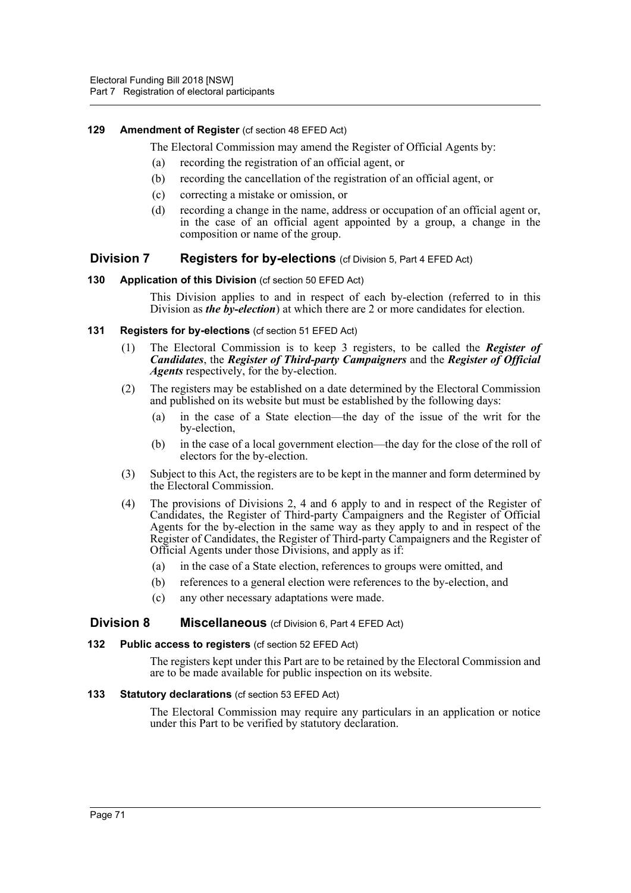### 129 Amendment of Register (cf section 48 EFED Act)

The Electoral Commission may amend the Register of Official Agents by:

(a) recording the registration of an official agent, or

(b) recording the cancellation of the registration of an official agent, or

(c) correcting a mistake or omission, or

(d) recording a change in the name, address or occupation of an official agent or, in the case of an official agent appointed by a group, a change in the composition or name of the group.

## Division 7 Registers for by-elections (cf Division 5, Part 4 EFED Act)

### 130 Application of this Division (cf section 50 EFED Act)

This Division applies to and in respect of each by-election (referred to in this Division as ***the by-election***) at which there are 2 or more candidates for election.

### 131 Registers for by-elections (cf section 51 EFED Act)

(1) The Electoral Commission is to keep 3 registers, to be called the ***Register of Candidates***, the ***Register of Third-party Campaigners*** and the ***Register of Official Agents*** respectively, for the by-election.

(2) The registers may be established on a date determined by the Electoral Commission and published on its website but must be established by the following days:

(a) in the case of a State election—the day of the issue of the writ for the by-election,

(b) in the case of a local government election—the day for the close of the roll of electors for the by-election.

(3) Subject to this Act, the registers are to be kept in the manner and form determined by the Electoral Commission.

(4) The provisions of Divisions 2, 4 and 6 apply to and in respect of the Register of Candidates, the Register of Third-party Campaigners and the Register of Official Agents for the by-election in the same way as they apply to and in respect of the Register of Candidates, the Register of Third-party Campaigners and the Register of Official Agents under those Divisions, and apply as if:

(a) in the case of a State election, references to groups were omitted, and

(b) references to a general election were references to the by-election, and

(c) any other necessary adaptations were made.

## Division 8 Miscellaneous (cf Division 6, Part 4 EFED Act)

### 132 Public access to registers (cf section 52 EFED Act)

The registers kept under this Part are to be retained by the Electoral Commission and are to be made available for public inspection on its website.

### 133 Statutory declarations (cf section 53 EFED Act)

The Electoral Commission may require any particulars in an application or notice under this Part to be verified by statutory declaration.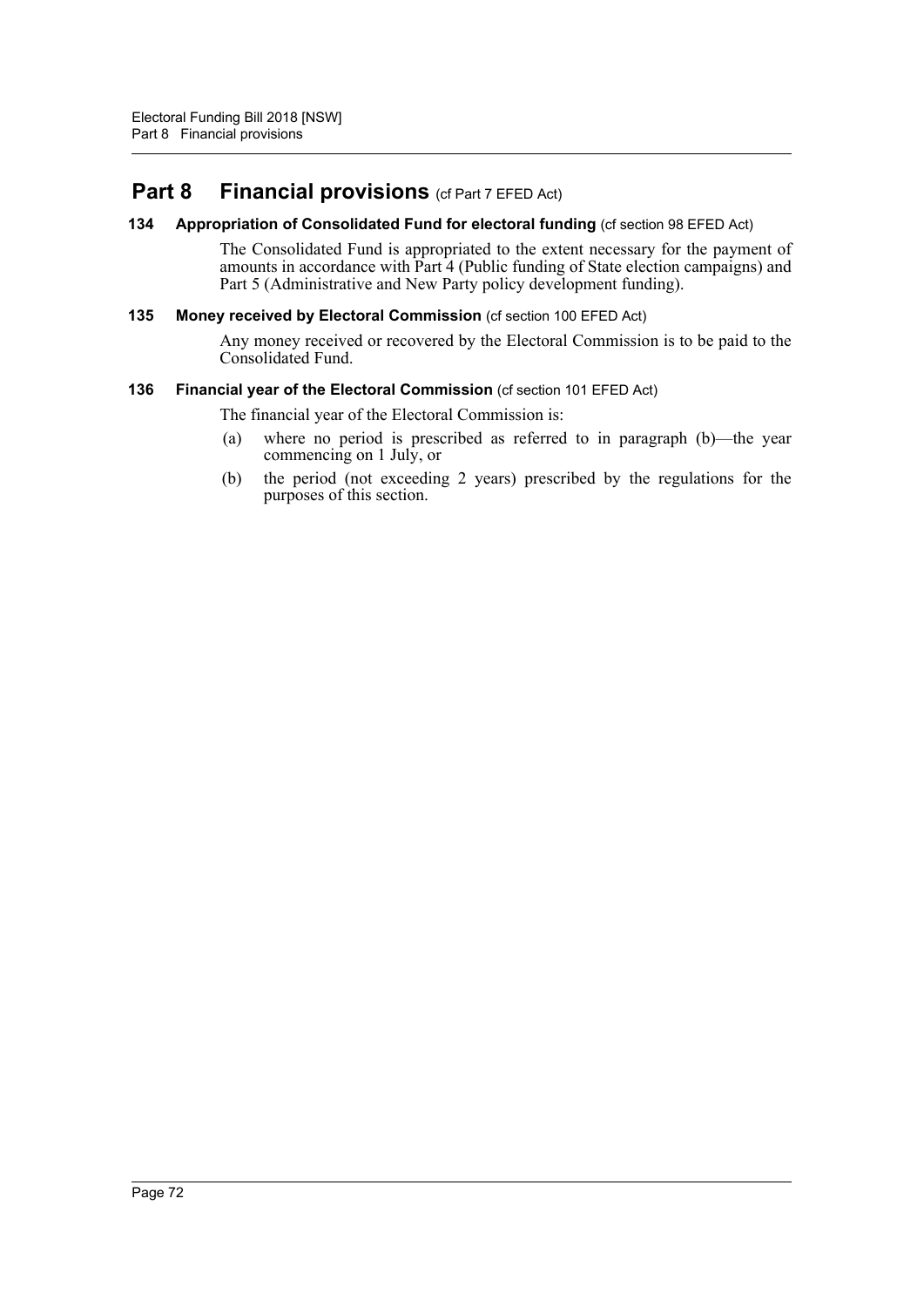# Part 8 Financial provisions (cf Part 7 EFED Act)

### 134 Appropriation of Consolidated Fund for electoral funding (cf section 98 EFED Act)

The Consolidated Fund is appropriated to the extent necessary for the payment of amounts in accordance with Part 4 (Public funding of State election campaigns) and Part 5 (Administrative and New Party policy development funding).

### 135 Money received by Electoral Commission (cf section 100 EFED Act)

Any money received or recovered by the Electoral Commission is to be paid to the Consolidated Fund.

### 136 Financial year of the Electoral Commission (cf section 101 EFED Act)

The financial year of the Electoral Commission is:

(a) where no period is prescribed as referred to in paragraph (b)—the year commencing on 1 July, or

(b) the period (not exceeding 2 years) prescribed by the regulations for the purposes of this section.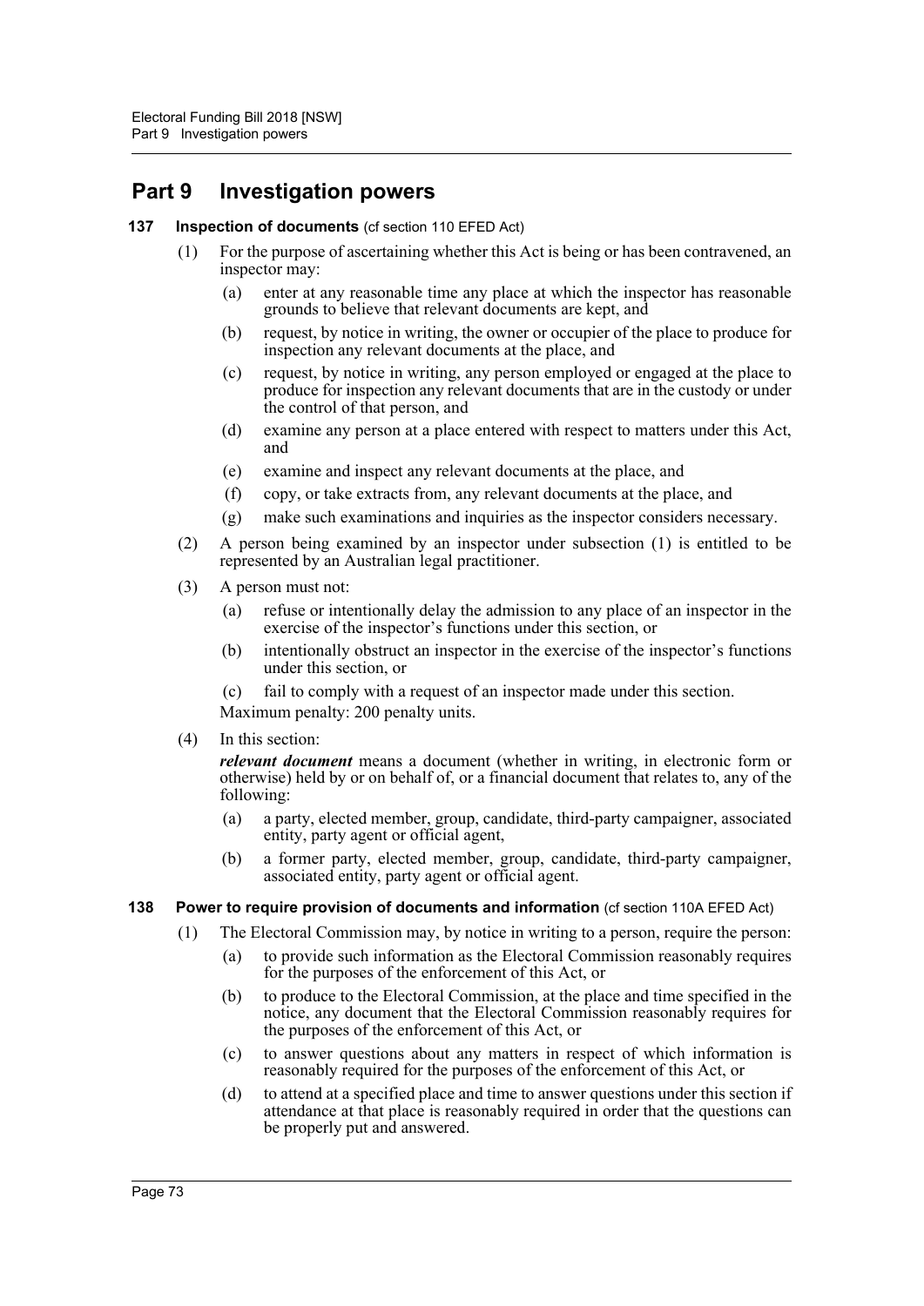## Part 9 Investigation powers

### 137 Inspection of documents (cf section 110 EFED Act)

(1) For the purpose of ascertaining whether this Act is being or has been contravened, an inspector may:

(a) enter at any reasonable time any place at which the inspector has reasonable grounds to believe that relevant documents are kept, and

(b) request, by notice in writing, the owner or occupier of the place to produce for inspection any relevant documents at the place, and

(c) request, by notice in writing, any person employed or engaged at the place to produce for inspection any relevant documents that are in the custody or under the control of that person, and

(d) examine any person at a place entered with respect to matters under this Act, and

(e) examine and inspect any relevant documents at the place, and

(f) copy, or take extracts from, any relevant documents at the place, and

(g) make such examinations and inquiries as the inspector considers necessary.

(2) A person being examined by an inspector under subsection (1) is entitled to be represented by an Australian legal practitioner.

(3) A person must not:

(a) refuse or intentionally delay the admission to any place of an inspector in the exercise of the inspector's functions under this section, or

(b) intentionally obstruct an inspector in the exercise of the inspector's functions under this section, or

(c) fail to comply with a request of an inspector made under this section.

Maximum penalty: 200 penalty units.

(4) In this section:

***relevant document*** means a document (whether in writing, in electronic form or otherwise) held by or on behalf of, or a financial document that relates to, any of the following:

(a) a party, elected member, group, candidate, third-party campaigner, associated entity, party agent or official agent,

(b) a former party, elected member, group, candidate, third-party campaigner, associated entity, party agent or official agent.

### 138 Power to require provision of documents and information (cf section 110A EFED Act)

(1) The Electoral Commission may, by notice in writing to a person, require the person:

(a) to provide such information as the Electoral Commission reasonably requires for the purposes of the enforcement of this Act, or

(b) to produce to the Electoral Commission, at the place and time specified in the notice, any document that the Electoral Commission reasonably requires for the purposes of the enforcement of this Act, or

(c) to answer questions about any matters in respect of which information is reasonably required for the purposes of the enforcement of this Act, or

(d) to attend at a specified place and time to answer questions under this section if attendance at that place is reasonably required in order that the questions can be properly put and answered.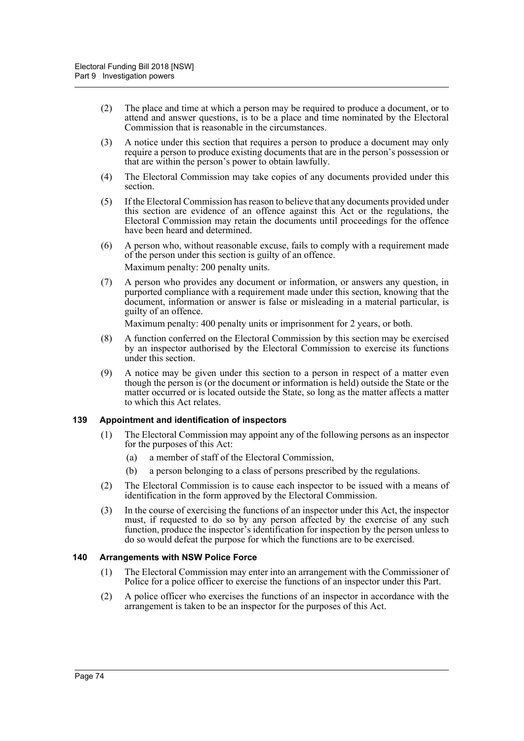(2) The place and time at which a person may be required to produce a document, or to attend and answer questions, is to be a place and time nominated by the Electoral Commission that is reasonable in the circumstances.

(3) A notice under this section that requires a person to produce a document may only require a person to produce existing documents that are in the person's possession or that are within the person's power to obtain lawfully.

(4) The Electoral Commission may take copies of any documents provided under this section.

(5) If the Electoral Commission has reason to believe that any documents provided under this section are evidence of an offence against this Act or the regulations, the Electoral Commission may retain the documents until proceedings for the offence have been heard and determined.

(6) A person who, without reasonable excuse, fails to comply with a requirement made of the person under this section is guilty of an offence.

Maximum penalty: 200 penalty units.

(7) A person who provides any document or information, or answers any question, in purported compliance with a requirement made under this section, knowing that the document, information or answer is false or misleading in a material particular, is guilty of an offence.

Maximum penalty: 400 penalty units or imprisonment for 2 years, or both.

(8) A function conferred on the Electoral Commission by this section may be exercised by an inspector authorised by the Electoral Commission to exercise its functions under this section.

(9) A notice may be given under this section to a person in respect of a matter even though the person is (or the document or information is held) outside the State or the matter occurred or is located outside the State, so long as the matter affects a matter to which this Act relates.

### 139 Appointment and identification of inspectors

(1) The Electoral Commission may appoint any of the following persons as an inspector for the purposes of this Act:

(a) a member of staff of the Electoral Commission,

(b) a person belonging to a class of persons prescribed by the regulations.

(2) The Electoral Commission is to cause each inspector to be issued with a means of identification in the form approved by the Electoral Commission.

(3) In the course of exercising the functions of an inspector under this Act, the inspector must, if requested to do so by any person affected by the exercise of any such function, produce the inspector's identification for inspection by the person unless to do so would defeat the purpose for which the functions are to be exercised.

### 140 Arrangements with NSW Police Force

(1) The Electoral Commission may enter into an arrangement with the Commissioner of Police for a police officer to exercise the functions of an inspector under this Part.

(2) A police officer who exercises the functions of an inspector in accordance with the arrangement is taken to be an inspector for the purposes of this Act.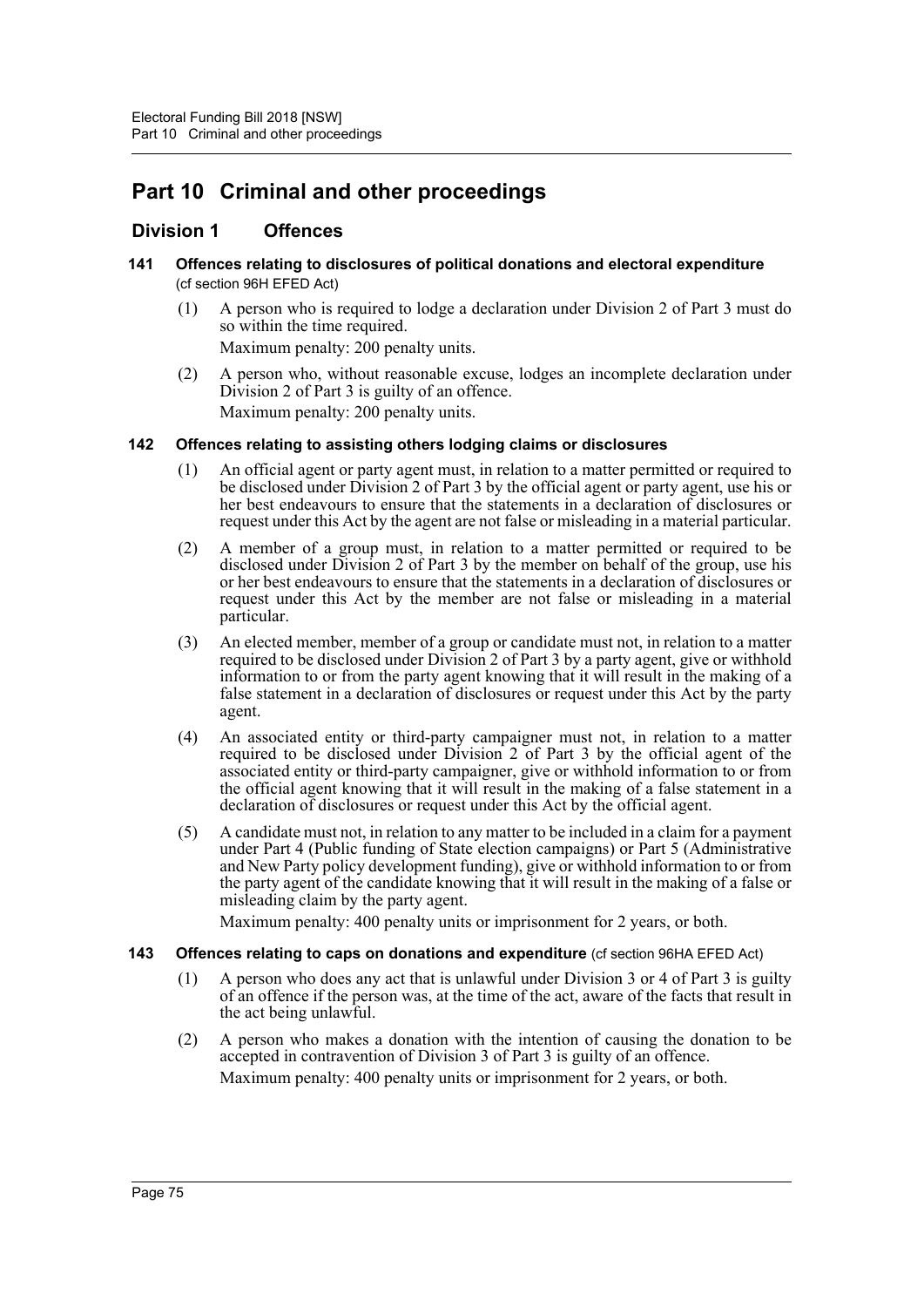# Part 10 Criminal and other proceedings

## Division 1 Offences

### 141 Offences relating to disclosures of political donations and electoral expenditure (cf section 96H EFED Act)

(1) A person who is required to lodge a declaration under Division 2 of Part 3 must do so within the time required.

Maximum penalty: 200 penalty units.

(2) A person who, without reasonable excuse, lodges an incomplete declaration under Division 2 of Part 3 is guilty of an offence.

Maximum penalty: 200 penalty units.

### 142 Offences relating to assisting others lodging claims or disclosures

(1) An official agent or party agent must, in relation to a matter permitted or required to be disclosed under Division 2 of Part 3 by the official agent or party agent, use his or her best endeavours to ensure that the statements in a declaration of disclosures or request under this Act by the agent are not false or misleading in a material particular.

(2) A member of a group must, in relation to a matter permitted or required to be disclosed under Division 2 of Part 3 by the member on behalf of the group, use his or her best endeavours to ensure that the statements in a declaration of disclosures or request under this Act by the member are not false or misleading in a material particular.

(3) An elected member, member of a group or candidate must not, in relation to a matter required to be disclosed under Division 2 of Part 3 by a party agent, give or withhold information to or from the party agent knowing that it will result in the making of a false statement in a declaration of disclosures or request under this Act by the party agent.

(4) An associated entity or third-party campaigner must not, in relation to a matter required to be disclosed under Division 2 of Part 3 by the official agent of the associated entity or third-party campaigner, give or withhold information to or from the official agent knowing that it will result in the making of a false statement in a declaration of disclosures or request under this Act by the official agent.

(5) A candidate must not, in relation to any matter to be included in a claim for a payment under Part 4 (Public funding of State election campaigns) or Part 5 (Administrative and New Party policy development funding), give or withhold information to or from the party agent of the candidate knowing that it will result in the making of a false or misleading claim by the party agent.

Maximum penalty: 400 penalty units or imprisonment for 2 years, or both.

### 143 Offences relating to caps on donations and expenditure (cf section 96HA EFED Act)

(1) A person who does any act that is unlawful under Division 3 or 4 of Part 3 is guilty of an offence if the person was, at the time of the act, aware of the facts that result in the act being unlawful.

(2) A person who makes a donation with the intention of causing the donation to be accepted in contravention of Division 3 of Part 3 is guilty of an offence.

Maximum penalty: 400 penalty units or imprisonment for 2 years, or both.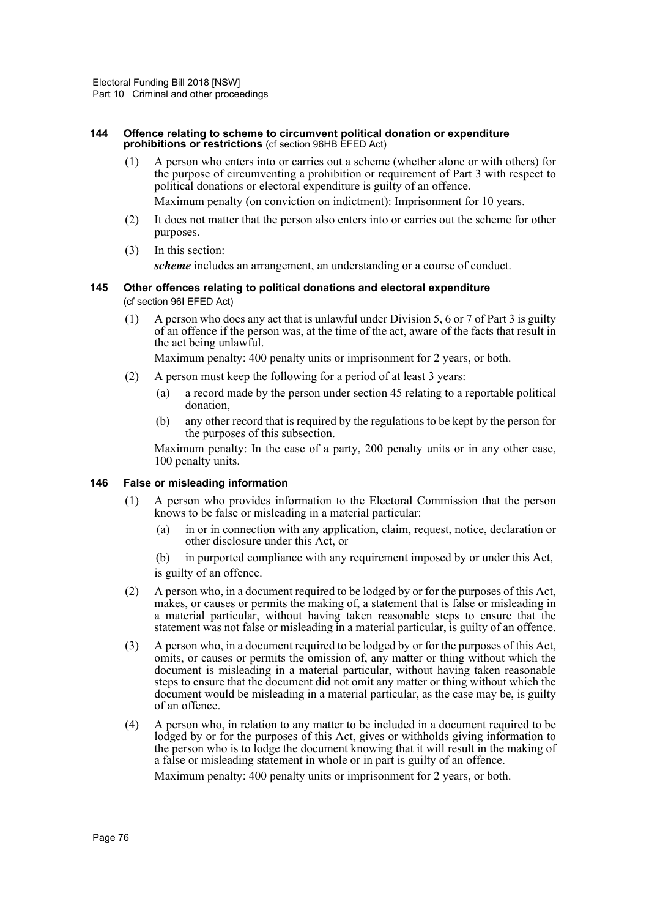### 144 Offence relating to scheme to circumvent political donation or expenditure prohibitions or restrictions (cf section 96HB EFED Act)

(1) A person who enters into or carries out a scheme (whether alone or with others) for the purpose of circumventing a prohibition or requirement of Part 3 with respect to political donations or electoral expenditure is guilty of an offence.

Maximum penalty (on conviction on indictment): Imprisonment for 10 years.

(2) It does not matter that the person also enters into or carries out the scheme for other purposes.

(3) In this section:

***scheme*** includes an arrangement, an understanding or a course of conduct.

### 145 Other offences relating to political donations and electoral expenditure (cf section 96I EFED Act)

(1) A person who does any act that is unlawful under Division 5, 6 or 7 of Part 3 is guilty of an offence if the person was, at the time of the act, aware of the facts that result in the act being unlawful.

Maximum penalty: 400 penalty units or imprisonment for 2 years, or both.

(2) A person must keep the following for a period of at least 3 years:

(a) a record made by the person under section 45 relating to a reportable political donation,

(b) any other record that is required by the regulations to be kept by the person for the purposes of this subsection.

Maximum penalty: In the case of a party, 200 penalty units or in any other case, 100 penalty units.

### 146 False or misleading information

(1) A person who provides information to the Electoral Commission that the person knows to be false or misleading in a material particular:

(a) in or in connection with any application, claim, request, notice, declaration or other disclosure under this Act, or

(b) in purported compliance with any requirement imposed by or under this Act,

is guilty of an offence.

(2) A person who, in a document required to be lodged by or for the purposes of this Act, makes, or causes or permits the making of, a statement that is false or misleading in a material particular, without having taken reasonable steps to ensure that the statement was not false or misleading in a material particular, is guilty of an offence.

(3) A person who, in a document required to be lodged by or for the purposes of this Act, omits, or causes or permits the omission of, any matter or thing without which the document is misleading in a material particular, without having taken reasonable steps to ensure that the document did not omit any matter or thing without which the document would be misleading in a material particular, as the case may be, is guilty of an offence.

(4) A person who, in relation to any matter to be included in a document required to be lodged by or for the purposes of this Act, gives or withholds giving information to the person who is to lodge the document knowing that it will result in the making of a false or misleading statement in whole or in part is guilty of an offence.

Maximum penalty: 400 penalty units or imprisonment for 2 years, or both.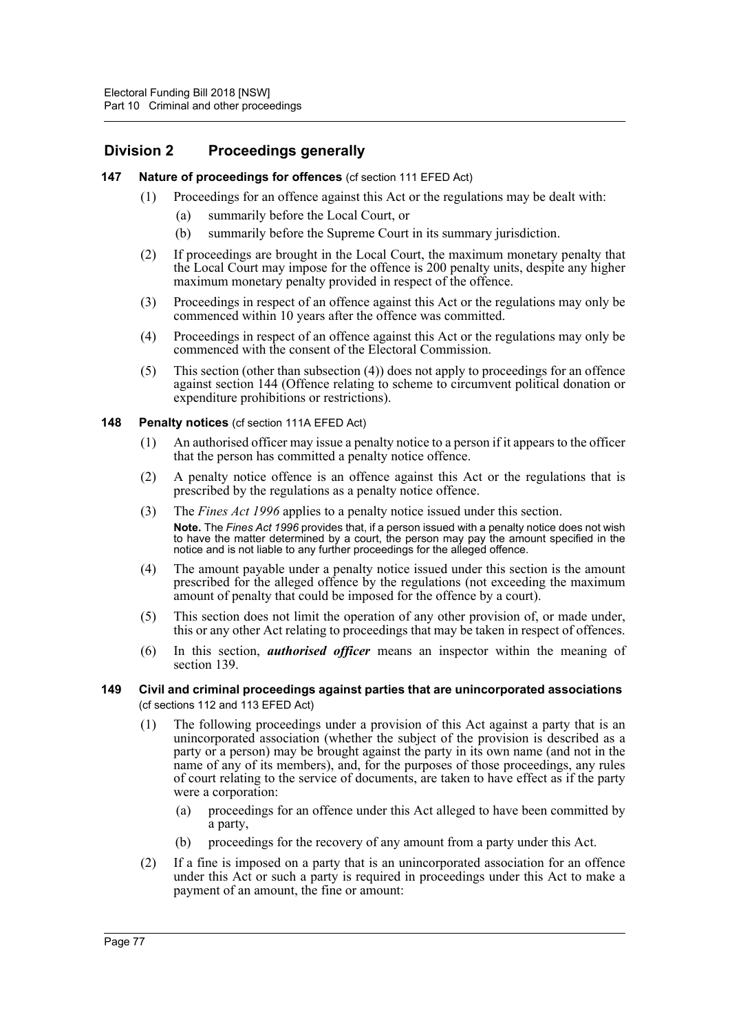## Division 2 Proceedings generally

### 147 Nature of proceedings for offences (cf section 111 EFED Act)

(1) Proceedings for an offence against this Act or the regulations may be dealt with:

  (a) summarily before the Local Court, or

  (b) summarily before the Supreme Court in its summary jurisdiction.

(2) If proceedings are brought in the Local Court, the maximum monetary penalty that the Local Court may impose for the offence is 200 penalty units, despite any higher maximum monetary penalty provided in respect of the offence.

(3) Proceedings in respect of an offence against this Act or the regulations may only be commenced within 10 years after the offence was committed.

(4) Proceedings in respect of an offence against this Act or the regulations may only be commenced with the consent of the Electoral Commission.

(5) This section (other than subsection (4)) does not apply to proceedings for an offence against section 144 (Offence relating to scheme to circumvent political donation or expenditure prohibitions or restrictions).

### 148 Penalty notices (cf section 111A EFED Act)

(1) An authorised officer may issue a penalty notice to a person if it appears to the officer that the person has committed a penalty notice offence.

(2) A penalty notice offence is an offence against this Act or the regulations that is prescribed by the regulations as a penalty notice offence.

(3) The *Fines Act 1996* applies to a penalty notice issued under this section.

**Note.** The *Fines Act 1996* provides that, if a person issued with a penalty notice does not wish to have the matter determined by a court, the person may pay the amount specified in the notice and is not liable to any further proceedings for the alleged offence.

(4) The amount payable under a penalty notice issued under this section is the amount prescribed for the alleged offence by the regulations (not exceeding the maximum amount of penalty that could be imposed for the offence by a court).

(5) This section does not limit the operation of any other provision of, or made under, this or any other Act relating to proceedings that may be taken in respect of offences.

(6) In this section, ***authorised officer*** means an inspector within the meaning of section 139.

### 149 Civil and criminal proceedings against parties that are unincorporated associations (cf sections 112 and 113 EFED Act)

(1) The following proceedings under a provision of this Act against a party that is an unincorporated association (whether the subject of the provision is described as a party or a person) may be brought against the party in its own name (and not in the name of any of its members), and, for the purposes of those proceedings, any rules of court relating to the service of documents, are taken to have effect as if the party were a corporation:

  (a) proceedings for an offence under this Act alleged to have been committed by a party,

  (b) proceedings for the recovery of any amount from a party under this Act.

(2) If a fine is imposed on a party that is an unincorporated association for an offence under this Act or such a party is required in proceedings under this Act to make a payment of an amount, the fine or amount: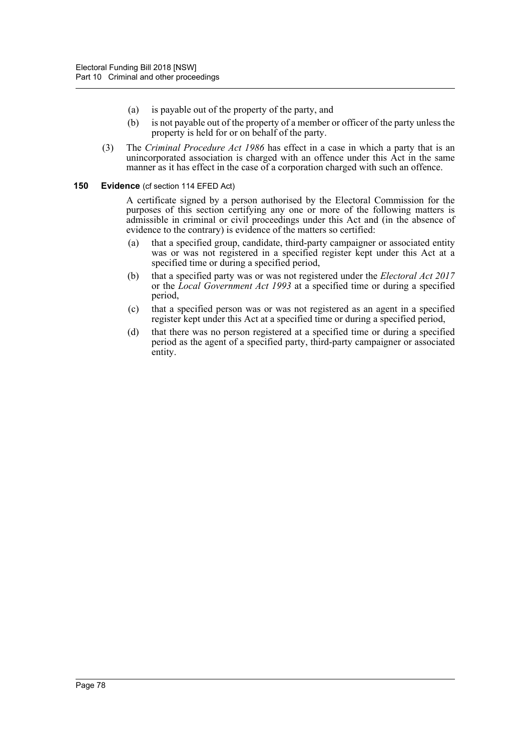(a) is payable out of the property of the party, and

(b) is not payable out of the property of a member or officer of the party unless the property is held for or on behalf of the party.

(3) The *Criminal Procedure Act 1986* has effect in a case in which a party that is an unincorporated association is charged with an offence under this Act in the same manner as it has effect in the case of a corporation charged with such an offence.

**150 Evidence** (cf section 114 EFED Act)

A certificate signed by a person authorised by the Electoral Commission for the purposes of this section certifying any one or more of the following matters is admissible in criminal or civil proceedings under this Act and (in the absence of evidence to the contrary) is evidence of the matters so certified:

(a) that a specified group, candidate, third-party campaigner or associated entity was or was not registered in a specified register kept under this Act at a specified time or during a specified period,

(b) that a specified party was or was not registered under the *Electoral Act 2017* or the *Local Government Act 1993* at a specified time or during a specified period,

(c) that a specified person was or was not registered as an agent in a specified register kept under this Act at a specified time or during a specified period,

(d) that there was no person registered at a specified time or during a specified period as the agent of a specified party, third-party campaigner or associated entity.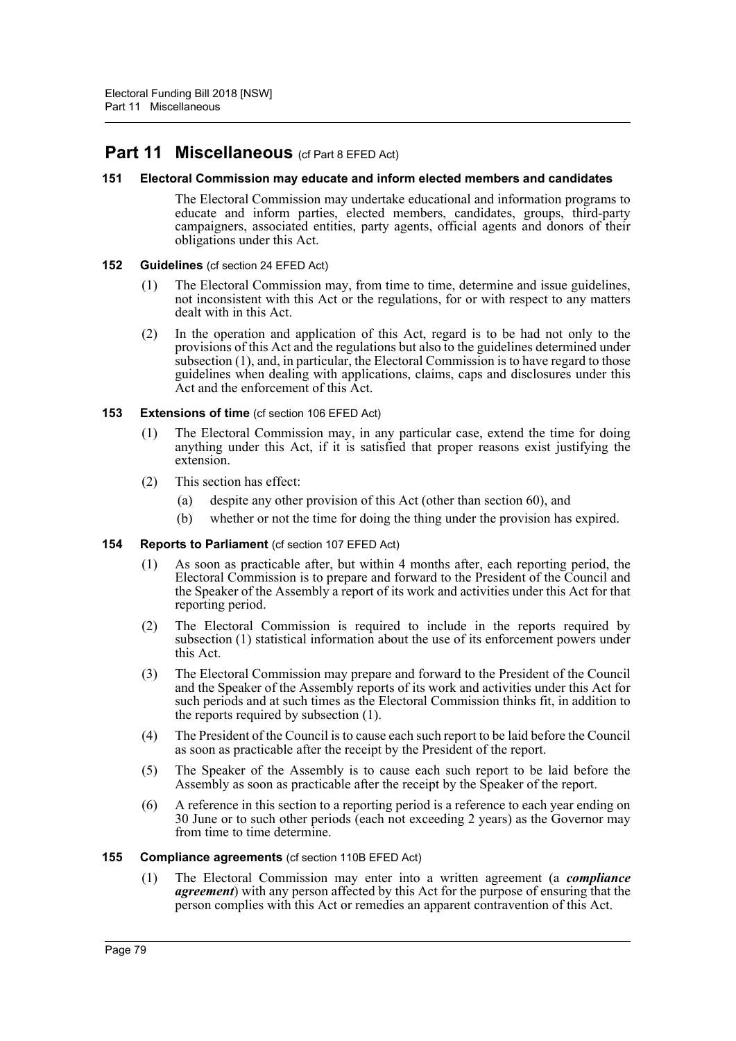# Part 11 Miscellaneous (cf Part 8 EFED Act)

### 151 Electoral Commission may educate and inform elected members and candidates

The Electoral Commission may undertake educational and information programs to educate and inform parties, elected members, candidates, groups, third-party campaigners, associated entities, party agents, official agents and donors of their obligations under this Act.

### 152 Guidelines (cf section 24 EFED Act)

(1) The Electoral Commission may, from time to time, determine and issue guidelines, not inconsistent with this Act or the regulations, for or with respect to any matters dealt with in this Act.

(2) In the operation and application of this Act, regard is to be had not only to the provisions of this Act and the regulations but also to the guidelines determined under subsection (1), and, in particular, the Electoral Commission is to have regard to those guidelines when dealing with applications, claims, caps and disclosures under this Act and the enforcement of this Act.

### 153 Extensions of time (cf section 106 EFED Act)

(1) The Electoral Commission may, in any particular case, extend the time for doing anything under this Act, if it is satisfied that proper reasons exist justifying the extension.

(2) This section has effect:

- (a) despite any other provision of this Act (other than section 60), and
- (b) whether or not the time for doing the thing under the provision has expired.

### 154 Reports to Parliament (cf section 107 EFED Act)

(1) As soon as practicable after, but within 4 months after, each reporting period, the Electoral Commission is to prepare and forward to the President of the Council and the Speaker of the Assembly a report of its work and activities under this Act for that reporting period.

(2) The Electoral Commission is required to include in the reports required by subsection (1) statistical information about the use of its enforcement powers under this Act.

(3) The Electoral Commission may prepare and forward to the President of the Council and the Speaker of the Assembly reports of its work and activities under this Act for such periods and at such times as the Electoral Commission thinks fit, in addition to the reports required by subsection (1).

(4) The President of the Council is to cause each such report to be laid before the Council as soon as practicable after the receipt by the President of the report.

(5) The Speaker of the Assembly is to cause each such report to be laid before the Assembly as soon as practicable after the receipt by the Speaker of the report.

(6) A reference in this section to a reporting period is a reference to each year ending on 30 June or to such other periods (each not exceeding 2 years) as the Governor may from time to time determine.

### 155 Compliance agreements (cf section 110B EFED Act)

(1) The Electoral Commission may enter into a written agreement (a ***compliance agreement***) with any person affected by this Act for the purpose of ensuring that the person complies with this Act or remedies an apparent contravention of this Act.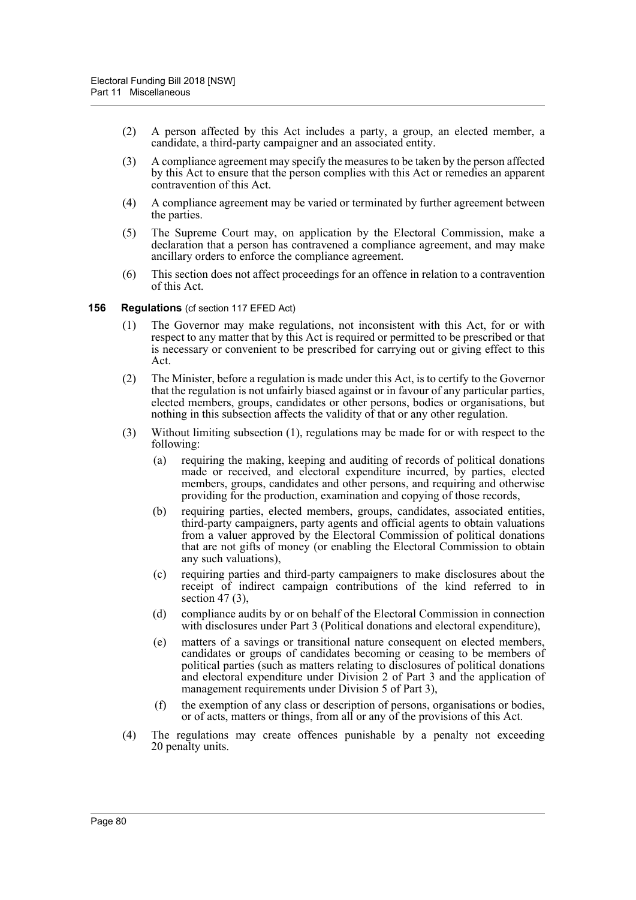(2) A person affected by this Act includes a party, a group, an elected member, a candidate, a third-party campaigner and an associated entity.

(3) A compliance agreement may specify the measures to be taken by the person affected by this Act to ensure that the person complies with this Act or remedies an apparent contravention of this Act.

(4) A compliance agreement may be varied or terminated by further agreement between the parties.

(5) The Supreme Court may, on application by the Electoral Commission, make a declaration that a person has contravened a compliance agreement, and may make ancillary orders to enforce the compliance agreement.

(6) This section does not affect proceedings for an offence in relation to a contravention of this Act.

### 156 Regulations (cf section 117 EFED Act)

(1) The Governor may make regulations, not inconsistent with this Act, for or with respect to any matter that by this Act is required or permitted to be prescribed or that is necessary or convenient to be prescribed for carrying out or giving effect to this Act.

(2) The Minister, before a regulation is made under this Act, is to certify to the Governor that the regulation is not unfairly biased against or in favour of any particular parties, elected members, groups, candidates or other persons, bodies or organisations, but nothing in this subsection affects the validity of that or any other regulation.

(3) Without limiting subsection (1), regulations may be made for or with respect to the following:

(a) requiring the making, keeping and auditing of records of political donations made or received, and electoral expenditure incurred, by parties, elected members, groups, candidates and other persons, and requiring and otherwise providing for the production, examination and copying of those records,

(b) requiring parties, elected members, groups, candidates, associated entities, third-party campaigners, party agents and official agents to obtain valuations from a valuer approved by the Electoral Commission of political donations that are not gifts of money (or enabling the Electoral Commission to obtain any such valuations),

(c) requiring parties and third-party campaigners to make disclosures about the receipt of indirect campaign contributions of the kind referred to in section 47 (3),

(d) compliance audits by or on behalf of the Electoral Commission in connection with disclosures under Part 3 (Political donations and electoral expenditure),

(e) matters of a savings or transitional nature consequent on elected members, candidates or groups of candidates becoming or ceasing to be members of political parties (such as matters relating to disclosures of political donations and electoral expenditure under Division 2 of Part 3 and the application of management requirements under Division 5 of Part 3),

(f) the exemption of any class or description of persons, organisations or bodies, or of acts, matters or things, from all or any of the provisions of this Act.

(4) The regulations may create offences punishable by a penalty not exceeding 20 penalty units.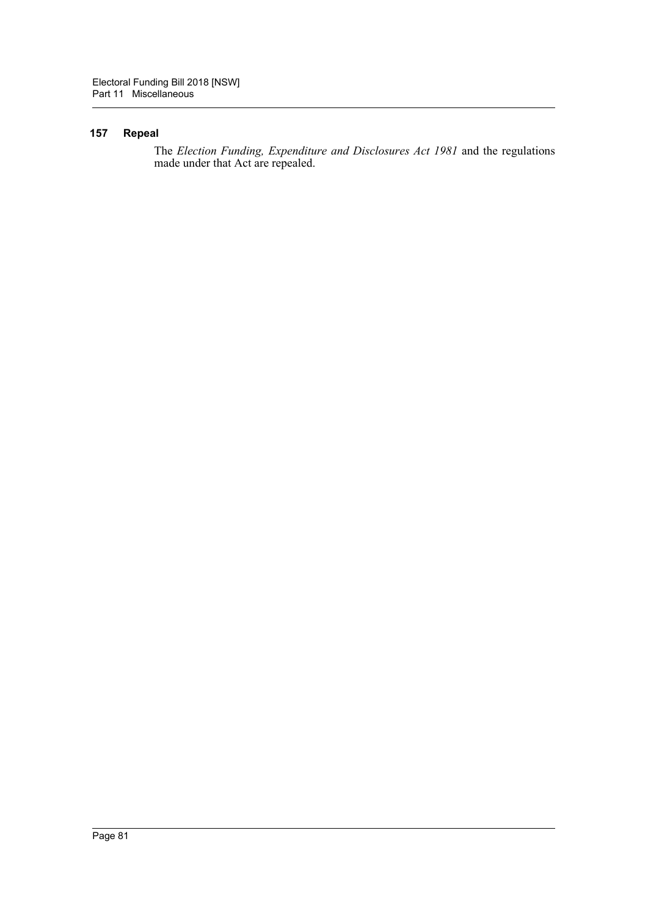### 157 Repeal

The *Election Funding, Expenditure and Disclosures Act 1981* and the regulations made under that Act are repealed.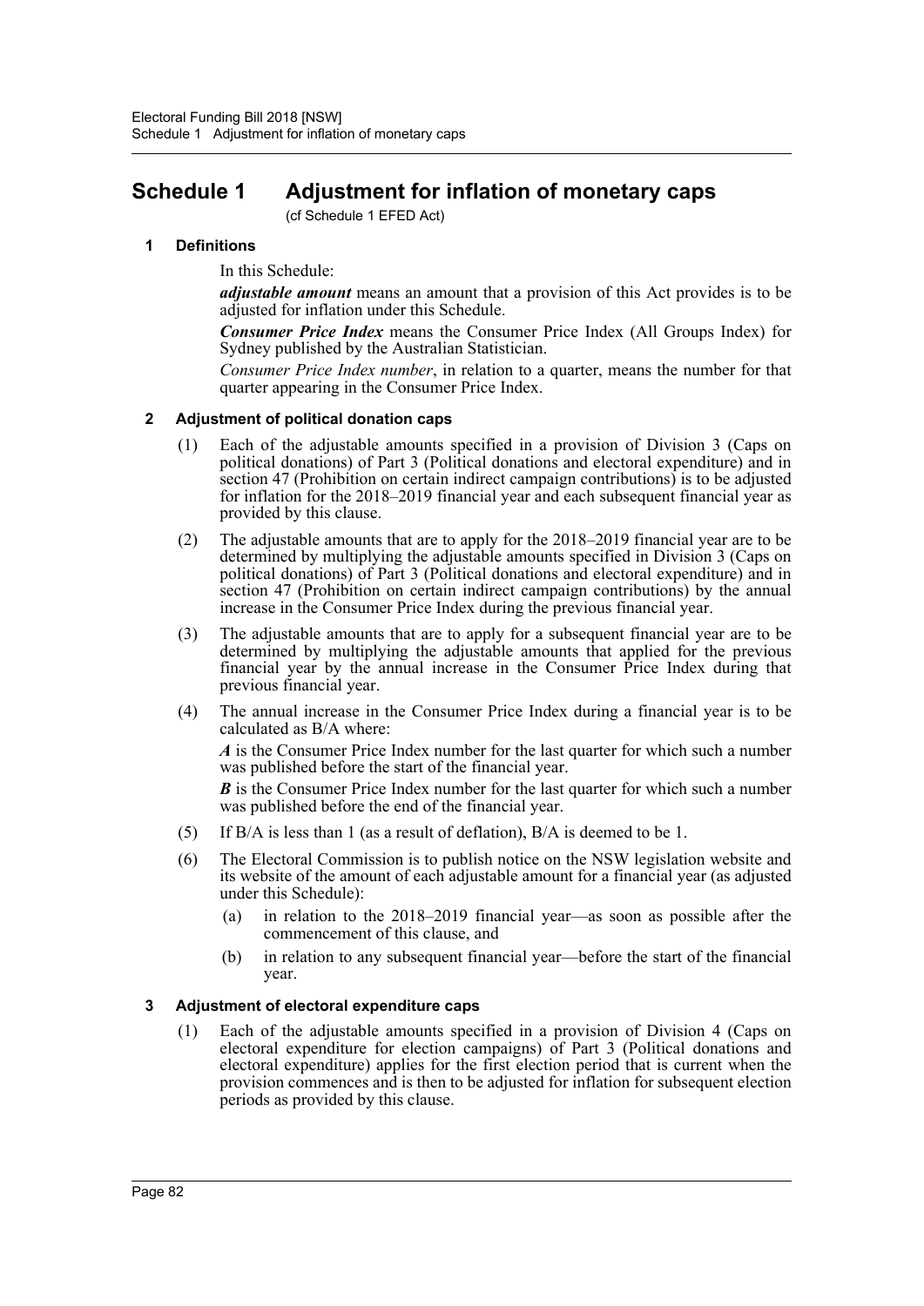# Schedule 1 Adjustment for inflation of monetary caps

(cf Schedule 1 EFED Act)

### 1 Definitions

In this Schedule:

***adjustable amount*** means an amount that a provision of this Act provides is to be adjusted for inflation under this Schedule.

***Consumer Price Index*** means the Consumer Price Index (All Groups Index) for Sydney published by the Australian Statistician.

*Consumer Price Index number*, in relation to a quarter, means the number for that quarter appearing in the Consumer Price Index.

### 2 Adjustment of political donation caps

(1) Each of the adjustable amounts specified in a provision of Division 3 (Caps on political donations) of Part 3 (Political donations and electoral expenditure) and in section 47 (Prohibition on certain indirect campaign contributions) is to be adjusted for inflation for the 2018–2019 financial year and each subsequent financial year as provided by this clause.

(2) The adjustable amounts that are to apply for the 2018–2019 financial year are to be determined by multiplying the adjustable amounts specified in Division 3 (Caps on political donations) of Part 3 (Political donations and electoral expenditure) and in section 47 (Prohibition on certain indirect campaign contributions) by the annual increase in the Consumer Price Index during the previous financial year.

(3) The adjustable amounts that are to apply for a subsequent financial year are to be determined by multiplying the adjustable amounts that applied for the previous financial year by the annual increase in the Consumer Price Index during that previous financial year.

(4) The annual increase in the Consumer Price Index during a financial year is to be calculated as B/A where:

***A*** is the Consumer Price Index number for the last quarter for which such a number was published before the start of the financial year.

***B*** is the Consumer Price Index number for the last quarter for which such a number was published before the end of the financial year.

(5) If B/A is less than 1 (as a result of deflation), B/A is deemed to be 1.

(6) The Electoral Commission is to publish notice on the NSW legislation website and its website of the amount of each adjustable amount for a financial year (as adjusted under this Schedule):

(a) in relation to the 2018–2019 financial year—as soon as possible after the commencement of this clause, and

(b) in relation to any subsequent financial year—before the start of the financial year.

### 3 Adjustment of electoral expenditure caps

(1) Each of the adjustable amounts specified in a provision of Division 4 (Caps on electoral expenditure for election campaigns) of Part 3 (Political donations and electoral expenditure) applies for the first election period that is current when the provision commences and is then to be adjusted for inflation for subsequent election periods as provided by this clause.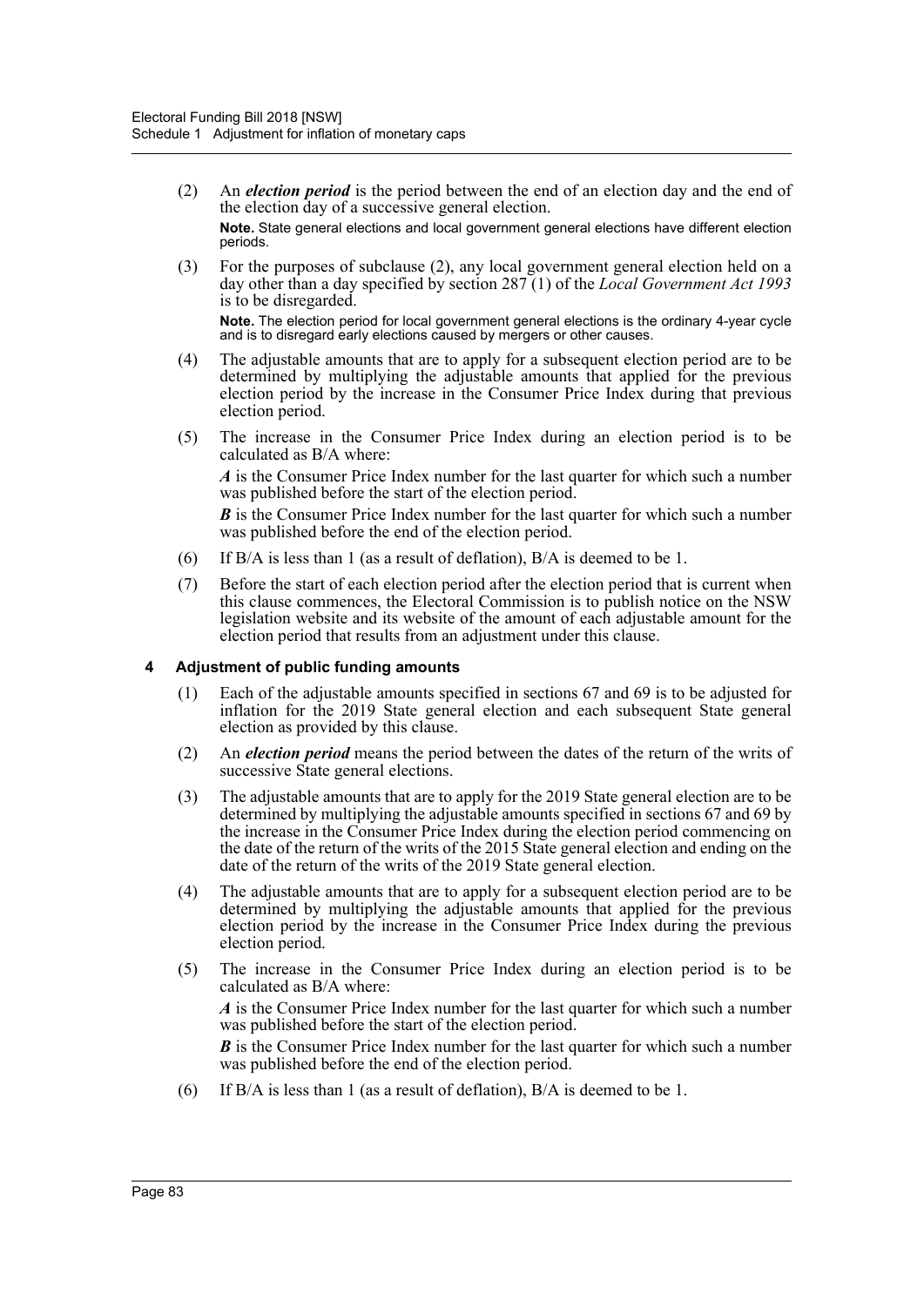(2) An ***election period*** is the period between the end of an election day and the end of the election day of a successive general election.

**Note.** State general elections and local government general elections have different election periods.

(3) For the purposes of subclause (2), any local government general election held on a day other than a day specified by section 287 (1) of the *Local Government Act 1993* is to be disregarded.

**Note.** The election period for local government general elections is the ordinary 4-year cycle and is to disregard early elections caused by mergers or other causes.

(4) The adjustable amounts that are to apply for a subsequent election period are to be determined by multiplying the adjustable amounts that applied for the previous election period by the increase in the Consumer Price Index during that previous election period.

(5) The increase in the Consumer Price Index during an election period is to be calculated as B/A where:

***A*** is the Consumer Price Index number for the last quarter for which such a number was published before the start of the election period.

***B*** is the Consumer Price Index number for the last quarter for which such a number was published before the end of the election period.

(6) If B/A is less than 1 (as a result of deflation), B/A is deemed to be 1.

(7) Before the start of each election period after the election period that is current when this clause commences, the Electoral Commission is to publish notice on the NSW legislation website and its website of the amount of each adjustable amount for the election period that results from an adjustment under this clause.

### 4 Adjustment of public funding amounts

(1) Each of the adjustable amounts specified in sections 67 and 69 is to be adjusted for inflation for the 2019 State general election and each subsequent State general election as provided by this clause.

(2) An ***election period*** means the period between the dates of the return of the writs of successive State general elections.

(3) The adjustable amounts that are to apply for the 2019 State general election are to be determined by multiplying the adjustable amounts specified in sections 67 and 69 by the increase in the Consumer Price Index during the election period commencing on the date of the return of the writs of the 2015 State general election and ending on the date of the return of the writs of the 2019 State general election.

(4) The adjustable amounts that are to apply for a subsequent election period are to be determined by multiplying the adjustable amounts that applied for the previous election period by the increase in the Consumer Price Index during the previous election period.

(5) The increase in the Consumer Price Index during an election period is to be calculated as B/A where:

***A*** is the Consumer Price Index number for the last quarter for which such a number was published before the start of the election period.

***B*** is the Consumer Price Index number for the last quarter for which such a number was published before the end of the election period.

(6) If B/A is less than 1 (as a result of deflation), B/A is deemed to be 1.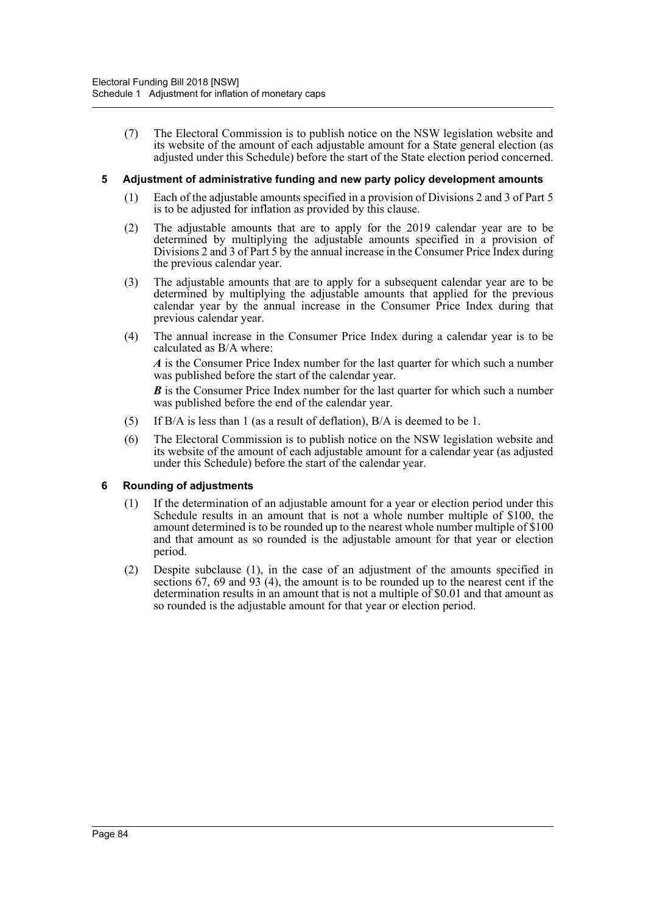(7) The Electoral Commission is to publish notice on the NSW legislation website and its website of the amount of each adjustable amount for a State general election (as adjusted under this Schedule) before the start of the State election period concerned.

### 5 Adjustment of administrative funding and new party policy development amounts

(1) Each of the adjustable amounts specified in a provision of Divisions 2 and 3 of Part 5 is to be adjusted for inflation as provided by this clause.

(2) The adjustable amounts that are to apply for the 2019 calendar year are to be determined by multiplying the adjustable amounts specified in a provision of Divisions 2 and 3 of Part 5 by the annual increase in the Consumer Price Index during the previous calendar year.

(3) The adjustable amounts that are to apply for a subsequent calendar year are to be determined by multiplying the adjustable amounts that applied for the previous calendar year by the annual increase in the Consumer Price Index during that previous calendar year.

(4) The annual increase in the Consumer Price Index during a calendar year is to be calculated as B/A where:

***A*** is the Consumer Price Index number for the last quarter for which such a number was published before the start of the calendar year.

***B*** is the Consumer Price Index number for the last quarter for which such a number was published before the end of the calendar year.

(5) If B/A is less than 1 (as a result of deflation), B/A is deemed to be 1.

(6) The Electoral Commission is to publish notice on the NSW legislation website and its website of the amount of each adjustable amount for a calendar year (as adjusted under this Schedule) before the start of the calendar year.

### 6 Rounding of adjustments

(1) If the determination of an adjustable amount for a year or election period under this Schedule results in an amount that is not a whole number multiple of $100, the amount determined is to be rounded up to the nearest whole number multiple of $100 and that amount as so rounded is the adjustable amount for that year or election period.

(2) Despite subclause (1), in the case of an adjustment of the amounts specified in sections 67, 69 and 93 (4), the amount is to be rounded up to the nearest cent if the determination results in an amount that is not a multiple of $0.01 and that amount as so rounded is the adjustable amount for that year or election period.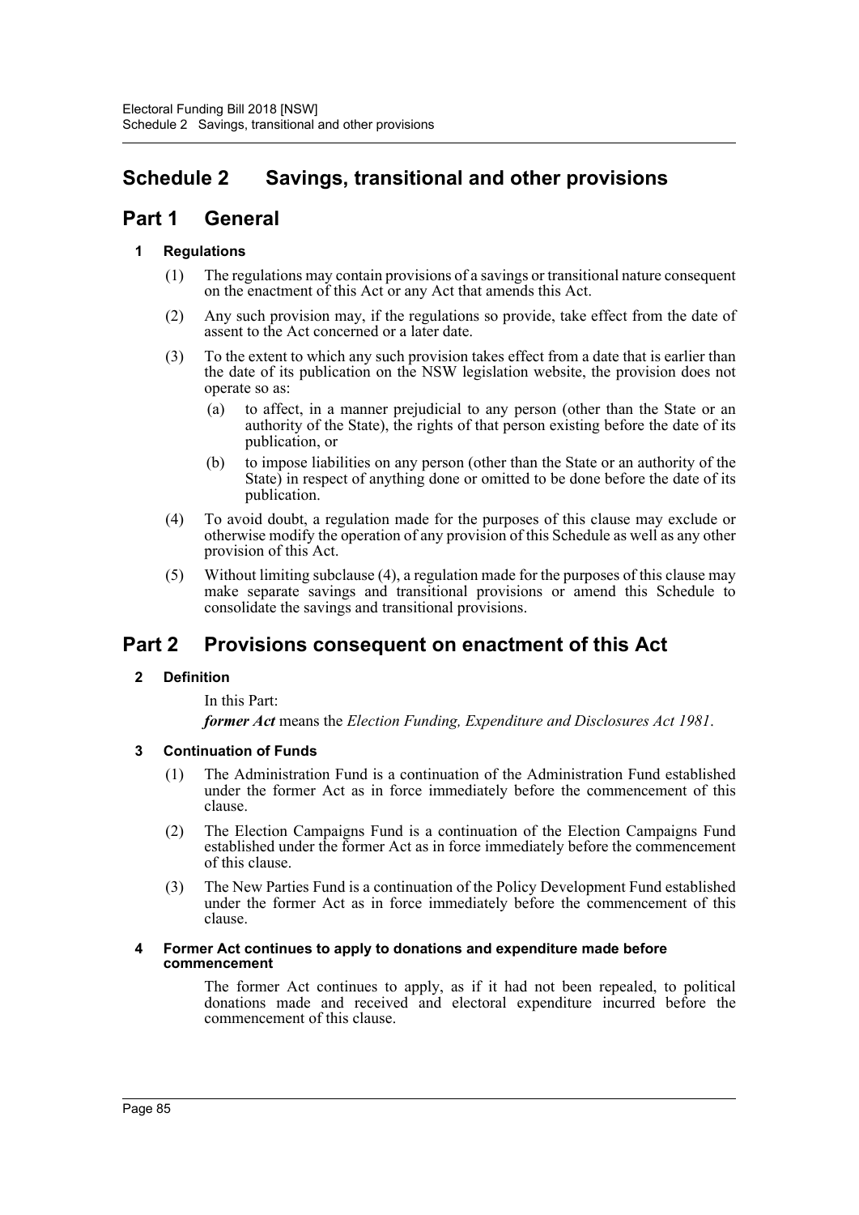# Schedule 2 Savings, transitional and other provisions

## Part 1 General

### 1 Regulations

(1) The regulations may contain provisions of a savings or transitional nature consequent on the enactment of this Act or any Act that amends this Act.

(2) Any such provision may, if the regulations so provide, take effect from the date of assent to the Act concerned or a later date.

(3) To the extent to which any such provision takes effect from a date that is earlier than the date of its publication on the NSW legislation website, the provision does not operate so as:

(a) to affect, in a manner prejudicial to any person (other than the State or an authority of the State), the rights of that person existing before the date of its publication, or

(b) to impose liabilities on any person (other than the State or an authority of the State) in respect of anything done or omitted to be done before the date of its publication.

(4) To avoid doubt, a regulation made for the purposes of this clause may exclude or otherwise modify the operation of any provision of this Schedule as well as any other provision of this Act.

(5) Without limiting subclause (4), a regulation made for the purposes of this clause may make separate savings and transitional provisions or amend this Schedule to consolidate the savings and transitional provisions.

## Part 2 Provisions consequent on enactment of this Act

### 2 Definition

In this Part:

***former Act*** means the *Election Funding, Expenditure and Disclosures Act 1981*.

### 3 Continuation of Funds

(1) The Administration Fund is a continuation of the Administration Fund established under the former Act as in force immediately before the commencement of this clause.

(2) The Election Campaigns Fund is a continuation of the Election Campaigns Fund established under the former Act as in force immediately before the commencement of this clause.

(3) The New Parties Fund is a continuation of the Policy Development Fund established under the former Act as in force immediately before the commencement of this clause.

### 4 Former Act continues to apply to donations and expenditure made before commencement

The former Act continues to apply, as if it had not been repealed, to political donations made and received and electoral expenditure incurred before the commencement of this clause.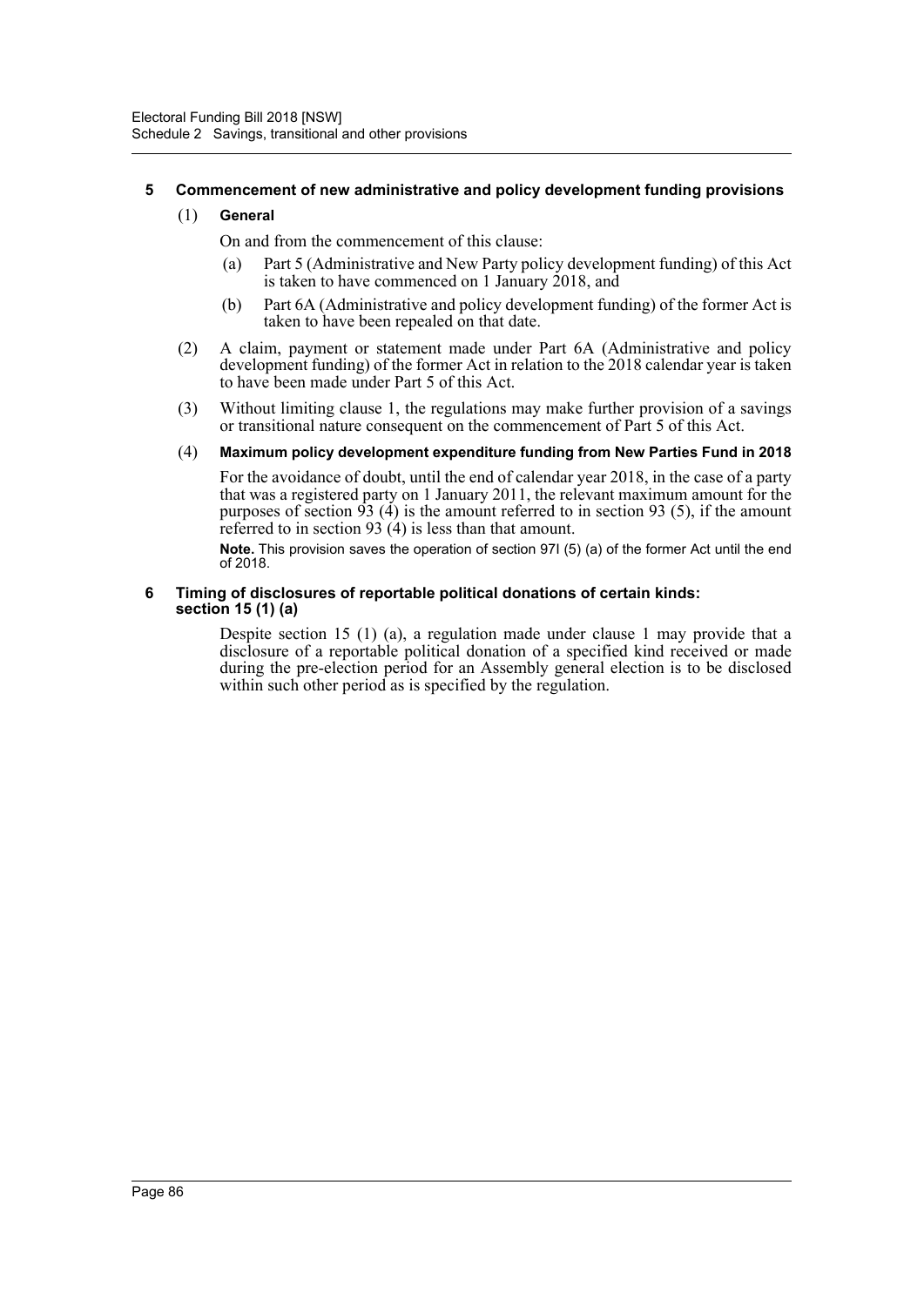### 5 Commencement of new administrative and policy development funding provisions

(1) **General**

On and from the commencement of this clause:

(a) Part 5 (Administrative and New Party policy development funding) of this Act is taken to have commenced on 1 January 2018, and

(b) Part 6A (Administrative and policy development funding) of the former Act is taken to have been repealed on that date.

(2) A claim, payment or statement made under Part 6A (Administrative and policy development funding) of the former Act in relation to the 2018 calendar year is taken to have been made under Part 5 of this Act.

(3) Without limiting clause 1, the regulations may make further provision of a savings or transitional nature consequent on the commencement of Part 5 of this Act.

(4) **Maximum policy development expenditure funding from New Parties Fund in 2018**

For the avoidance of doubt, until the end of calendar year 2018, in the case of a party that was a registered party on 1 January 2011, the relevant maximum amount for the purposes of section 93 (4) is the amount referred to in section 93 (5), if the amount referred to in section 93 (4) is less than that amount.

**Note.** This provision saves the operation of section 97I (5) (a) of the former Act until the end of 2018.

### 6 Timing of disclosures of reportable political donations of certain kinds: section 15 (1) (a)

Despite section 15 (1) (a), a regulation made under clause 1 may provide that a disclosure of a reportable political donation of a specified kind received or made during the pre-election period for an Assembly general election is to be disclosed within such other period as is specified by the regulation.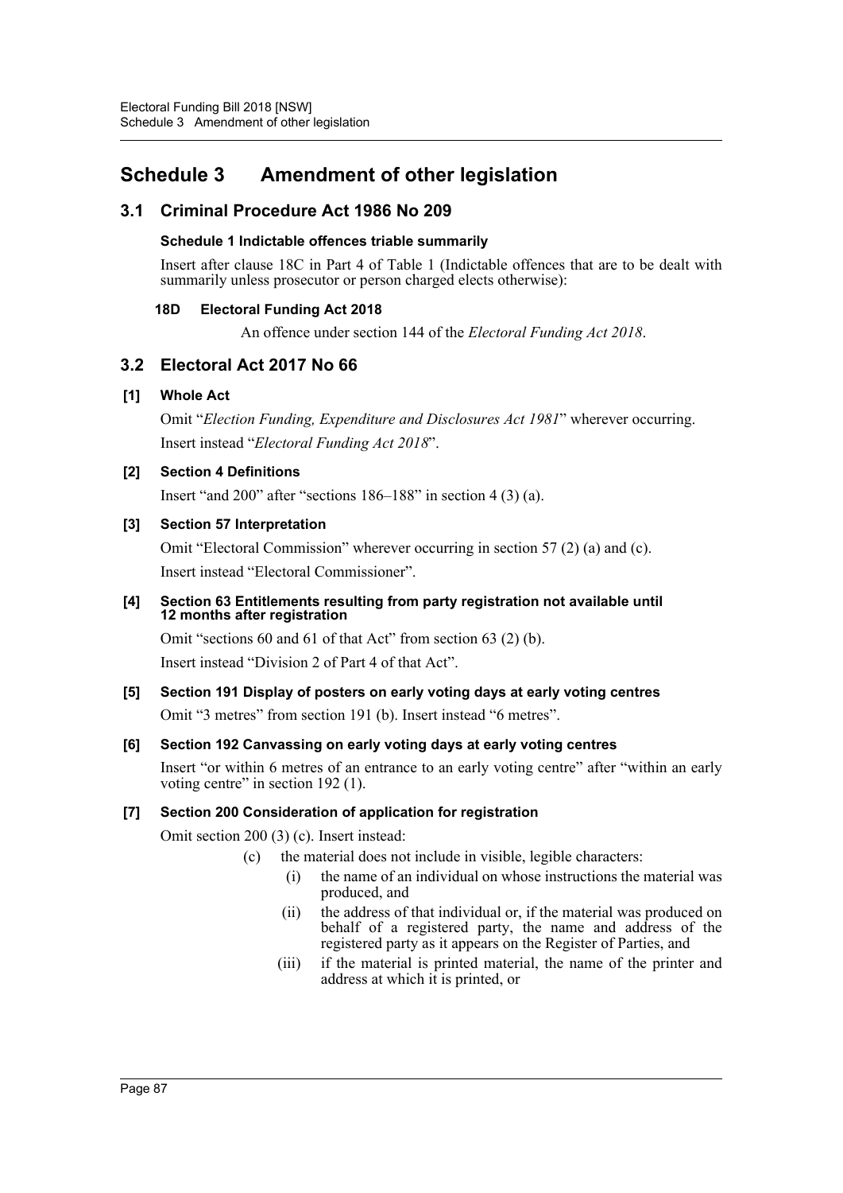# Schedule 3 Amendment of other legislation

## 3.1 Criminal Procedure Act 1986 No 209

**Schedule 1 Indictable offences triable summarily**

Insert after clause 18C in Part 4 of Table 1 (Indictable offences that are to be dealt with summarily unless prosecutor or person charged elects otherwise):

**18D Electoral Funding Act 2018**

An offence under section 144 of the *Electoral Funding Act 2018*.

## 3.2 Electoral Act 2017 No 66

**[1] Whole Act**

Omit "*Election Funding, Expenditure and Disclosures Act 1981*" wherever occurring.

Insert instead "*Electoral Funding Act 2018*".

**[2] Section 4 Definitions**

Insert "and 200" after "sections 186–188" in section 4 (3) (a).

**[3] Section 57 Interpretation**

Omit "Electoral Commission" wherever occurring in section 57 (2) (a) and (c).

Insert instead "Electoral Commissioner".

**[4] Section 63 Entitlements resulting from party registration not available until 12 months after registration**

Omit "sections 60 and 61 of that Act" from section 63 (2) (b).

Insert instead "Division 2 of Part 4 of that Act".

**[5] Section 191 Display of posters on early voting days at early voting centres**

Omit "3 metres" from section 191 (b). Insert instead "6 metres".

**[6] Section 192 Canvassing on early voting days at early voting centres**

Insert "or within 6 metres of an entrance to an early voting centre" after "within an early voting centre" in section 192 (1).

**[7] Section 200 Consideration of application for registration**

Omit section 200 (3) (c). Insert instead:

(c) the material does not include in visible, legible characters:

(i) the name of an individual on whose instructions the material was produced, and

(ii) the address of that individual or, if the material was produced on behalf of a registered party, the name and address of the registered party as it appears on the Register of Parties, and

(iii) if the material is printed material, the name of the printer and address at which it is printed, or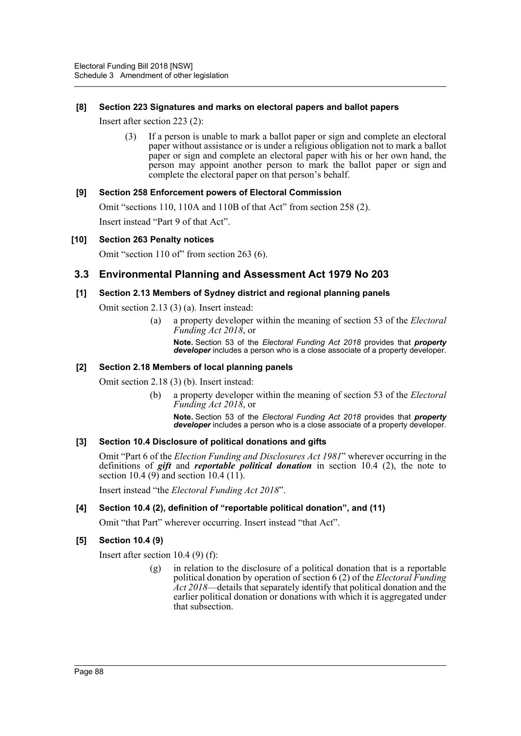**[8] Section 223 Signatures and marks on electoral papers and ballot papers**

Insert after section 223 (2):

> (3) If a person is unable to mark a ballot paper or sign and complete an electoral paper without assistance or is under a religious obligation not to mark a ballot paper or sign and complete an electoral paper with his or her own hand, the person may appoint another person to mark the ballot paper or sign and complete the electoral paper on that person's behalf.

**[9] Section 258 Enforcement powers of Electoral Commission**

Omit "sections 110, 110A and 110B of that Act" from section 258 (2).

Insert instead "Part 9 of that Act".

**[10] Section 263 Penalty notices**

Omit "section 110 of" from section 263 (6).

## 3.3 Environmental Planning and Assessment Act 1979 No 203

**[1] Section 2.13 Members of Sydney district and regional planning panels**

Omit section 2.13 (3) (a). Insert instead:

> (a) a property developer within the meaning of section 53 of the *Electoral Funding Act 2018*, or
>
> **Note.** Section 53 of the *Electoral Funding Act 2018* provides that ***property developer*** includes a person who is a close associate of a property developer.

**[2] Section 2.18 Members of local planning panels**

Omit section 2.18 (3) (b). Insert instead:

> (b) a property developer within the meaning of section 53 of the *Electoral Funding Act 2018*, or
>
> **Note.** Section 53 of the *Electoral Funding Act 2018* provides that ***property developer*** includes a person who is a close associate of a property developer.

**[3] Section 10.4 Disclosure of political donations and gifts**

Omit "Part 6 of the *Election Funding and Disclosures Act 1981*" wherever occurring in the definitions of ***gift*** and ***reportable political donation*** in section 10.4 (2), the note to section 10.4 (9) and section 10.4 (11).

Insert instead "the *Electoral Funding Act 2018*".

**[4] Section 10.4 (2), definition of "reportable political donation", and (11)**

Omit "that Part" wherever occurring. Insert instead "that Act".

**[5] Section 10.4 (9)**

Insert after section 10.4 (9) (f):

> (g) in relation to the disclosure of a political donation that is a reportable political donation by operation of section 6 (2) of the *Electoral Funding Act 2018*—details that separately identify that political donation and the earlier political donation or donations with which it is aggregated under that subsection.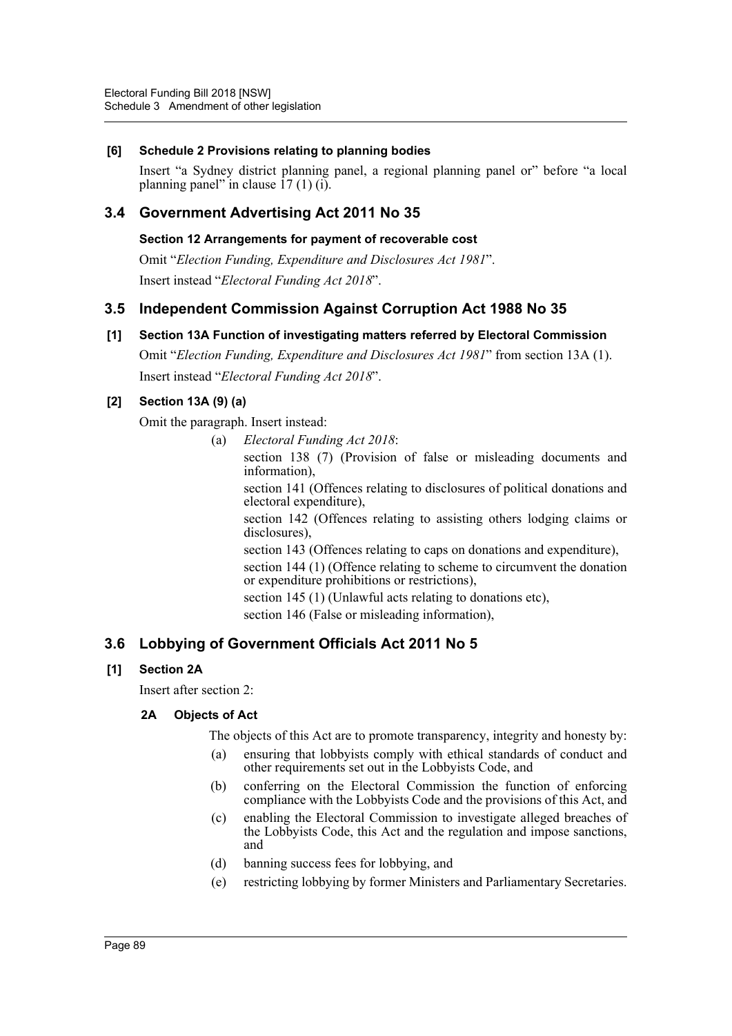**[6] Schedule 2 Provisions relating to planning bodies**

Insert "a Sydney district planning panel, a regional planning panel or" before "a local planning panel" in clause 17 (1) (i).

## 3.4 Government Advertising Act 2011 No 35

**Section 12 Arrangements for payment of recoverable cost**

Omit "*Election Funding, Expenditure and Disclosures Act 1981*".

Insert instead "*Electoral Funding Act 2018*".

## 3.5 Independent Commission Against Corruption Act 1988 No 35

**[1] Section 13A Function of investigating matters referred by Electoral Commission**

Omit "*Election Funding, Expenditure and Disclosures Act 1981*" from section 13A (1).

Insert instead "*Electoral Funding Act 2018*".

**[2] Section 13A (9) (a)**

Omit the paragraph. Insert instead:

(a) *Electoral Funding Act 2018*:

section 138 (7) (Provision of false or misleading documents and information),

section 141 (Offences relating to disclosures of political donations and electoral expenditure),

section 142 (Offences relating to assisting others lodging claims or disclosures),

section 143 (Offences relating to caps on donations and expenditure),

section 144 (1) (Offence relating to scheme to circumvent the donation or expenditure prohibitions or restrictions),

section 145 (1) (Unlawful acts relating to donations etc),

section 146 (False or misleading information),

## 3.6 Lobbying of Government Officials Act 2011 No 5

**[1] Section 2A**

Insert after section 2:

**2A Objects of Act**

The objects of this Act are to promote transparency, integrity and honesty by:

(a) ensuring that lobbyists comply with ethical standards of conduct and other requirements set out in the Lobbyists Code, and

(b) conferring on the Electoral Commission the function of enforcing compliance with the Lobbyists Code and the provisions of this Act, and

(c) enabling the Electoral Commission to investigate alleged breaches of the Lobbyists Code, this Act and the regulation and impose sanctions, and

(d) banning success fees for lobbying, and

(e) restricting lobbying by former Ministers and Parliamentary Secretaries.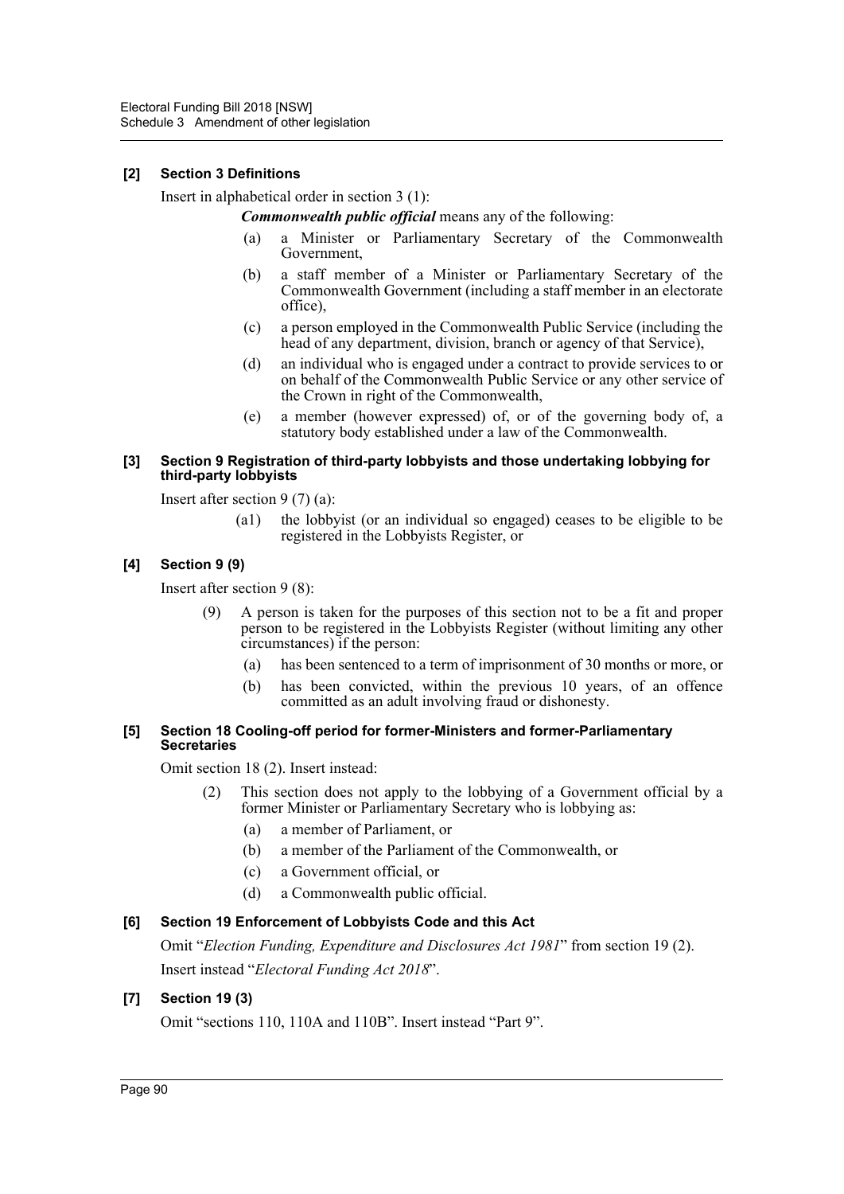### [2] Section 3 Definitions

Insert in alphabetical order in section 3 (1):

***Commonwealth public official*** means any of the following:

- (a) a Minister or Parliamentary Secretary of the Commonwealth Government,
- (b) a staff member of a Minister or Parliamentary Secretary of the Commonwealth Government (including a staff member in an electorate office),
- (c) a person employed in the Commonwealth Public Service (including the head of any department, division, branch or agency of that Service),
- (d) an individual who is engaged under a contract to provide services to or on behalf of the Commonwealth Public Service or any other service of the Crown in right of the Commonwealth,
- (e) a member (however expressed) of, or of the governing body of, a statutory body established under a law of the Commonwealth.

### [3] Section 9 Registration of third-party lobbyists and those undertaking lobbying for third-party lobbyists

Insert after section 9 (7) (a):

- (a1) the lobbyist (or an individual so engaged) ceases to be eligible to be registered in the Lobbyists Register, or

### [4] Section 9 (9)

Insert after section 9 (8):

(9) A person is taken for the purposes of this section not to be a fit and proper person to be registered in the Lobbyists Register (without limiting any other circumstances) if the person:

- (a) has been sentenced to a term of imprisonment of 30 months or more, or
- (b) has been convicted, within the previous 10 years, of an offence committed as an adult involving fraud or dishonesty.

### [5] Section 18 Cooling-off period for former-Ministers and former-Parliamentary Secretaries

Omit section 18 (2). Insert instead:

(2) This section does not apply to the lobbying of a Government official by a former Minister or Parliamentary Secretary who is lobbying as:

- (a) a member of Parliament, or
- (b) a member of the Parliament of the Commonwealth, or
- (c) a Government official, or
- (d) a Commonwealth public official.

### [6] Section 19 Enforcement of Lobbyists Code and this Act

Omit "*Election Funding, Expenditure and Disclosures Act 1981*" from section 19 (2). Insert instead "*Electoral Funding Act 2018*".

### [7] Section 19 (3)

Omit "sections 110, 110A and 110B". Insert instead "Part 9".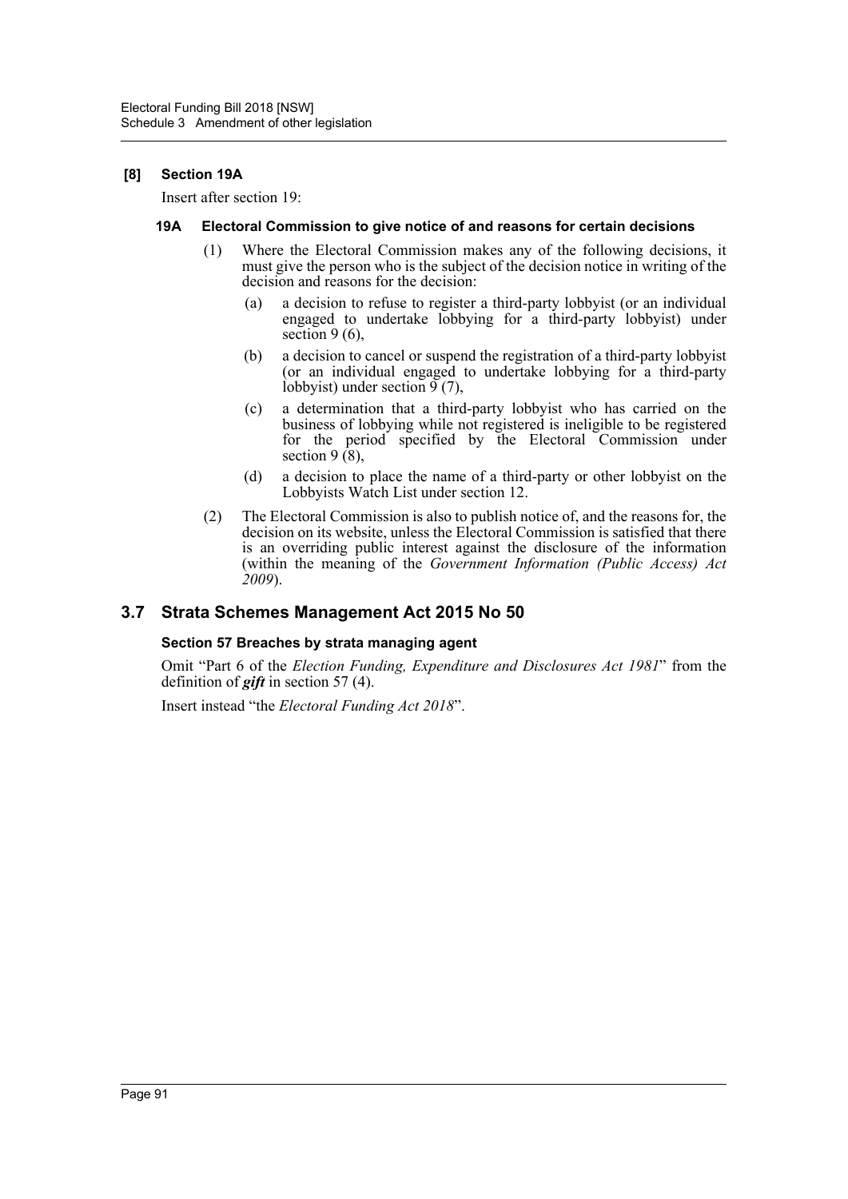**[8] Section 19A**

Insert after section 19:

**19A Electoral Commission to give notice of and reasons for certain decisions**

(1) Where the Electoral Commission makes any of the following decisions, it must give the person who is the subject of the decision notice in writing of the decision and reasons for the decision:

(a) a decision to refuse to register a third-party lobbyist (or an individual engaged to undertake lobbying for a third-party lobbyist) under section 9 (6),

(b) a decision to cancel or suspend the registration of a third-party lobbyist (or an individual engaged to undertake lobbying for a third-party lobbyist) under section 9 (7),

(c) a determination that a third-party lobbyist who has carried on the business of lobbying while not registered is ineligible to be registered for the period specified by the Electoral Commission under section 9 (8),

(d) a decision to place the name of a third-party or other lobbyist on the Lobbyists Watch List under section 12.

(2) The Electoral Commission is also to publish notice of, and the reasons for, the decision on its website, unless the Electoral Commission is satisfied that there is an overriding public interest against the disclosure of the information (within the meaning of the *Government Information (Public Access) Act 2009*).

## 3.7 Strata Schemes Management Act 2015 No 50

**Section 57 Breaches by strata managing agent**

Omit "Part 6 of the *Election Funding, Expenditure and Disclosures Act 1981*" from the definition of ***gift*** in section 57 (4).

Insert instead "the *Electoral Funding Act 2018*".